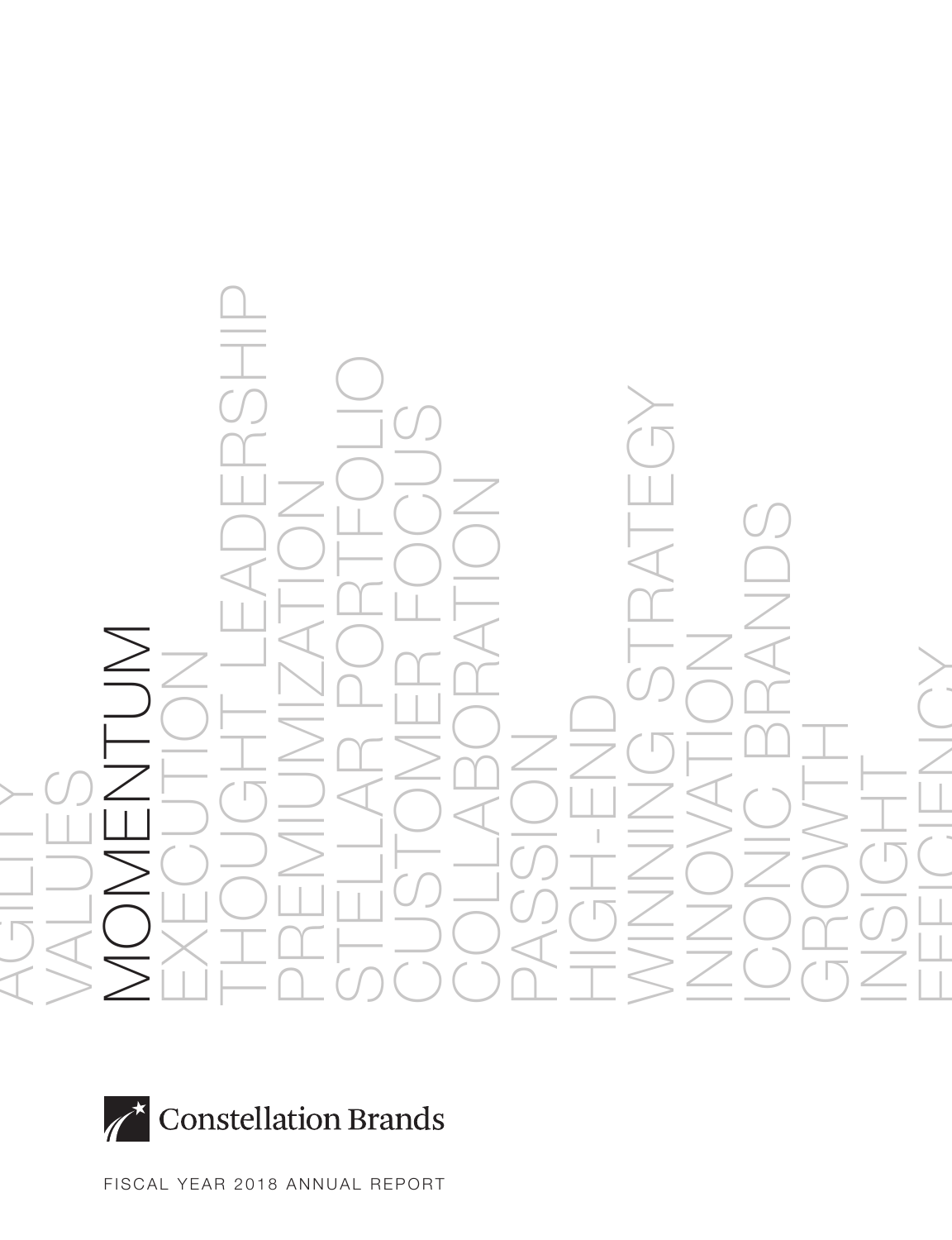AGILITY
VALUES
MOMENTUM
EXECUTION
THOUGHT LEADERSHIP
PREMIUMIZATION
STELLAR PORTFOLIO
CUSTOMER FOCUS
COLLABORATION
PASSION
HIGH-END
WINNING STRATEGY
INNOVATION
ICONIC BRANDS
GROWTH
INSIGHT
EFFICIENCY

Constellation Brands

FISCAL YEAR 2018 ANNUAL REPORT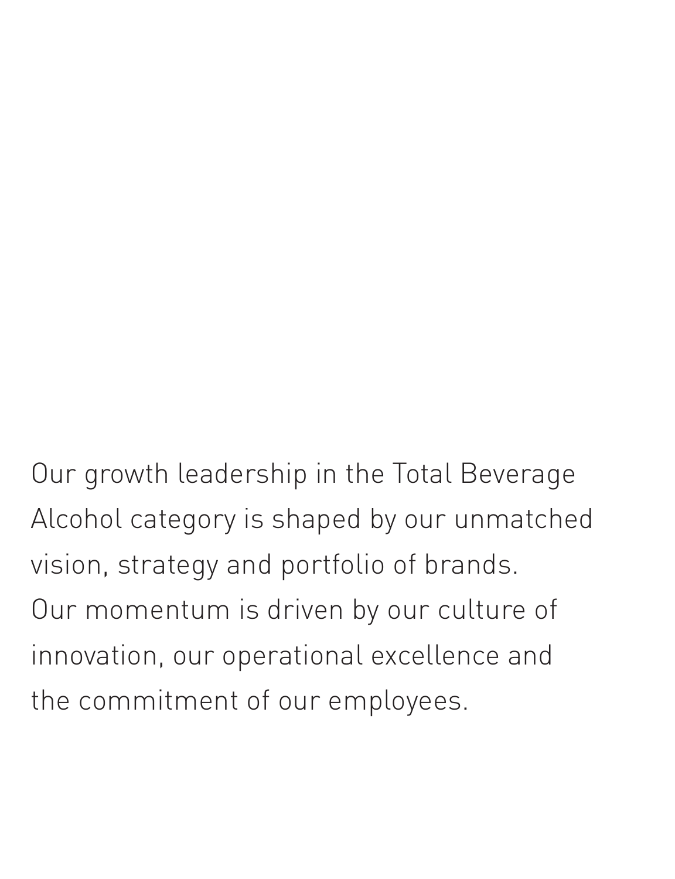Our growth leadership in the Total Beverage Alcohol category is shaped by our unmatched vision, strategy and portfolio of brands.
Our momentum is driven by our culture of innovation, our operational excellence and the commitment of our employees.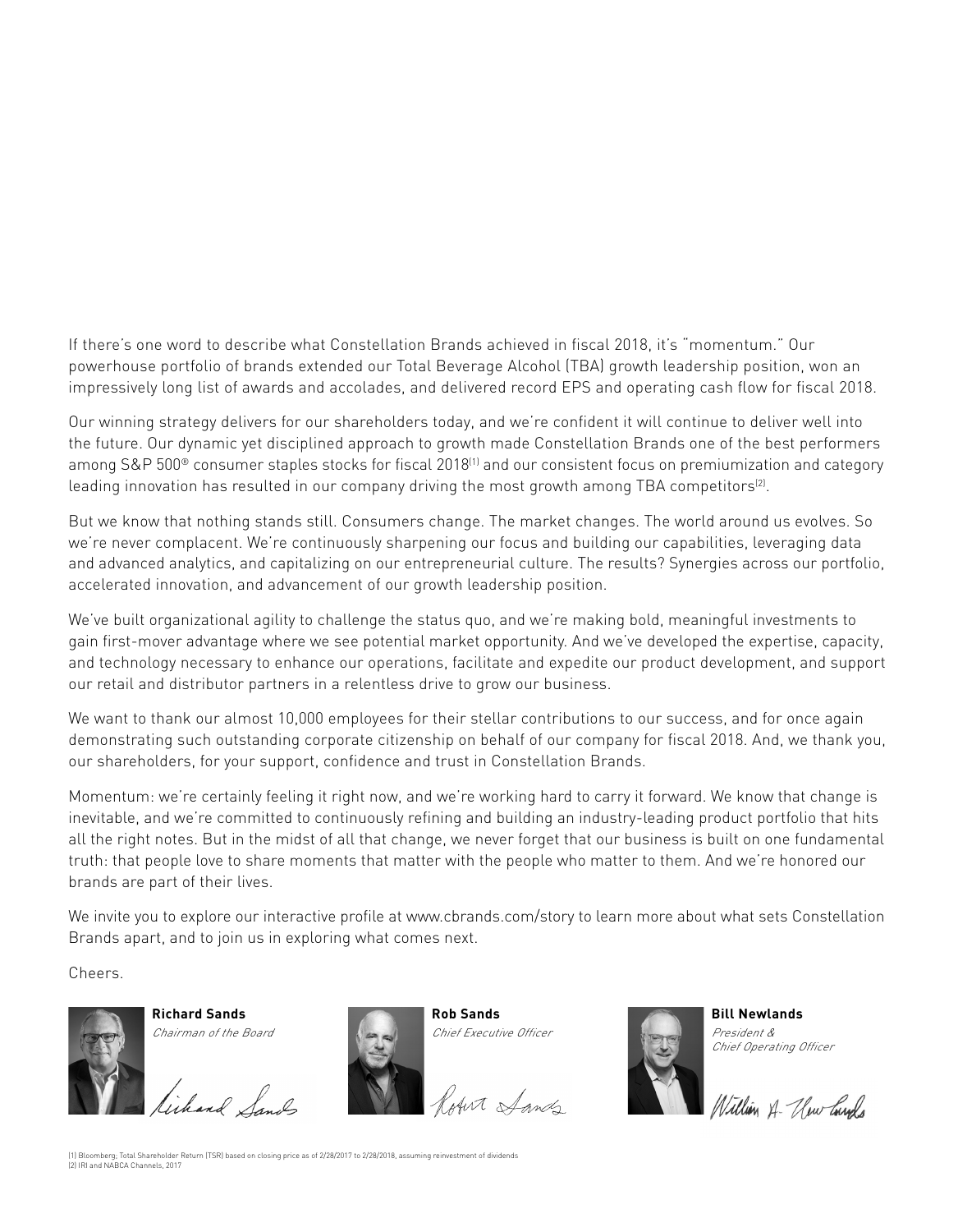If there's one word to describe what Constellation Brands achieved in fiscal 2018, it's "momentum." Our powerhouse portfolio of brands extended our Total Beverage Alcohol (TBA) growth leadership position, won an impressively long list of awards and accolades, and delivered record EPS and operating cash flow for fiscal 2018.

Our winning strategy delivers for our shareholders today, and we're confident it will continue to deliver well into the future. Our dynamic yet disciplined approach to growth made Constellation Brands one of the best performers among S&P 500® consumer staples stocks for fiscal 2018[1] and our consistent focus on premiumization and category leading innovation has resulted in our company driving the most growth among TBA competitors[2].

But we know that nothing stands still. Consumers change. The market changes. The world around us evolves. So we're never complacent. We're continuously sharpening our focus and building our capabilities, leveraging data and advanced analytics, and capitalizing on our entrepreneurial culture. The results? Synergies across our portfolio, accelerated innovation, and advancement of our growth leadership position.

We've built organizational agility to challenge the status quo, and we're making bold, meaningful investments to gain first-mover advantage where we see potential market opportunity. And we've developed the expertise, capacity, and technology necessary to enhance our operations, facilitate and expedite our product development, and support our retail and distributor partners in a relentless drive to grow our business.

We want to thank our almost 10,000 employees for their stellar contributions to our success, and for once again demonstrating such outstanding corporate citizenship on behalf of our company for fiscal 2018. And, we thank you, our shareholders, for your support, confidence and trust in Constellation Brands.

Momentum: we're certainly feeling it right now, and we're working hard to carry it forward. We know that change is inevitable, and we're committed to continuously refining and building an industry-leading product portfolio that hits all the right notes. But in the midst of all that change, we never forget that our business is built on one fundamental truth: that people love to share moments that matter with the people who matter to them. And we're honored our brands are part of their lives.

We invite you to explore our interactive profile at www.cbrands.com/story to learn more about what sets Constellation Brands apart, and to join us in exploring what comes next.

Cheers.

**Richard Sands**
*Chairman of the Board*

**Rob Sands**
*Chief Executive Officer*

**Bill Newlands**
*President & Chief Operating Officer*

(1) Bloomberg; Total Shareholder Return (TSR) based on closing price as of 2/28/2017 to 2/28/2018, assuming reinvestment of dividends
(2) IRI and NABCA Channels, 2017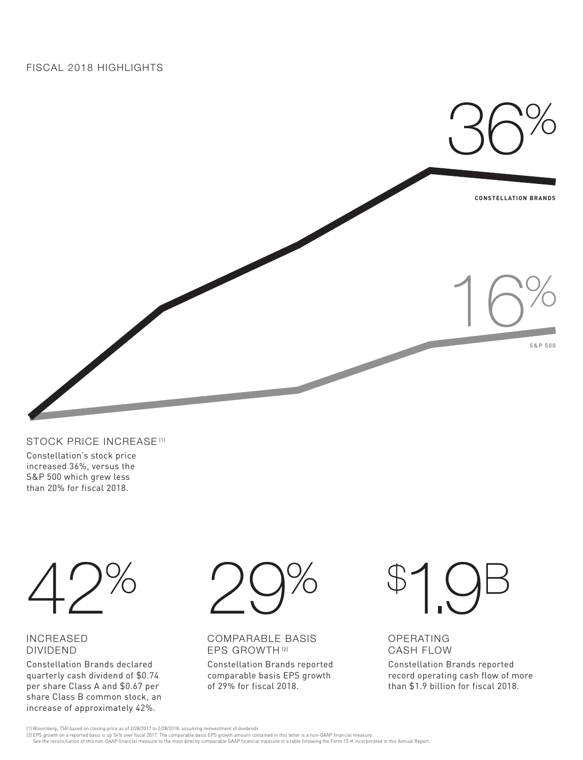FISCAL 2018 HIGHLIGHTS

36%

**CONSTELLATION BRANDS**

16%

**S&P 500**

## STOCK PRICE INCREASE [1]

Constellation's stock price increased 36%, versus the S&P 500 which grew less than 20% for fiscal 2018.

## 42%

### INCREASED DIVIDEND

Constellation Brands declared quarterly cash dividend of $0.74 per share Class A and $0.67 per share Class B common stock, an increase of approximately 42%.

## 29%

### COMPARABLE BASIS EPS GROWTH [2]

Constellation Brands reported comparable basis EPS growth of 29% for fiscal 2018.

## $1.9B

### OPERATING CASH FLOW

Constellation Brands reported record operating cash flow of more than $1.9 billion for fiscal 2018.

(1) Bloomberg; TSR based on closing price as of 2/28/2017 to 2/28/2018, assuming reinvestment of dividends

(2) EPS growth on a reported basis is up 54% over fiscal 2017. The comparable basis EPS growth amount contained in this letter is a non-GAAP financial measure. See the reconciliation of this non-GAAP financial measure to the most directly comparable GAAP financial measure in a table following the Form 10-K incorporated in this Annual Report.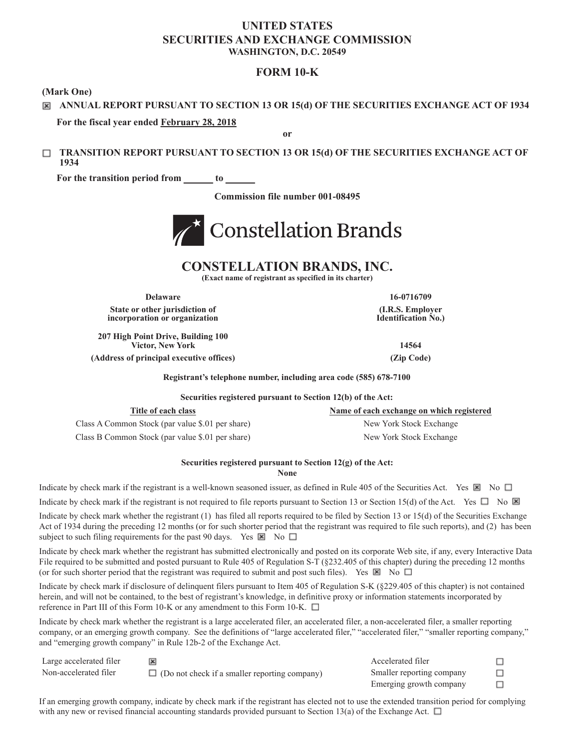# UNITED STATES
# SECURITIES AND EXCHANGE COMMISSION
**WASHINGTON, D.C. 20549**

## FORM 10-K

**(Mark One)**

☒ **ANNUAL REPORT PURSUANT TO SECTION 13 OR 15(d) OF THE SECURITIES EXCHANGE ACT OF 1934**

**For the fiscal year ended February 28, 2018**

**or**

☐ **TRANSITION REPORT PURSUANT TO SECTION 13 OR 15(d) OF THE SECURITIES EXCHANGE ACT OF 1934**

**For the transition period from ______ to ______**

**Commission file number 001-08495**

Constellation Brands

# CONSTELLATION BRANDS, INC.
**(Exact name of registrant as specified in its charter)**

| **Delaware** | **16-0716709** |
|---|---|
| **State or other jurisdiction of incorporation or organization** | **(I.R.S. Employer Identification No.)** |
| **207 High Point Drive, Building 100 Victor, New York** | **14564** |
| **(Address of principal executive offices)** | **(Zip Code)** |

**Registrant's telephone number, including area code (585) 678-7100**

**Securities registered pursuant to Section 12(b) of the Act:**

| Title of each class | Name of each exchange on which registered |
|---|---|
| Class A Common Stock (par value $.01 per share) | New York Stock Exchange |
| Class B Common Stock (par value $.01 per share) | New York Stock Exchange |

**Securities registered pursuant to Section 12(g) of the Act:**
**None**

Indicate by check mark if the registrant is a well-known seasoned issuer, as defined in Rule 405 of the Securities Act. Yes ☒ No ☐

Indicate by check mark if the registrant is not required to file reports pursuant to Section 13 or Section 15(d) of the Act. Yes ☐ No ☒

Indicate by check mark whether the registrant (1) has filed all reports required to be filed by Section 13 or 15(d) of the Securities Exchange Act of 1934 during the preceding 12 months (or for such shorter period that the registrant was required to file such reports), and (2) has been subject to such filing requirements for the past 90 days. Yes ☒ No ☐

Indicate by check mark whether the registrant has submitted electronically and posted on its corporate Web site, if any, every Interactive Data File required to be submitted and posted pursuant to Rule 405 of Regulation S-T (§232.405 of this chapter) during the preceding 12 months (or for such shorter period that the registrant was required to submit and post such files). Yes ☒ No ☐

Indicate by check mark if disclosure of delinquent filers pursuant to Item 405 of Regulation S-K (§229.405 of this chapter) is not contained herein, and will not be contained, to the best of registrant's knowledge, in definitive proxy or information statements incorporated by reference in Part III of this Form 10-K or any amendment to this Form 10-K. ☐

Indicate by check mark whether the registrant is a large accelerated filer, an accelerated filer, a non-accelerated filer, a smaller reporting company, or an emerging growth company. See the definitions of "large accelerated filer," "accelerated filer," "smaller reporting company," and "emerging growth company" in Rule 12b-2 of the Exchange Act.

| | | | |
|---|---|---|---|
| Large accelerated filer | ☒ | Accelerated filer | ☐ |
| Non-accelerated filer | ☐ (Do not check if a smaller reporting company) | Smaller reporting company | ☐ |
| | | Emerging growth company | ☐ |

If an emerging growth company, indicate by check mark if the registrant has elected not to use the extended transition period for complying with any new or revised financial accounting standards provided pursuant to Section 13(a) of the Exchange Act. ☐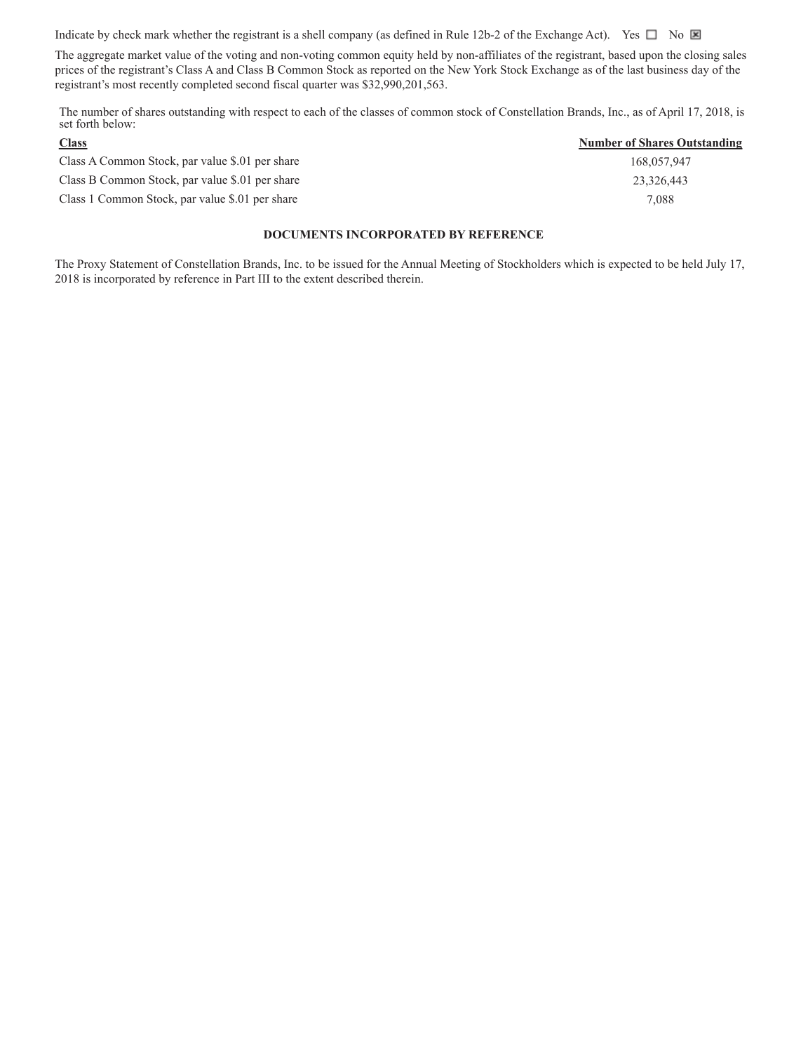Indicate by check mark whether the registrant is a shell company (as defined in Rule 12b-2 of the Exchange Act). Yes ☐ No ☒

The aggregate market value of the voting and non-voting common equity held by non-affiliates of the registrant, based upon the closing sales prices of the registrant's Class A and Class B Common Stock as reported on the New York Stock Exchange as of the last business day of the registrant's most recently completed second fiscal quarter was $32,990,201,563.

The number of shares outstanding with respect to each of the classes of common stock of Constellation Brands, Inc., as of April 17, 2018, is set forth below:

| Class | Number of Shares Outstanding |
| --- | --- |
| Class A Common Stock, par value $.01 per share | 168,057,947 |
| Class B Common Stock, par value $.01 per share | 23,326,443 |
| Class 1 Common Stock, par value $.01 per share | 7,088 |

**DOCUMENTS INCORPORATED BY REFERENCE**

The Proxy Statement of Constellation Brands, Inc. to be issued for the Annual Meeting of Stockholders which is expected to be held July 17, 2018 is incorporated by reference in Part III to the extent described therein.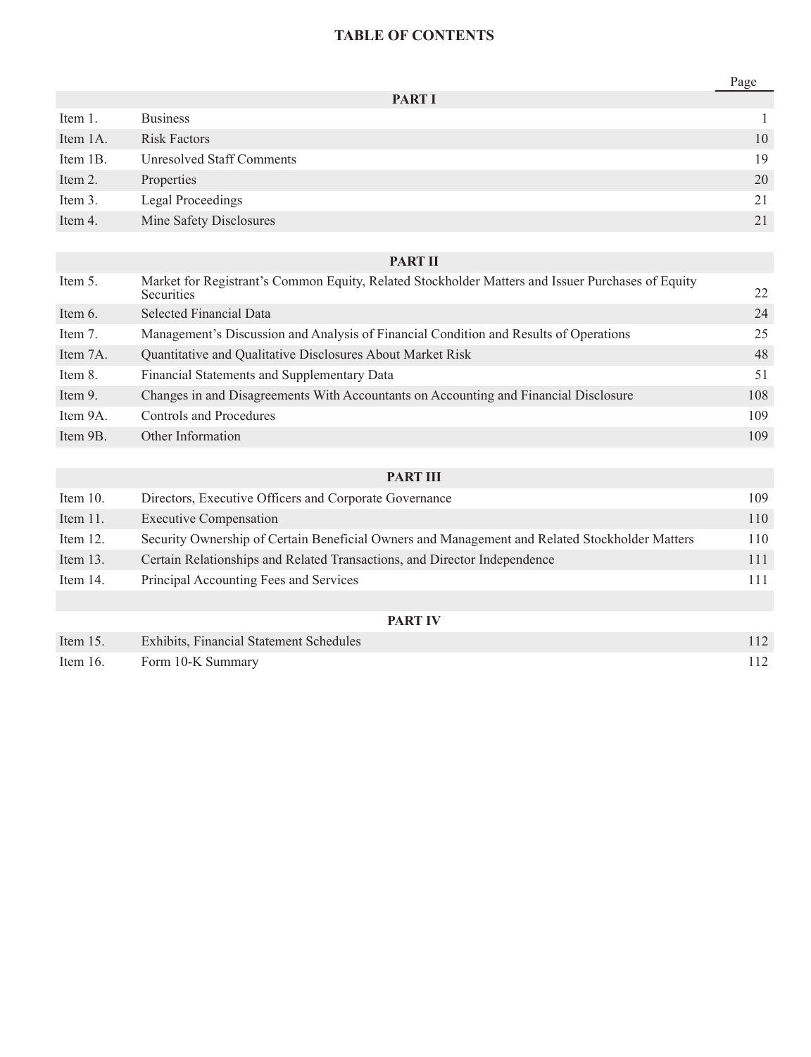# TABLE OF CONTENTS

| | | Page |
|---|---|---|
| | **PART I** | |
| Item 1. | Business | 1 |
| Item 1A. | Risk Factors | 10 |
| Item 1B. | Unresolved Staff Comments | 19 |
| Item 2. | Properties | 20 |
| Item 3. | Legal Proceedings | 21 |
| Item 4. | Mine Safety Disclosures | 21 |
| | **PART II** | |
| Item 5. | Market for Registrant's Common Equity, Related Stockholder Matters and Issuer Purchases of Equity Securities | 22 |
| Item 6. | Selected Financial Data | 24 |
| Item 7. | Management's Discussion and Analysis of Financial Condition and Results of Operations | 25 |
| Item 7A. | Quantitative and Qualitative Disclosures About Market Risk | 48 |
| Item 8. | Financial Statements and Supplementary Data | 51 |
| Item 9. | Changes in and Disagreements With Accountants on Accounting and Financial Disclosure | 108 |
| Item 9A. | Controls and Procedures | 109 |
| Item 9B. | Other Information | 109 |
| | **PART III** | |
| Item 10. | Directors, Executive Officers and Corporate Governance | 109 |
| Item 11. | Executive Compensation | 110 |
| Item 12. | Security Ownership of Certain Beneficial Owners and Management and Related Stockholder Matters | 110 |
| Item 13. | Certain Relationships and Related Transactions, and Director Independence | 111 |
| Item 14. | Principal Accounting Fees and Services | 111 |
| | **PART IV** | |
| Item 15. | Exhibits, Financial Statement Schedules | 112 |
| Item 16. | Form 10-K Summary | 112 |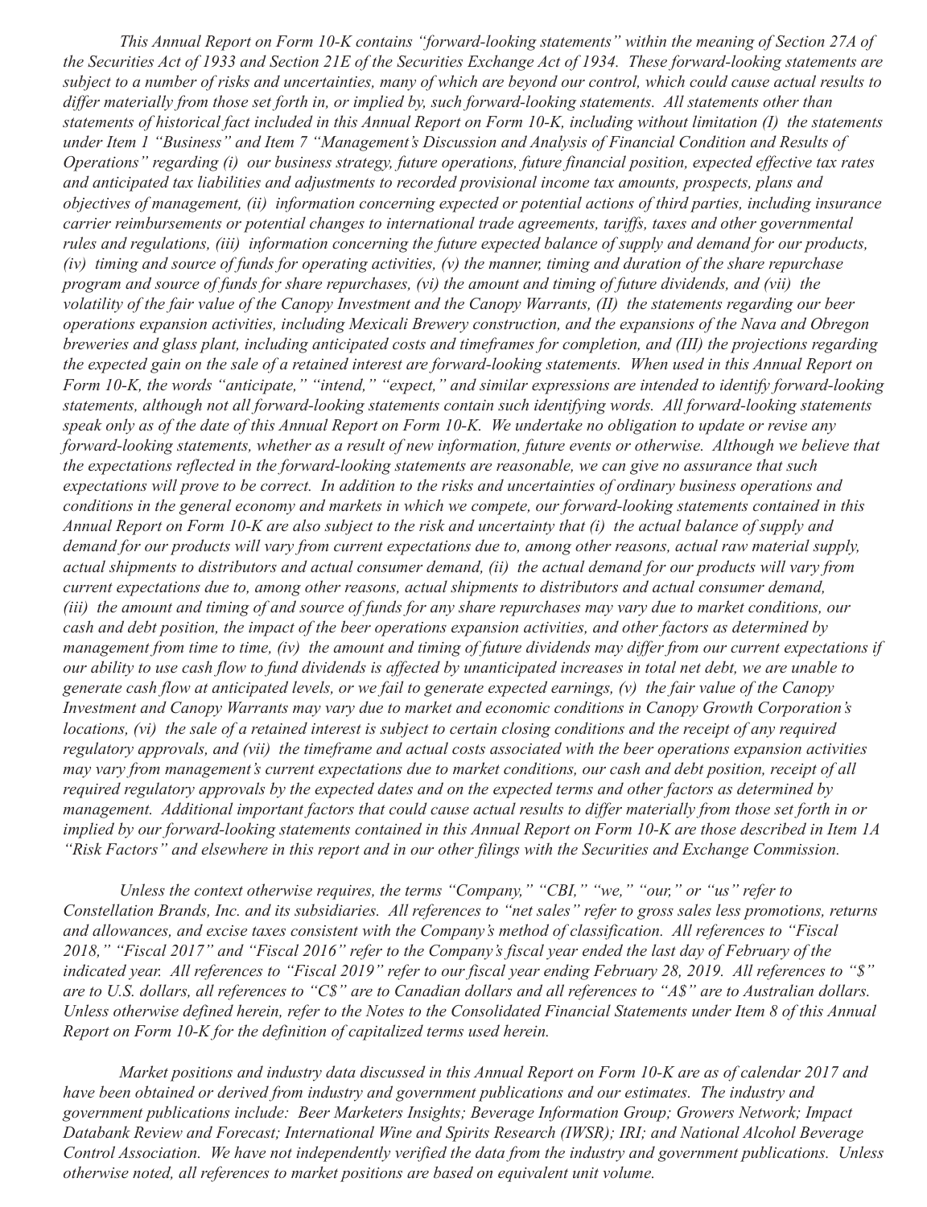*This Annual Report on Form 10-K contains "forward-looking statements" within the meaning of Section 27A of the Securities Act of 1933 and Section 21E of the Securities Exchange Act of 1934. These forward-looking statements are subject to a number of risks and uncertainties, many of which are beyond our control, which could cause actual results to differ materially from those set forth in, or implied by, such forward-looking statements. All statements other than statements of historical fact included in this Annual Report on Form 10-K, including without limitation (I) the statements under Item 1 "Business" and Item 7 "Management's Discussion and Analysis of Financial Condition and Results of Operations" regarding (i) our business strategy, future operations, future financial position, expected effective tax rates and anticipated tax liabilities and adjustments to recorded provisional income tax amounts, prospects, plans and objectives of management, (ii) information concerning expected or potential actions of third parties, including insurance carrier reimbursements or potential changes to international trade agreements, tariffs, taxes and other governmental rules and regulations, (iii) information concerning the future expected balance of supply and demand for our products, (iv) timing and source of funds for operating activities, (v) the manner, timing and duration of the share repurchase program and source of funds for share repurchases, (vi) the amount and timing of future dividends, and (vii) the volatility of the fair value of the Canopy Investment and the Canopy Warrants, (II) the statements regarding our beer operations expansion activities, including Mexicali Brewery construction, and the expansions of the Nava and Obregon breweries and glass plant, including anticipated costs and timeframes for completion, and (III) the projections regarding the expected gain on the sale of a retained interest are forward-looking statements. When used in this Annual Report on Form 10-K, the words "anticipate," "intend," "expect," and similar expressions are intended to identify forward-looking statements, although not all forward-looking statements contain such identifying words. All forward-looking statements speak only as of the date of this Annual Report on Form 10-K. We undertake no obligation to update or revise any forward-looking statements, whether as a result of new information, future events or otherwise. Although we believe that the expectations reflected in the forward-looking statements are reasonable, we can give no assurance that such expectations will prove to be correct. In addition to the risks and uncertainties of ordinary business operations and conditions in the general economy and markets in which we compete, our forward-looking statements contained in this Annual Report on Form 10-K are also subject to the risk and uncertainty that (i) the actual balance of supply and demand for our products will vary from current expectations due to, among other reasons, actual raw material supply, actual shipments to distributors and actual consumer demand, (ii) the actual demand for our products will vary from current expectations due to, among other reasons, actual shipments to distributors and actual consumer demand, (iii) the amount and timing of and source of funds for any share repurchases may vary due to market conditions, our cash and debt position, the impact of the beer operations expansion activities, and other factors as determined by management from time to time, (iv) the amount and timing of future dividends may differ from our current expectations if our ability to use cash flow to fund dividends is affected by unanticipated increases in total net debt, we are unable to generate cash flow at anticipated levels, or we fail to generate expected earnings, (v) the fair value of the Canopy Investment and Canopy Warrants may vary due to market and economic conditions in Canopy Growth Corporation's locations, (vi) the sale of a retained interest is subject to certain closing conditions and the receipt of any required regulatory approvals, and (vii) the timeframe and actual costs associated with the beer operations expansion activities may vary from management's current expectations due to market conditions, our cash and debt position, receipt of all required regulatory approvals by the expected dates and on the expected terms and other factors as determined by management. Additional important factors that could cause actual results to differ materially from those set forth in or implied by our forward-looking statements contained in this Annual Report on Form 10-K are those described in Item 1A "Risk Factors" and elsewhere in this report and in our other filings with the Securities and Exchange Commission.*

*Unless the context otherwise requires, the terms "Company," "CBI," "we," "our," or "us" refer to Constellation Brands, Inc. and its subsidiaries. All references to "net sales" refer to gross sales less promotions, returns and allowances, and excise taxes consistent with the Company's method of classification. All references to "Fiscal 2018," "Fiscal 2017" and "Fiscal 2016" refer to the Company's fiscal year ended the last day of February of the indicated year. All references to "Fiscal 2019" refer to our fiscal year ending February 28, 2019. All references to "$" are to U.S. dollars, all references to "C$" are to Canadian dollars and all references to "A$" are to Australian dollars. Unless otherwise defined herein, refer to the Notes to the Consolidated Financial Statements under Item 8 of this Annual Report on Form 10-K for the definition of capitalized terms used herein.*

*Market positions and industry data discussed in this Annual Report on Form 10-K are as of calendar 2017 and have been obtained or derived from industry and government publications and our estimates. The industry and government publications include: Beer Marketers Insights; Beverage Information Group; Growers Network; Impact Databank Review and Forecast; International Wine and Spirits Research (IWSR); IRI; and National Alcohol Beverage Control Association. We have not independently verified the data from the industry and government publications. Unless otherwise noted, all references to market positions are based on equivalent unit volume.*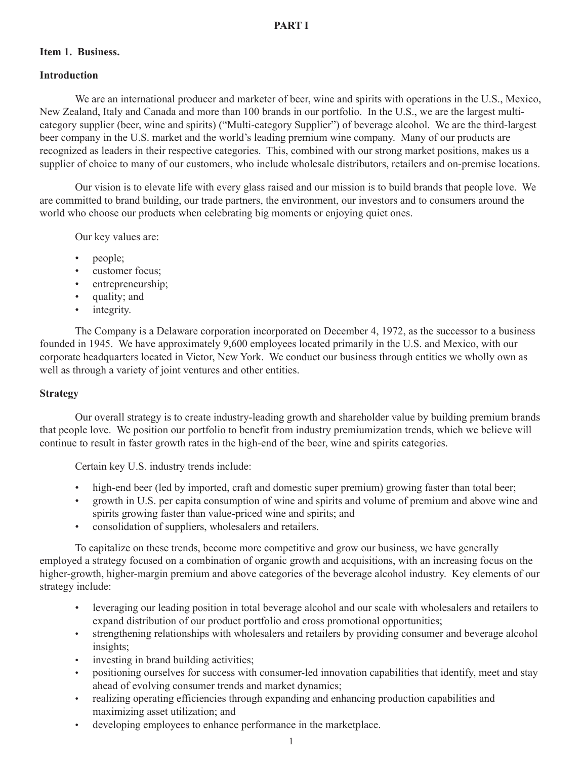# PART I

## Item 1. Business.

### Introduction

We are an international producer and marketer of beer, wine and spirits with operations in the U.S., Mexico, New Zealand, Italy and Canada and more than 100 brands in our portfolio. In the U.S., we are the largest multi-category supplier (beer, wine and spirits) ("Multi-category Supplier") of beverage alcohol. We are the third-largest beer company in the U.S. market and the world's leading premium wine company. Many of our products are recognized as leaders in their respective categories. This, combined with our strong market positions, makes us a supplier of choice to many of our customers, who include wholesale distributors, retailers and on-premise locations.

Our vision is to elevate life with every glass raised and our mission is to build brands that people love. We are committed to brand building, our trade partners, the environment, our investors and to consumers around the world who choose our products when celebrating big moments or enjoying quiet ones.

Our key values are:

- people;
- customer focus;
- entrepreneurship;
- quality; and
- integrity.

The Company is a Delaware corporation incorporated on December 4, 1972, as the successor to a business founded in 1945. We have approximately 9,600 employees located primarily in the U.S. and Mexico, with our corporate headquarters located in Victor, New York. We conduct our business through entities we wholly own as well as through a variety of joint ventures and other entities.

### Strategy

Our overall strategy is to create industry-leading growth and shareholder value by building premium brands that people love. We position our portfolio to benefit from industry premiumization trends, which we believe will continue to result in faster growth rates in the high-end of the beer, wine and spirits categories.

Certain key U.S. industry trends include:

- high-end beer (led by imported, craft and domestic super premium) growing faster than total beer;
- growth in U.S. per capita consumption of wine and spirits and volume of premium and above wine and spirits growing faster than value-priced wine and spirits; and
- consolidation of suppliers, wholesalers and retailers.

To capitalize on these trends, become more competitive and grow our business, we have generally employed a strategy focused on a combination of organic growth and acquisitions, with an increasing focus on the higher-growth, higher-margin premium and above categories of the beverage alcohol industry. Key elements of our strategy include:

- leveraging our leading position in total beverage alcohol and our scale with wholesalers and retailers to expand distribution of our product portfolio and cross promotional opportunities;
- strengthening relationships with wholesalers and retailers by providing consumer and beverage alcohol insights;
- investing in brand building activities;
- positioning ourselves for success with consumer-led innovation capabilities that identify, meet and stay ahead of evolving consumer trends and market dynamics;
- realizing operating efficiencies through expanding and enhancing production capabilities and maximizing asset utilization; and
- developing employees to enhance performance in the marketplace.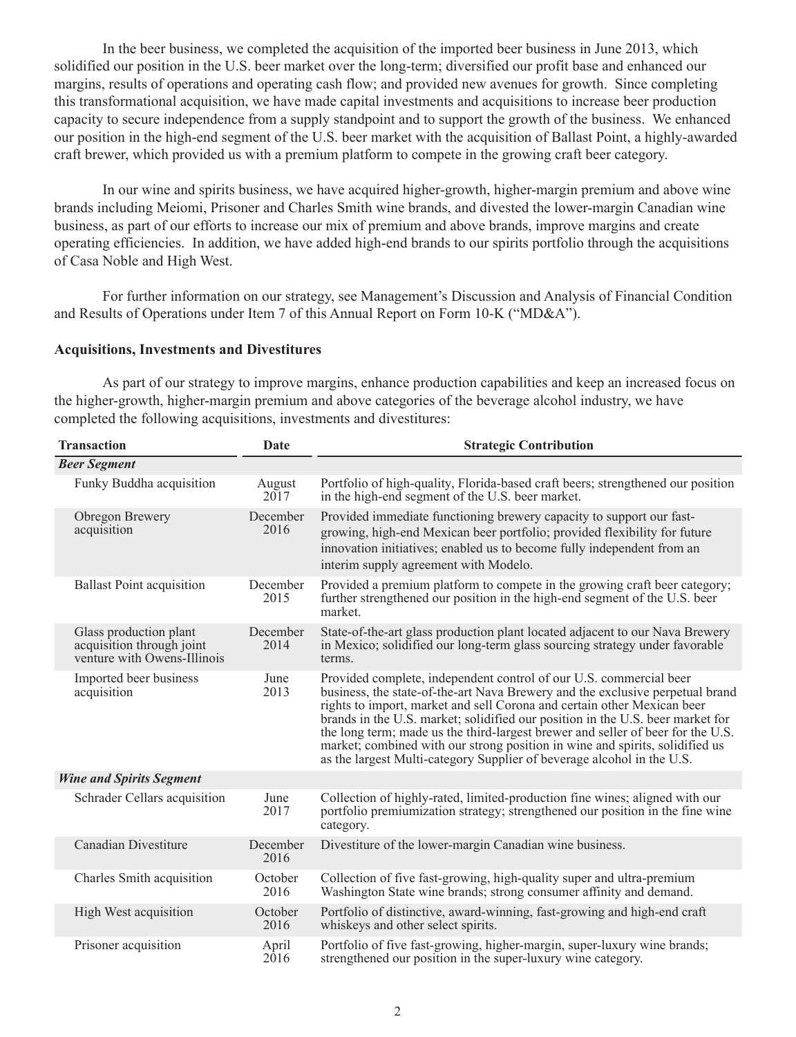In the beer business, we completed the acquisition of the imported beer business in June 2013, which solidified our position in the U.S. beer market over the long-term; diversified our profit base and enhanced our margins, results of operations and operating cash flow; and provided new avenues for growth. Since completing this transformational acquisition, we have made capital investments and acquisitions to increase beer production capacity to secure independence from a supply standpoint and to support the growth of the business. We enhanced our position in the high-end segment of the U.S. beer market with the acquisition of Ballast Point, a highly-awarded craft brewer, which provided us with a premium platform to compete in the growing craft beer category.

In our wine and spirits business, we have acquired higher-growth, higher-margin premium and above wine brands including Meiomi, Prisoner and Charles Smith wine brands, and divested the lower-margin Canadian wine business, as part of our efforts to increase our mix of premium and above brands, improve margins and create operating efficiencies. In addition, we have added high-end brands to our spirits portfolio through the acquisitions of Casa Noble and High West.

For further information on our strategy, see Management's Discussion and Analysis of Financial Condition and Results of Operations under Item 7 of this Annual Report on Form 10-K ("MD&A").

**Acquisitions, Investments and Divestitures**

As part of our strategy to improve margins, enhance production capabilities and keep an increased focus on the higher-growth, higher-margin premium and above categories of the beverage alcohol industry, we have completed the following acquisitions, investments and divestitures:

| Transaction | Date | Strategic Contribution |
|---|---|---|
| ***Beer Segment*** | | |
| Funky Buddha acquisition | August 2017 | Portfolio of high-quality, Florida-based craft beers; strengthened our position in the high-end segment of the U.S. beer market. |
| Obregon Brewery acquisition | December 2016 | Provided immediate functioning brewery capacity to support our fast-growing, high-end Mexican beer portfolio; provided flexibility for future innovation initiatives; enabled us to become fully independent from an interim supply agreement with Modelo. |
| Ballast Point acquisition | December 2015 | Provided a premium platform to compete in the growing craft beer category; further strengthened our position in the high-end segment of the U.S. beer market. |
| Glass production plant acquisition through joint venture with Owens-Illinois | December 2014 | State-of-the-art glass production plant located adjacent to our Nava Brewery in Mexico; solidified our long-term glass sourcing strategy under favorable terms. |
| Imported beer business acquisition | June 2013 | Provided complete, independent control of our U.S. commercial beer business, the state-of-the-art Nava Brewery and the exclusive perpetual brand rights to import, market and sell Corona and certain other Mexican beer brands in the U.S. market; solidified our position in the U.S. beer market for the long term; made us the third-largest brewer and seller of beer for the U.S. market; combined with our strong position in wine and spirits, solidified us as the largest Multi-category Supplier of beverage alcohol in the U.S. |
| ***Wine and Spirits Segment*** | | |
| Schrader Cellars acquisition | June 2017 | Collection of highly-rated, limited-production fine wines; aligned with our portfolio premiumization strategy; strengthened our position in the fine wine category. |
| Canadian Divestiture | December 2016 | Divestiture of the lower-margin Canadian wine business. |
| Charles Smith acquisition | October 2016 | Collection of five fast-growing, high-quality super and ultra-premium Washington State wine brands; strong consumer affinity and demand. |
| High West acquisition | October 2016 | Portfolio of distinctive, award-winning, fast-growing and high-end craft whiskeys and other select spirits. |
| Prisoner acquisition | April 2016 | Portfolio of five fast-growing, higher-margin, super-luxury wine brands; strengthened our position in the super-luxury wine category. |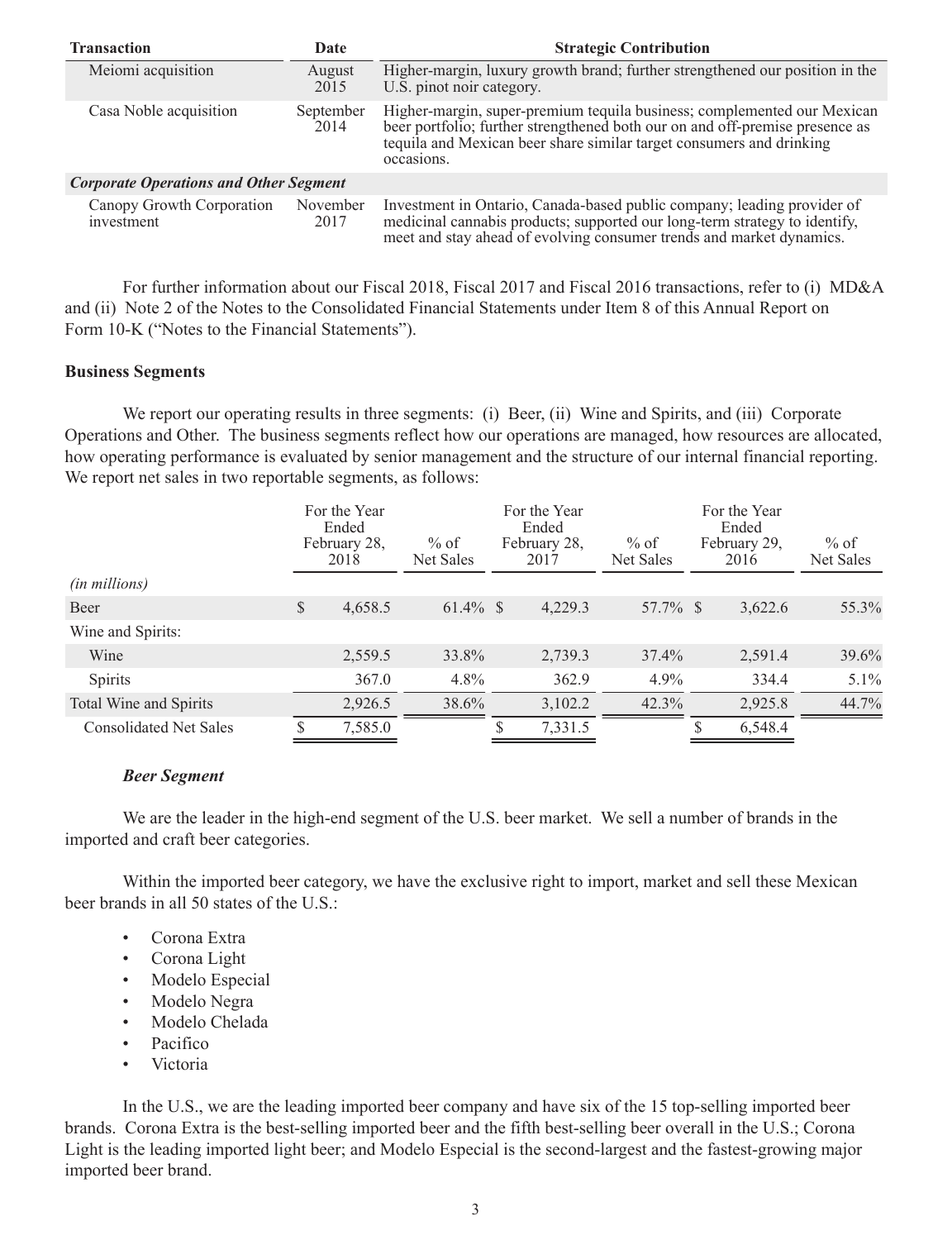| Transaction | Date | Strategic Contribution |
|---|---|---|
| Meiomi acquisition | August 2015 | Higher-margin, luxury growth brand; further strengthened our position in the U.S. pinot noir category. |
| Casa Noble acquisition | September 2014 | Higher-margin, super-premium tequila business; complemented our Mexican beer portfolio; further strengthened both our on and off-premise presence as tequila and Mexican beer share similar target consumers and drinking occasions. |
| ***Corporate Operations and Other Segment*** | | |
| Canopy Growth Corporation investment | November 2017 | Investment in Ontario, Canada-based public company; leading provider of medicinal cannabis products; supported our long-term strategy to identify, meet and stay ahead of evolving consumer trends and market dynamics. |

For further information about our Fiscal 2018, Fiscal 2017 and Fiscal 2016 transactions, refer to (i) MD&A and (ii) Note 2 of the Notes to the Consolidated Financial Statements under Item 8 of this Annual Report on Form 10-K ("Notes to the Financial Statements").

**Business Segments**

We report our operating results in three segments: (i) Beer, (ii) Wine and Spirits, and (iii) Corporate Operations and Other. The business segments reflect how our operations are managed, how resources are allocated, how operating performance is evaluated by senior management and the structure of our internal financial reporting. We report net sales in two reportable segments, as follows:

| *(in millions)* | For the Year Ended February 28, 2018 | % of Net Sales | For the Year Ended February 28, 2017 | % of Net Sales | For the Year Ended February 29, 2016 | % of Net Sales |
|---|---|---|---|---|---|---|
| Beer | $ 4,658.5 | 61.4% | $ 4,229.3 | 57.7% | $ 3,622.6 | 55.3% |
| Wine and Spirits: | | | | | | |
| Wine | 2,559.5 | 33.8% | 2,739.3 | 37.4% | 2,591.4 | 39.6% |
| Spirits | 367.0 | 4.8% | 362.9 | 4.9% | 334.4 | 5.1% |
| Total Wine and Spirits | 2,926.5 | 38.6% | 3,102.2 | 42.3% | 2,925.8 | 44.7% |
| Consolidated Net Sales | $ 7,585.0 | | $ 7,331.5 | | $ 6,548.4 | |

***Beer Segment***

We are the leader in the high-end segment of the U.S. beer market. We sell a number of brands in the imported and craft beer categories.

Within the imported beer category, we have the exclusive right to import, market and sell these Mexican beer brands in all 50 states of the U.S.:

- Corona Extra
- Corona Light
- Modelo Especial
- Modelo Negra
- Modelo Chelada
- Pacifico
- Victoria

In the U.S., we are the leading imported beer company and have six of the 15 top-selling imported beer brands. Corona Extra is the best-selling imported beer and the fifth best-selling beer overall in the U.S.; Corona Light is the leading imported light beer; and Modelo Especial is the second-largest and the fastest-growing major imported beer brand.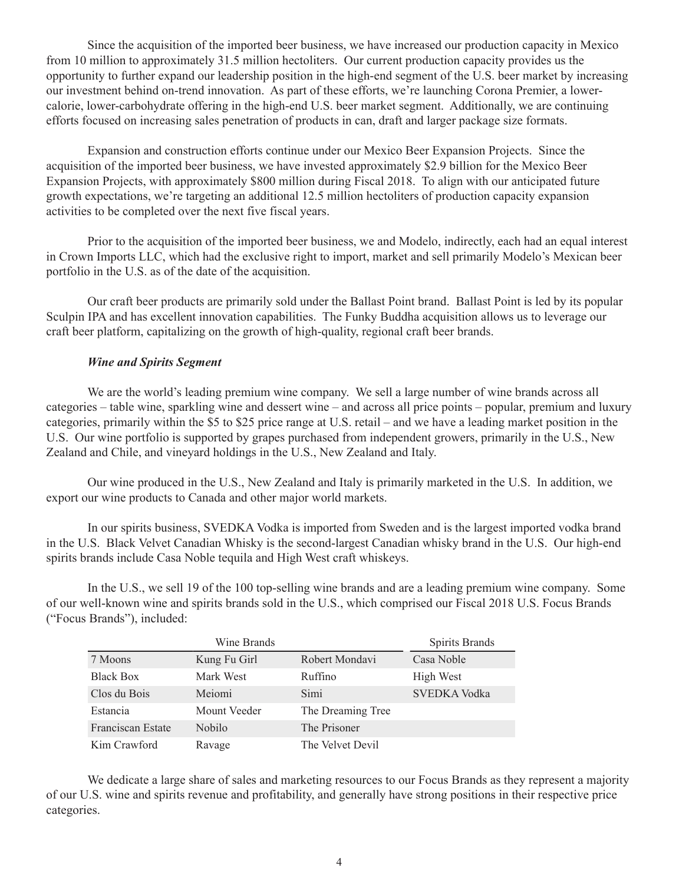Since the acquisition of the imported beer business, we have increased our production capacity in Mexico from 10 million to approximately 31.5 million hectoliters. Our current production capacity provides us the opportunity to further expand our leadership position in the high-end segment of the U.S. beer market by increasing our investment behind on-trend innovation. As part of these efforts, we're launching Corona Premier, a lower-calorie, lower-carbohydrate offering in the high-end U.S. beer market segment. Additionally, we are continuing efforts focused on increasing sales penetration of products in can, draft and larger package size formats.

Expansion and construction efforts continue under our Mexico Beer Expansion Projects. Since the acquisition of the imported beer business, we have invested approximately $2.9 billion for the Mexico Beer Expansion Projects, with approximately $800 million during Fiscal 2018. To align with our anticipated future growth expectations, we're targeting an additional 12.5 million hectoliters of production capacity expansion activities to be completed over the next five fiscal years.

Prior to the acquisition of the imported beer business, we and Modelo, indirectly, each had an equal interest in Crown Imports LLC, which had the exclusive right to import, market and sell primarily Modelo's Mexican beer portfolio in the U.S. as of the date of the acquisition.

Our craft beer products are primarily sold under the Ballast Point brand. Ballast Point is led by its popular Sculpin IPA and has excellent innovation capabilities. The Funky Buddha acquisition allows us to leverage our craft beer platform, capitalizing on the growth of high-quality, regional craft beer brands.

### *Wine and Spirits Segment*

We are the world's leading premium wine company. We sell a large number of wine brands across all categories – table wine, sparkling wine and dessert wine – and across all price points – popular, premium and luxury categories, primarily within the $5 to $25 price range at U.S. retail – and we have a leading market position in the U.S. Our wine portfolio is supported by grapes purchased from independent growers, primarily in the U.S., New Zealand and Chile, and vineyard holdings in the U.S., New Zealand and Italy.

Our wine produced in the U.S., New Zealand and Italy is primarily marketed in the U.S. In addition, we export our wine products to Canada and other major world markets.

In our spirits business, SVEDKA Vodka is imported from Sweden and is the largest imported vodka brand in the U.S. Black Velvet Canadian Whisky is the second-largest Canadian whisky brand in the U.S. Our high-end spirits brands include Casa Noble tequila and High West craft whiskeys.

In the U.S., we sell 19 of the 100 top-selling wine brands and are a leading premium wine company. Some of our well-known wine and spirits brands sold in the U.S., which comprised our Fiscal 2018 U.S. Focus Brands ("Focus Brands"), included:

| Wine Brands | | | Spirits Brands |
|---|---|---|---|
| 7 Moons | Kung Fu Girl | Robert Mondavi | Casa Noble |
| Black Box | Mark West | Ruffino | High West |
| Clos du Bois | Meiomi | Simi | SVEDKA Vodka |
| Estancia | Mount Veeder | The Dreaming Tree | |
| Franciscan Estate | Nobilo | The Prisoner | |
| Kim Crawford | Ravage | The Velvet Devil | |

We dedicate a large share of sales and marketing resources to our Focus Brands as they represent a majority of our U.S. wine and spirits revenue and profitability, and generally have strong positions in their respective price categories.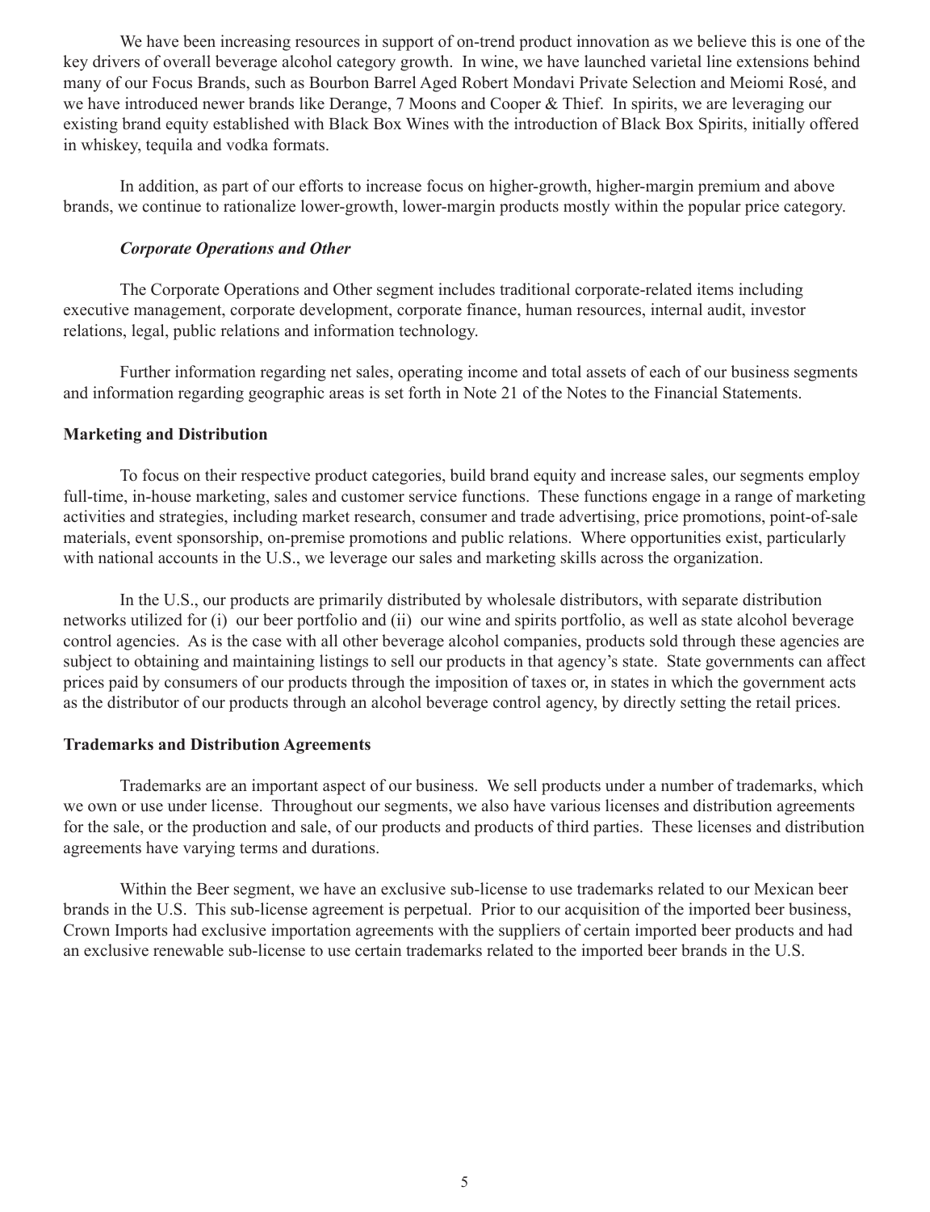We have been increasing resources in support of on-trend product innovation as we believe this is one of the key drivers of overall beverage alcohol category growth. In wine, we have launched varietal line extensions behind many of our Focus Brands, such as Bourbon Barrel Aged Robert Mondavi Private Selection and Meiomi Rosé, and we have introduced newer brands like Derange, 7 Moons and Cooper & Thief. In spirits, we are leveraging our existing brand equity established with Black Box Wines with the introduction of Black Box Spirits, initially offered in whiskey, tequila and vodka formats.

In addition, as part of our efforts to increase focus on higher-growth, higher-margin premium and above brands, we continue to rationalize lower-growth, lower-margin products mostly within the popular price category.

***Corporate Operations and Other***

The Corporate Operations and Other segment includes traditional corporate-related items including executive management, corporate development, corporate finance, human resources, internal audit, investor relations, legal, public relations and information technology.

Further information regarding net sales, operating income and total assets of each of our business segments and information regarding geographic areas is set forth in Note 21 of the Notes to the Financial Statements.

**Marketing and Distribution**

To focus on their respective product categories, build brand equity and increase sales, our segments employ full-time, in-house marketing, sales and customer service functions. These functions engage in a range of marketing activities and strategies, including market research, consumer and trade advertising, price promotions, point-of-sale materials, event sponsorship, on-premise promotions and public relations. Where opportunities exist, particularly with national accounts in the U.S., we leverage our sales and marketing skills across the organization.

In the U.S., our products are primarily distributed by wholesale distributors, with separate distribution networks utilized for (i) our beer portfolio and (ii) our wine and spirits portfolio, as well as state alcohol beverage control agencies. As is the case with all other beverage alcohol companies, products sold through these agencies are subject to obtaining and maintaining listings to sell our products in that agency's state. State governments can affect prices paid by consumers of our products through the imposition of taxes or, in states in which the government acts as the distributor of our products through an alcohol beverage control agency, by directly setting the retail prices.

**Trademarks and Distribution Agreements**

Trademarks are an important aspect of our business. We sell products under a number of trademarks, which we own or use under license. Throughout our segments, we also have various licenses and distribution agreements for the sale, or the production and sale, of our products and products of third parties. These licenses and distribution agreements have varying terms and durations.

Within the Beer segment, we have an exclusive sub-license to use trademarks related to our Mexican beer brands in the U.S. This sub-license agreement is perpetual. Prior to our acquisition of the imported beer business, Crown Imports had exclusive importation agreements with the suppliers of certain imported beer products and had an exclusive renewable sub-license to use certain trademarks related to the imported beer brands in the U.S.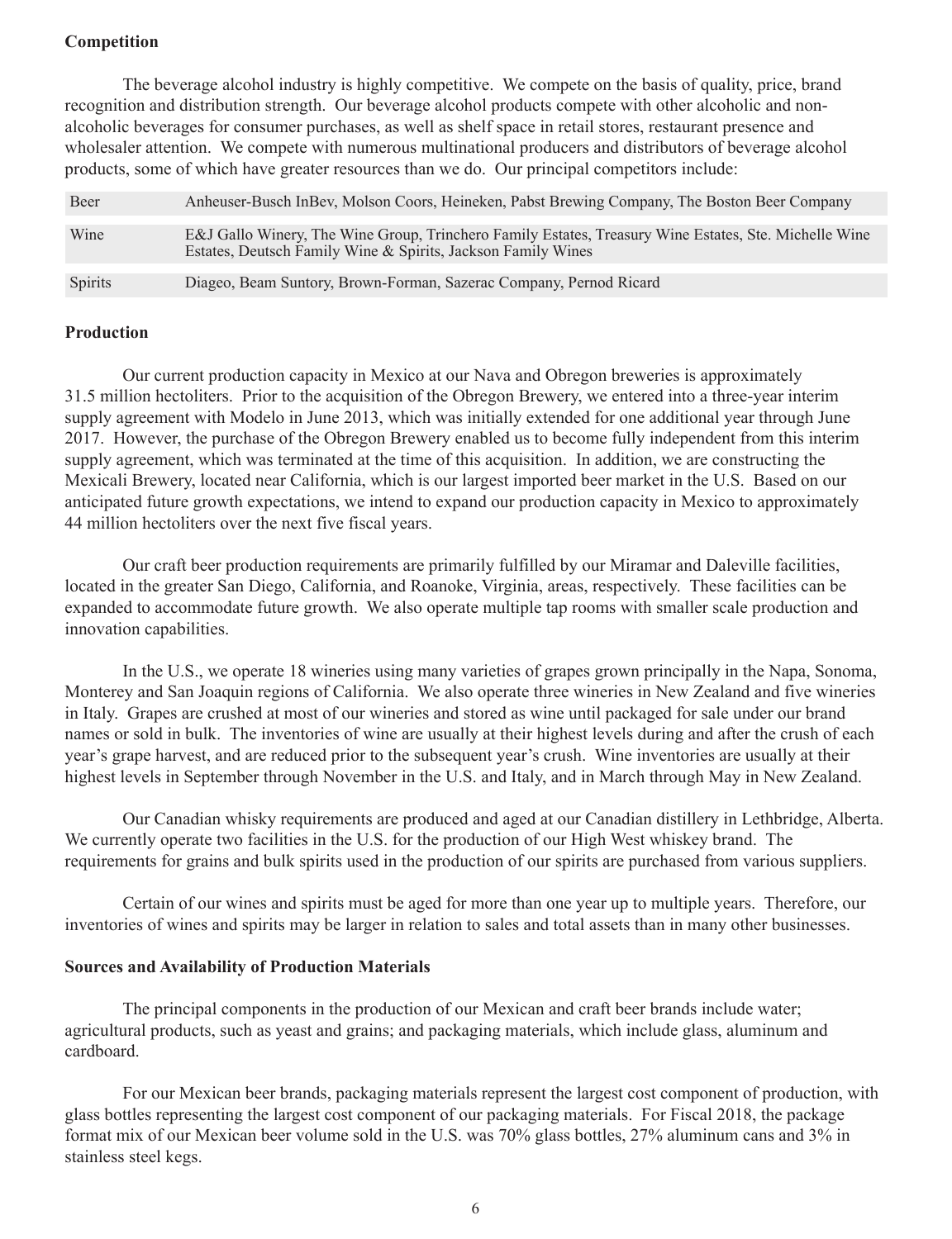**Competition**

The beverage alcohol industry is highly competitive. We compete on the basis of quality, price, brand recognition and distribution strength. Our beverage alcohol products compete with other alcoholic and non-alcoholic beverages for consumer purchases, as well as shelf space in retail stores, restaurant presence and wholesaler attention. We compete with numerous multinational producers and distributors of beverage alcohol products, some of which have greater resources than we do. Our principal competitors include:

| | |
|---|---|
| Beer | Anheuser-Busch InBev, Molson Coors, Heineken, Pabst Brewing Company, The Boston Beer Company |
| Wine | E&J Gallo Winery, The Wine Group, Trinchero Family Estates, Treasury Wine Estates, Ste. Michelle Wine Estates, Deutsch Family Wine & Spirits, Jackson Family Wines |
| Spirits | Diageo, Beam Suntory, Brown-Forman, Sazerac Company, Pernod Ricard |

**Production**

Our current production capacity in Mexico at our Nava and Obregon breweries is approximately 31.5 million hectoliters. Prior to the acquisition of the Obregon Brewery, we entered into a three-year interim supply agreement with Modelo in June 2013, which was initially extended for one additional year through June 2017. However, the purchase of the Obregon Brewery enabled us to become fully independent from this interim supply agreement, which was terminated at the time of this acquisition. In addition, we are constructing the Mexicali Brewery, located near California, which is our largest imported beer market in the U.S. Based on our anticipated future growth expectations, we intend to expand our production capacity in Mexico to approximately 44 million hectoliters over the next five fiscal years.

Our craft beer production requirements are primarily fulfilled by our Miramar and Daleville facilities, located in the greater San Diego, California, and Roanoke, Virginia, areas, respectively. These facilities can be expanded to accommodate future growth. We also operate multiple tap rooms with smaller scale production and innovation capabilities.

In the U.S., we operate 18 wineries using many varieties of grapes grown principally in the Napa, Sonoma, Monterey and San Joaquin regions of California. We also operate three wineries in New Zealand and five wineries in Italy. Grapes are crushed at most of our wineries and stored as wine until packaged for sale under our brand names or sold in bulk. The inventories of wine are usually at their highest levels during and after the crush of each year's grape harvest, and are reduced prior to the subsequent year's crush. Wine inventories are usually at their highest levels in September through November in the U.S. and Italy, and in March through May in New Zealand.

Our Canadian whisky requirements are produced and aged at our Canadian distillery in Lethbridge, Alberta. We currently operate two facilities in the U.S. for the production of our High West whiskey brand. The requirements for grains and bulk spirits used in the production of our spirits are purchased from various suppliers.

Certain of our wines and spirits must be aged for more than one year up to multiple years. Therefore, our inventories of wines and spirits may be larger in relation to sales and total assets than in many other businesses.

**Sources and Availability of Production Materials**

The principal components in the production of our Mexican and craft beer brands include water; agricultural products, such as yeast and grains; and packaging materials, which include glass, aluminum and cardboard.

For our Mexican beer brands, packaging materials represent the largest cost component of production, with glass bottles representing the largest cost component of our packaging materials. For Fiscal 2018, the package format mix of our Mexican beer volume sold in the U.S. was 70% glass bottles, 27% aluminum cans and 3% in stainless steel kegs.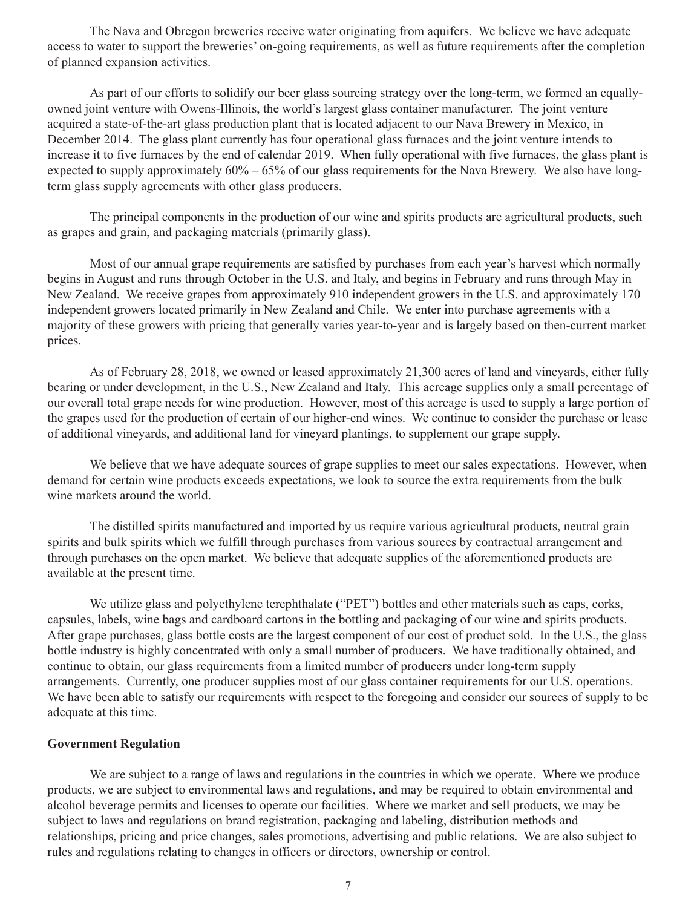The Nava and Obregon breweries receive water originating from aquifers. We believe we have adequate access to water to support the breweries' on-going requirements, as well as future requirements after the completion of planned expansion activities.

As part of our efforts to solidify our beer glass sourcing strategy over the long-term, we formed an equally-owned joint venture with Owens-Illinois, the world's largest glass container manufacturer. The joint venture acquired a state-of-the-art glass production plant that is located adjacent to our Nava Brewery in Mexico, in December 2014. The glass plant currently has four operational glass furnaces and the joint venture intends to increase it to five furnaces by the end of calendar 2019. When fully operational with five furnaces, the glass plant is expected to supply approximately 60% – 65% of our glass requirements for the Nava Brewery. We also have long-term glass supply agreements with other glass producers.

The principal components in the production of our wine and spirits products are agricultural products, such as grapes and grain, and packaging materials (primarily glass).

Most of our annual grape requirements are satisfied by purchases from each year's harvest which normally begins in August and runs through October in the U.S. and Italy, and begins in February and runs through May in New Zealand. We receive grapes from approximately 910 independent growers in the U.S. and approximately 170 independent growers located primarily in New Zealand and Chile. We enter into purchase agreements with a majority of these growers with pricing that generally varies year-to-year and is largely based on then-current market prices.

As of February 28, 2018, we owned or leased approximately 21,300 acres of land and vineyards, either fully bearing or under development, in the U.S., New Zealand and Italy. This acreage supplies only a small percentage of our overall total grape needs for wine production. However, most of this acreage is used to supply a large portion of the grapes used for the production of certain of our higher-end wines. We continue to consider the purchase or lease of additional vineyards, and additional land for vineyard plantings, to supplement our grape supply.

We believe that we have adequate sources of grape supplies to meet our sales expectations. However, when demand for certain wine products exceeds expectations, we look to source the extra requirements from the bulk wine markets around the world.

The distilled spirits manufactured and imported by us require various agricultural products, neutral grain spirits and bulk spirits which we fulfill through purchases from various sources by contractual arrangement and through purchases on the open market. We believe that adequate supplies of the aforementioned products are available at the present time.

We utilize glass and polyethylene terephthalate ("PET") bottles and other materials such as caps, corks, capsules, labels, wine bags and cardboard cartons in the bottling and packaging of our wine and spirits products. After grape purchases, glass bottle costs are the largest component of our cost of product sold. In the U.S., the glass bottle industry is highly concentrated with only a small number of producers. We have traditionally obtained, and continue to obtain, our glass requirements from a limited number of producers under long-term supply arrangements. Currently, one producer supplies most of our glass container requirements for our U.S. operations. We have been able to satisfy our requirements with respect to the foregoing and consider our sources of supply to be adequate at this time.

**Government Regulation**

We are subject to a range of laws and regulations in the countries in which we operate. Where we produce products, we are subject to environmental laws and regulations, and may be required to obtain environmental and alcohol beverage permits and licenses to operate our facilities. Where we market and sell products, we may be subject to laws and regulations on brand registration, packaging and labeling, distribution methods and relationships, pricing and price changes, sales promotions, advertising and public relations. We are also subject to rules and regulations relating to changes in officers or directors, ownership or control.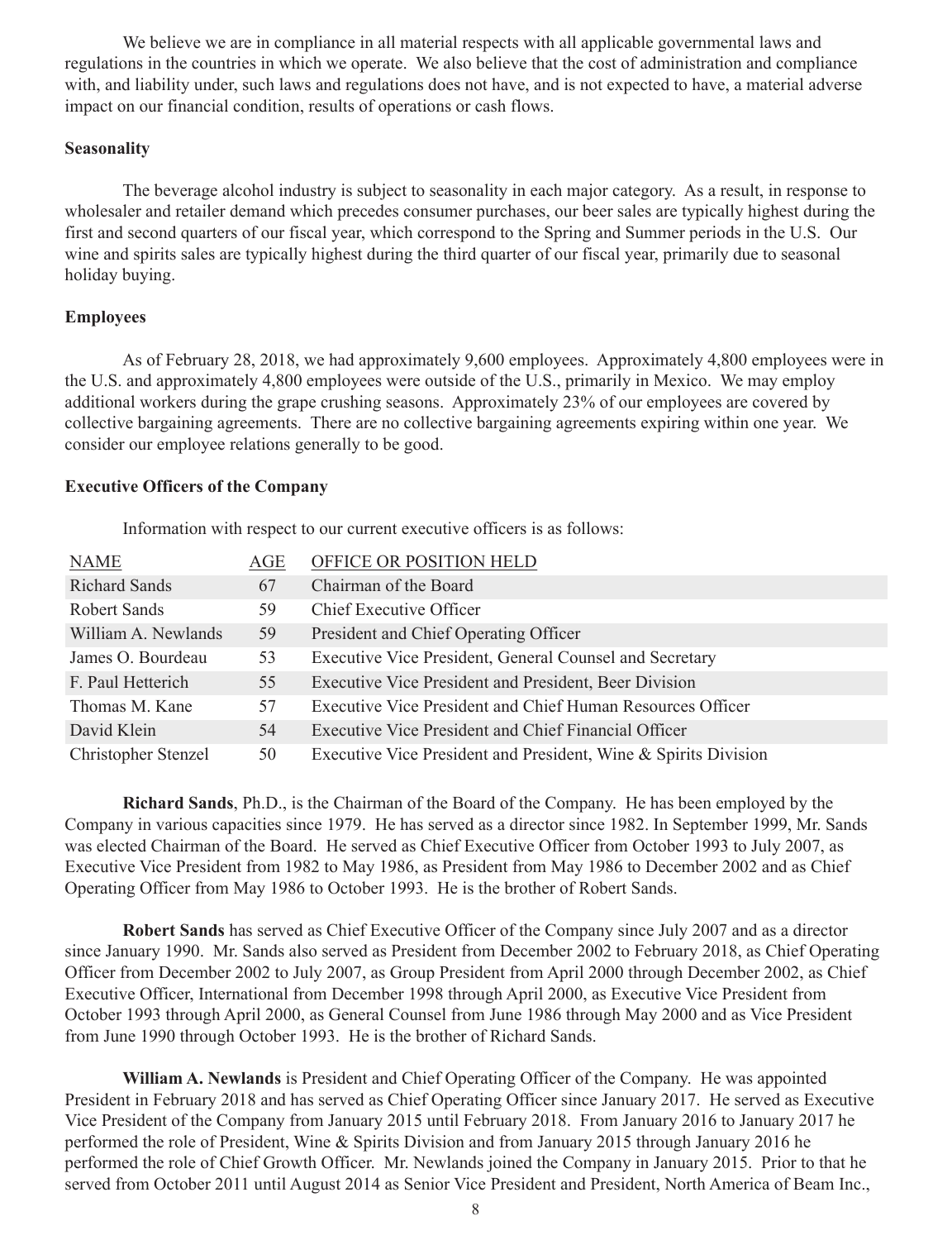We believe we are in compliance in all material respects with all applicable governmental laws and regulations in the countries in which we operate. We also believe that the cost of administration and compliance with, and liability under, such laws and regulations does not have, and is not expected to have, a material adverse impact on our financial condition, results of operations or cash flows.

**Seasonality**

The beverage alcohol industry is subject to seasonality in each major category. As a result, in response to wholesaler and retailer demand which precedes consumer purchases, our beer sales are typically highest during the first and second quarters of our fiscal year, which correspond to the Spring and Summer periods in the U.S. Our wine and spirits sales are typically highest during the third quarter of our fiscal year, primarily due to seasonal holiday buying.

**Employees**

As of February 28, 2018, we had approximately 9,600 employees. Approximately 4,800 employees were in the U.S. and approximately 4,800 employees were outside of the U.S., primarily in Mexico. We may employ additional workers during the grape crushing seasons. Approximately 23% of our employees are covered by collective bargaining agreements. There are no collective bargaining agreements expiring within one year. We consider our employee relations generally to be good.

**Executive Officers of the Company**

Information with respect to our current executive officers is as follows:

| NAME | AGE | OFFICE OR POSITION HELD |
|---|---|---|
| Richard Sands | 67 | Chairman of the Board |
| Robert Sands | 59 | Chief Executive Officer |
| William A. Newlands | 59 | President and Chief Operating Officer |
| James O. Bourdeau | 53 | Executive Vice President, General Counsel and Secretary |
| F. Paul Hetterich | 55 | Executive Vice President and President, Beer Division |
| Thomas M. Kane | 57 | Executive Vice President and Chief Human Resources Officer |
| David Klein | 54 | Executive Vice President and Chief Financial Officer |
| Christopher Stenzel | 50 | Executive Vice President and President, Wine & Spirits Division |

**Richard Sands**, Ph.D., is the Chairman of the Board of the Company. He has been employed by the Company in various capacities since 1979. He has served as a director since 1982. In September 1999, Mr. Sands was elected Chairman of the Board. He served as Chief Executive Officer from October 1993 to July 2007, as Executive Vice President from 1982 to May 1986, as President from May 1986 to December 2002 and as Chief Operating Officer from May 1986 to October 1993. He is the brother of Robert Sands.

**Robert Sands** has served as Chief Executive Officer of the Company since July 2007 and as a director since January 1990. Mr. Sands also served as President from December 2002 to February 2018, as Chief Operating Officer from December 2002 to July 2007, as Group President from April 2000 through December 2002, as Chief Executive Officer, International from December 1998 through April 2000, as Executive Vice President from October 1993 through April 2000, as General Counsel from June 1986 through May 2000 and as Vice President from June 1990 through October 1993. He is the brother of Richard Sands.

**William A. Newlands** is President and Chief Operating Officer of the Company. He was appointed President in February 2018 and has served as Chief Operating Officer since January 2017. He served as Executive Vice President of the Company from January 2015 until February 2018. From January 2016 to January 2017 he performed the role of President, Wine & Spirits Division and from January 2015 through January 2016 he performed the role of Chief Growth Officer. Mr. Newlands joined the Company in January 2015. Prior to that he served from October 2011 until August 2014 as Senior Vice President and President, North America of Beam Inc.,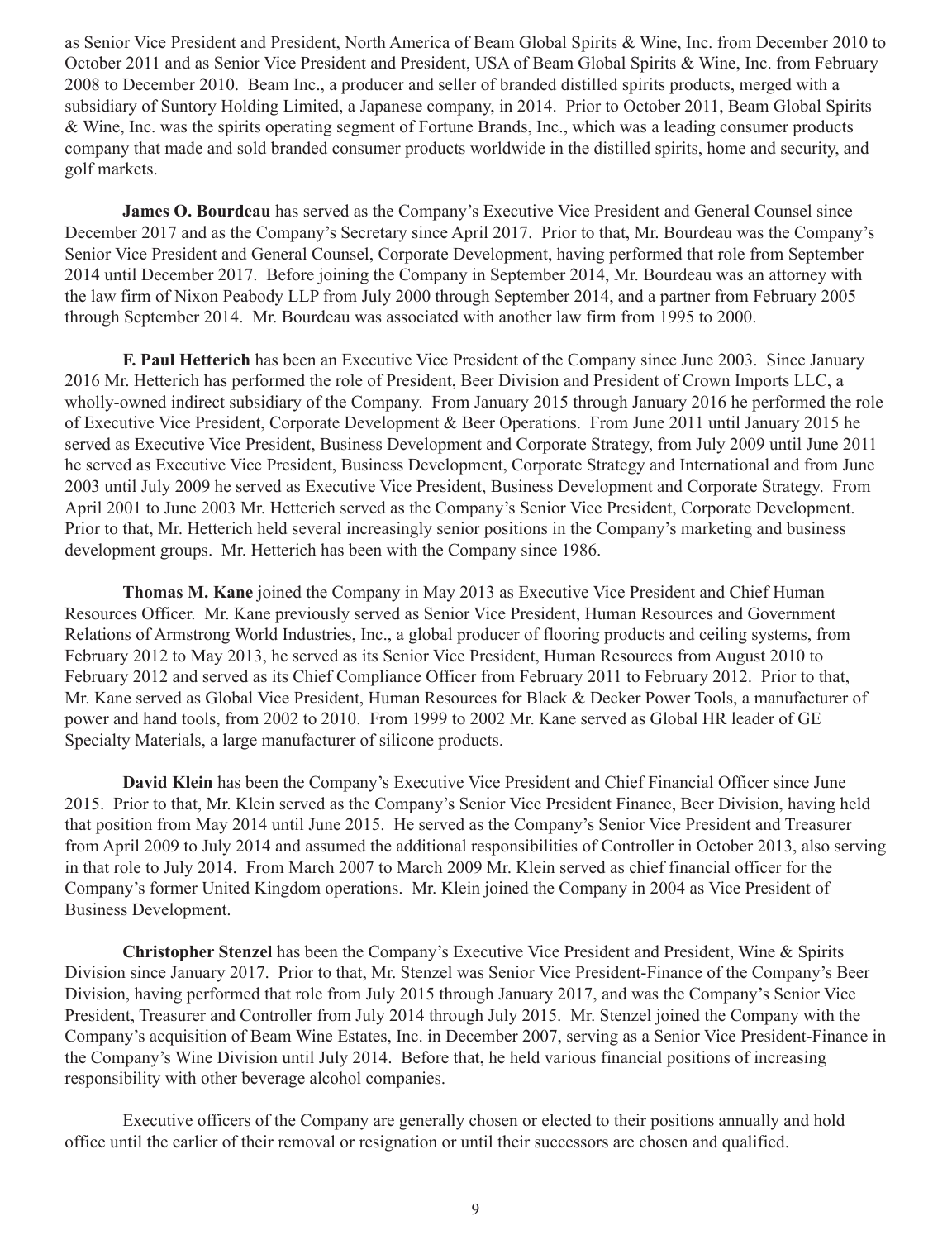as Senior Vice President and President, North America of Beam Global Spirits & Wine, Inc. from December 2010 to October 2011 and as Senior Vice President and President, USA of Beam Global Spirits & Wine, Inc. from February 2008 to December 2010. Beam Inc., a producer and seller of branded distilled spirits products, merged with a subsidiary of Suntory Holding Limited, a Japanese company, in 2014. Prior to October 2011, Beam Global Spirits & Wine, Inc. was the spirits operating segment of Fortune Brands, Inc., which was a leading consumer products company that made and sold branded consumer products worldwide in the distilled spirits, home and security, and golf markets.

**James O. Bourdeau** has served as the Company's Executive Vice President and General Counsel since December 2017 and as the Company's Secretary since April 2017. Prior to that, Mr. Bourdeau was the Company's Senior Vice President and General Counsel, Corporate Development, having performed that role from September 2014 until December 2017. Before joining the Company in September 2014, Mr. Bourdeau was an attorney with the law firm of Nixon Peabody LLP from July 2000 through September 2014, and a partner from February 2005 through September 2014. Mr. Bourdeau was associated with another law firm from 1995 to 2000.

**F. Paul Hetterich** has been an Executive Vice President of the Company since June 2003. Since January 2016 Mr. Hetterich has performed the role of President, Beer Division and President of Crown Imports LLC, a wholly-owned indirect subsidiary of the Company. From January 2015 through January 2016 he performed the role of Executive Vice President, Corporate Development & Beer Operations. From June 2011 until January 2015 he served as Executive Vice President, Business Development and Corporate Strategy, from July 2009 until June 2011 he served as Executive Vice President, Business Development, Corporate Strategy and International and from June 2003 until July 2009 he served as Executive Vice President, Business Development and Corporate Strategy. From April 2001 to June 2003 Mr. Hetterich served as the Company's Senior Vice President, Corporate Development. Prior to that, Mr. Hetterich held several increasingly senior positions in the Company's marketing and business development groups. Mr. Hetterich has been with the Company since 1986.

**Thomas M. Kane** joined the Company in May 2013 as Executive Vice President and Chief Human Resources Officer. Mr. Kane previously served as Senior Vice President, Human Resources and Government Relations of Armstrong World Industries, Inc., a global producer of flooring products and ceiling systems, from February 2012 to May 2013, he served as its Senior Vice President, Human Resources from August 2010 to February 2012 and served as its Chief Compliance Officer from February 2011 to February 2012. Prior to that, Mr. Kane served as Global Vice President, Human Resources for Black & Decker Power Tools, a manufacturer of power and hand tools, from 2002 to 2010. From 1999 to 2002 Mr. Kane served as Global HR leader of GE Specialty Materials, a large manufacturer of silicone products.

**David Klein** has been the Company's Executive Vice President and Chief Financial Officer since June 2015. Prior to that, Mr. Klein served as the Company's Senior Vice President Finance, Beer Division, having held that position from May 2014 until June 2015. He served as the Company's Senior Vice President and Treasurer from April 2009 to July 2014 and assumed the additional responsibilities of Controller in October 2013, also serving in that role to July 2014. From March 2007 to March 2009 Mr. Klein served as chief financial officer for the Company's former United Kingdom operations. Mr. Klein joined the Company in 2004 as Vice President of Business Development.

**Christopher Stenzel** has been the Company's Executive Vice President and President, Wine & Spirits Division since January 2017. Prior to that, Mr. Stenzel was Senior Vice President-Finance of the Company's Beer Division, having performed that role from July 2015 through January 2017, and was the Company's Senior Vice President, Treasurer and Controller from July 2014 through July 2015. Mr. Stenzel joined the Company with the Company's acquisition of Beam Wine Estates, Inc. in December 2007, serving as a Senior Vice President-Finance in the Company's Wine Division until July 2014. Before that, he held various financial positions of increasing responsibility with other beverage alcohol companies.

Executive officers of the Company are generally chosen or elected to their positions annually and hold office until the earlier of their removal or resignation or until their successors are chosen and qualified.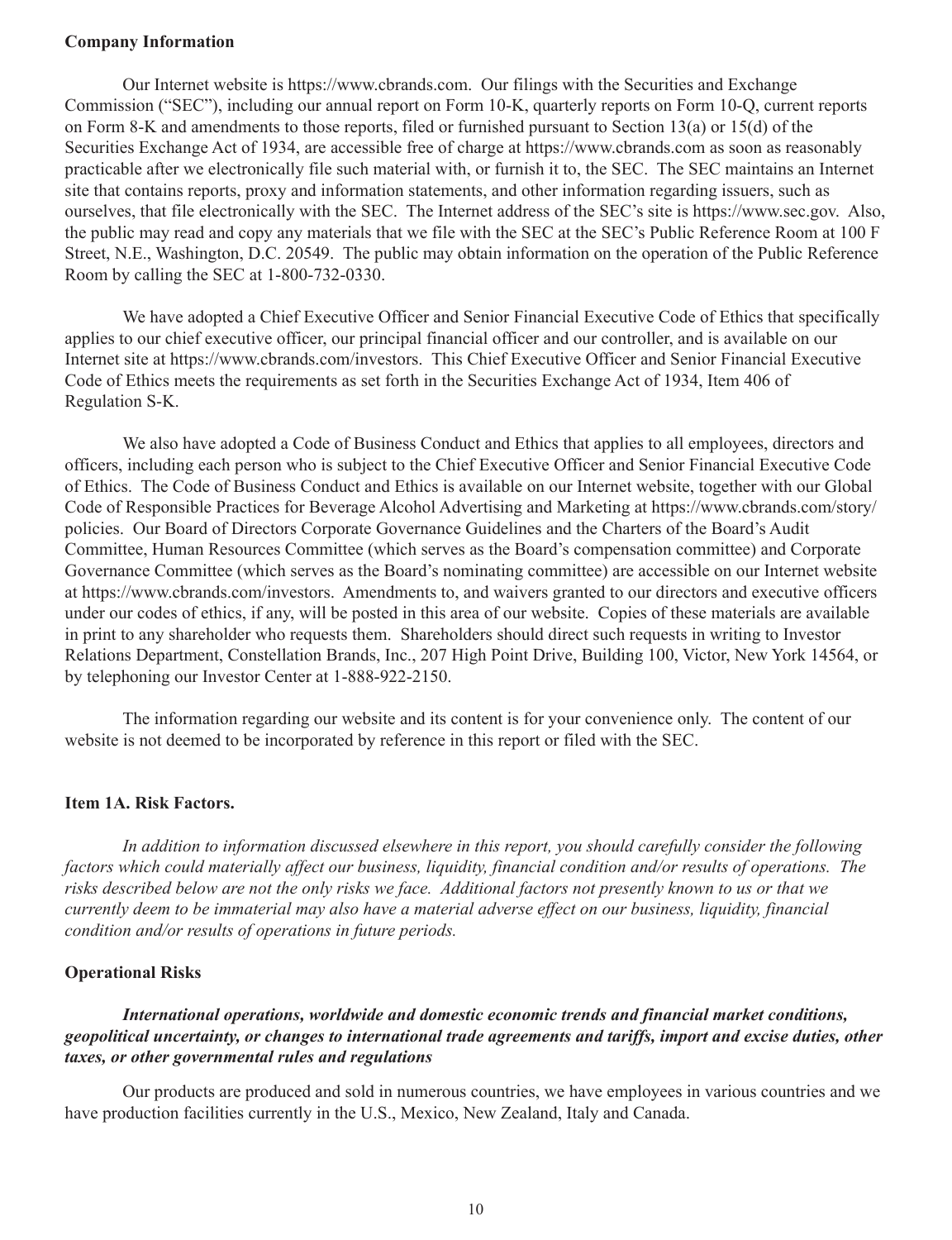**Company Information**

Our Internet website is https://www.cbrands.com. Our filings with the Securities and Exchange Commission ("SEC"), including our annual report on Form 10-K, quarterly reports on Form 10-Q, current reports on Form 8-K and amendments to those reports, filed or furnished pursuant to Section 13(a) or 15(d) of the Securities Exchange Act of 1934, are accessible free of charge at https://www.cbrands.com as soon as reasonably practicable after we electronically file such material with, or furnish it to, the SEC. The SEC maintains an Internet site that contains reports, proxy and information statements, and other information regarding issuers, such as ourselves, that file electronically with the SEC. The Internet address of the SEC's site is https://www.sec.gov. Also, the public may read and copy any materials that we file with the SEC at the SEC's Public Reference Room at 100 F Street, N.E., Washington, D.C. 20549. The public may obtain information on the operation of the Public Reference Room by calling the SEC at 1-800-732-0330.

We have adopted a Chief Executive Officer and Senior Financial Executive Code of Ethics that specifically applies to our chief executive officer, our principal financial officer and our controller, and is available on our Internet site at https://www.cbrands.com/investors. This Chief Executive Officer and Senior Financial Executive Code of Ethics meets the requirements as set forth in the Securities Exchange Act of 1934, Item 406 of Regulation S-K.

We also have adopted a Code of Business Conduct and Ethics that applies to all employees, directors and officers, including each person who is subject to the Chief Executive Officer and Senior Financial Executive Code of Ethics. The Code of Business Conduct and Ethics is available on our Internet website, together with our Global Code of Responsible Practices for Beverage Alcohol Advertising and Marketing at https://www.cbrands.com/story/policies. Our Board of Directors Corporate Governance Guidelines and the Charters of the Board's Audit Committee, Human Resources Committee (which serves as the Board's compensation committee) and Corporate Governance Committee (which serves as the Board's nominating committee) are accessible on our Internet website at https://www.cbrands.com/investors. Amendments to, and waivers granted to our directors and executive officers under our codes of ethics, if any, will be posted in this area of our website. Copies of these materials are available in print to any shareholder who requests them. Shareholders should direct such requests in writing to Investor Relations Department, Constellation Brands, Inc., 207 High Point Drive, Building 100, Victor, New York 14564, or by telephoning our Investor Center at 1-888-922-2150.

The information regarding our website and its content is for your convenience only. The content of our website is not deemed to be incorporated by reference in this report or filed with the SEC.

## Item 1A. Risk Factors.

*In addition to information discussed elsewhere in this report, you should carefully consider the following factors which could materially affect our business, liquidity, financial condition and/or results of operations. The risks described below are not the only risks we face. Additional factors not presently known to us or that we currently deem to be immaterial may also have a material adverse effect on our business, liquidity, financial condition and/or results of operations in future periods.*

### Operational Risks

***International operations, worldwide and domestic economic trends and financial market conditions, geopolitical uncertainty, or changes to international trade agreements and tariffs, import and excise duties, other taxes, or other governmental rules and regulations***

Our products are produced and sold in numerous countries, we have employees in various countries and we have production facilities currently in the U.S., Mexico, New Zealand, Italy and Canada.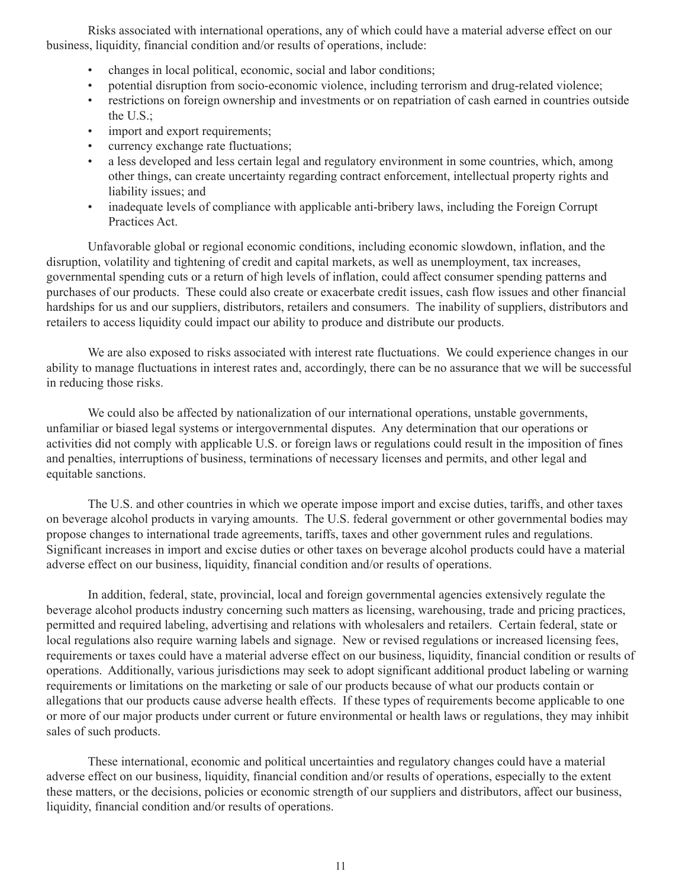Risks associated with international operations, any of which could have a material adverse effect on our business, liquidity, financial condition and/or results of operations, include:

- changes in local political, economic, social and labor conditions;
- potential disruption from socio-economic violence, including terrorism and drug-related violence;
- restrictions on foreign ownership and investments or on repatriation of cash earned in countries outside the U.S.;
- import and export requirements;
- currency exchange rate fluctuations;
- a less developed and less certain legal and regulatory environment in some countries, which, among other things, can create uncertainty regarding contract enforcement, intellectual property rights and liability issues; and
- inadequate levels of compliance with applicable anti-bribery laws, including the Foreign Corrupt Practices Act.

Unfavorable global or regional economic conditions, including economic slowdown, inflation, and the disruption, volatility and tightening of credit and capital markets, as well as unemployment, tax increases, governmental spending cuts or a return of high levels of inflation, could affect consumer spending patterns and purchases of our products. These could also create or exacerbate credit issues, cash flow issues and other financial hardships for us and our suppliers, distributors, retailers and consumers. The inability of suppliers, distributors and retailers to access liquidity could impact our ability to produce and distribute our products.

We are also exposed to risks associated with interest rate fluctuations. We could experience changes in our ability to manage fluctuations in interest rates and, accordingly, there can be no assurance that we will be successful in reducing those risks.

We could also be affected by nationalization of our international operations, unstable governments, unfamiliar or biased legal systems or intergovernmental disputes. Any determination that our operations or activities did not comply with applicable U.S. or foreign laws or regulations could result in the imposition of fines and penalties, interruptions of business, terminations of necessary licenses and permits, and other legal and equitable sanctions.

The U.S. and other countries in which we operate impose import and excise duties, tariffs, and other taxes on beverage alcohol products in varying amounts. The U.S. federal government or other governmental bodies may propose changes to international trade agreements, tariffs, taxes and other government rules and regulations. Significant increases in import and excise duties or other taxes on beverage alcohol products could have a material adverse effect on our business, liquidity, financial condition and/or results of operations.

In addition, federal, state, provincial, local and foreign governmental agencies extensively regulate the beverage alcohol products industry concerning such matters as licensing, warehousing, trade and pricing practices, permitted and required labeling, advertising and relations with wholesalers and retailers. Certain federal, state or local regulations also require warning labels and signage. New or revised regulations or increased licensing fees, requirements or taxes could have a material adverse effect on our business, liquidity, financial condition or results of operations. Additionally, various jurisdictions may seek to adopt significant additional product labeling or warning requirements or limitations on the marketing or sale of our products because of what our products contain or allegations that our products cause adverse health effects. If these types of requirements become applicable to one or more of our major products under current or future environmental or health laws or regulations, they may inhibit sales of such products.

These international, economic and political uncertainties and regulatory changes could have a material adverse effect on our business, liquidity, financial condition and/or results of operations, especially to the extent these matters, or the decisions, policies or economic strength of our suppliers and distributors, affect our business, liquidity, financial condition and/or results of operations.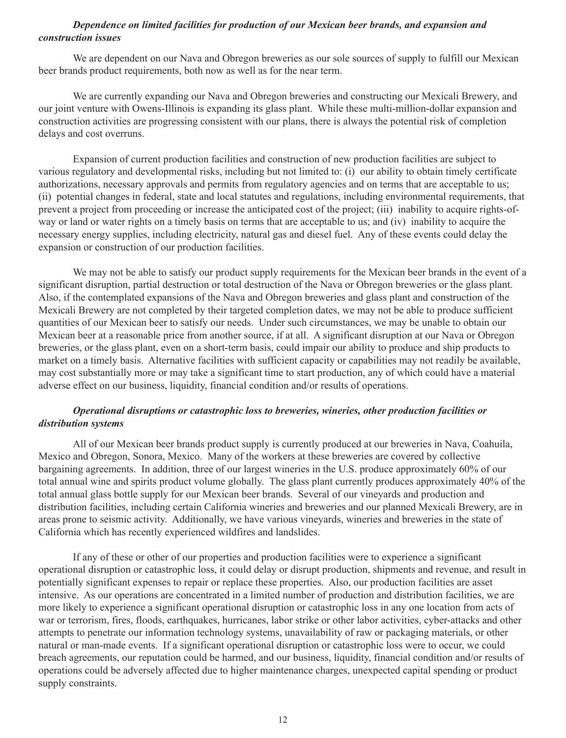***Dependence on limited facilities for production of our Mexican beer brands, and expansion and construction issues***

We are dependent on our Nava and Obregon breweries as our sole sources of supply to fulfill our Mexican beer brands product requirements, both now as well as for the near term.

We are currently expanding our Nava and Obregon breweries and constructing our Mexicali Brewery, and our joint venture with Owens-Illinois is expanding its glass plant. While these multi-million-dollar expansion and construction activities are progressing consistent with our plans, there is always the potential risk of completion delays and cost overruns.

Expansion of current production facilities and construction of new production facilities are subject to various regulatory and developmental risks, including but not limited to: (i) our ability to obtain timely certificate authorizations, necessary approvals and permits from regulatory agencies and on terms that are acceptable to us; (ii) potential changes in federal, state and local statutes and regulations, including environmental requirements, that prevent a project from proceeding or increase the anticipated cost of the project; (iii) inability to acquire rights-of-way or land or water rights on a timely basis on terms that are acceptable to us; and (iv) inability to acquire the necessary energy supplies, including electricity, natural gas and diesel fuel. Any of these events could delay the expansion or construction of our production facilities.

We may not be able to satisfy our product supply requirements for the Mexican beer brands in the event of a significant disruption, partial destruction or total destruction of the Nava or Obregon breweries or the glass plant. Also, if the contemplated expansions of the Nava and Obregon breweries and glass plant and construction of the Mexicali Brewery are not completed by their targeted completion dates, we may not be able to produce sufficient quantities of our Mexican beer to satisfy our needs. Under such circumstances, we may be unable to obtain our Mexican beer at a reasonable price from another source, if at all. A significant disruption at our Nava or Obregon breweries, or the glass plant, even on a short-term basis, could impair our ability to produce and ship products to market on a timely basis. Alternative facilities with sufficient capacity or capabilities may not readily be available, may cost substantially more or may take a significant time to start production, any of which could have a material adverse effect on our business, liquidity, financial condition and/or results of operations.

***Operational disruptions or catastrophic loss to breweries, wineries, other production facilities or distribution systems***

All of our Mexican beer brands product supply is currently produced at our breweries in Nava, Coahuila, Mexico and Obregon, Sonora, Mexico. Many of the workers at these breweries are covered by collective bargaining agreements. In addition, three of our largest wineries in the U.S. produce approximately 60% of our total annual wine and spirits product volume globally. The glass plant currently produces approximately 40% of the total annual glass bottle supply for our Mexican beer brands. Several of our vineyards and production and distribution facilities, including certain California wineries and breweries and our planned Mexicali Brewery, are in areas prone to seismic activity. Additionally, we have various vineyards, wineries and breweries in the state of California which has recently experienced wildfires and landslides.

If any of these or other of our properties and production facilities were to experience a significant operational disruption or catastrophic loss, it could delay or disrupt production, shipments and revenue, and result in potentially significant expenses to repair or replace these properties. Also, our production facilities are asset intensive. As our operations are concentrated in a limited number of production and distribution facilities, we are more likely to experience a significant operational disruption or catastrophic loss in any one location from acts of war or terrorism, fires, floods, earthquakes, hurricanes, labor strike or other labor activities, cyber-attacks and other attempts to penetrate our information technology systems, unavailability of raw or packaging materials, or other natural or man-made events. If a significant operational disruption or catastrophic loss were to occur, we could breach agreements, our reputation could be harmed, and our business, liquidity, financial condition and/or results of operations could be adversely affected due to higher maintenance charges, unexpected capital spending or product supply constraints.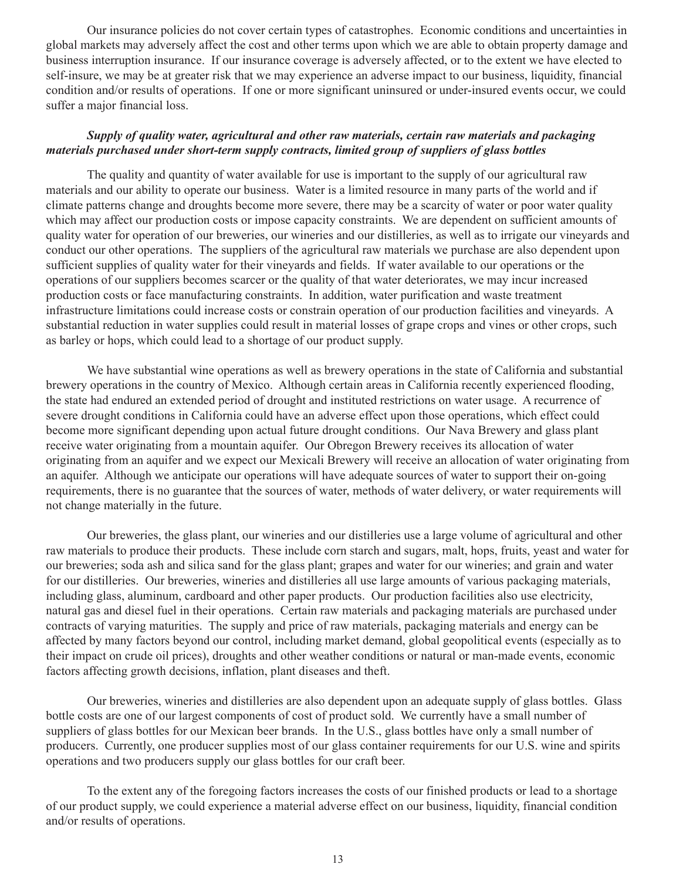Our insurance policies do not cover certain types of catastrophes. Economic conditions and uncertainties in global markets may adversely affect the cost and other terms upon which we are able to obtain property damage and business interruption insurance. If our insurance coverage is adversely affected, or to the extent we have elected to self-insure, we may be at greater risk that we may experience an adverse impact to our business, liquidity, financial condition and/or results of operations. If one or more significant uninsured or under-insured events occur, we could suffer a major financial loss.

***Supply of quality water, agricultural and other raw materials, certain raw materials and packaging materials purchased under short-term supply contracts, limited group of suppliers of glass bottles***

The quality and quantity of water available for use is important to the supply of our agricultural raw materials and our ability to operate our business. Water is a limited resource in many parts of the world and if climate patterns change and droughts become more severe, there may be a scarcity of water or poor water quality which may affect our production costs or impose capacity constraints. We are dependent on sufficient amounts of quality water for operation of our breweries, our wineries and our distilleries, as well as to irrigate our vineyards and conduct our other operations. The suppliers of the agricultural raw materials we purchase are also dependent upon sufficient supplies of quality water for their vineyards and fields. If water available to our operations or the operations of our suppliers becomes scarcer or the quality of that water deteriorates, we may incur increased production costs or face manufacturing constraints. In addition, water purification and waste treatment infrastructure limitations could increase costs or constrain operation of our production facilities and vineyards. A substantial reduction in water supplies could result in material losses of grape crops and vines or other crops, such as barley or hops, which could lead to a shortage of our product supply.

We have substantial wine operations as well as brewery operations in the state of California and substantial brewery operations in the country of Mexico. Although certain areas in California recently experienced flooding, the state had endured an extended period of drought and instituted restrictions on water usage. A recurrence of severe drought conditions in California could have an adverse effect upon those operations, which effect could become more significant depending upon actual future drought conditions. Our Nava Brewery and glass plant receive water originating from a mountain aquifer. Our Obregon Brewery receives its allocation of water originating from an aquifer and we expect our Mexicali Brewery will receive an allocation of water originating from an aquifer. Although we anticipate our operations will have adequate sources of water to support their on-going requirements, there is no guarantee that the sources of water, methods of water delivery, or water requirements will not change materially in the future.

Our breweries, the glass plant, our wineries and our distilleries use a large volume of agricultural and other raw materials to produce their products. These include corn starch and sugars, malt, hops, fruits, yeast and water for our breweries; soda ash and silica sand for the glass plant; grapes and water for our wineries; and grain and water for our distilleries. Our breweries, wineries and distilleries all use large amounts of various packaging materials, including glass, aluminum, cardboard and other paper products. Our production facilities also use electricity, natural gas and diesel fuel in their operations. Certain raw materials and packaging materials are purchased under contracts of varying maturities. The supply and price of raw materials, packaging materials and energy can be affected by many factors beyond our control, including market demand, global geopolitical events (especially as to their impact on crude oil prices), droughts and other weather conditions or natural or man-made events, economic factors affecting growth decisions, inflation, plant diseases and theft.

Our breweries, wineries and distilleries are also dependent upon an adequate supply of glass bottles. Glass bottle costs are one of our largest components of cost of product sold. We currently have a small number of suppliers of glass bottles for our Mexican beer brands. In the U.S., glass bottles have only a small number of producers. Currently, one producer supplies most of our glass container requirements for our U.S. wine and spirits operations and two producers supply our glass bottles for our craft beer.

To the extent any of the foregoing factors increases the costs of our finished products or lead to a shortage of our product supply, we could experience a material adverse effect on our business, liquidity, financial condition and/or results of operations.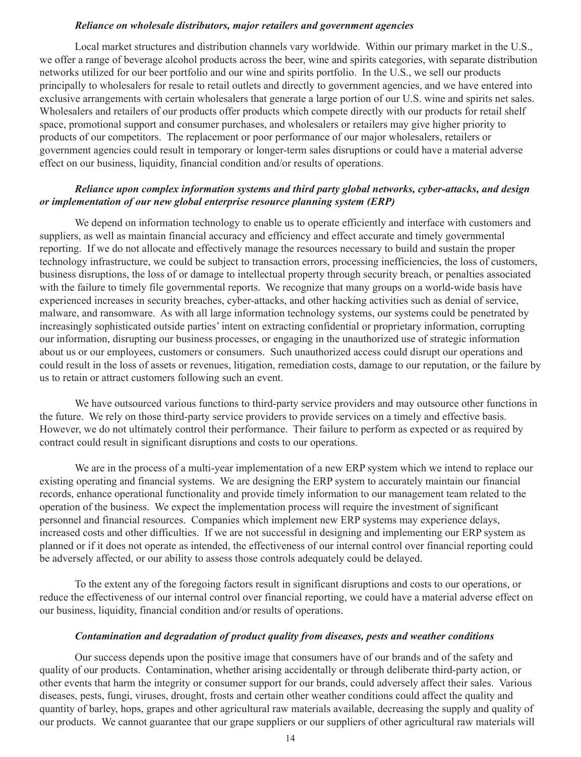***Reliance on wholesale distributors, major retailers and government agencies***

Local market structures and distribution channels vary worldwide. Within our primary market in the U.S., we offer a range of beverage alcohol products across the beer, wine and spirits categories, with separate distribution networks utilized for our beer portfolio and our wine and spirits portfolio. In the U.S., we sell our products principally to wholesalers for resale to retail outlets and directly to government agencies, and we have entered into exclusive arrangements with certain wholesalers that generate a large portion of our U.S. wine and spirits net sales. Wholesalers and retailers of our products offer products which compete directly with our products for retail shelf space, promotional support and consumer purchases, and wholesalers or retailers may give higher priority to products of our competitors. The replacement or poor performance of our major wholesalers, retailers or government agencies could result in temporary or longer-term sales disruptions or could have a material adverse effect on our business, liquidity, financial condition and/or results of operations.

***Reliance upon complex information systems and third party global networks, cyber-attacks, and design or implementation of our new global enterprise resource planning system (ERP)***

We depend on information technology to enable us to operate efficiently and interface with customers and suppliers, as well as maintain financial accuracy and efficiency and effect accurate and timely governmental reporting. If we do not allocate and effectively manage the resources necessary to build and sustain the proper technology infrastructure, we could be subject to transaction errors, processing inefficiencies, the loss of customers, business disruptions, the loss of or damage to intellectual property through security breach, or penalties associated with the failure to timely file governmental reports. We recognize that many groups on a world-wide basis have experienced increases in security breaches, cyber-attacks, and other hacking activities such as denial of service, malware, and ransomware. As with all large information technology systems, our systems could be penetrated by increasingly sophisticated outside parties' intent on extracting confidential or proprietary information, corrupting our information, disrupting our business processes, or engaging in the unauthorized use of strategic information about us or our employees, customers or consumers. Such unauthorized access could disrupt our operations and could result in the loss of assets or revenues, litigation, remediation costs, damage to our reputation, or the failure by us to retain or attract customers following such an event.

We have outsourced various functions to third-party service providers and may outsource other functions in the future. We rely on those third-party service providers to provide services on a timely and effective basis. However, we do not ultimately control their performance. Their failure to perform as expected or as required by contract could result in significant disruptions and costs to our operations.

We are in the process of a multi-year implementation of a new ERP system which we intend to replace our existing operating and financial systems. We are designing the ERP system to accurately maintain our financial records, enhance operational functionality and provide timely information to our management team related to the operation of the business. We expect the implementation process will require the investment of significant personnel and financial resources. Companies which implement new ERP systems may experience delays, increased costs and other difficulties. If we are not successful in designing and implementing our ERP system as planned or if it does not operate as intended, the effectiveness of our internal control over financial reporting could be adversely affected, or our ability to assess those controls adequately could be delayed.

To the extent any of the foregoing factors result in significant disruptions and costs to our operations, or reduce the effectiveness of our internal control over financial reporting, we could have a material adverse effect on our business, liquidity, financial condition and/or results of operations.

***Contamination and degradation of product quality from diseases, pests and weather conditions***

Our success depends upon the positive image that consumers have of our brands and of the safety and quality of our products. Contamination, whether arising accidentally or through deliberate third-party action, or other events that harm the integrity or consumer support for our brands, could adversely affect their sales. Various diseases, pests, fungi, viruses, drought, frosts and certain other weather conditions could affect the quality and quantity of barley, hops, grapes and other agricultural raw materials available, decreasing the supply and quality of our products. We cannot guarantee that our grape suppliers or our suppliers of other agricultural raw materials will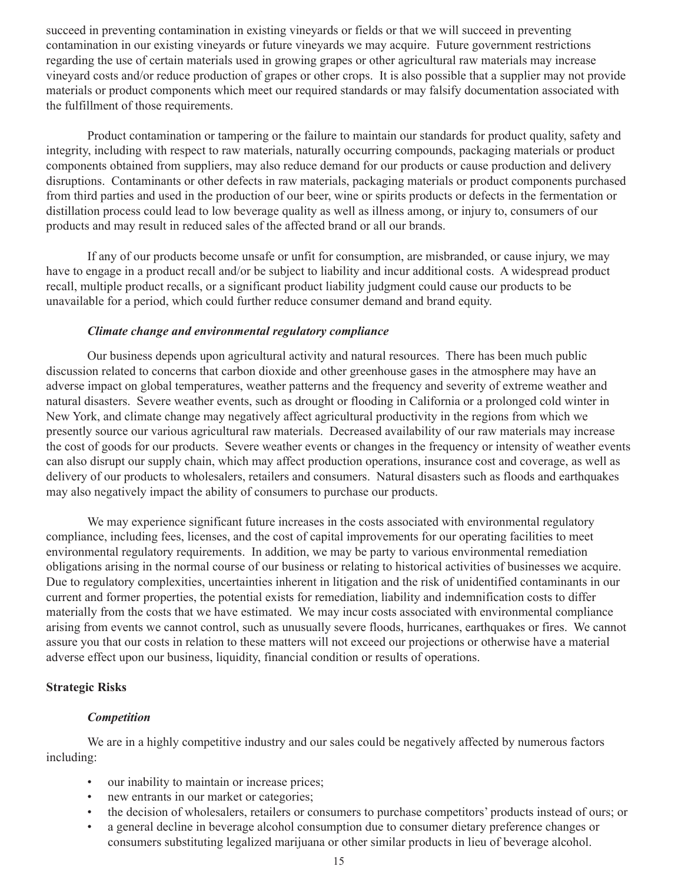succeed in preventing contamination in existing vineyards or fields or that we will succeed in preventing contamination in our existing vineyards or future vineyards we may acquire. Future government restrictions regarding the use of certain materials used in growing grapes or other agricultural raw materials may increase vineyard costs and/or reduce production of grapes or other crops. It is also possible that a supplier may not provide materials or product components which meet our required standards or may falsify documentation associated with the fulfillment of those requirements.

Product contamination or tampering or the failure to maintain our standards for product quality, safety and integrity, including with respect to raw materials, naturally occurring compounds, packaging materials or product components obtained from suppliers, may also reduce demand for our products or cause production and delivery disruptions. Contaminants or other defects in raw materials, packaging materials or product components purchased from third parties and used in the production of our beer, wine or spirits products or defects in the fermentation or distillation process could lead to low beverage quality as well as illness among, or injury to, consumers of our products and may result in reduced sales of the affected brand or all our brands.

If any of our products become unsafe or unfit for consumption, are misbranded, or cause injury, we may have to engage in a product recall and/or be subject to liability and incur additional costs. A widespread product recall, multiple product recalls, or a significant product liability judgment could cause our products to be unavailable for a period, which could further reduce consumer demand and brand equity.

***Climate change and environmental regulatory compliance***

Our business depends upon agricultural activity and natural resources. There has been much public discussion related to concerns that carbon dioxide and other greenhouse gases in the atmosphere may have an adverse impact on global temperatures, weather patterns and the frequency and severity of extreme weather and natural disasters. Severe weather events, such as drought or flooding in California or a prolonged cold winter in New York, and climate change may negatively affect agricultural productivity in the regions from which we presently source our various agricultural raw materials. Decreased availability of our raw materials may increase the cost of goods for our products. Severe weather events or changes in the frequency or intensity of weather events can also disrupt our supply chain, which may affect production operations, insurance cost and coverage, as well as delivery of our products to wholesalers, retailers and consumers. Natural disasters such as floods and earthquakes may also negatively impact the ability of consumers to purchase our products.

We may experience significant future increases in the costs associated with environmental regulatory compliance, including fees, licenses, and the cost of capital improvements for our operating facilities to meet environmental regulatory requirements. In addition, we may be party to various environmental remediation obligations arising in the normal course of our business or relating to historical activities of businesses we acquire. Due to regulatory complexities, uncertainties inherent in litigation and the risk of unidentified contaminants in our current and former properties, the potential exists for remediation, liability and indemnification costs to differ materially from the costs that we have estimated. We may incur costs associated with environmental compliance arising from events we cannot control, such as unusually severe floods, hurricanes, earthquakes or fires. We cannot assure you that our costs in relation to these matters will not exceed our projections or otherwise have a material adverse effect upon our business, liquidity, financial condition or results of operations.

**Strategic Risks**

***Competition***

We are in a highly competitive industry and our sales could be negatively affected by numerous factors including:

- our inability to maintain or increase prices;
- new entrants in our market or categories;
- the decision of wholesalers, retailers or consumers to purchase competitors' products instead of ours; or
- a general decline in beverage alcohol consumption due to consumer dietary preference changes or consumers substituting legalized marijuana or other similar products in lieu of beverage alcohol.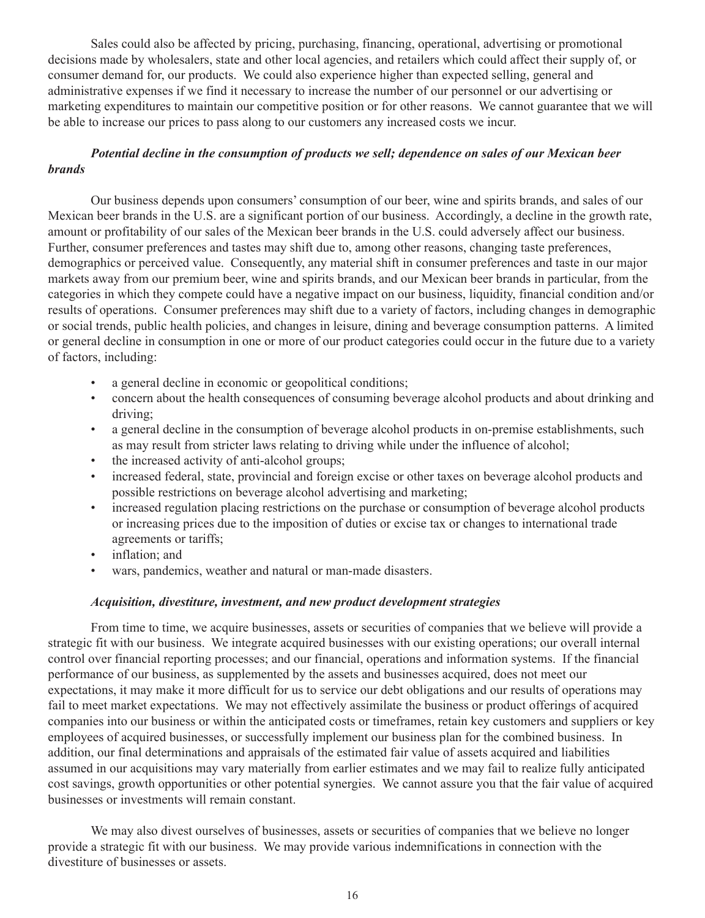Sales could also be affected by pricing, purchasing, financing, operational, advertising or promotional decisions made by wholesalers, state and other local agencies, and retailers which could affect their supply of, or consumer demand for, our products. We could also experience higher than expected selling, general and administrative expenses if we find it necessary to increase the number of our personnel or our advertising or marketing expenditures to maintain our competitive position or for other reasons. We cannot guarantee that we will be able to increase our prices to pass along to our customers any increased costs we incur.

***Potential decline in the consumption of products we sell; dependence on sales of our Mexican beer brands***

Our business depends upon consumers' consumption of our beer, wine and spirits brands, and sales of our Mexican beer brands in the U.S. are a significant portion of our business. Accordingly, a decline in the growth rate, amount or profitability of our sales of the Mexican beer brands in the U.S. could adversely affect our business. Further, consumer preferences and tastes may shift due to, among other reasons, changing taste preferences, demographics or perceived value. Consequently, any material shift in consumer preferences and taste in our major markets away from our premium beer, wine and spirits brands, and our Mexican beer brands in particular, from the categories in which they compete could have a negative impact on our business, liquidity, financial condition and/or results of operations. Consumer preferences may shift due to a variety of factors, including changes in demographic or social trends, public health policies, and changes in leisure, dining and beverage consumption patterns. A limited or general decline in consumption in one or more of our product categories could occur in the future due to a variety of factors, including:

- a general decline in economic or geopolitical conditions;
- concern about the health consequences of consuming beverage alcohol products and about drinking and driving;
- a general decline in the consumption of beverage alcohol products in on-premise establishments, such as may result from stricter laws relating to driving while under the influence of alcohol;
- the increased activity of anti-alcohol groups;
- increased federal, state, provincial and foreign excise or other taxes on beverage alcohol products and possible restrictions on beverage alcohol advertising and marketing;
- increased regulation placing restrictions on the purchase or consumption of beverage alcohol products or increasing prices due to the imposition of duties or excise tax or changes to international trade agreements or tariffs;
- inflation; and
- wars, pandemics, weather and natural or man-made disasters.

***Acquisition, divestiture, investment, and new product development strategies***

From time to time, we acquire businesses, assets or securities of companies that we believe will provide a strategic fit with our business. We integrate acquired businesses with our existing operations; our overall internal control over financial reporting processes; and our financial, operations and information systems. If the financial performance of our business, as supplemented by the assets and businesses acquired, does not meet our expectations, it may make it more difficult for us to service our debt obligations and our results of operations may fail to meet market expectations. We may not effectively assimilate the business or product offerings of acquired companies into our business or within the anticipated costs or timeframes, retain key customers and suppliers or key employees of acquired businesses, or successfully implement our business plan for the combined business. In addition, our final determinations and appraisals of the estimated fair value of assets acquired and liabilities assumed in our acquisitions may vary materially from earlier estimates and we may fail to realize fully anticipated cost savings, growth opportunities or other potential synergies. We cannot assure you that the fair value of acquired businesses or investments will remain constant.

We may also divest ourselves of businesses, assets or securities of companies that we believe no longer provide a strategic fit with our business. We may provide various indemnifications in connection with the divestiture of businesses or assets.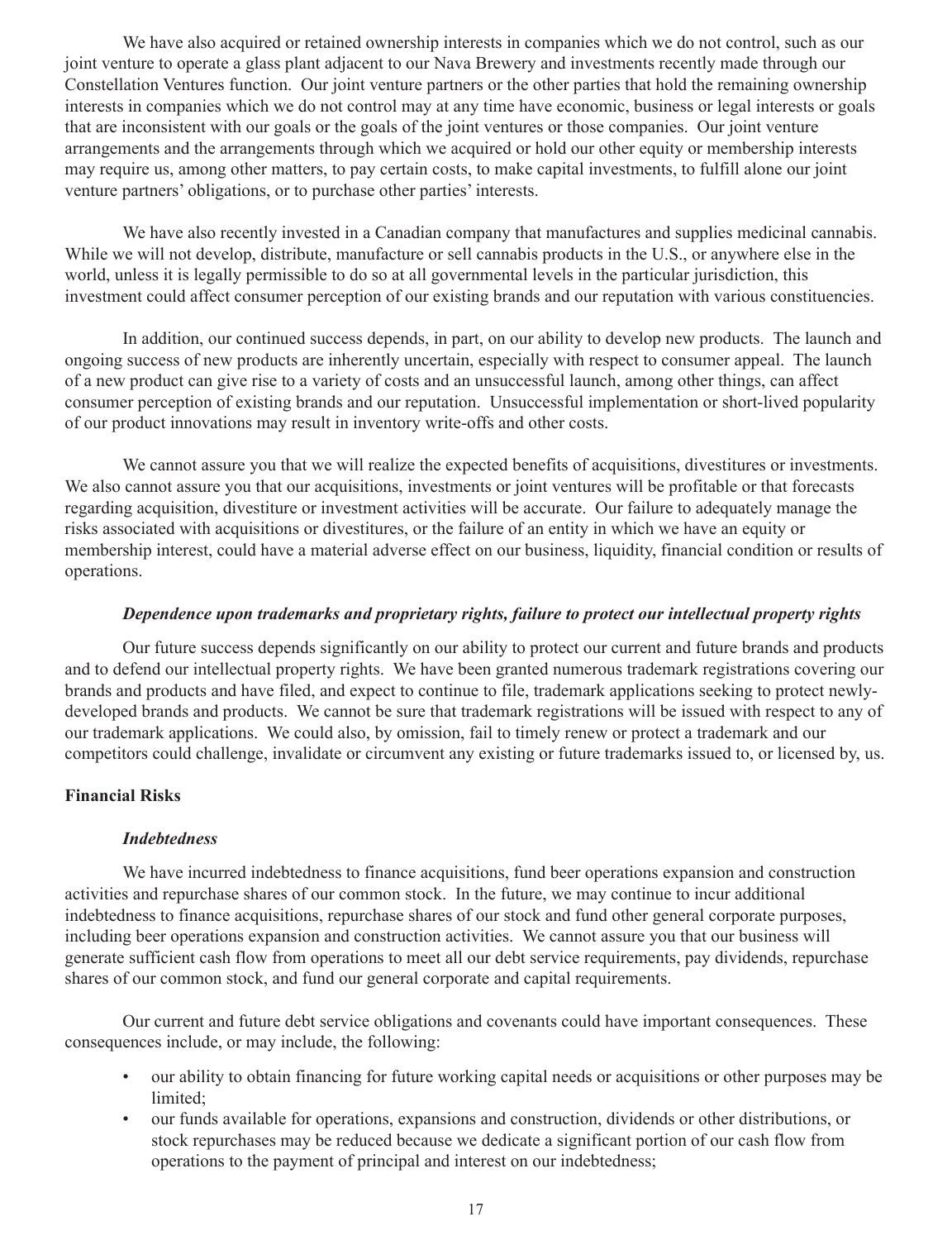We have also acquired or retained ownership interests in companies which we do not control, such as our joint venture to operate a glass plant adjacent to our Nava Brewery and investments recently made through our Constellation Ventures function. Our joint venture partners or the other parties that hold the remaining ownership interests in companies which we do not control may at any time have economic, business or legal interests or goals that are inconsistent with our goals or the goals of the joint ventures or those companies. Our joint venture arrangements and the arrangements through which we acquired or hold our other equity or membership interests may require us, among other matters, to pay certain costs, to make capital investments, to fulfill alone our joint venture partners' obligations, or to purchase other parties' interests.

We have also recently invested in a Canadian company that manufactures and supplies medicinal cannabis. While we will not develop, distribute, manufacture or sell cannabis products in the U.S., or anywhere else in the world, unless it is legally permissible to do so at all governmental levels in the particular jurisdiction, this investment could affect consumer perception of our existing brands and our reputation with various constituencies.

In addition, our continued success depends, in part, on our ability to develop new products. The launch and ongoing success of new products are inherently uncertain, especially with respect to consumer appeal. The launch of a new product can give rise to a variety of costs and an unsuccessful launch, among other things, can affect consumer perception of existing brands and our reputation. Unsuccessful implementation or short-lived popularity of our product innovations may result in inventory write-offs and other costs.

We cannot assure you that we will realize the expected benefits of acquisitions, divestitures or investments. We also cannot assure you that our acquisitions, investments or joint ventures will be profitable or that forecasts regarding acquisition, divestiture or investment activities will be accurate. Our failure to adequately manage the risks associated with acquisitions or divestitures, or the failure of an entity in which we have an equity or membership interest, could have a material adverse effect on our business, liquidity, financial condition or results of operations.

***Dependence upon trademarks and proprietary rights, failure to protect our intellectual property rights***

Our future success depends significantly on our ability to protect our current and future brands and products and to defend our intellectual property rights. We have been granted numerous trademark registrations covering our brands and products and have filed, and expect to continue to file, trademark applications seeking to protect newly-developed brands and products. We cannot be sure that trademark registrations will be issued with respect to any of our trademark applications. We could also, by omission, fail to timely renew or protect a trademark and our competitors could challenge, invalidate or circumvent any existing or future trademarks issued to, or licensed by, us.

**Financial Risks**

***Indebtedness***

We have incurred indebtedness to finance acquisitions, fund beer operations expansion and construction activities and repurchase shares of our common stock. In the future, we may continue to incur additional indebtedness to finance acquisitions, repurchase shares of our stock and fund other general corporate purposes, including beer operations expansion and construction activities. We cannot assure you that our business will generate sufficient cash flow from operations to meet all our debt service requirements, pay dividends, repurchase shares of our common stock, and fund our general corporate and capital requirements.

Our current and future debt service obligations and covenants could have important consequences. These consequences include, or may include, the following:

- our ability to obtain financing for future working capital needs or acquisitions or other purposes may be limited;
- our funds available for operations, expansions and construction, dividends or other distributions, or stock repurchases may be reduced because we dedicate a significant portion of our cash flow from operations to the payment of principal and interest on our indebtedness;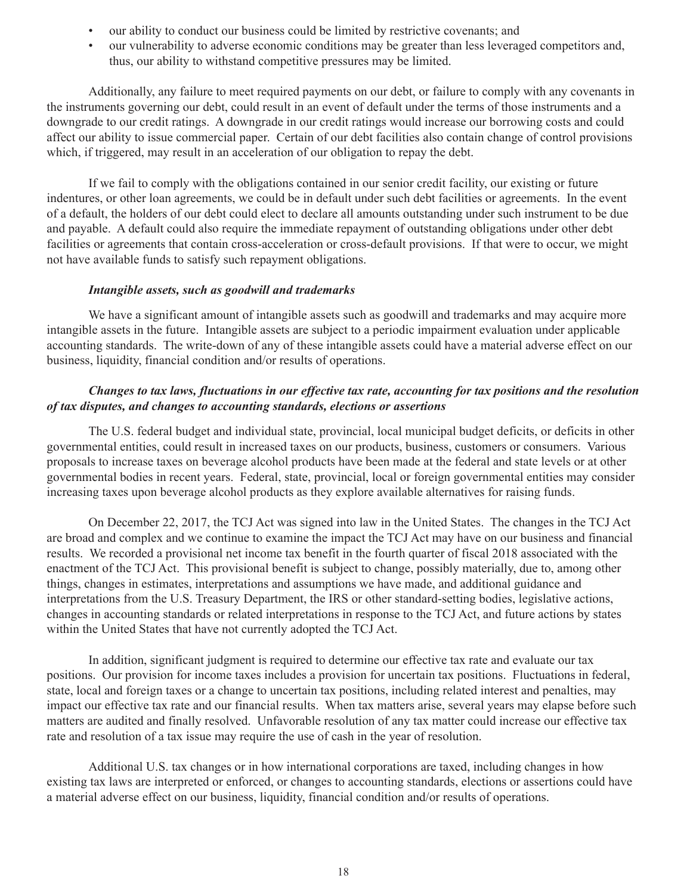- our ability to conduct our business could be limited by restrictive covenants; and
- our vulnerability to adverse economic conditions may be greater than less leveraged competitors and, thus, our ability to withstand competitive pressures may be limited.

Additionally, any failure to meet required payments on our debt, or failure to comply with any covenants in the instruments governing our debt, could result in an event of default under the terms of those instruments and a downgrade to our credit ratings. A downgrade in our credit ratings would increase our borrowing costs and could affect our ability to issue commercial paper. Certain of our debt facilities also contain change of control provisions which, if triggered, may result in an acceleration of our obligation to repay the debt.

If we fail to comply with the obligations contained in our senior credit facility, our existing or future indentures, or other loan agreements, we could be in default under such debt facilities or agreements. In the event of a default, the holders of our debt could elect to declare all amounts outstanding under such instrument to be due and payable. A default could also require the immediate repayment of outstanding obligations under other debt facilities or agreements that contain cross-acceleration or cross-default provisions. If that were to occur, we might not have available funds to satisfy such repayment obligations.

***Intangible assets, such as goodwill and trademarks***

We have a significant amount of intangible assets such as goodwill and trademarks and may acquire more intangible assets in the future. Intangible assets are subject to a periodic impairment evaluation under applicable accounting standards. The write-down of any of these intangible assets could have a material adverse effect on our business, liquidity, financial condition and/or results of operations.

***Changes to tax laws, fluctuations in our effective tax rate, accounting for tax positions and the resolution of tax disputes, and changes to accounting standards, elections or assertions***

The U.S. federal budget and individual state, provincial, local municipal budget deficits, or deficits in other governmental entities, could result in increased taxes on our products, business, customers or consumers. Various proposals to increase taxes on beverage alcohol products have been made at the federal and state levels or at other governmental bodies in recent years. Federal, state, provincial, local or foreign governmental entities may consider increasing taxes upon beverage alcohol products as they explore available alternatives for raising funds.

On December 22, 2017, the TCJ Act was signed into law in the United States. The changes in the TCJ Act are broad and complex and we continue to examine the impact the TCJ Act may have on our business and financial results. We recorded a provisional net income tax benefit in the fourth quarter of fiscal 2018 associated with the enactment of the TCJ Act. This provisional benefit is subject to change, possibly materially, due to, among other things, changes in estimates, interpretations and assumptions we have made, and additional guidance and interpretations from the U.S. Treasury Department, the IRS or other standard-setting bodies, legislative actions, changes in accounting standards or related interpretations in response to the TCJ Act, and future actions by states within the United States that have not currently adopted the TCJ Act.

In addition, significant judgment is required to determine our effective tax rate and evaluate our tax positions. Our provision for income taxes includes a provision for uncertain tax positions. Fluctuations in federal, state, local and foreign taxes or a change to uncertain tax positions, including related interest and penalties, may impact our effective tax rate and our financial results. When tax matters arise, several years may elapse before such matters are audited and finally resolved. Unfavorable resolution of any tax matter could increase our effective tax rate and resolution of a tax issue may require the use of cash in the year of resolution.

Additional U.S. tax changes or in how international corporations are taxed, including changes in how existing tax laws are interpreted or enforced, or changes to accounting standards, elections or assertions could have a material adverse effect on our business, liquidity, financial condition and/or results of operations.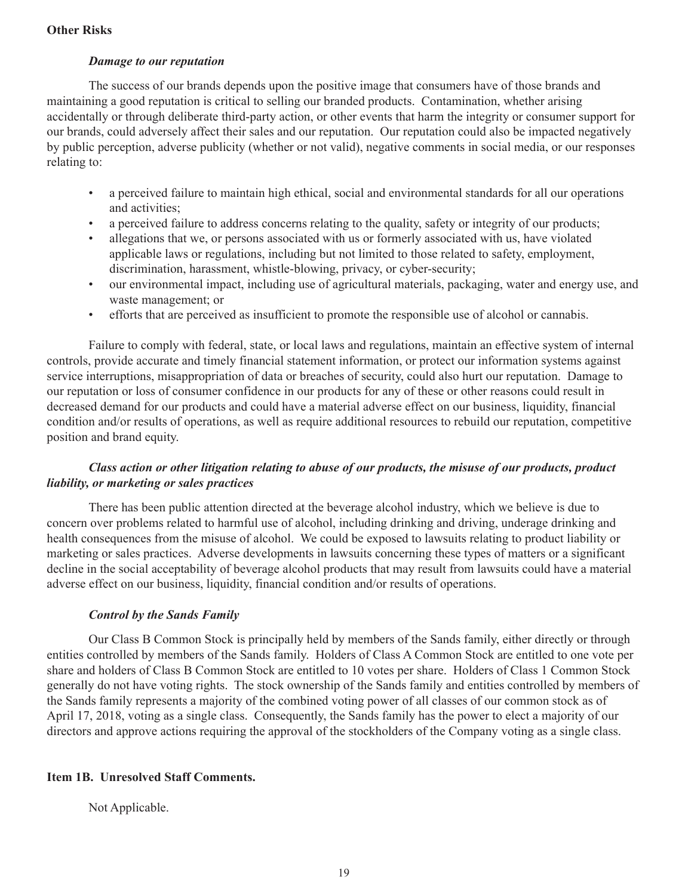**Other Risks**

***Damage to our reputation***

The success of our brands depends upon the positive image that consumers have of those brands and maintaining a good reputation is critical to selling our branded products. Contamination, whether arising accidentally or through deliberate third-party action, or other events that harm the integrity or consumer support for our brands, could adversely affect their sales and our reputation. Our reputation could also be impacted negatively by public perception, adverse publicity (whether or not valid), negative comments in social media, or our responses relating to:

- a perceived failure to maintain high ethical, social and environmental standards for all our operations and activities;
- a perceived failure to address concerns relating to the quality, safety or integrity of our products;
- allegations that we, or persons associated with us or formerly associated with us, have violated applicable laws or regulations, including but not limited to those related to safety, employment, discrimination, harassment, whistle-blowing, privacy, or cyber-security;
- our environmental impact, including use of agricultural materials, packaging, water and energy use, and waste management; or
- efforts that are perceived as insufficient to promote the responsible use of alcohol or cannabis.

Failure to comply with federal, state, or local laws and regulations, maintain an effective system of internal controls, provide accurate and timely financial statement information, or protect our information systems against service interruptions, misappropriation of data or breaches of security, could also hurt our reputation. Damage to our reputation or loss of consumer confidence in our products for any of these or other reasons could result in decreased demand for our products and could have a material adverse effect on our business, liquidity, financial condition and/or results of operations, as well as require additional resources to rebuild our reputation, competitive position and brand equity.

***Class action or other litigation relating to abuse of our products, the misuse of our products, product liability, or marketing or sales practices***

There has been public attention directed at the beverage alcohol industry, which we believe is due to concern over problems related to harmful use of alcohol, including drinking and driving, underage drinking and health consequences from the misuse of alcohol. We could be exposed to lawsuits relating to product liability or marketing or sales practices. Adverse developments in lawsuits concerning these types of matters or a significant decline in the social acceptability of beverage alcohol products that may result from lawsuits could have a material adverse effect on our business, liquidity, financial condition and/or results of operations.

***Control by the Sands Family***

Our Class B Common Stock is principally held by members of the Sands family, either directly or through entities controlled by members of the Sands family. Holders of Class A Common Stock are entitled to one vote per share and holders of Class B Common Stock are entitled to 10 votes per share. Holders of Class 1 Common Stock generally do not have voting rights. The stock ownership of the Sands family and entities controlled by members of the Sands family represents a majority of the combined voting power of all classes of our common stock as of April 17, 2018, voting as a single class. Consequently, the Sands family has the power to elect a majority of our directors and approve actions requiring the approval of the stockholders of the Company voting as a single class.

## Item 1B. Unresolved Staff Comments.

Not Applicable.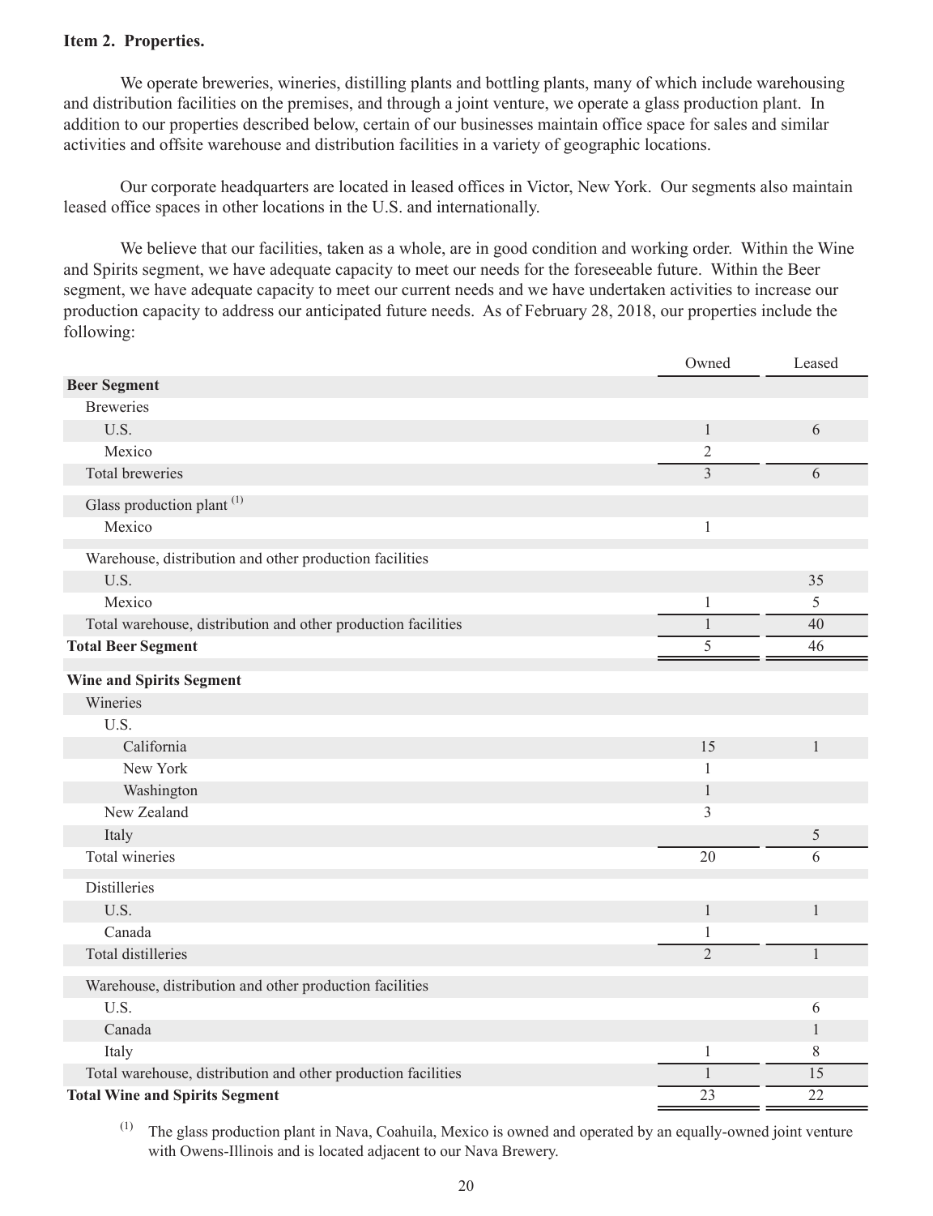### Item 2. Properties.

We operate breweries, wineries, distilling plants and bottling plants, many of which include warehousing and distribution facilities on the premises, and through a joint venture, we operate a glass production plant. In addition to our properties described below, certain of our businesses maintain office space for sales and similar activities and offsite warehouse and distribution facilities in a variety of geographic locations.

Our corporate headquarters are located in leased offices in Victor, New York. Our segments also maintain leased office spaces in other locations in the U.S. and internationally.

We believe that our facilities, taken as a whole, are in good condition and working order. Within the Wine and Spirits segment, we have adequate capacity to meet our needs for the foreseeable future. Within the Beer segment, we have adequate capacity to meet our current needs and we have undertaken activities to increase our production capacity to address our anticipated future needs. As of February 28, 2018, our properties include the following:

| | Owned | Leased |
|---|---|---|
| **Beer Segment** | | |
| Breweries | | |
| U.S. | 1 | 6 |
| Mexico | 2 | |
| Total breweries | 3 | 6 |
| Glass production plant [(1)] | | |
| Mexico | 1 | |
| Warehouse, distribution and other production facilities | | |
| U.S. | | 35 |
| Mexico | 1 | 5 |
| Total warehouse, distribution and other production facilities | 1 | 40 |
| **Total Beer Segment** | 5 | 46 |
| **Wine and Spirits Segment** | | |
| Wineries | | |
| U.S. | | |
| California | 15 | 1 |
| New York | 1 | |
| Washington | 1 | |
| New Zealand | 3 | |
| Italy | | 5 |
| Total wineries | 20 | 6 |
| Distilleries | | |
| U.S. | 1 | 1 |
| Canada | 1 | |
| Total distilleries | 2 | 1 |
| Warehouse, distribution and other production facilities | | |
| U.S. | | 6 |
| Canada | | 1 |
| Italy | 1 | 8 |
| Total warehouse, distribution and other production facilities | 1 | 15 |
| **Total Wine and Spirits Segment** | 23 | 22 |

(1) The glass production plant in Nava, Coahuila, Mexico is owned and operated by an equally-owned joint venture with Owens-Illinois and is located adjacent to our Nava Brewery.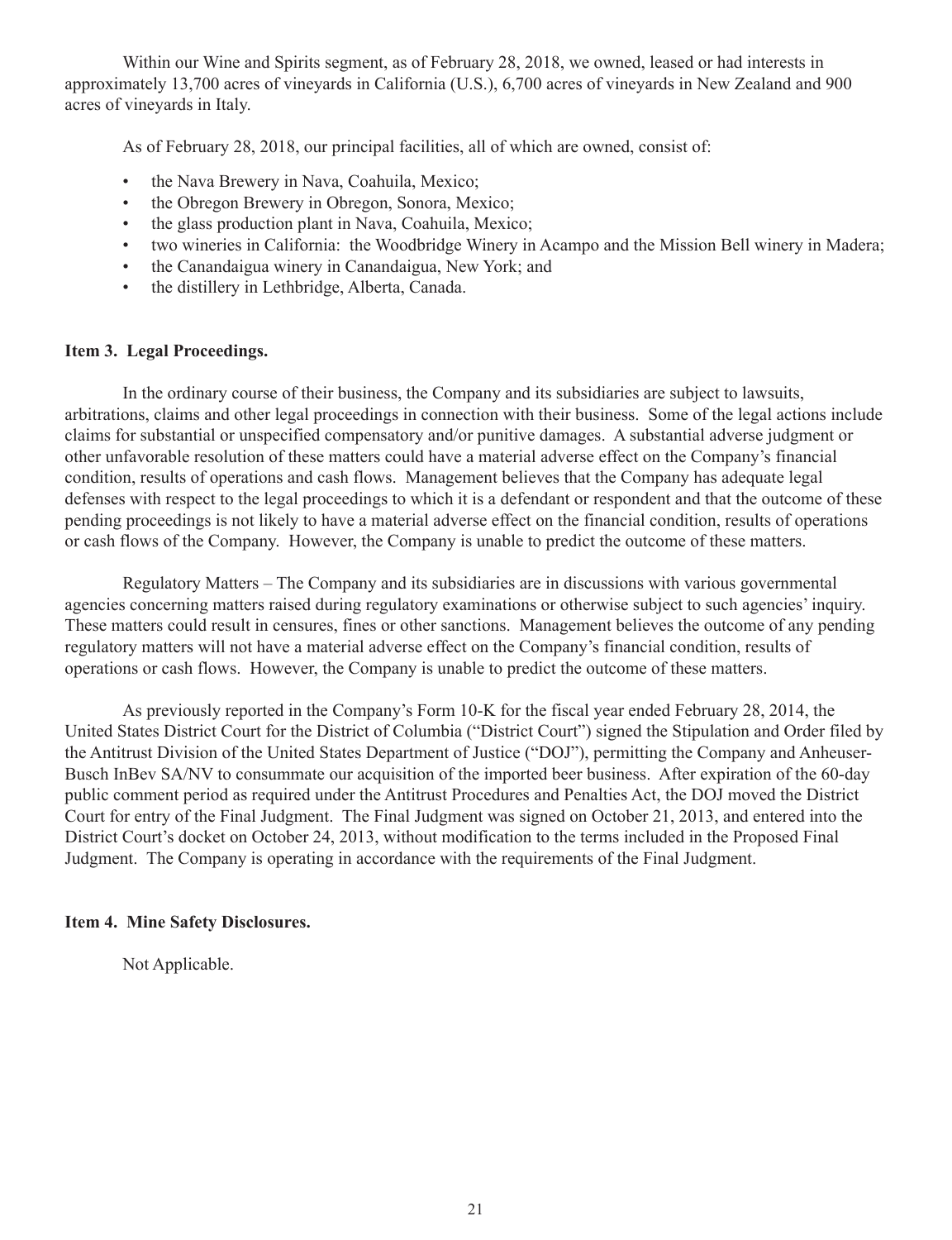Within our Wine and Spirits segment, as of February 28, 2018, we owned, leased or had interests in approximately 13,700 acres of vineyards in California (U.S.), 6,700 acres of vineyards in New Zealand and 900 acres of vineyards in Italy.

As of February 28, 2018, our principal facilities, all of which are owned, consist of:

- the Nava Brewery in Nava, Coahuila, Mexico;
- the Obregon Brewery in Obregon, Sonora, Mexico;
- the glass production plant in Nava, Coahuila, Mexico;
- two wineries in California: the Woodbridge Winery in Acampo and the Mission Bell winery in Madera;
- the Canandaigua winery in Canandaigua, New York; and
- the distillery in Lethbridge, Alberta, Canada.

## Item 3. Legal Proceedings.

In the ordinary course of their business, the Company and its subsidiaries are subject to lawsuits, arbitrations, claims and other legal proceedings in connection with their business. Some of the legal actions include claims for substantial or unspecified compensatory and/or punitive damages. A substantial adverse judgment or other unfavorable resolution of these matters could have a material adverse effect on the Company's financial condition, results of operations and cash flows. Management believes that the Company has adequate legal defenses with respect to the legal proceedings to which it is a defendant or respondent and that the outcome of these pending proceedings is not likely to have a material adverse effect on the financial condition, results of operations or cash flows of the Company. However, the Company is unable to predict the outcome of these matters.

Regulatory Matters – The Company and its subsidiaries are in discussions with various governmental agencies concerning matters raised during regulatory examinations or otherwise subject to such agencies' inquiry. These matters could result in censures, fines or other sanctions. Management believes the outcome of any pending regulatory matters will not have a material adverse effect on the Company's financial condition, results of operations or cash flows. However, the Company is unable to predict the outcome of these matters.

As previously reported in the Company's Form 10-K for the fiscal year ended February 28, 2014, the United States District Court for the District of Columbia ("District Court") signed the Stipulation and Order filed by the Antitrust Division of the United States Department of Justice ("DOJ"), permitting the Company and Anheuser-Busch InBev SA/NV to consummate our acquisition of the imported beer business. After expiration of the 60-day public comment period as required under the Antitrust Procedures and Penalties Act, the DOJ moved the District Court for entry of the Final Judgment. The Final Judgment was signed on October 21, 2013, and entered into the District Court's docket on October 24, 2013, without modification to the terms included in the Proposed Final Judgment. The Company is operating in accordance with the requirements of the Final Judgment.

## Item 4. Mine Safety Disclosures.

Not Applicable.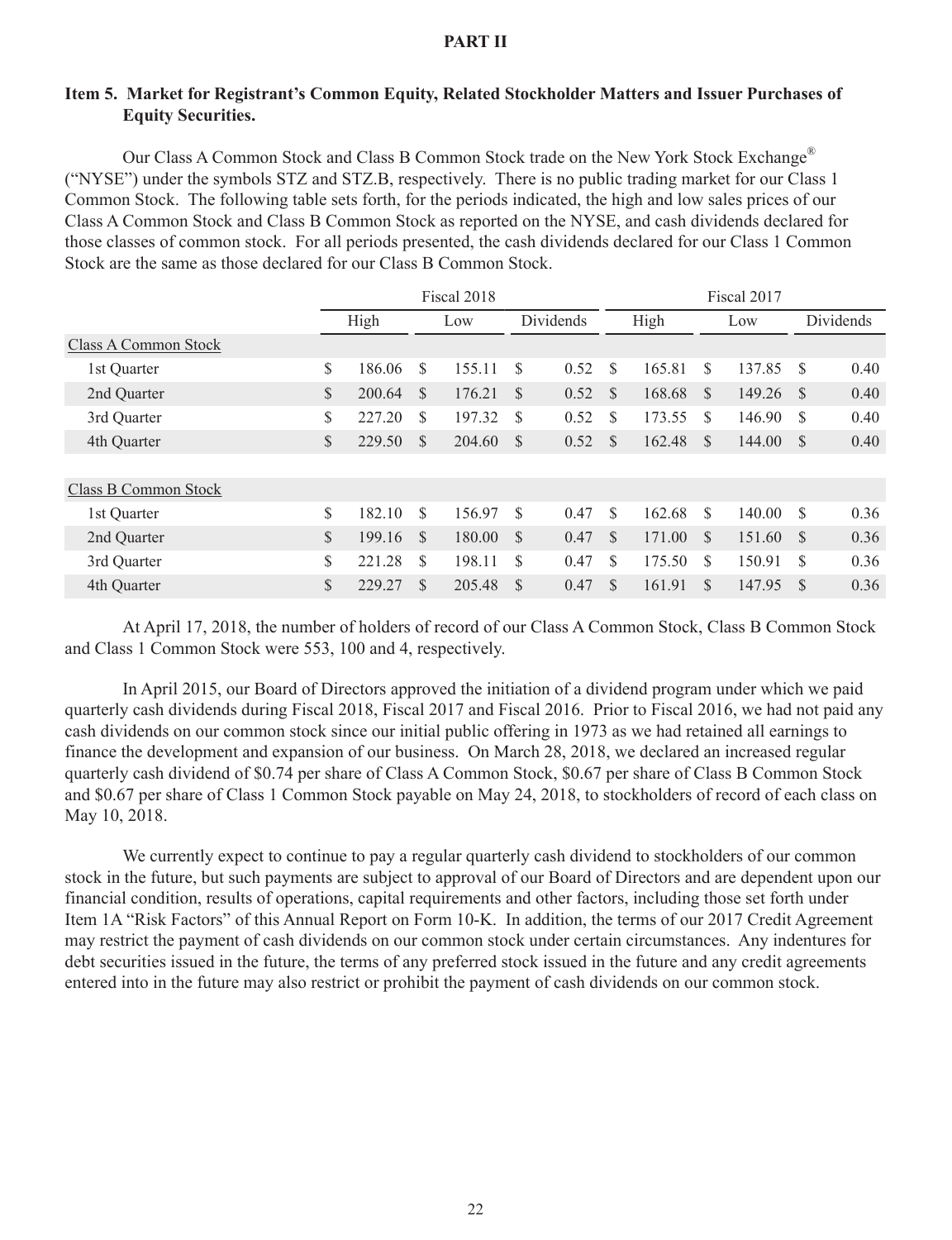# PART II

## Item 5. Market for Registrant's Common Equity, Related Stockholder Matters and Issuer Purchases of Equity Securities.

Our Class A Common Stock and Class B Common Stock trade on the New York Stock Exchange® ("NYSE") under the symbols STZ and STZ.B, respectively. There is no public trading market for our Class 1 Common Stock. The following table sets forth, for the periods indicated, the high and low sales prices of our Class A Common Stock and Class B Common Stock as reported on the NYSE, and cash dividends declared for those classes of common stock. For all periods presented, the cash dividends declared for our Class 1 Common Stock are the same as those declared for our Class B Common Stock.

| | Fiscal 2018 | | | Fiscal 2017 | | |
|---|---|---|---|---|---|---|
| | High | Low | Dividends | High | Low | Dividends |
| Class A Common Stock | | | | | | |
| 1st Quarter | $ 186.06 | $ 155.11 | $ 0.52 | $ 165.81 | $ 137.85 | $ 0.40 |
| 2nd Quarter | $ 200.64 | $ 176.21 | $ 0.52 | $ 168.68 | $ 149.26 | $ 0.40 |
| 3rd Quarter | $ 227.20 | $ 197.32 | $ 0.52 | $ 173.55 | $ 146.90 | $ 0.40 |
| 4th Quarter | $ 229.50 | $ 204.60 | $ 0.52 | $ 162.48 | $ 144.00 | $ 0.40 |
| | | | | | | |
| Class B Common Stock | | | | | | |
| 1st Quarter | $ 182.10 | $ 156.97 | $ 0.47 | $ 162.68 | $ 140.00 | $ 0.36 |
| 2nd Quarter | $ 199.16 | $ 180.00 | $ 0.47 | $ 171.00 | $ 151.60 | $ 0.36 |
| 3rd Quarter | $ 221.28 | $ 198.11 | $ 0.47 | $ 175.50 | $ 150.91 | $ 0.36 |
| 4th Quarter | $ 229.27 | $ 205.48 | $ 0.47 | $ 161.91 | $ 147.95 | $ 0.36 |

At April 17, 2018, the number of holders of record of our Class A Common Stock, Class B Common Stock and Class 1 Common Stock were 553, 100 and 4, respectively.

In April 2015, our Board of Directors approved the initiation of a dividend program under which we paid quarterly cash dividends during Fiscal 2018, Fiscal 2017 and Fiscal 2016. Prior to Fiscal 2016, we had not paid any cash dividends on our common stock since our initial public offering in 1973 as we had retained all earnings to finance the development and expansion of our business. On March 28, 2018, we declared an increased regular quarterly cash dividend of $0.74 per share of Class A Common Stock, $0.67 per share of Class B Common Stock and $0.67 per share of Class 1 Common Stock payable on May 24, 2018, to stockholders of record of each class on May 10, 2018.

We currently expect to continue to pay a regular quarterly cash dividend to stockholders of our common stock in the future, but such payments are subject to approval of our Board of Directors and are dependent upon our financial condition, results of operations, capital requirements and other factors, including those set forth under Item 1A "Risk Factors" of this Annual Report on Form 10-K. In addition, the terms of our 2017 Credit Agreement may restrict the payment of cash dividends on our common stock under certain circumstances. Any indentures for debt securities issued in the future, the terms of any preferred stock issued in the future and any credit agreements entered into in the future may also restrict or prohibit the payment of cash dividends on our common stock.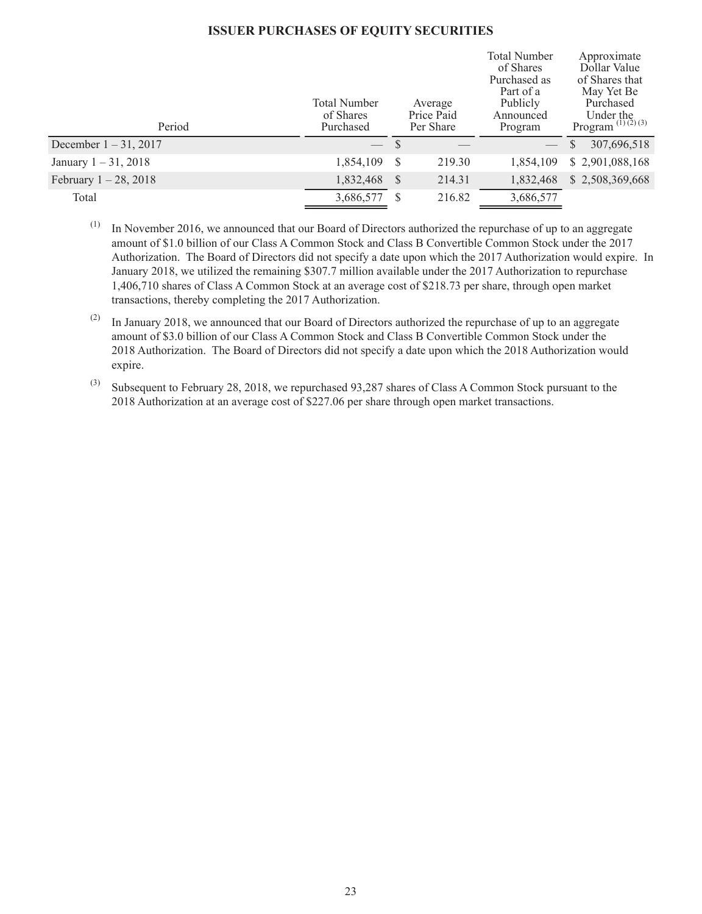## ISSUER PURCHASES OF EQUITY SECURITIES

| Period | Total Number of Shares Purchased | Average Price Paid Per Share | Total Number of Shares Purchased as Part of a Publicly Announced Program | Approximate Dollar Value of Shares that May Yet Be Purchased Under the Program (1) (2) (3) |
|---|---|---|---|---|
| December 1 – 31, 2017 | — | $ — | — | $ 307,696,518 |
| January 1 – 31, 2018 | 1,854,109 | $ 219.30 | 1,854,109 | $ 2,901,088,168 |
| February 1 – 28, 2018 | 1,832,468 | $ 214.31 | 1,832,468 | $ 2,508,369,668 |
| Total | 3,686,577 | $ 216.82 | 3,686,577 | |

(1) In November 2016, we announced that our Board of Directors authorized the repurchase of up to an aggregate amount of $1.0 billion of our Class A Common Stock and Class B Convertible Common Stock under the 2017 Authorization. The Board of Directors did not specify a date upon which the 2017 Authorization would expire. In January 2018, we utilized the remaining $307.7 million available under the 2017 Authorization to repurchase 1,406,710 shares of Class A Common Stock at an average cost of $218.73 per share, through open market transactions, thereby completing the 2017 Authorization.

(2) In January 2018, we announced that our Board of Directors authorized the repurchase of up to an aggregate amount of $3.0 billion of our Class A Common Stock and Class B Convertible Common Stock under the 2018 Authorization. The Board of Directors did not specify a date upon which the 2018 Authorization would expire.

(3) Subsequent to February 28, 2018, we repurchased 93,287 shares of Class A Common Stock pursuant to the 2018 Authorization at an average cost of $227.06 per share through open market transactions.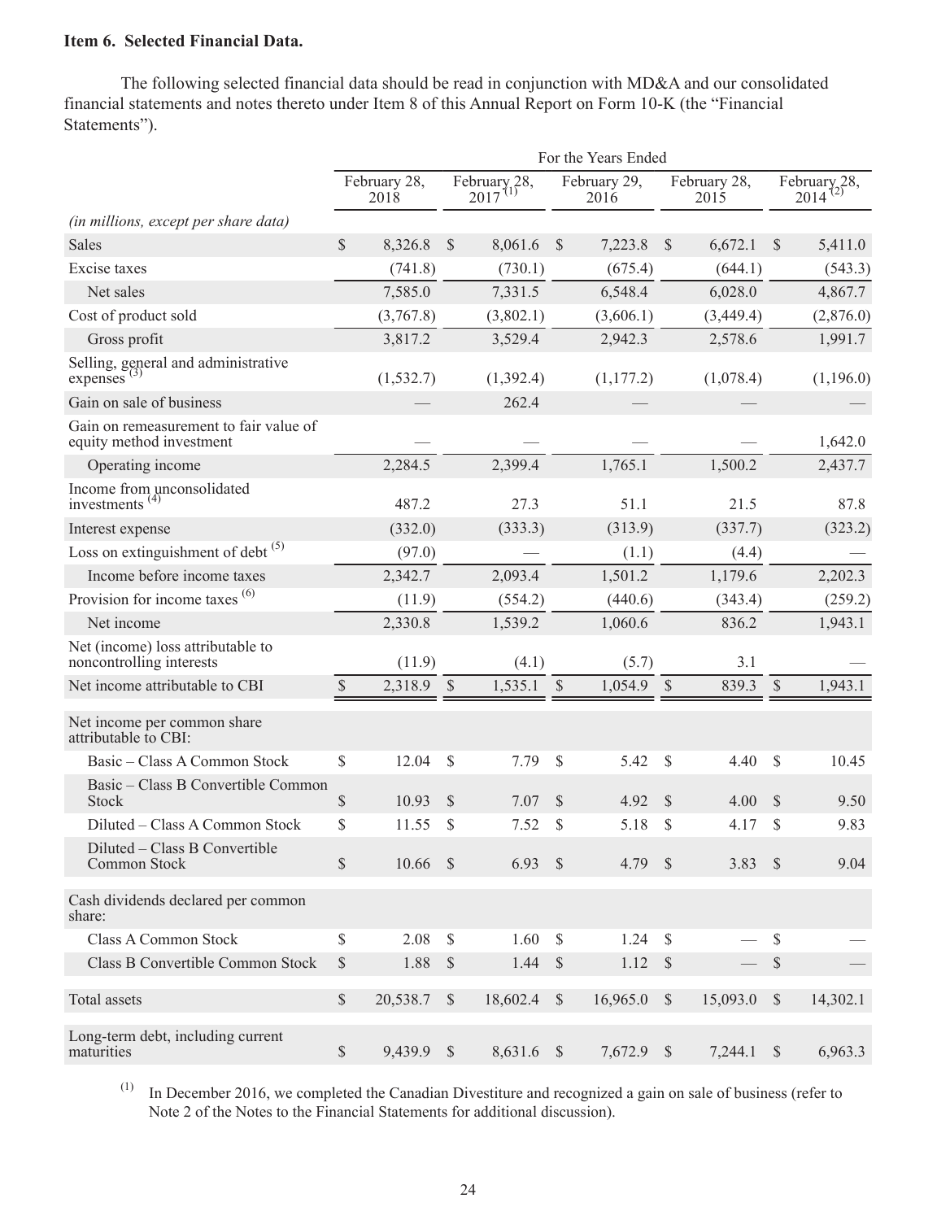**Item 6. Selected Financial Data.**

The following selected financial data should be read in conjunction with MD&A and our consolidated financial statements and notes thereto under Item 8 of this Annual Report on Form 10-K (the "Financial Statements").

| | For the Years Ended | | | | |
|---|---|---|---|---|---|
| | February 28, 2018 | February 28, 2017 [1] | February 29, 2016 | February 28, 2015 | February 28, 2014 [2] |
| *(in millions, except per share data)* | | | | | |
| Sales | $ 8,326.8 | $ 8,061.6 | $ 7,223.8 | $ 6,672.1 | $ 5,411.0 |
| Excise taxes | (741.8) | (730.1) | (675.4) | (644.1) | (543.3) |
| Net sales | 7,585.0 | 7,331.5 | 6,548.4 | 6,028.0 | 4,867.7 |
| Cost of product sold | (3,767.8) | (3,802.1) | (3,606.1) | (3,449.4) | (2,876.0) |
| Gross profit | 3,817.2 | 3,529.4 | 2,942.3 | 2,578.6 | 1,991.7 |
| Selling, general and administrative expenses [3] | (1,532.7) | (1,392.4) | (1,177.2) | (1,078.4) | (1,196.0) |
| Gain on sale of business | — | 262.4 | — | — | — |
| Gain on remeasurement to fair value of equity method investment | — | — | — | — | 1,642.0 |
| Operating income | 2,284.5 | 2,399.4 | 1,765.1 | 1,500.2 | 2,437.7 |
| Income from unconsolidated investments [4] | 487.2 | 27.3 | 51.1 | 21.5 | 87.8 |
| Interest expense | (332.0) | (333.3) | (313.9) | (337.7) | (323.2) |
| Loss on extinguishment of debt [5] | (97.0) | — | (1.1) | (4.4) | — |
| Income before income taxes | 2,342.7 | 2,093.4 | 1,501.2 | 1,179.6 | 2,202.3 |
| Provision for income taxes [6] | (11.9) | (554.2) | (440.6) | (343.4) | (259.2) |
| Net income | 2,330.8 | 1,539.2 | 1,060.6 | 836.2 | 1,943.1 |
| Net (income) loss attributable to noncontrolling interests | (11.9) | (4.1) | (5.7) | 3.1 | — |
| Net income attributable to CBI | $ 2,318.9 | $ 1,535.1 | $ 1,054.9 | $ 839.3 | $ 1,943.1 |
| Net income per common share attributable to CBI: | | | | | |
| Basic – Class A Common Stock | $ 12.04 | $ 7.79 | $ 5.42 | $ 4.40 | $ 10.45 |
| Basic – Class B Convertible Common Stock | $ 10.93 | $ 7.07 | $ 4.92 | $ 4.00 | $ 9.50 |
| Diluted – Class A Common Stock | $ 11.55 | $ 7.52 | $ 5.18 | $ 4.17 | $ 9.83 |
| Diluted – Class B Convertible Common Stock | $ 10.66 | $ 6.93 | $ 4.79 | $ 3.83 | $ 9.04 |
| Cash dividends declared per common share: | | | | | |
| Class A Common Stock | $ 2.08 | $ 1.60 | $ 1.24 | $ — | $ — |
| Class B Convertible Common Stock | $ 1.88 | $ 1.44 | $ 1.12 | $ — | $ — |
| Total assets | $ 20,538.7 | $ 18,602.4 | $ 16,965.0 | $ 15,093.0 | $ 14,302.1 |
| Long-term debt, including current maturities | $ 9,439.9 | $ 8,631.6 | $ 7,672.9 | $ 7,244.1 | $ 6,963.3 |

(1) In December 2016, we completed the Canadian Divestiture and recognized a gain on sale of business (refer to Note 2 of the Notes to the Financial Statements for additional discussion).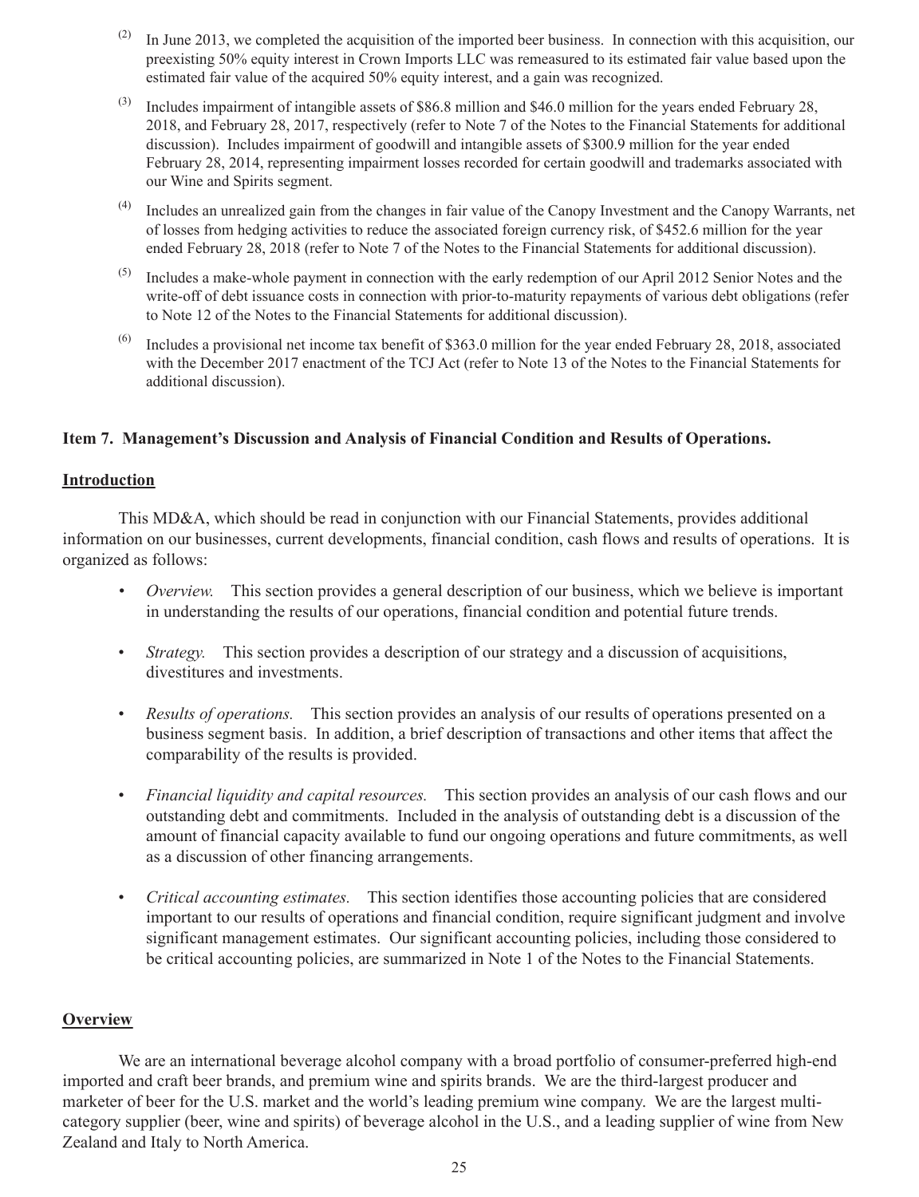(2) In June 2013, we completed the acquisition of the imported beer business. In connection with this acquisition, our preexisting 50% equity interest in Crown Imports LLC was remeasured to its estimated fair value based upon the estimated fair value of the acquired 50% equity interest, and a gain was recognized.

(3) Includes impairment of intangible assets of $86.8 million and $46.0 million for the years ended February 28, 2018, and February 28, 2017, respectively (refer to Note 7 of the Notes to the Financial Statements for additional discussion). Includes impairment of goodwill and intangible assets of $300.9 million for the year ended February 28, 2014, representing impairment losses recorded for certain goodwill and trademarks associated with our Wine and Spirits segment.

(4) Includes an unrealized gain from the changes in fair value of the Canopy Investment and the Canopy Warrants, net of losses from hedging activities to reduce the associated foreign currency risk, of $452.6 million for the year ended February 28, 2018 (refer to Note 7 of the Notes to the Financial Statements for additional discussion).

(5) Includes a make-whole payment in connection with the early redemption of our April 2012 Senior Notes and the write-off of debt issuance costs in connection with prior-to-maturity repayments of various debt obligations (refer to Note 12 of the Notes to the Financial Statements for additional discussion).

(6) Includes a provisional net income tax benefit of $363.0 million for the year ended February 28, 2018, associated with the December 2017 enactment of the TCJ Act (refer to Note 13 of the Notes to the Financial Statements for additional discussion).

## Item 7. Management's Discussion and Analysis of Financial Condition and Results of Operations.

### Introduction

This MD&A, which should be read in conjunction with our Financial Statements, provides additional information on our businesses, current developments, financial condition, cash flows and results of operations. It is organized as follows:

- *Overview.* This section provides a general description of our business, which we believe is important in understanding the results of our operations, financial condition and potential future trends.
- *Strategy.* This section provides a description of our strategy and a discussion of acquisitions, divestitures and investments.
- *Results of operations.* This section provides an analysis of our results of operations presented on a business segment basis. In addition, a brief description of transactions and other items that affect the comparability of the results is provided.
- *Financial liquidity and capital resources.* This section provides an analysis of our cash flows and our outstanding debt and commitments. Included in the analysis of outstanding debt is a discussion of the amount of financial capacity available to fund our ongoing operations and future commitments, as well as a discussion of other financing arrangements.
- *Critical accounting estimates.* This section identifies those accounting policies that are considered important to our results of operations and financial condition, require significant judgment and involve significant management estimates. Our significant accounting policies, including those considered to be critical accounting policies, are summarized in Note 1 of the Notes to the Financial Statements.

### Overview

We are an international beverage alcohol company with a broad portfolio of consumer-preferred high-end imported and craft beer brands, and premium wine and spirits brands. We are the third-largest producer and marketer of beer for the U.S. market and the world's leading premium wine company. We are the largest multi-category supplier (beer, wine and spirits) of beverage alcohol in the U.S., and a leading supplier of wine from New Zealand and Italy to North America.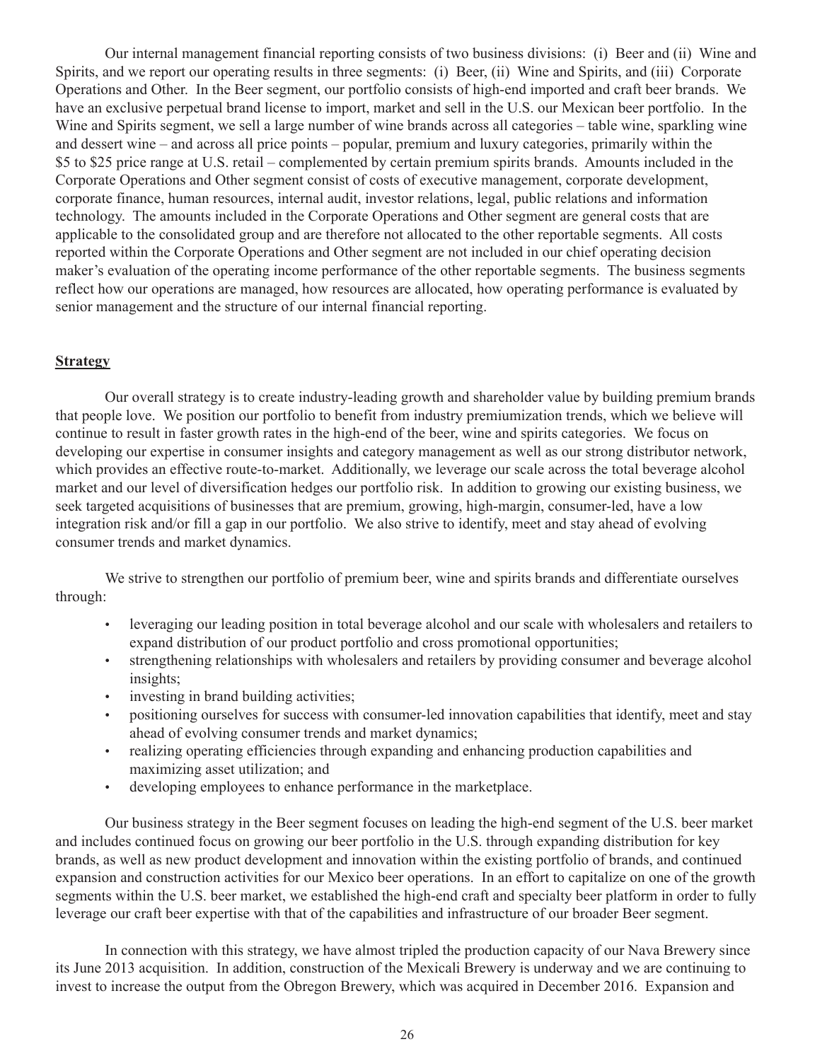Our internal management financial reporting consists of two business divisions: (i) Beer and (ii) Wine and Spirits, and we report our operating results in three segments: (i) Beer, (ii) Wine and Spirits, and (iii) Corporate Operations and Other. In the Beer segment, our portfolio consists of high-end imported and craft beer brands. We have an exclusive perpetual brand license to import, market and sell in the U.S. our Mexican beer portfolio. In the Wine and Spirits segment, we sell a large number of wine brands across all categories – table wine, sparkling wine and dessert wine – and across all price points – popular, premium and luxury categories, primarily within the $5 to $25 price range at U.S. retail – complemented by certain premium spirits brands. Amounts included in the Corporate Operations and Other segment consist of costs of executive management, corporate development, corporate finance, human resources, internal audit, investor relations, legal, public relations and information technology. The amounts included in the Corporate Operations and Other segment are general costs that are applicable to the consolidated group and are therefore not allocated to the other reportable segments. All costs reported within the Corporate Operations and Other segment are not included in our chief operating decision maker's evaluation of the operating income performance of the other reportable segments. The business segments reflect how our operations are managed, how resources are allocated, how operating performance is evaluated by senior management and the structure of our internal financial reporting.

## Strategy

Our overall strategy is to create industry-leading growth and shareholder value by building premium brands that people love. We position our portfolio to benefit from industry premiumization trends, which we believe will continue to result in faster growth rates in the high-end of the beer, wine and spirits categories. We focus on developing our expertise in consumer insights and category management as well as our strong distributor network, which provides an effective route-to-market. Additionally, we leverage our scale across the total beverage alcohol market and our level of diversification hedges our portfolio risk. In addition to growing our existing business, we seek targeted acquisitions of businesses that are premium, growing, high-margin, consumer-led, have a low integration risk and/or fill a gap in our portfolio. We also strive to identify, meet and stay ahead of evolving consumer trends and market dynamics.

We strive to strengthen our portfolio of premium beer, wine and spirits brands and differentiate ourselves through:

- leveraging our leading position in total beverage alcohol and our scale with wholesalers and retailers to expand distribution of our product portfolio and cross promotional opportunities;
- strengthening relationships with wholesalers and retailers by providing consumer and beverage alcohol insights;
- investing in brand building activities;
- positioning ourselves for success with consumer-led innovation capabilities that identify, meet and stay ahead of evolving consumer trends and market dynamics;
- realizing operating efficiencies through expanding and enhancing production capabilities and maximizing asset utilization; and
- developing employees to enhance performance in the marketplace.

Our business strategy in the Beer segment focuses on leading the high-end segment of the U.S. beer market and includes continued focus on growing our beer portfolio in the U.S. through expanding distribution for key brands, as well as new product development and innovation within the existing portfolio of brands, and continued expansion and construction activities for our Mexico beer operations. In an effort to capitalize on one of the growth segments within the U.S. beer market, we established the high-end craft and specialty beer platform in order to fully leverage our craft beer expertise with that of the capabilities and infrastructure of our broader Beer segment.

In connection with this strategy, we have almost tripled the production capacity of our Nava Brewery since its June 2013 acquisition. In addition, construction of the Mexicali Brewery is underway and we are continuing to invest to increase the output from the Obregon Brewery, which was acquired in December 2016. Expansion and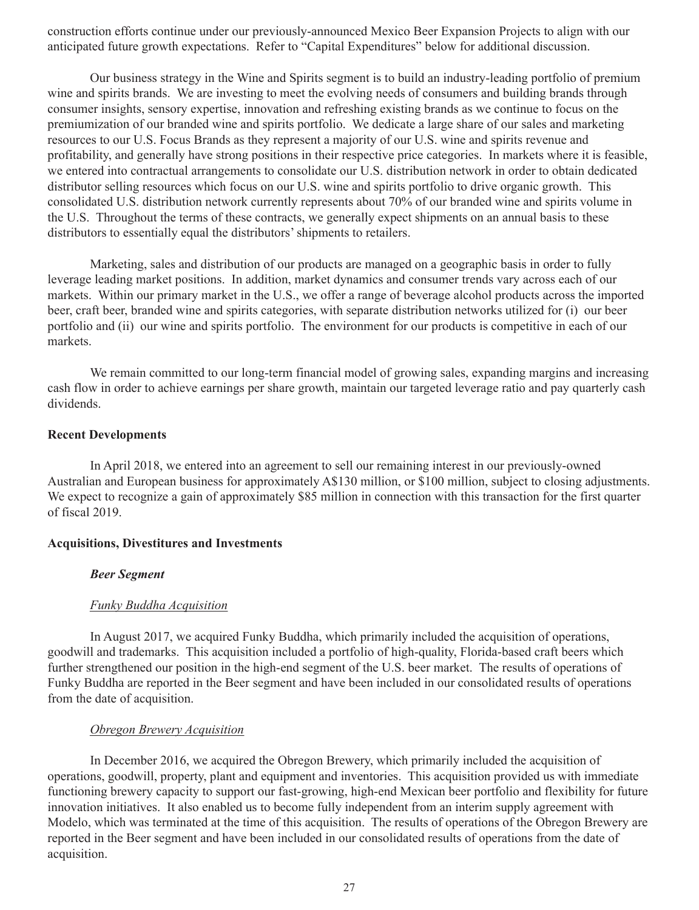construction efforts continue under our previously-announced Mexico Beer Expansion Projects to align with our anticipated future growth expectations. Refer to "Capital Expenditures" below for additional discussion.

Our business strategy in the Wine and Spirits segment is to build an industry-leading portfolio of premium wine and spirits brands. We are investing to meet the evolving needs of consumers and building brands through consumer insights, sensory expertise, innovation and refreshing existing brands as we continue to focus on the premiumization of our branded wine and spirits portfolio. We dedicate a large share of our sales and marketing resources to our U.S. Focus Brands as they represent a majority of our U.S. wine and spirits revenue and profitability, and generally have strong positions in their respective price categories. In markets where it is feasible, we entered into contractual arrangements to consolidate our U.S. distribution network in order to obtain dedicated distributor selling resources which focus on our U.S. wine and spirits portfolio to drive organic growth. This consolidated U.S. distribution network currently represents about 70% of our branded wine and spirits volume in the U.S. Throughout the terms of these contracts, we generally expect shipments on an annual basis to these distributors to essentially equal the distributors' shipments to retailers.

Marketing, sales and distribution of our products are managed on a geographic basis in order to fully leverage leading market positions. In addition, market dynamics and consumer trends vary across each of our markets. Within our primary market in the U.S., we offer a range of beverage alcohol products across the imported beer, craft beer, branded wine and spirits categories, with separate distribution networks utilized for (i) our beer portfolio and (ii) our wine and spirits portfolio. The environment for our products is competitive in each of our markets.

We remain committed to our long-term financial model of growing sales, expanding margins and increasing cash flow in order to achieve earnings per share growth, maintain our targeted leverage ratio and pay quarterly cash dividends.

**Recent Developments**

In April 2018, we entered into an agreement to sell our remaining interest in our previously-owned Australian and European business for approximately A$130 million, or $100 million, subject to closing adjustments. We expect to recognize a gain of approximately $85 million in connection with this transaction for the first quarter of fiscal 2019.

**Acquisitions, Divestitures and Investments**

***Beer Segment***

<u>Funky Buddha Acquisition</u>

In August 2017, we acquired Funky Buddha, which primarily included the acquisition of operations, goodwill and trademarks. This acquisition included a portfolio of high-quality, Florida-based craft beers which further strengthened our position in the high-end segment of the U.S. beer market. The results of operations of Funky Buddha are reported in the Beer segment and have been included in our consolidated results of operations from the date of acquisition.

<u>Obregon Brewery Acquisition</u>

In December 2016, we acquired the Obregon Brewery, which primarily included the acquisition of operations, goodwill, property, plant and equipment and inventories. This acquisition provided us with immediate functioning brewery capacity to support our fast-growing, high-end Mexican beer portfolio and flexibility for future innovation initiatives. It also enabled us to become fully independent from an interim supply agreement with Modelo, which was terminated at the time of this acquisition. The results of operations of the Obregon Brewery are reported in the Beer segment and have been included in our consolidated results of operations from the date of acquisition.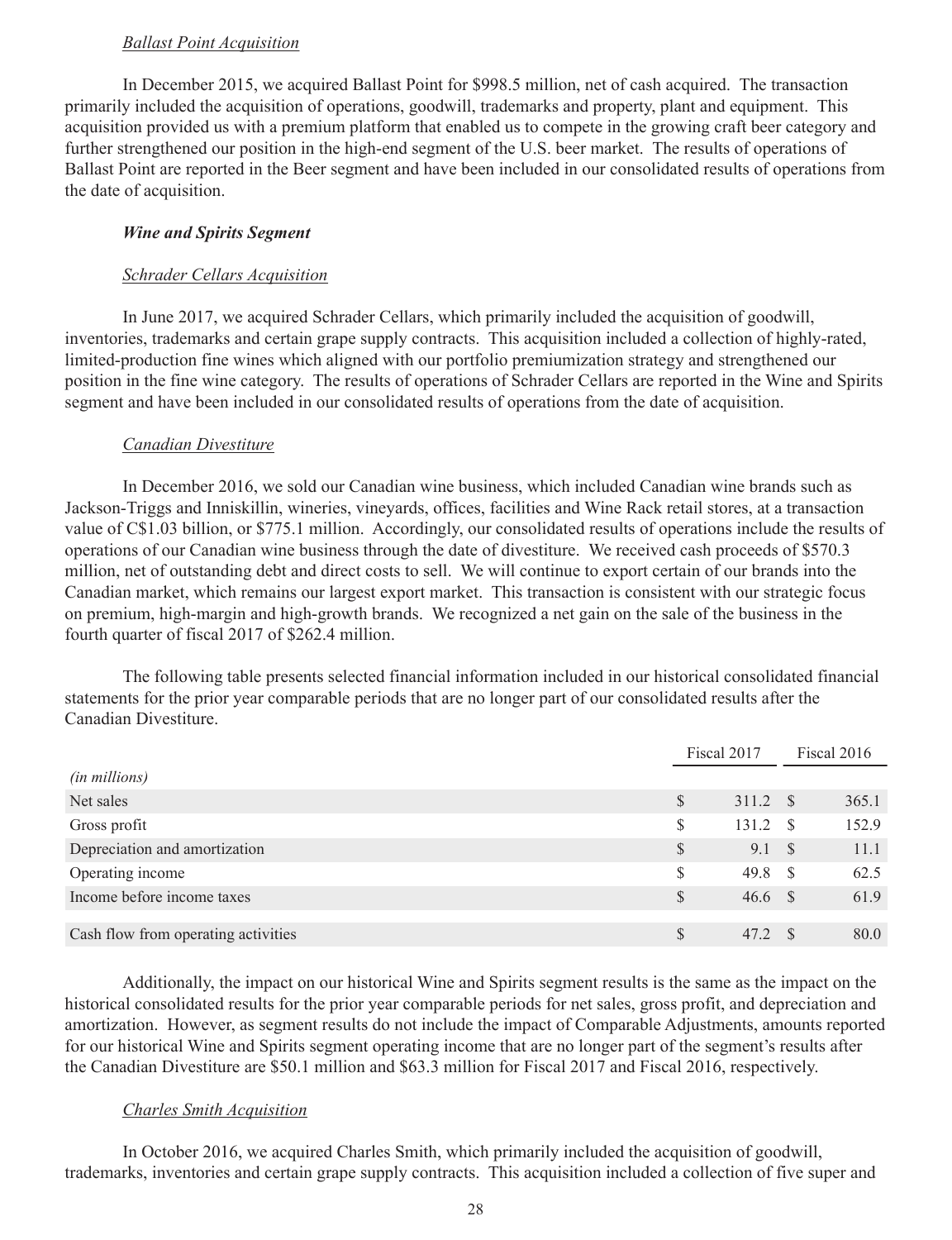*Ballast Point Acquisition*

In December 2015, we acquired Ballast Point for $998.5 million, net of cash acquired. The transaction primarily included the acquisition of operations, goodwill, trademarks and property, plant and equipment. This acquisition provided us with a premium platform that enabled us to compete in the growing craft beer category and further strengthened our position in the high-end segment of the U.S. beer market. The results of operations of Ballast Point are reported in the Beer segment and have been included in our consolidated results of operations from the date of acquisition.

***Wine and Spirits Segment***

*Schrader Cellars Acquisition*

In June 2017, we acquired Schrader Cellars, which primarily included the acquisition of goodwill, inventories, trademarks and certain grape supply contracts. This acquisition included a collection of highly-rated, limited-production fine wines which aligned with our portfolio premiumization strategy and strengthened our position in the fine wine category. The results of operations of Schrader Cellars are reported in the Wine and Spirits segment and have been included in our consolidated results of operations from the date of acquisition.

*Canadian Divestiture*

In December 2016, we sold our Canadian wine business, which included Canadian wine brands such as Jackson-Triggs and Inniskillin, wineries, vineyards, offices, facilities and Wine Rack retail stores, at a transaction value of C$1.03 billion, or $775.1 million. Accordingly, our consolidated results of operations include the results of operations of our Canadian wine business through the date of divestiture. We received cash proceeds of $570.3 million, net of outstanding debt and direct costs to sell. We will continue to export certain of our brands into the Canadian market, which remains our largest export market. This transaction is consistent with our strategic focus on premium, high-margin and high-growth brands. We recognized a net gain on the sale of the business in the fourth quarter of fiscal 2017 of $262.4 million.

The following table presents selected financial information included in our historical consolidated financial statements for the prior year comparable periods that are no longer part of our consolidated results after the Canadian Divestiture.

| *(in millions)* | Fiscal 2017 | Fiscal 2016 |
|---|---|---|
| Net sales | $ 311.2 | $ 365.1 |
| Gross profit | $ 131.2 | $ 152.9 |
| Depreciation and amortization | $ 9.1 | $ 11.1 |
| Operating income | $ 49.8 | $ 62.5 |
| Income before income taxes | $ 46.6 | $ 61.9 |
| Cash flow from operating activities | $ 47.2 | $ 80.0 |

Additionally, the impact on our historical Wine and Spirits segment results is the same as the impact on the historical consolidated results for the prior year comparable periods for net sales, gross profit, and depreciation and amortization. However, as segment results do not include the impact of Comparable Adjustments, amounts reported for our historical Wine and Spirits segment operating income that are no longer part of the segment's results after the Canadian Divestiture are $50.1 million and $63.3 million for Fiscal 2017 and Fiscal 2016, respectively.

*Charles Smith Acquisition*

In October 2016, we acquired Charles Smith, which primarily included the acquisition of goodwill, trademarks, inventories and certain grape supply contracts. This acquisition included a collection of five super and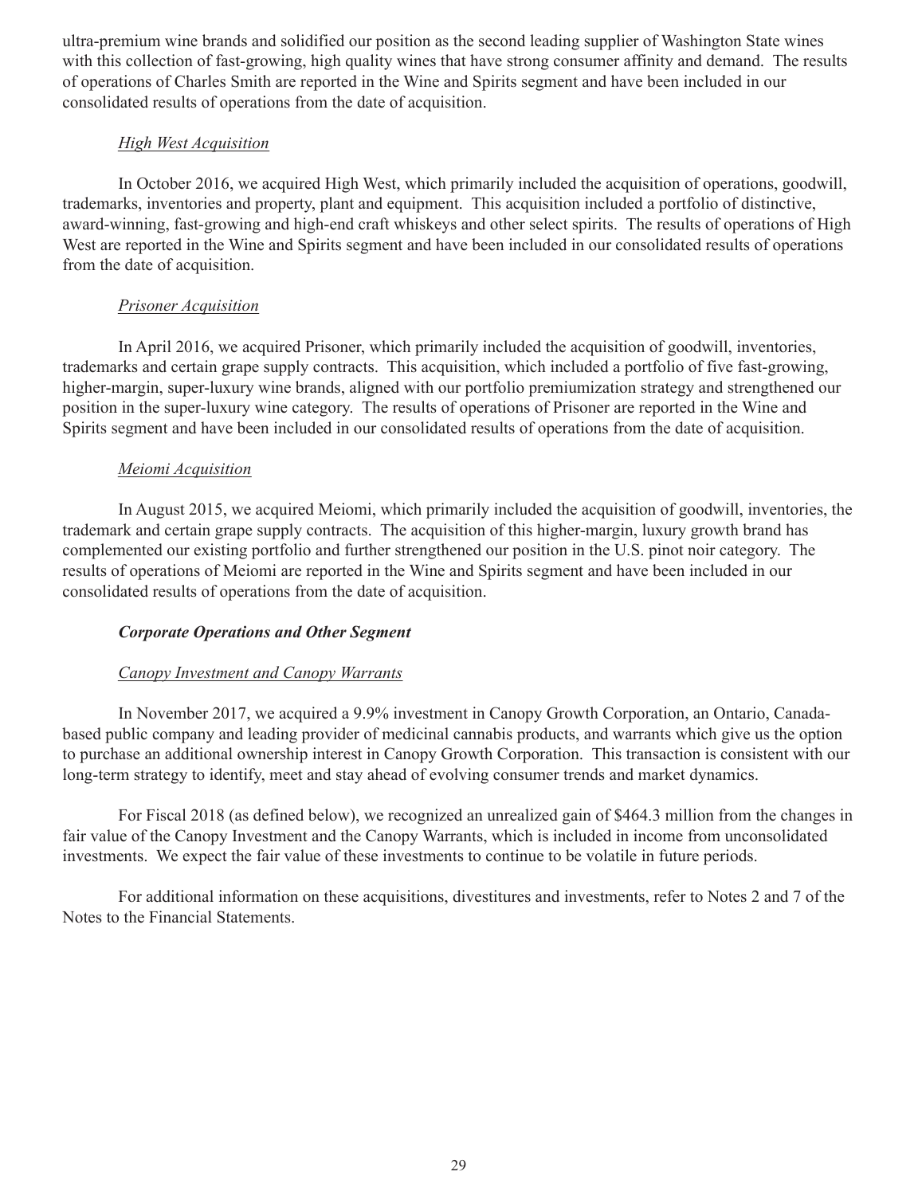ultra-premium wine brands and solidified our position as the second leading supplier of Washington State wines with this collection of fast-growing, high quality wines that have strong consumer affinity and demand. The results of operations of Charles Smith are reported in the Wine and Spirits segment and have been included in our consolidated results of operations from the date of acquisition.

*High West Acquisition*

In October 2016, we acquired High West, which primarily included the acquisition of operations, goodwill, trademarks, inventories and property, plant and equipment. This acquisition included a portfolio of distinctive, award-winning, fast-growing and high-end craft whiskeys and other select spirits. The results of operations of High West are reported in the Wine and Spirits segment and have been included in our consolidated results of operations from the date of acquisition.

*Prisoner Acquisition*

In April 2016, we acquired Prisoner, which primarily included the acquisition of goodwill, inventories, trademarks and certain grape supply contracts. This acquisition, which included a portfolio of five fast-growing, higher-margin, super-luxury wine brands, aligned with our portfolio premiumization strategy and strengthened our position in the super-luxury wine category. The results of operations of Prisoner are reported in the Wine and Spirits segment and have been included in our consolidated results of operations from the date of acquisition.

*Meiomi Acquisition*

In August 2015, we acquired Meiomi, which primarily included the acquisition of goodwill, inventories, the trademark and certain grape supply contracts. The acquisition of this higher-margin, luxury growth brand has complemented our existing portfolio and further strengthened our position in the U.S. pinot noir category. The results of operations of Meiomi are reported in the Wine and Spirits segment and have been included in our consolidated results of operations from the date of acquisition.

***Corporate Operations and Other Segment***

*Canopy Investment and Canopy Warrants*

In November 2017, we acquired a 9.9% investment in Canopy Growth Corporation, an Ontario, Canada-based public company and leading provider of medicinal cannabis products, and warrants which give us the option to purchase an additional ownership interest in Canopy Growth Corporation. This transaction is consistent with our long-term strategy to identify, meet and stay ahead of evolving consumer trends and market dynamics.

For Fiscal 2018 (as defined below), we recognized an unrealized gain of $464.3 million from the changes in fair value of the Canopy Investment and the Canopy Warrants, which is included in income from unconsolidated investments. We expect the fair value of these investments to continue to be volatile in future periods.

For additional information on these acquisitions, divestitures and investments, refer to Notes 2 and 7 of the Notes to the Financial Statements.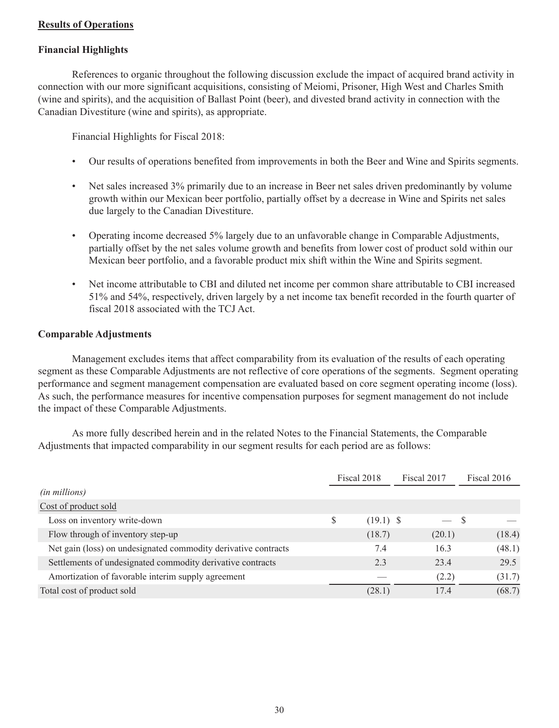## Results of Operations

### Financial Highlights

References to organic throughout the following discussion exclude the impact of acquired brand activity in connection with our more significant acquisitions, consisting of Meiomi, Prisoner, High West and Charles Smith (wine and spirits), and the acquisition of Ballast Point (beer), and divested brand activity in connection with the Canadian Divestiture (wine and spirits), as appropriate.

Financial Highlights for Fiscal 2018:

- Our results of operations benefited from improvements in both the Beer and Wine and Spirits segments.
- Net sales increased 3% primarily due to an increase in Beer net sales driven predominantly by volume growth within our Mexican beer portfolio, partially offset by a decrease in Wine and Spirits net sales due largely to the Canadian Divestiture.
- Operating income decreased 5% largely due to an unfavorable change in Comparable Adjustments, partially offset by the net sales volume growth and benefits from lower cost of product sold within our Mexican beer portfolio, and a favorable product mix shift within the Wine and Spirits segment.
- Net income attributable to CBI and diluted net income per common share attributable to CBI increased 51% and 54%, respectively, driven largely by a net income tax benefit recorded in the fourth quarter of fiscal 2018 associated with the TCJ Act.

### Comparable Adjustments

Management excludes items that affect comparability from its evaluation of the results of each operating segment as these Comparable Adjustments are not reflective of core operations of the segments. Segment operating performance and segment management compensation are evaluated based on core segment operating income (loss). As such, the performance measures for incentive compensation purposes for segment management do not include the impact of these Comparable Adjustments.

As more fully described herein and in the related Notes to the Financial Statements, the Comparable Adjustments that impacted comparability in our segment results for each period are as follows:

| *(in millions)* | Fiscal 2018 | Fiscal 2017 | Fiscal 2016 |
|---|---|---|---|
| Cost of product sold | | | |
| Loss on inventory write-down | $ (19.1) | $ — | $ — |
| Flow through of inventory step-up | (18.7) | (20.1) | (18.4) |
| Net gain (loss) on undesignated commodity derivative contracts | 7.4 | 16.3 | (48.1) |
| Settlements of undesignated commodity derivative contracts | 2.3 | 23.4 | 29.5 |
| Amortization of favorable interim supply agreement | — | (2.2) | (31.7) |
| Total cost of product sold | (28.1) | 17.4 | (68.7) |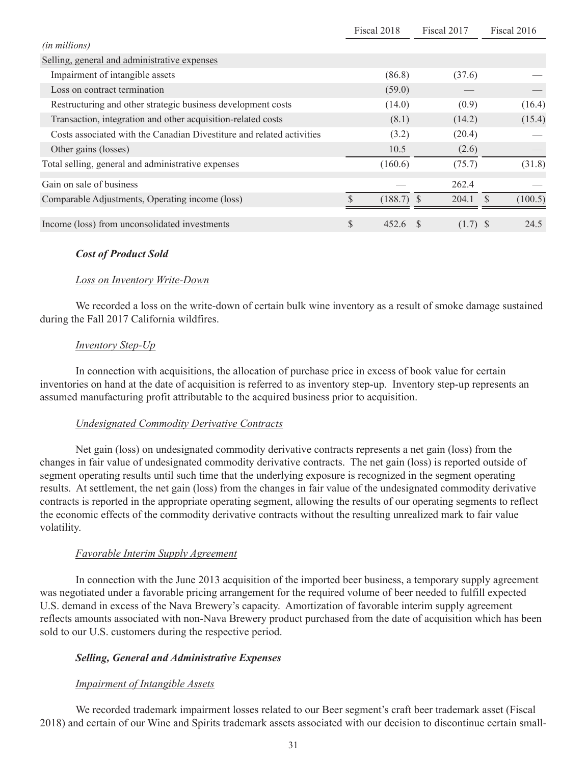| | Fiscal 2018 | Fiscal 2017 | Fiscal 2016 |
|---|---|---|---|
| *(in millions)* | | | |
| Selling, general and administrative expenses | | | |
| Impairment of intangible assets | (86.8) | (37.6) | — |
| Loss on contract termination | (59.0) | — | — |
| Restructuring and other strategic business development costs | (14.0) | (0.9) | (16.4) |
| Transaction, integration and other acquisition-related costs | (8.1) | (14.2) | (15.4) |
| Costs associated with the Canadian Divestiture and related activities | (3.2) | (20.4) | — |
| Other gains (losses) | 10.5 | (2.6) | — |
| Total selling, general and administrative expenses | (160.6) | (75.7) | (31.8) |
| Gain on sale of business | — | 262.4 | — |
| Comparable Adjustments, Operating income (loss) | $ (188.7) | $ 204.1 | $ (100.5) |
| Income (loss) from unconsolidated investments | $ 452.6 | $ (1.7) | $ 24.5 |

### *Cost of Product Sold*

*Loss on Inventory Write-Down*

We recorded a loss on the write-down of certain bulk wine inventory as a result of smoke damage sustained during the Fall 2017 California wildfires.

*Inventory Step-Up*

In connection with acquisitions, the allocation of purchase price in excess of book value for certain inventories on hand at the date of acquisition is referred to as inventory step-up. Inventory step-up represents an assumed manufacturing profit attributable to the acquired business prior to acquisition.

*Undesignated Commodity Derivative Contracts*

Net gain (loss) on undesignated commodity derivative contracts represents a net gain (loss) from the changes in fair value of undesignated commodity derivative contracts. The net gain (loss) is reported outside of segment operating results until such time that the underlying exposure is recognized in the segment operating results. At settlement, the net gain (loss) from the changes in fair value of the undesignated commodity derivative contracts is reported in the appropriate operating segment, allowing the results of our operating segments to reflect the economic effects of the commodity derivative contracts without the resulting unrealized mark to fair value volatility.

*Favorable Interim Supply Agreement*

In connection with the June 2013 acquisition of the imported beer business, a temporary supply agreement was negotiated under a favorable pricing arrangement for the required volume of beer needed to fulfill expected U.S. demand in excess of the Nava Brewery's capacity. Amortization of favorable interim supply agreement reflects amounts associated with non-Nava Brewery product purchased from the date of acquisition which has been sold to our U.S. customers during the respective period.

### *Selling, General and Administrative Expenses*

*Impairment of Intangible Assets*

We recorded trademark impairment losses related to our Beer segment's craft beer trademark asset (Fiscal 2018) and certain of our Wine and Spirits trademark assets associated with our decision to discontinue certain small-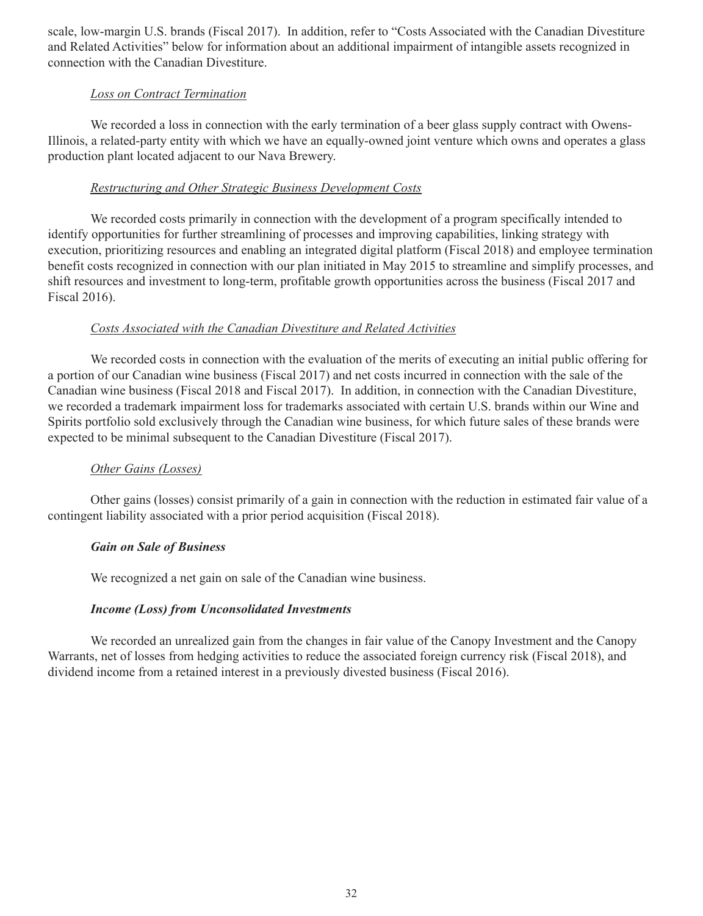scale, low-margin U.S. brands (Fiscal 2017). In addition, refer to "Costs Associated with the Canadian Divestiture and Related Activities" below for information about an additional impairment of intangible assets recognized in connection with the Canadian Divestiture.

*Loss on Contract Termination*

We recorded a loss in connection with the early termination of a beer glass supply contract with Owens-Illinois, a related-party entity with which we have an equally-owned joint venture which owns and operates a glass production plant located adjacent to our Nava Brewery.

*Restructuring and Other Strategic Business Development Costs*

We recorded costs primarily in connection with the development of a program specifically intended to identify opportunities for further streamlining of processes and improving capabilities, linking strategy with execution, prioritizing resources and enabling an integrated digital platform (Fiscal 2018) and employee termination benefit costs recognized in connection with our plan initiated in May 2015 to streamline and simplify processes, and shift resources and investment to long-term, profitable growth opportunities across the business (Fiscal 2017 and Fiscal 2016).

*Costs Associated with the Canadian Divestiture and Related Activities*

We recorded costs in connection with the evaluation of the merits of executing an initial public offering for a portion of our Canadian wine business (Fiscal 2017) and net costs incurred in connection with the sale of the Canadian wine business (Fiscal 2018 and Fiscal 2017). In addition, in connection with the Canadian Divestiture, we recorded a trademark impairment loss for trademarks associated with certain U.S. brands within our Wine and Spirits portfolio sold exclusively through the Canadian wine business, for which future sales of these brands were expected to be minimal subsequent to the Canadian Divestiture (Fiscal 2017).

*Other Gains (Losses)*

Other gains (losses) consist primarily of a gain in connection with the reduction in estimated fair value of a contingent liability associated with a prior period acquisition (Fiscal 2018).

***Gain on Sale of Business***

We recognized a net gain on sale of the Canadian wine business.

***Income (Loss) from Unconsolidated Investments***

We recorded an unrealized gain from the changes in fair value of the Canopy Investment and the Canopy Warrants, net of losses from hedging activities to reduce the associated foreign currency risk (Fiscal 2018), and dividend income from a retained interest in a previously divested business (Fiscal 2016).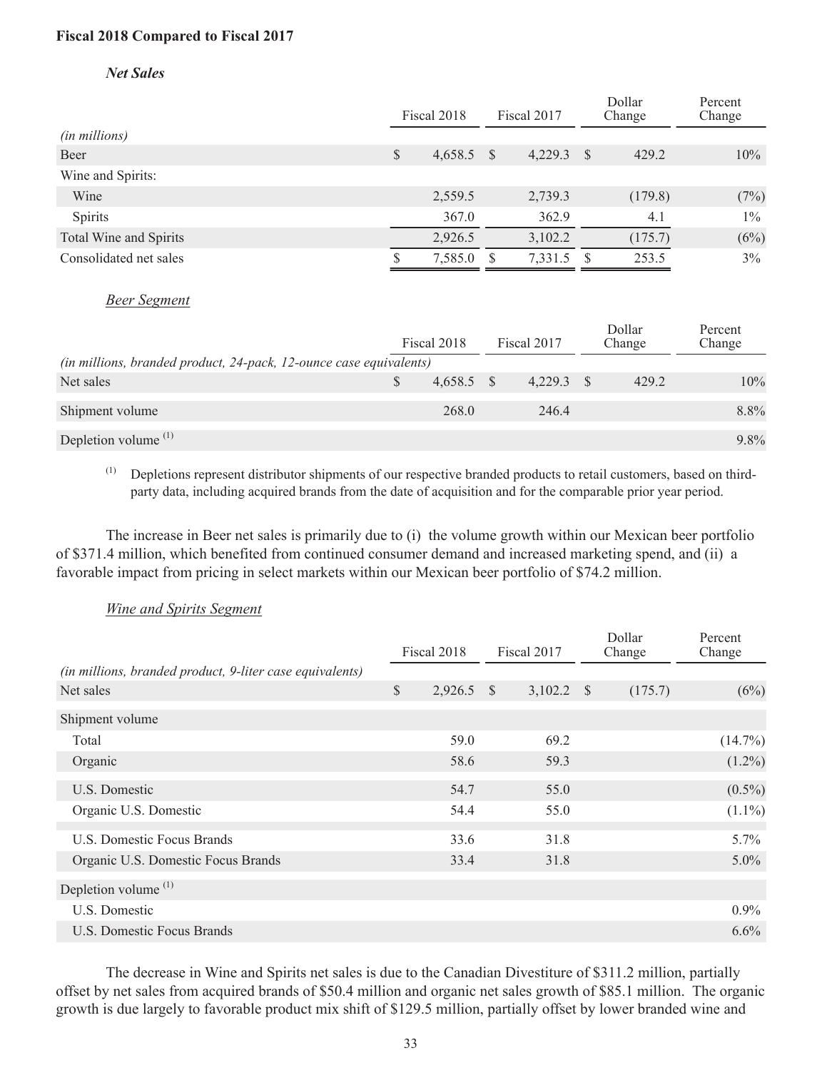**Fiscal 2018 Compared to Fiscal 2017**

***Net Sales***

| *(in millions)* | Fiscal 2018 | Fiscal 2017 | Dollar Change | Percent Change |
|---|---|---|---|---|
| Beer | $ 4,658.5 | $ 4,229.3 | $ 429.2 | 10% |
| Wine and Spirits: | | | | |
| Wine | 2,559.5 | 2,739.3 | (179.8) | (7%) |
| Spirits | 367.0 | 362.9 | 4.1 | 1% |
| Total Wine and Spirits | 2,926.5 | 3,102.2 | (175.7) | (6%) |
| Consolidated net sales | $ 7,585.0 | $ 7,331.5 | $ 253.5 | 3% |

*Beer Segment*

| *(in millions, branded product, 24-pack, 12-ounce case equivalents)* | Fiscal 2018 | Fiscal 2017 | Dollar Change | Percent Change |
|---|---|---|---|---|
| Net sales | $ 4,658.5 | $ 4,229.3 | $ 429.2 | 10% |
| Shipment volume | 268.0 | 246.4 | | 8.8% |
| Depletion volume [(1)] | | | | 9.8% |

[(1)] Depletions represent distributor shipments of our respective branded products to retail customers, based on third-party data, including acquired brands from the date of acquisition and for the comparable prior year period.

The increase in Beer net sales is primarily due to (i) the volume growth within our Mexican beer portfolio of $371.4 million, which benefited from continued consumer demand and increased marketing spend, and (ii) a favorable impact from pricing in select markets within our Mexican beer portfolio of $74.2 million.

*Wine and Spirits Segment*

| *(in millions, branded product, 9-liter case equivalents)* | Fiscal 2018 | Fiscal 2017 | Dollar Change | Percent Change |
|---|---|---|---|---|
| Net sales | $ 2,926.5 | $ 3,102.2 | $ (175.7) | (6%) |
| Shipment volume | | | | |
| Total | 59.0 | 69.2 | | (14.7%) |
| Organic | 58.6 | 59.3 | | (1.2%) |
| U.S. Domestic | 54.7 | 55.0 | | (0.5%) |
| Organic U.S. Domestic | 54.4 | 55.0 | | (1.1%) |
| U.S. Domestic Focus Brands | 33.6 | 31.8 | | 5.7% |
| Organic U.S. Domestic Focus Brands | 33.4 | 31.8 | | 5.0% |
| Depletion volume [(1)] | | | | |
| U.S. Domestic | | | | 0.9% |
| U.S. Domestic Focus Brands | | | | 6.6% |

The decrease in Wine and Spirits net sales is due to the Canadian Divestiture of $311.2 million, partially offset by net sales from acquired brands of $50.4 million and organic net sales growth of $85.1 million. The organic growth is due largely to favorable product mix shift of $129.5 million, partially offset by lower branded wine and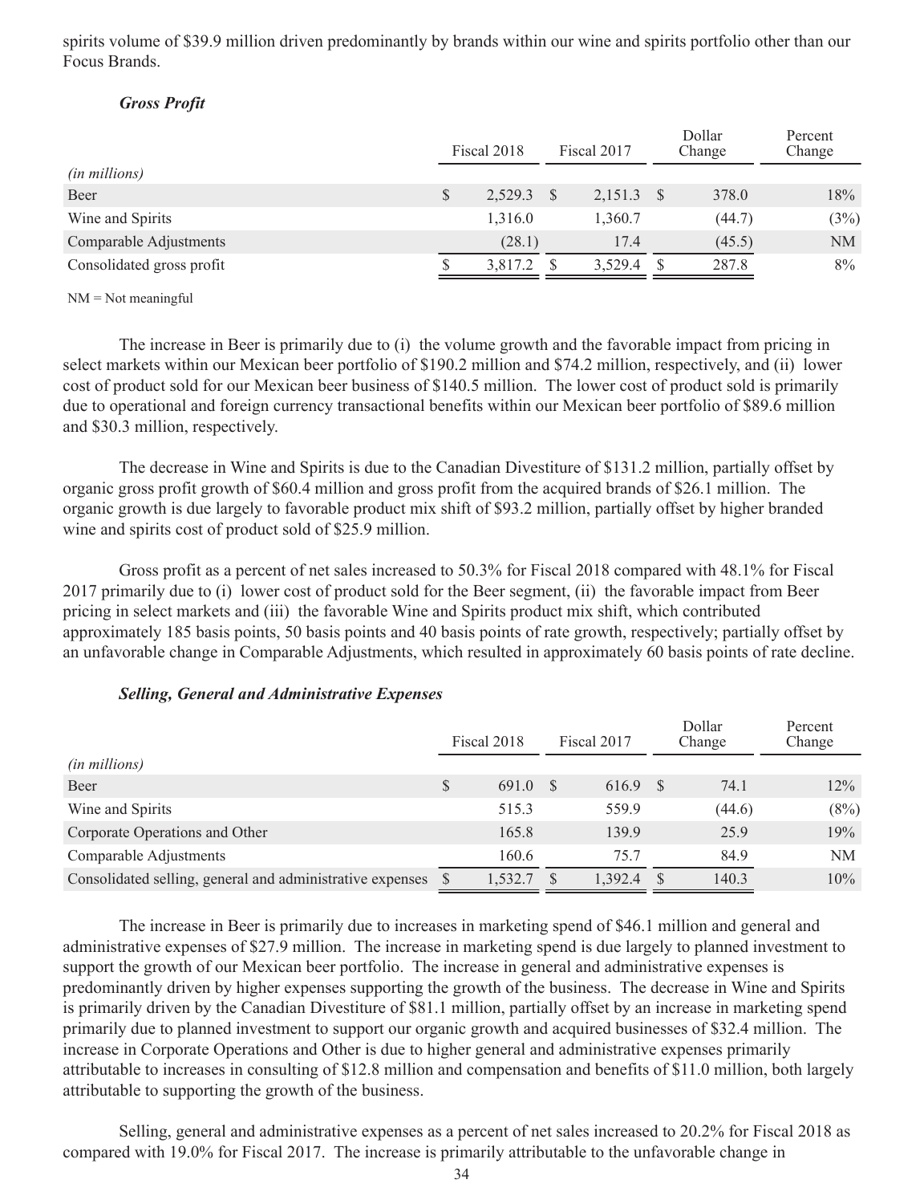spirits volume of $39.9 million driven predominantly by brands within our wine and spirits portfolio other than our Focus Brands.

***Gross Profit***

| *(in millions)* | Fiscal 2018 | Fiscal 2017 | Dollar Change | Percent Change |
|---|---|---|---|---|
| Beer | $ 2,529.3 | $ 2,151.3 | $ 378.0 | 18% |
| Wine and Spirits | 1,316.0 | 1,360.7 | (44.7) | (3%) |
| Comparable Adjustments | (28.1) | 17.4 | (45.5) | NM |
| Consolidated gross profit | $ 3,817.2 | $ 3,529.4 | $ 287.8 | 8% |

NM = Not meaningful

The increase in Beer is primarily due to (i) the volume growth and the favorable impact from pricing in select markets within our Mexican beer portfolio of $190.2 million and $74.2 million, respectively, and (ii) lower cost of product sold for our Mexican beer business of $140.5 million. The lower cost of product sold is primarily due to operational and foreign currency transactional benefits within our Mexican beer portfolio of $89.6 million and $30.3 million, respectively.

The decrease in Wine and Spirits is due to the Canadian Divestiture of $131.2 million, partially offset by organic gross profit growth of $60.4 million and gross profit from the acquired brands of $26.1 million. The organic growth is due largely to favorable product mix shift of $93.2 million, partially offset by higher branded wine and spirits cost of product sold of $25.9 million.

Gross profit as a percent of net sales increased to 50.3% for Fiscal 2018 compared with 48.1% for Fiscal 2017 primarily due to (i) lower cost of product sold for the Beer segment, (ii) the favorable impact from Beer pricing in select markets and (iii) the favorable Wine and Spirits product mix shift, which contributed approximately 185 basis points, 50 basis points and 40 basis points of rate growth, respectively; partially offset by an unfavorable change in Comparable Adjustments, which resulted in approximately 60 basis points of rate decline.

***Selling, General and Administrative Expenses***

| *(in millions)* | Fiscal 2018 | Fiscal 2017 | Dollar Change | Percent Change |
|---|---|---|---|---|
| Beer | $ 691.0 | $ 616.9 | $ 74.1 | 12% |
| Wine and Spirits | 515.3 | 559.9 | (44.6) | (8%) |
| Corporate Operations and Other | 165.8 | 139.9 | 25.9 | 19% |
| Comparable Adjustments | 160.6 | 75.7 | 84.9 | NM |
| Consolidated selling, general and administrative expenses | $ 1,532.7 | $ 1,392.4 | $ 140.3 | 10% |

The increase in Beer is primarily due to increases in marketing spend of $46.1 million and general and administrative expenses of $27.9 million. The increase in marketing spend is due largely to planned investment to support the growth of our Mexican beer portfolio. The increase in general and administrative expenses is predominantly driven by higher expenses supporting the growth of the business. The decrease in Wine and Spirits is primarily driven by the Canadian Divestiture of $81.1 million, partially offset by an increase in marketing spend primarily due to planned investment to support our organic growth and acquired businesses of $32.4 million. The increase in Corporate Operations and Other is due to higher general and administrative expenses primarily attributable to increases in consulting of $12.8 million and compensation and benefits of $11.0 million, both largely attributable to supporting the growth of the business.

Selling, general and administrative expenses as a percent of net sales increased to 20.2% for Fiscal 2018 as compared with 19.0% for Fiscal 2017. The increase is primarily attributable to the unfavorable change in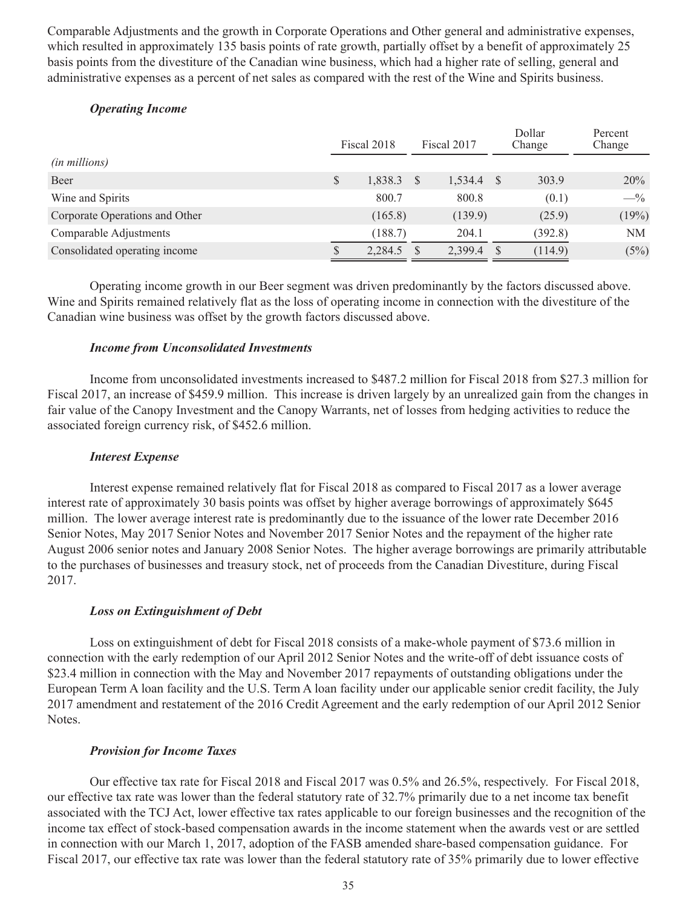Comparable Adjustments and the growth in Corporate Operations and Other general and administrative expenses, which resulted in approximately 135 basis points of rate growth, partially offset by a benefit of approximately 25 basis points from the divestiture of the Canadian wine business, which had a higher rate of selling, general and administrative expenses as a percent of net sales as compared with the rest of the Wine and Spirits business.

### *Operating Income*

| *(in millions)* | Fiscal 2018 | Fiscal 2017 | Dollar Change | Percent Change |
|---|---|---|---|---|
| Beer | $ 1,838.3 | $ 1,534.4 | $ 303.9 | 20% |
| Wine and Spirits | 800.7 | 800.8 | (0.1) | —% |
| Corporate Operations and Other | (165.8) | (139.9) | (25.9) | (19%) |
| Comparable Adjustments | (188.7) | 204.1 | (392.8) | NM |
| Consolidated operating income | $ 2,284.5 | $ 2,399.4 | $ (114.9) | (5%) |

Operating income growth in our Beer segment was driven predominantly by the factors discussed above. Wine and Spirits remained relatively flat as the loss of operating income in connection with the divestiture of the Canadian wine business was offset by the growth factors discussed above.

### *Income from Unconsolidated Investments*

Income from unconsolidated investments increased to $487.2 million for Fiscal 2018 from $27.3 million for Fiscal 2017, an increase of $459.9 million. This increase is driven largely by an unrealized gain from the changes in fair value of the Canopy Investment and the Canopy Warrants, net of losses from hedging activities to reduce the associated foreign currency risk, of $452.6 million.

### *Interest Expense*

Interest expense remained relatively flat for Fiscal 2018 as compared to Fiscal 2017 as a lower average interest rate of approximately 30 basis points was offset by higher average borrowings of approximately $645 million. The lower average interest rate is predominantly due to the issuance of the lower rate December 2016 Senior Notes, May 2017 Senior Notes and November 2017 Senior Notes and the repayment of the higher rate August 2006 senior notes and January 2008 Senior Notes. The higher average borrowings are primarily attributable to the purchases of businesses and treasury stock, net of proceeds from the Canadian Divestiture, during Fiscal 2017.

### *Loss on Extinguishment of Debt*

Loss on extinguishment of debt for Fiscal 2018 consists of a make-whole payment of $73.6 million in connection with the early redemption of our April 2012 Senior Notes and the write-off of debt issuance costs of $23.4 million in connection with the May and November 2017 repayments of outstanding obligations under the European Term A loan facility and the U.S. Term A loan facility under our applicable senior credit facility, the July 2017 amendment and restatement of the 2016 Credit Agreement and the early redemption of our April 2012 Senior Notes.

### *Provision for Income Taxes*

Our effective tax rate for Fiscal 2018 and Fiscal 2017 was 0.5% and 26.5%, respectively. For Fiscal 2018, our effective tax rate was lower than the federal statutory rate of 32.7% primarily due to a net income tax benefit associated with the TCJ Act, lower effective tax rates applicable to our foreign businesses and the recognition of the income tax effect of stock-based compensation awards in the income statement when the awards vest or are settled in connection with our March 1, 2017, adoption of the FASB amended share-based compensation guidance. For Fiscal 2017, our effective tax rate was lower than the federal statutory rate of 35% primarily due to lower effective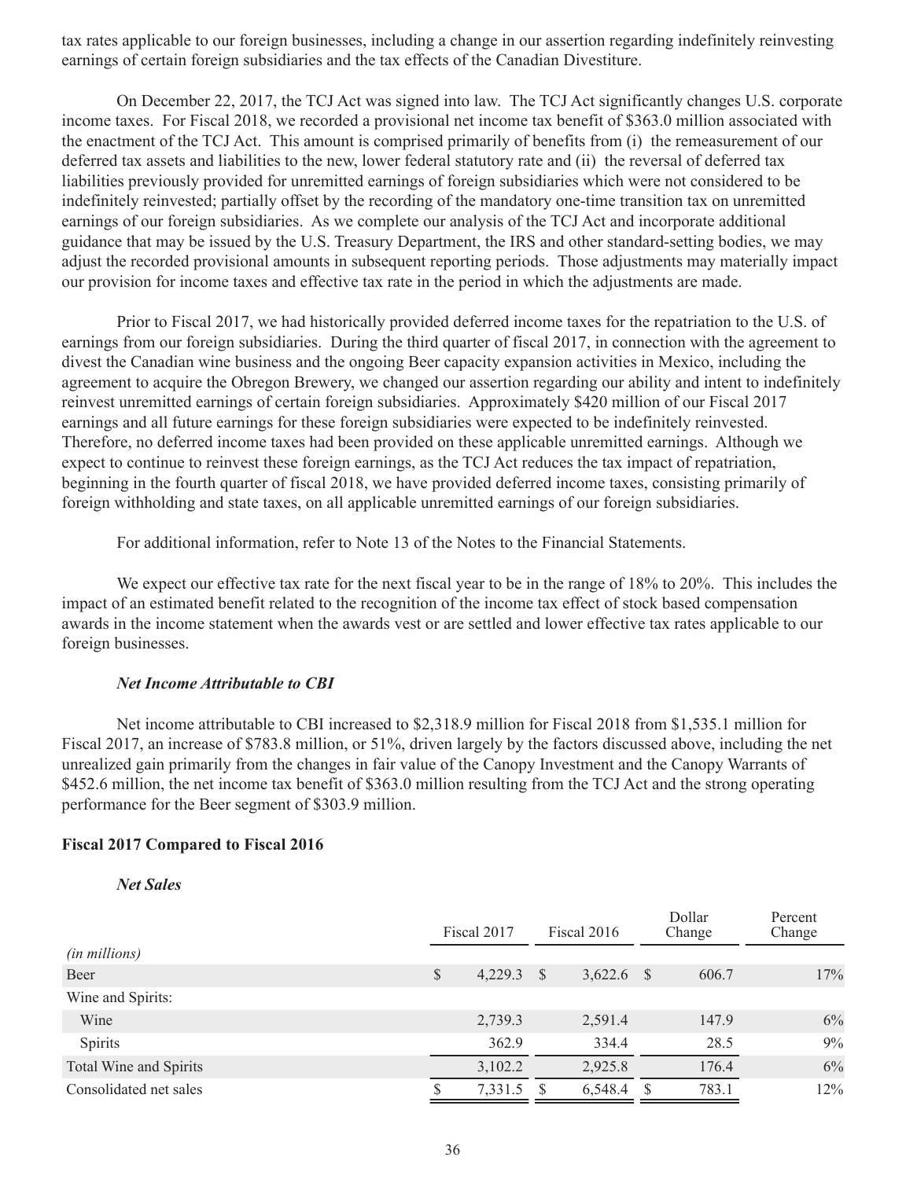tax rates applicable to our foreign businesses, including a change in our assertion regarding indefinitely reinvesting earnings of certain foreign subsidiaries and the tax effects of the Canadian Divestiture.

On December 22, 2017, the TCJ Act was signed into law. The TCJ Act significantly changes U.S. corporate income taxes. For Fiscal 2018, we recorded a provisional net income tax benefit of $363.0 million associated with the enactment of the TCJ Act. This amount is comprised primarily of benefits from (i) the remeasurement of our deferred tax assets and liabilities to the new, lower federal statutory rate and (ii) the reversal of deferred tax liabilities previously provided for unremitted earnings of foreign subsidiaries which were not considered to be indefinitely reinvested; partially offset by the recording of the mandatory one-time transition tax on unremitted earnings of our foreign subsidiaries. As we complete our analysis of the TCJ Act and incorporate additional guidance that may be issued by the U.S. Treasury Department, the IRS and other standard-setting bodies, we may adjust the recorded provisional amounts in subsequent reporting periods. Those adjustments may materially impact our provision for income taxes and effective tax rate in the period in which the adjustments are made.

Prior to Fiscal 2017, we had historically provided deferred income taxes for the repatriation to the U.S. of earnings from our foreign subsidiaries. During the third quarter of fiscal 2017, in connection with the agreement to divest the Canadian wine business and the ongoing Beer capacity expansion activities in Mexico, including the agreement to acquire the Obregon Brewery, we changed our assertion regarding our ability and intent to indefinitely reinvest unremitted earnings of certain foreign subsidiaries. Approximately $420 million of our Fiscal 2017 earnings and all future earnings for these foreign subsidiaries were expected to be indefinitely reinvested. Therefore, no deferred income taxes had been provided on these applicable unremitted earnings. Although we expect to continue to reinvest these foreign earnings, as the TCJ Act reduces the tax impact of repatriation, beginning in the fourth quarter of fiscal 2018, we have provided deferred income taxes, consisting primarily of foreign withholding and state taxes, on all applicable unremitted earnings of our foreign subsidiaries.

For additional information, refer to Note 13 of the Notes to the Financial Statements.

We expect our effective tax rate for the next fiscal year to be in the range of 18% to 20%. This includes the impact of an estimated benefit related to the recognition of the income tax effect of stock based compensation awards in the income statement when the awards vest or are settled and lower effective tax rates applicable to our foreign businesses.

***Net Income Attributable to CBI***

Net income attributable to CBI increased to $2,318.9 million for Fiscal 2018 from $1,535.1 million for Fiscal 2017, an increase of $783.8 million, or 51%, driven largely by the factors discussed above, including the net unrealized gain primarily from the changes in fair value of the Canopy Investment and the Canopy Warrants of $452.6 million, the net income tax benefit of $363.0 million resulting from the TCJ Act and the strong operating performance for the Beer segment of $303.9 million.

**Fiscal 2017 Compared to Fiscal 2016**

***Net Sales***

| | Fiscal 2017 | Fiscal 2016 | Dollar Change | Percent Change |
|---|---|---|---|---|
| *(in millions)* | | | | |
| Beer | $ 4,229.3 | $ 3,622.6 | $ 606.7 | 17% |
| Wine and Spirits: | | | | |
| Wine | 2,739.3 | 2,591.4 | 147.9 | 6% |
| Spirits | 362.9 | 334.4 | 28.5 | 9% |
| Total Wine and Spirits | 3,102.2 | 2,925.8 | 176.4 | 6% |
| Consolidated net sales | $ 7,331.5 | $ 6,548.4 | $ 783.1 | 12% |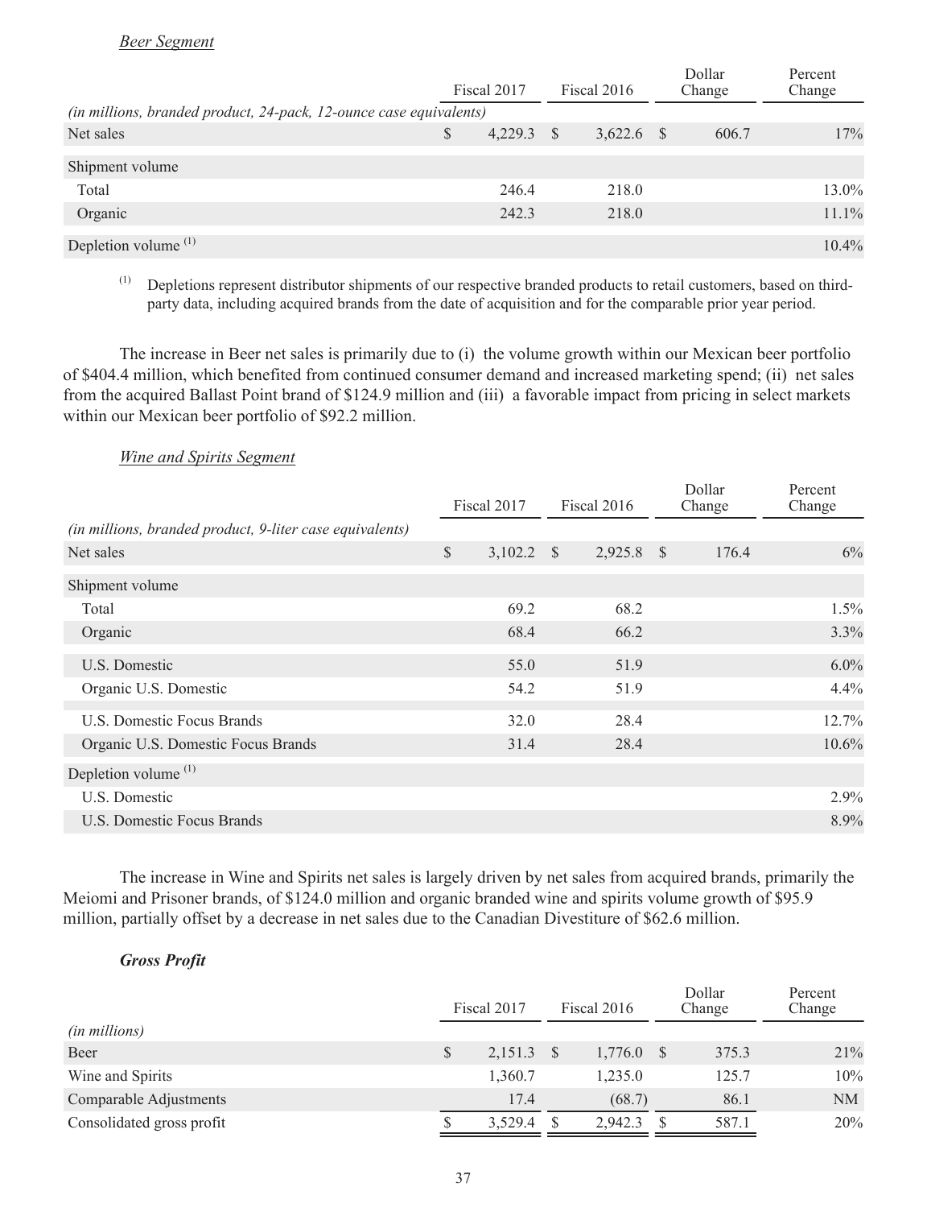*Beer Segment*

| | Fiscal 2017 | Fiscal 2016 | Dollar Change | Percent Change |
|---|---|---|---|---|
| *(in millions, branded product, 24-pack, 12-ounce case equivalents)* | | | | |
| Net sales | $ 4,229.3 | $ 3,622.6 | $ 606.7 | 17% |
| Shipment volume | | | | |
| Total | 246.4 | 218.0 | | 13.0% |
| Organic | 242.3 | 218.0 | | 11.1% |
| Depletion volume [(1)] | | | | 10.4% |

(1) Depletions represent distributor shipments of our respective branded products to retail customers, based on third-party data, including acquired brands from the date of acquisition and for the comparable prior year period.

The increase in Beer net sales is primarily due to (i) the volume growth within our Mexican beer portfolio of $404.4 million, which benefited from continued consumer demand and increased marketing spend; (ii) net sales from the acquired Ballast Point brand of $124.9 million and (iii) a favorable impact from pricing in select markets within our Mexican beer portfolio of $92.2 million.

*Wine and Spirits Segment*

| | Fiscal 2017 | Fiscal 2016 | Dollar Change | Percent Change |
|---|---|---|---|---|
| *(in millions, branded product, 9-liter case equivalents)* | | | | |
| Net sales | $ 3,102.2 | $ 2,925.8 | $ 176.4 | 6% |
| Shipment volume | | | | |
| Total | 69.2 | 68.2 | | 1.5% |
| Organic | 68.4 | 66.2 | | 3.3% |
| U.S. Domestic | 55.0 | 51.9 | | 6.0% |
| Organic U.S. Domestic | 54.2 | 51.9 | | 4.4% |
| U.S. Domestic Focus Brands | 32.0 | 28.4 | | 12.7% |
| Organic U.S. Domestic Focus Brands | 31.4 | 28.4 | | 10.6% |
| Depletion volume [(1)] | | | | |
| U.S. Domestic | | | | 2.9% |
| U.S. Domestic Focus Brands | | | | 8.9% |

The increase in Wine and Spirits net sales is largely driven by net sales from acquired brands, primarily the Meiomi and Prisoner brands, of $124.0 million and organic branded wine and spirits volume growth of $95.9 million, partially offset by a decrease in net sales due to the Canadian Divestiture of $62.6 million.

***Gross Profit***

| | Fiscal 2017 | Fiscal 2016 | Dollar Change | Percent Change |
|---|---|---|---|---|
| *(in millions)* | | | | |
| Beer | $ 2,151.3 | $ 1,776.0 | $ 375.3 | 21% |
| Wine and Spirits | 1,360.7 | 1,235.0 | 125.7 | 10% |
| Comparable Adjustments | 17.4 | (68.7) | 86.1 | NM |
| Consolidated gross profit | $ 3,529.4 | $ 2,942.3 | $ 587.1 | 20% |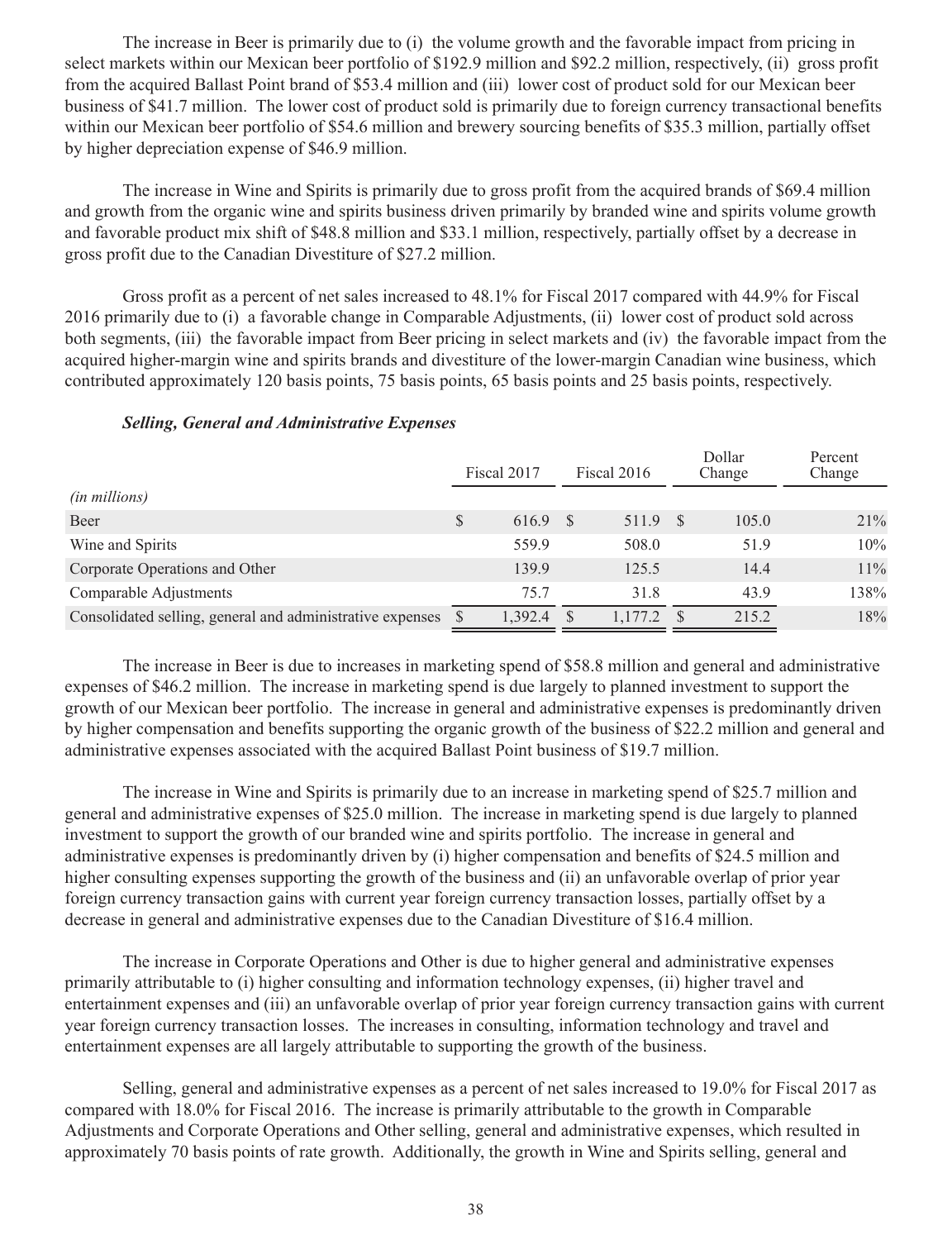The increase in Beer is primarily due to (i) the volume growth and the favorable impact from pricing in select markets within our Mexican beer portfolio of $192.9 million and $92.2 million, respectively, (ii) gross profit from the acquired Ballast Point brand of $53.4 million and (iii) lower cost of product sold for our Mexican beer business of $41.7 million. The lower cost of product sold is primarily due to foreign currency transactional benefits within our Mexican beer portfolio of $54.6 million and brewery sourcing benefits of $35.3 million, partially offset by higher depreciation expense of $46.9 million.

The increase in Wine and Spirits is primarily due to gross profit from the acquired brands of $69.4 million and growth from the organic wine and spirits business driven primarily by branded wine and spirits volume growth and favorable product mix shift of $48.8 million and $33.1 million, respectively, partially offset by a decrease in gross profit due to the Canadian Divestiture of $27.2 million.

Gross profit as a percent of net sales increased to 48.1% for Fiscal 2017 compared with 44.9% for Fiscal 2016 primarily due to (i) a favorable change in Comparable Adjustments, (ii) lower cost of product sold across both segments, (iii) the favorable impact from Beer pricing in select markets and (iv) the favorable impact from the acquired higher-margin wine and spirits brands and divestiture of the lower-margin Canadian wine business, which contributed approximately 120 basis points, 75 basis points, 65 basis points and 25 basis points, respectively.

***Selling, General and Administrative Expenses***

| | Fiscal 2017 | Fiscal 2016 | Dollar Change | Percent Change |
|---|---|---|---|---|
| *(in millions)* | | | | |
| Beer | $ 616.9 | $ 511.9 | $ 105.0 | 21% |
| Wine and Spirits | 559.9 | 508.0 | 51.9 | 10% |
| Corporate Operations and Other | 139.9 | 125.5 | 14.4 | 11% |
| Comparable Adjustments | 75.7 | 31.8 | 43.9 | 138% |
| Consolidated selling, general and administrative expenses | $ 1,392.4 | $ 1,177.2 | $ 215.2 | 18% |

The increase in Beer is due to increases in marketing spend of $58.8 million and general and administrative expenses of $46.2 million. The increase in marketing spend is due largely to planned investment to support the growth of our Mexican beer portfolio. The increase in general and administrative expenses is predominantly driven by higher compensation and benefits supporting the organic growth of the business of $22.2 million and general and administrative expenses associated with the acquired Ballast Point business of $19.7 million.

The increase in Wine and Spirits is primarily due to an increase in marketing spend of $25.7 million and general and administrative expenses of $25.0 million. The increase in marketing spend is due largely to planned investment to support the growth of our branded wine and spirits portfolio. The increase in general and administrative expenses is predominantly driven by (i) higher compensation and benefits of $24.5 million and higher consulting expenses supporting the growth of the business and (ii) an unfavorable overlap of prior year foreign currency transaction gains with current year foreign currency transaction losses, partially offset by a decrease in general and administrative expenses due to the Canadian Divestiture of $16.4 million.

The increase in Corporate Operations and Other is due to higher general and administrative expenses primarily attributable to (i) higher consulting and information technology expenses, (ii) higher travel and entertainment expenses and (iii) an unfavorable overlap of prior year foreign currency transaction gains with current year foreign currency transaction losses. The increases in consulting, information technology and travel and entertainment expenses are all largely attributable to supporting the growth of the business.

Selling, general and administrative expenses as a percent of net sales increased to 19.0% for Fiscal 2017 as compared with 18.0% for Fiscal 2016. The increase is primarily attributable to the growth in Comparable Adjustments and Corporate Operations and Other selling, general and administrative expenses, which resulted in approximately 70 basis points of rate growth. Additionally, the growth in Wine and Spirits selling, general and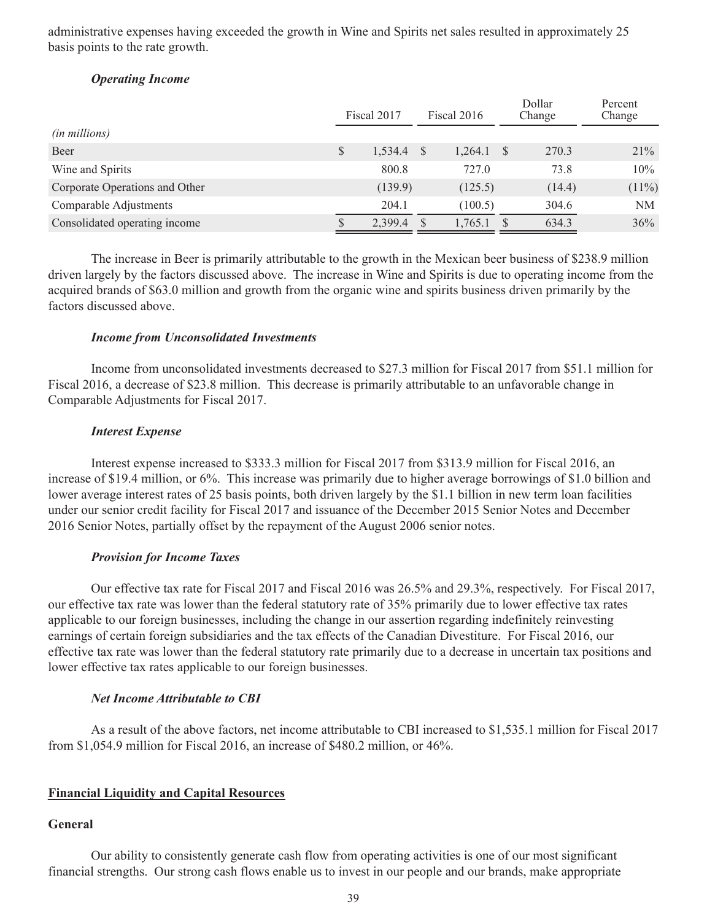administrative expenses having exceeded the growth in Wine and Spirits net sales resulted in approximately 25 basis points to the rate growth.

***Operating Income***

| *(in millions)* | Fiscal 2017 | Fiscal 2016 | Dollar Change | Percent Change |
|---|---|---|---|---|
| Beer | $ 1,534.4 | $ 1,264.1 | $ 270.3 | 21% |
| Wine and Spirits | 800.8 | 727.0 | 73.8 | 10% |
| Corporate Operations and Other | (139.9) | (125.5) | (14.4) | (11%) |
| Comparable Adjustments | 204.1 | (100.5) | 304.6 | NM |
| Consolidated operating income | $ 2,399.4 | $ 1,765.1 | $ 634.3 | 36% |

The increase in Beer is primarily attributable to the growth in the Mexican beer business of $238.9 million driven largely by the factors discussed above. The increase in Wine and Spirits is due to operating income from the acquired brands of $63.0 million and growth from the organic wine and spirits business driven primarily by the factors discussed above.

***Income from Unconsolidated Investments***

Income from unconsolidated investments decreased to $27.3 million for Fiscal 2017 from $51.1 million for Fiscal 2016, a decrease of $23.8 million. This decrease is primarily attributable to an unfavorable change in Comparable Adjustments for Fiscal 2017.

***Interest Expense***

Interest expense increased to $333.3 million for Fiscal 2017 from $313.9 million for Fiscal 2016, an increase of $19.4 million, or 6%. This increase was primarily due to higher average borrowings of $1.0 billion and lower average interest rates of 25 basis points, both driven largely by the $1.1 billion in new term loan facilities under our senior credit facility for Fiscal 2017 and issuance of the December 2015 Senior Notes and December 2016 Senior Notes, partially offset by the repayment of the August 2006 senior notes.

***Provision for Income Taxes***

Our effective tax rate for Fiscal 2017 and Fiscal 2016 was 26.5% and 29.3%, respectively. For Fiscal 2017, our effective tax rate was lower than the federal statutory rate of 35% primarily due to lower effective tax rates applicable to our foreign businesses, including the change in our assertion regarding indefinitely reinvesting earnings of certain foreign subsidiaries and the tax effects of the Canadian Divestiture. For Fiscal 2016, our effective tax rate was lower than the federal statutory rate primarily due to a decrease in uncertain tax positions and lower effective tax rates applicable to our foreign businesses.

***Net Income Attributable to CBI***

As a result of the above factors, net income attributable to CBI increased to $1,535.1 million for Fiscal 2017 from $1,054.9 million for Fiscal 2016, an increase of $480.2 million, or 46%.

## Financial Liquidity and Capital Resources

### General

Our ability to consistently generate cash flow from operating activities is one of our most significant financial strengths. Our strong cash flows enable us to invest in our people and our brands, make appropriate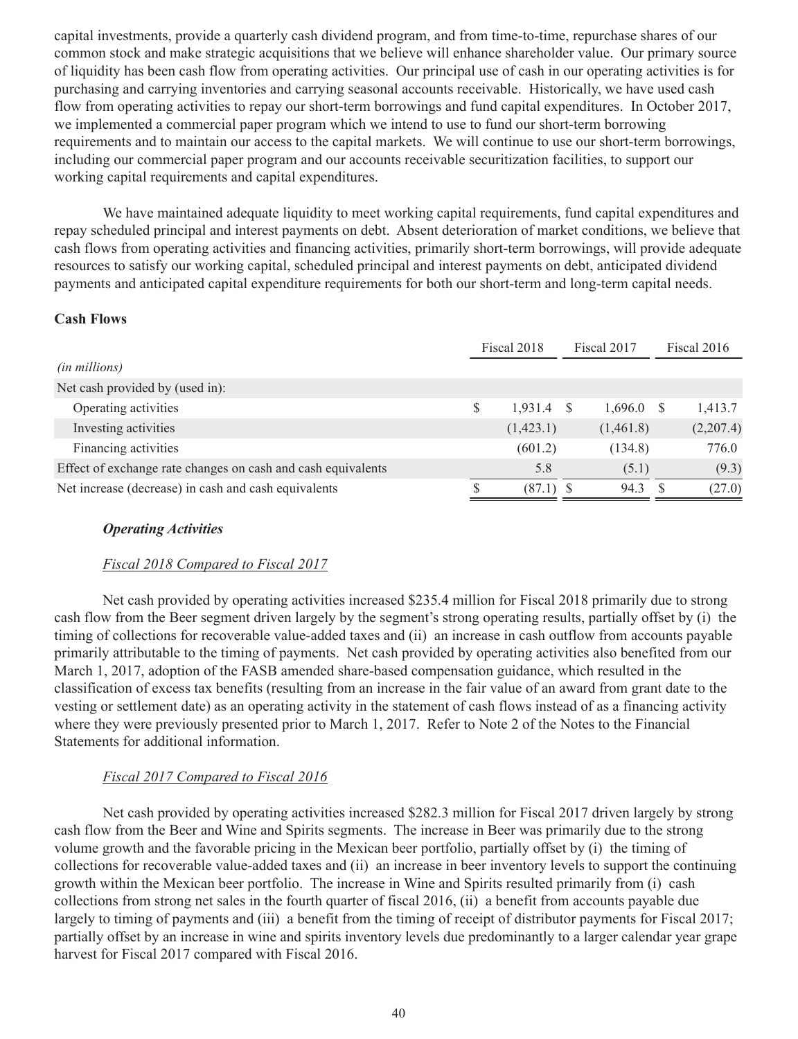capital investments, provide a quarterly cash dividend program, and from time-to-time, repurchase shares of our common stock and make strategic acquisitions that we believe will enhance shareholder value. Our primary source of liquidity has been cash flow from operating activities. Our principal use of cash in our operating activities is for purchasing and carrying inventories and carrying seasonal accounts receivable. Historically, we have used cash flow from operating activities to repay our short-term borrowings and fund capital expenditures. In October 2017, we implemented a commercial paper program which we intend to use to fund our short-term borrowing requirements and to maintain our access to the capital markets. We will continue to use our short-term borrowings, including our commercial paper program and our accounts receivable securitization facilities, to support our working capital requirements and capital expenditures.

We have maintained adequate liquidity to meet working capital requirements, fund capital expenditures and repay scheduled principal and interest payments on debt. Absent deterioration of market conditions, we believe that cash flows from operating activities and financing activities, primarily short-term borrowings, will provide adequate resources to satisfy our working capital, scheduled principal and interest payments on debt, anticipated dividend payments and anticipated capital expenditure requirements for both our short-term and long-term capital needs.

**Cash Flows**

| *(in millions)* | Fiscal 2018 | Fiscal 2017 | Fiscal 2016 |
|---|---|---|---|
| Net cash provided by (used in): | | | |
| Operating activities | $ 1,931.4 | $ 1,696.0 | $ 1,413.7 |
| Investing activities | (1,423.1) | (1,461.8) | (2,207.4) |
| Financing activities | (601.2) | (134.8) | 776.0 |
| Effect of exchange rate changes on cash and cash equivalents | 5.8 | (5.1) | (9.3) |
| Net increase (decrease) in cash and cash equivalents | $ (87.1) | $ 94.3 | $ (27.0) |

***Operating Activities***

*Fiscal 2018 Compared to Fiscal 2017*

Net cash provided by operating activities increased $235.4 million for Fiscal 2018 primarily due to strong cash flow from the Beer segment driven largely by the segment's strong operating results, partially offset by (i) the timing of collections for recoverable value-added taxes and (ii) an increase in cash outflow from accounts payable primarily attributable to the timing of payments. Net cash provided by operating activities also benefited from our March 1, 2017, adoption of the FASB amended share-based compensation guidance, which resulted in the classification of excess tax benefits (resulting from an increase in the fair value of an award from grant date to the vesting or settlement date) as an operating activity in the statement of cash flows instead of as a financing activity where they were previously presented prior to March 1, 2017. Refer to Note 2 of the Notes to the Financial Statements for additional information.

*Fiscal 2017 Compared to Fiscal 2016*

Net cash provided by operating activities increased $282.3 million for Fiscal 2017 driven largely by strong cash flow from the Beer and Wine and Spirits segments. The increase in Beer was primarily due to the strong volume growth and the favorable pricing in the Mexican beer portfolio, partially offset by (i) the timing of collections for recoverable value-added taxes and (ii) an increase in beer inventory levels to support the continuing growth within the Mexican beer portfolio. The increase in Wine and Spirits resulted primarily from (i) cash collections from strong net sales in the fourth quarter of fiscal 2016, (ii) a benefit from accounts payable due largely to timing of payments and (iii) a benefit from the timing of receipt of distributor payments for Fiscal 2017; partially offset by an increase in wine and spirits inventory levels due predominantly to a larger calendar year grape harvest for Fiscal 2017 compared with Fiscal 2016.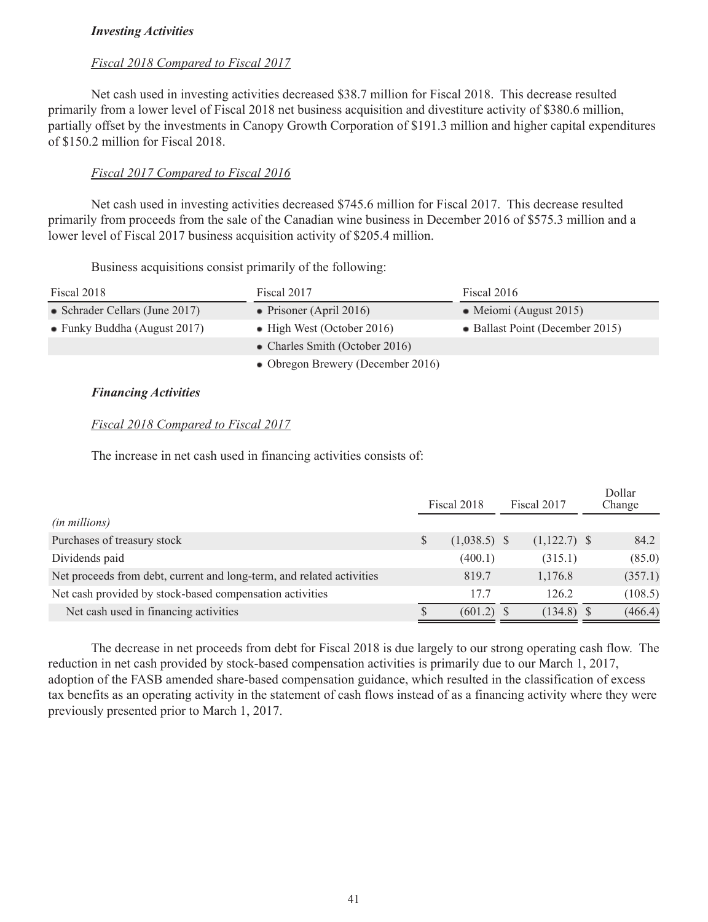***Investing Activities***

*Fiscal 2018 Compared to Fiscal 2017*

Net cash used in investing activities decreased $38.7 million for Fiscal 2018. This decrease resulted primarily from a lower level of Fiscal 2018 net business acquisition and divestiture activity of $380.6 million, partially offset by the investments in Canopy Growth Corporation of $191.3 million and higher capital expenditures of $150.2 million for Fiscal 2018.

*Fiscal 2017 Compared to Fiscal 2016*

Net cash used in investing activities decreased $745.6 million for Fiscal 2017. This decrease resulted primarily from proceeds from the sale of the Canadian wine business in December 2016 of $575.3 million and a lower level of Fiscal 2017 business acquisition activity of $205.4 million.

Business acquisitions consist primarily of the following:

| Fiscal 2018 | Fiscal 2017 | Fiscal 2016 |
|---|---|---|
| • Schrader Cellars (June 2017) | • Prisoner (April 2016) | • Meiomi (August 2015) |
| • Funky Buddha (August 2017) | • High West (October 2016) | • Ballast Point (December 2015) |
| | • Charles Smith (October 2016) | |
| | • Obregon Brewery (December 2016) | |

***Financing Activities***

*Fiscal 2018 Compared to Fiscal 2017*

The increase in net cash used in financing activities consists of:

| | Fiscal 2018 | Fiscal 2017 | Dollar Change |
|---|---|---|---|
| *(in millions)* | | | |
| Purchases of treasury stock | $ (1,038.5) | $ (1,122.7) | $ 84.2 |
| Dividends paid | (400.1) | (315.1) | (85.0) |
| Net proceeds from debt, current and long-term, and related activities | 819.7 | 1,176.8 | (357.1) |
| Net cash provided by stock-based compensation activities | 17.7 | 126.2 | (108.5) |
| Net cash used in financing activities | $ (601.2) | $ (134.8) | $ (466.4) |

The decrease in net proceeds from debt for Fiscal 2018 is due largely to our strong operating cash flow. The reduction in net cash provided by stock-based compensation activities is primarily due to our March 1, 2017, adoption of the FASB amended share-based compensation guidance, which resulted in the classification of excess tax benefits as an operating activity in the statement of cash flows instead of as a financing activity where they were previously presented prior to March 1, 2017.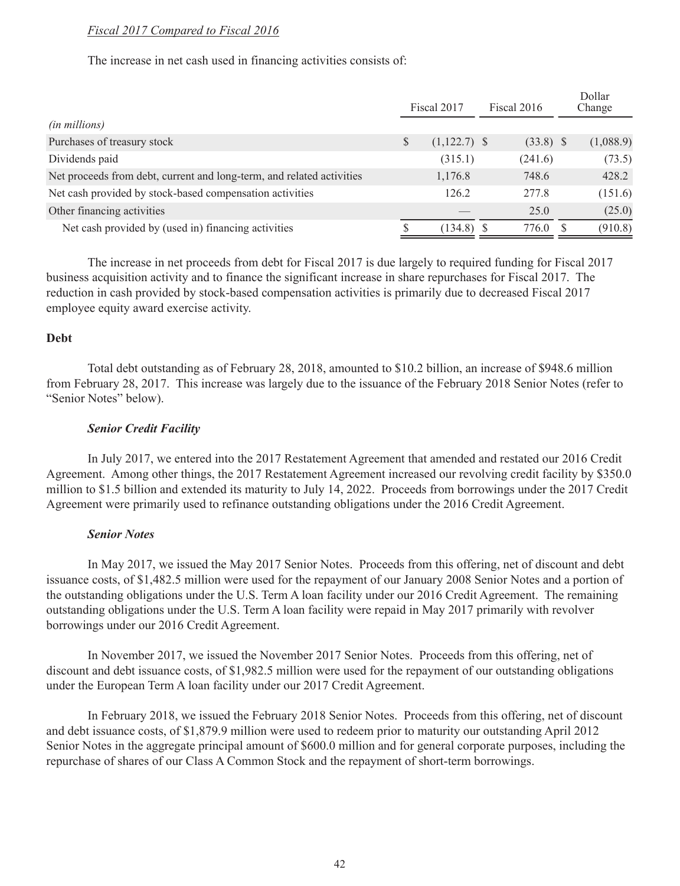*Fiscal 2017 Compared to Fiscal 2016*

The increase in net cash used in financing activities consists of:

| *(in millions)* | Fiscal 2017 | Fiscal 2016 | Dollar Change |
|---|---|---|---|
| Purchases of treasury stock | $ (1,122.7) | $ (33.8) | $ (1,088.9) |
| Dividends paid | (315.1) | (241.6) | (73.5) |
| Net proceeds from debt, current and long-term, and related activities | 1,176.8 | 748.6 | 428.2 |
| Net cash provided by stock-based compensation activities | 126.2 | 277.8 | (151.6) |
| Other financing activities | — | 25.0 | (25.0) |
| Net cash provided by (used in) financing activities | $ (134.8) | $ 776.0 | $ (910.8) |

The increase in net proceeds from debt for Fiscal 2017 is due largely to required funding for Fiscal 2017 business acquisition activity and to finance the significant increase in share repurchases for Fiscal 2017. The reduction in cash provided by stock-based compensation activities is primarily due to decreased Fiscal 2017 employee equity award exercise activity.

**Debt**

Total debt outstanding as of February 28, 2018, amounted to $10.2 billion, an increase of $948.6 million from February 28, 2017. This increase was largely due to the issuance of the February 2018 Senior Notes (refer to "Senior Notes" below).

***Senior Credit Facility***

In July 2017, we entered into the 2017 Restatement Agreement that amended and restated our 2016 Credit Agreement. Among other things, the 2017 Restatement Agreement increased our revolving credit facility by $350.0 million to $1.5 billion and extended its maturity to July 14, 2022. Proceeds from borrowings under the 2017 Credit Agreement were primarily used to refinance outstanding obligations under the 2016 Credit Agreement.

***Senior Notes***

In May 2017, we issued the May 2017 Senior Notes. Proceeds from this offering, net of discount and debt issuance costs, of $1,482.5 million were used for the repayment of our January 2008 Senior Notes and a portion of the outstanding obligations under the U.S. Term A loan facility under our 2016 Credit Agreement. The remaining outstanding obligations under the U.S. Term A loan facility were repaid in May 2017 primarily with revolver borrowings under our 2016 Credit Agreement.

In November 2017, we issued the November 2017 Senior Notes. Proceeds from this offering, net of discount and debt issuance costs, of $1,982.5 million were used for the repayment of our outstanding obligations under the European Term A loan facility under our 2017 Credit Agreement.

In February 2018, we issued the February 2018 Senior Notes. Proceeds from this offering, net of discount and debt issuance costs, of $1,879.9 million were used to redeem prior to maturity our outstanding April 2012 Senior Notes in the aggregate principal amount of $600.0 million and for general corporate purposes, including the repurchase of shares of our Class A Common Stock and the repayment of short-term borrowings.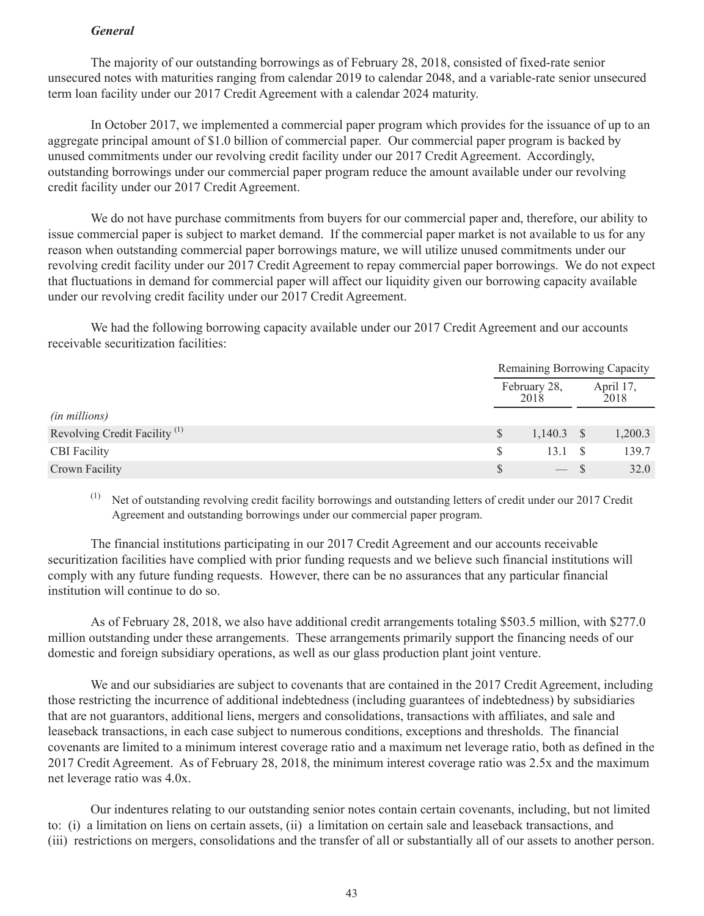***General***

The majority of our outstanding borrowings as of February 28, 2018, consisted of fixed-rate senior unsecured notes with maturities ranging from calendar 2019 to calendar 2048, and a variable-rate senior unsecured term loan facility under our 2017 Credit Agreement with a calendar 2024 maturity.

In October 2017, we implemented a commercial paper program which provides for the issuance of up to an aggregate principal amount of $1.0 billion of commercial paper. Our commercial paper program is backed by unused commitments under our revolving credit facility under our 2017 Credit Agreement. Accordingly, outstanding borrowings under our commercial paper program reduce the amount available under our revolving credit facility under our 2017 Credit Agreement.

We do not have purchase commitments from buyers for our commercial paper and, therefore, our ability to issue commercial paper is subject to market demand. If the commercial paper market is not available to us for any reason when outstanding commercial paper borrowings mature, we will utilize unused commitments under our revolving credit facility under our 2017 Credit Agreement to repay commercial paper borrowings. We do not expect that fluctuations in demand for commercial paper will affect our liquidity given our borrowing capacity available under our revolving credit facility under our 2017 Credit Agreement.

We had the following borrowing capacity available under our 2017 Credit Agreement and our accounts receivable securitization facilities:

| | Remaining Borrowing Capacity | |
|---|---|---|
| | February 28, 2018 | April 17, 2018 |
| *(in millions)* | | |
| Revolving Credit Facility [(1)] | $ 1,140.3 | $ 1,200.3 |
| CBI Facility | $ 13.1 | $ 139.7 |
| Crown Facility | $ — | $ 32.0 |

(1) Net of outstanding revolving credit facility borrowings and outstanding letters of credit under our 2017 Credit Agreement and outstanding borrowings under our commercial paper program.

The financial institutions participating in our 2017 Credit Agreement and our accounts receivable securitization facilities have complied with prior funding requests and we believe such financial institutions will comply with any future funding requests. However, there can be no assurances that any particular financial institution will continue to do so.

As of February 28, 2018, we also have additional credit arrangements totaling $503.5 million, with $277.0 million outstanding under these arrangements. These arrangements primarily support the financing needs of our domestic and foreign subsidiary operations, as well as our glass production plant joint venture.

We and our subsidiaries are subject to covenants that are contained in the 2017 Credit Agreement, including those restricting the incurrence of additional indebtedness (including guarantees of indebtedness) by subsidiaries that are not guarantors, additional liens, mergers and consolidations, transactions with affiliates, and sale and leaseback transactions, in each case subject to numerous conditions, exceptions and thresholds. The financial covenants are limited to a minimum interest coverage ratio and a maximum net leverage ratio, both as defined in the 2017 Credit Agreement. As of February 28, 2018, the minimum interest coverage ratio was 2.5x and the maximum net leverage ratio was 4.0x.

Our indentures relating to our outstanding senior notes contain certain covenants, including, but not limited to: (i) a limitation on liens on certain assets, (ii) a limitation on certain sale and leaseback transactions, and (iii) restrictions on mergers, consolidations and the transfer of all or substantially all of our assets to another person.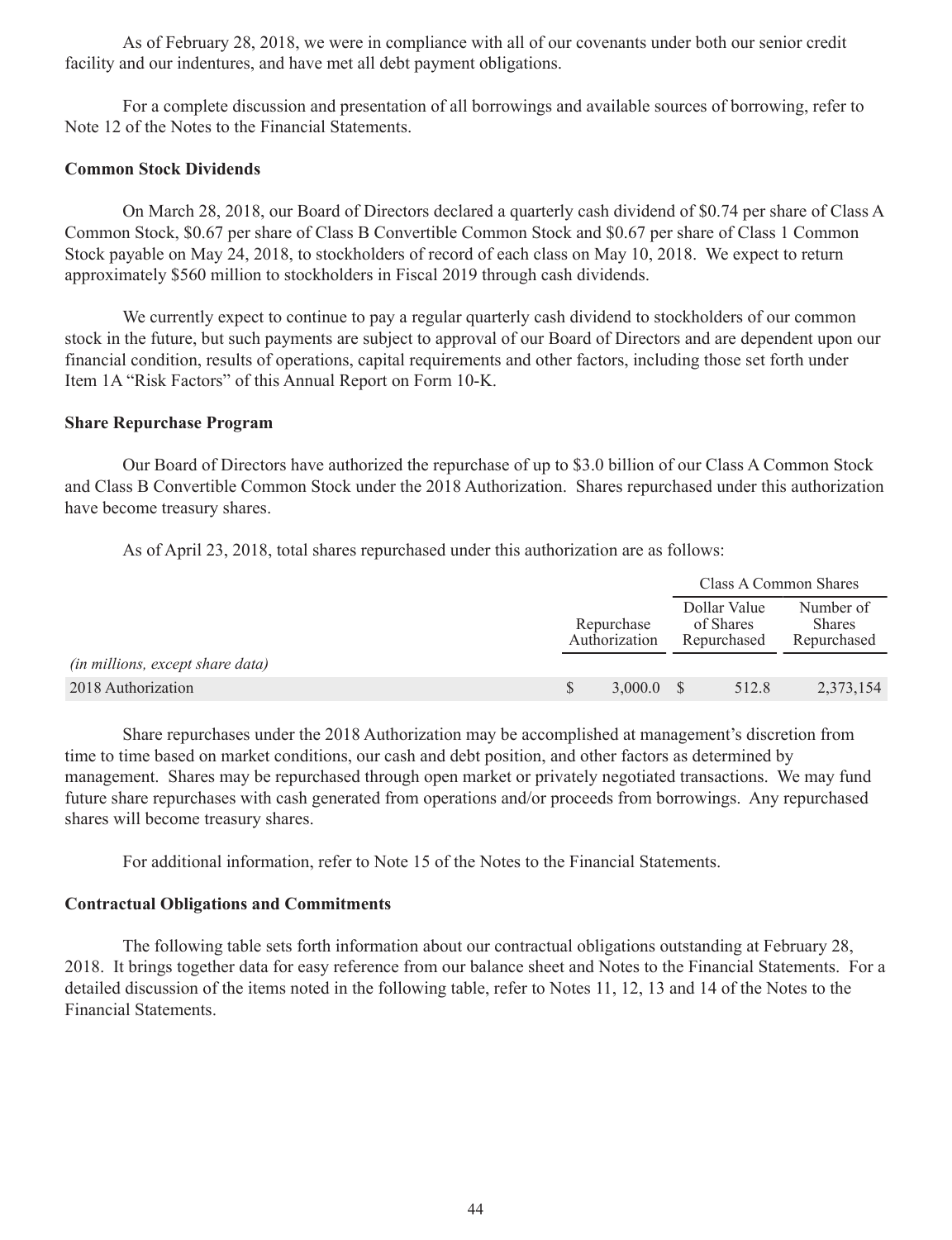As of February 28, 2018, we were in compliance with all of our covenants under both our senior credit facility and our indentures, and have met all debt payment obligations.

For a complete discussion and presentation of all borrowings and available sources of borrowing, refer to Note 12 of the Notes to the Financial Statements.

**Common Stock Dividends**

On March 28, 2018, our Board of Directors declared a quarterly cash dividend of $0.74 per share of Class A Common Stock, $0.67 per share of Class B Convertible Common Stock and $0.67 per share of Class 1 Common Stock payable on May 24, 2018, to stockholders of record of each class on May 10, 2018. We expect to return approximately $560 million to stockholders in Fiscal 2019 through cash dividends.

We currently expect to continue to pay a regular quarterly cash dividend to stockholders of our common stock in the future, but such payments are subject to approval of our Board of Directors and are dependent upon our financial condition, results of operations, capital requirements and other factors, including those set forth under Item 1A "Risk Factors" of this Annual Report on Form 10-K.

**Share Repurchase Program**

Our Board of Directors have authorized the repurchase of up to $3.0 billion of our Class A Common Stock and Class B Convertible Common Stock under the 2018 Authorization. Shares repurchased under this authorization have become treasury shares.

As of April 23, 2018, total shares repurchased under this authorization are as follows:

| | | Class A Common Shares | |
|---|---|---|---|
| *(in millions, except share data)* | Repurchase Authorization | Dollar Value of Shares Repurchased | Number of Shares Repurchased |
| 2018 Authorization | $ 3,000.0 | $ 512.8 | 2,373,154 |

Share repurchases under the 2018 Authorization may be accomplished at management's discretion from time to time based on market conditions, our cash and debt position, and other factors as determined by management. Shares may be repurchased through open market or privately negotiated transactions. We may fund future share repurchases with cash generated from operations and/or proceeds from borrowings. Any repurchased shares will become treasury shares.

For additional information, refer to Note 15 of the Notes to the Financial Statements.

**Contractual Obligations and Commitments**

The following table sets forth information about our contractual obligations outstanding at February 28, 2018. It brings together data for easy reference from our balance sheet and Notes to the Financial Statements. For a detailed discussion of the items noted in the following table, refer to Notes 11, 12, 13 and 14 of the Notes to the Financial Statements.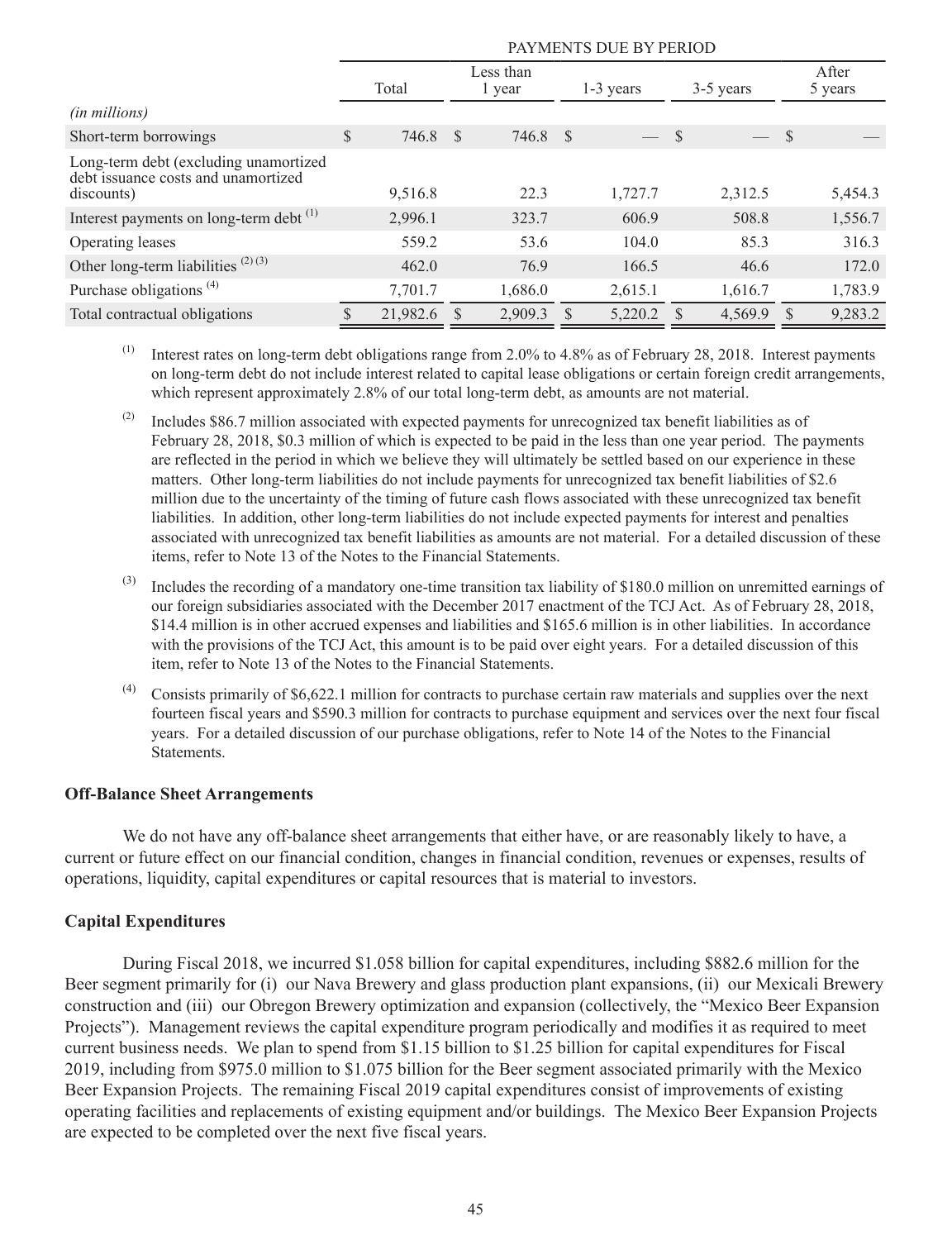| | PAYMENTS DUE BY PERIOD | | | | |
|---|---|---|---|---|---|
| | Total | Less than 1 year | 1-3 years | 3-5 years | After 5 years |
| *(in millions)* | | | | | |
| Short-term borrowings | $ 746.8 | $ 746.8 | $ — | $ — | $ — |
| Long-term debt (excluding unamortized debt issuance costs and unamortized discounts) | 9,516.8 | 22.3 | 1,727.7 | 2,312.5 | 5,454.3 |
| Interest payments on long-term debt [(1)] | 2,996.1 | 323.7 | 606.9 | 508.8 | 1,556.7 |
| Operating leases | 559.2 | 53.6 | 104.0 | 85.3 | 316.3 |
| Other long-term liabilities [(2) (3)] | 462.0 | 76.9 | 166.5 | 46.6 | 172.0 |
| Purchase obligations [(4)] | 7,701.7 | 1,686.0 | 2,615.1 | 1,616.7 | 1,783.9 |
| Total contractual obligations | $ 21,982.6 | $ 2,909.3 | $ 5,220.2 | $ 4,569.9 | $ 9,283.2 |

(1) Interest rates on long-term debt obligations range from 2.0% to 4.8% as of February 28, 2018. Interest payments on long-term debt do not include interest related to capital lease obligations or certain foreign credit arrangements, which represent approximately 2.8% of our total long-term debt, as amounts are not material.

(2) Includes $86.7 million associated with expected payments for unrecognized tax benefit liabilities as of February 28, 2018, $0.3 million of which is expected to be paid in the less than one year period. The payments are reflected in the period in which we believe they will ultimately be settled based on our experience in these matters. Other long-term liabilities do not include payments for unrecognized tax benefit liabilities of $2.6 million due to the uncertainty of the timing of future cash flows associated with these unrecognized tax benefit liabilities. In addition, other long-term liabilities do not include expected payments for interest and penalties associated with unrecognized tax benefit liabilities as amounts are not material. For a detailed discussion of these items, refer to Note 13 of the Notes to the Financial Statements.

(3) Includes the recording of a mandatory one-time transition tax liability of $180.0 million on unremitted earnings of our foreign subsidiaries associated with the December 2017 enactment of the TCJ Act. As of February 28, 2018, $14.4 million is in other accrued expenses and liabilities and $165.6 million is in other liabilities. In accordance with the provisions of the TCJ Act, this amount is to be paid over eight years. For a detailed discussion of this item, refer to Note 13 of the Notes to the Financial Statements.

(4) Consists primarily of $6,622.1 million for contracts to purchase certain raw materials and supplies over the next fourteen fiscal years and $590.3 million for contracts to purchase equipment and services over the next four fiscal years. For a detailed discussion of our purchase obligations, refer to Note 14 of the Notes to the Financial Statements.

**Off-Balance Sheet Arrangements**

We do not have any off-balance sheet arrangements that either have, or are reasonably likely to have, a current or future effect on our financial condition, changes in financial condition, revenues or expenses, results of operations, liquidity, capital expenditures or capital resources that is material to investors.

**Capital Expenditures**

During Fiscal 2018, we incurred $1.058 billion for capital expenditures, including $882.6 million for the Beer segment primarily for (i) our Nava Brewery and glass production plant expansions, (ii) our Mexicali Brewery construction and (iii) our Obregon Brewery optimization and expansion (collectively, the "Mexico Beer Expansion Projects"). Management reviews the capital expenditure program periodically and modifies it as required to meet current business needs. We plan to spend from $1.15 billion to $1.25 billion for capital expenditures for Fiscal 2019, including from $975.0 million to $1.075 billion for the Beer segment associated primarily with the Mexico Beer Expansion Projects. The remaining Fiscal 2019 capital expenditures consist of improvements of existing operating facilities and replacements of existing equipment and/or buildings. The Mexico Beer Expansion Projects are expected to be completed over the next five fiscal years.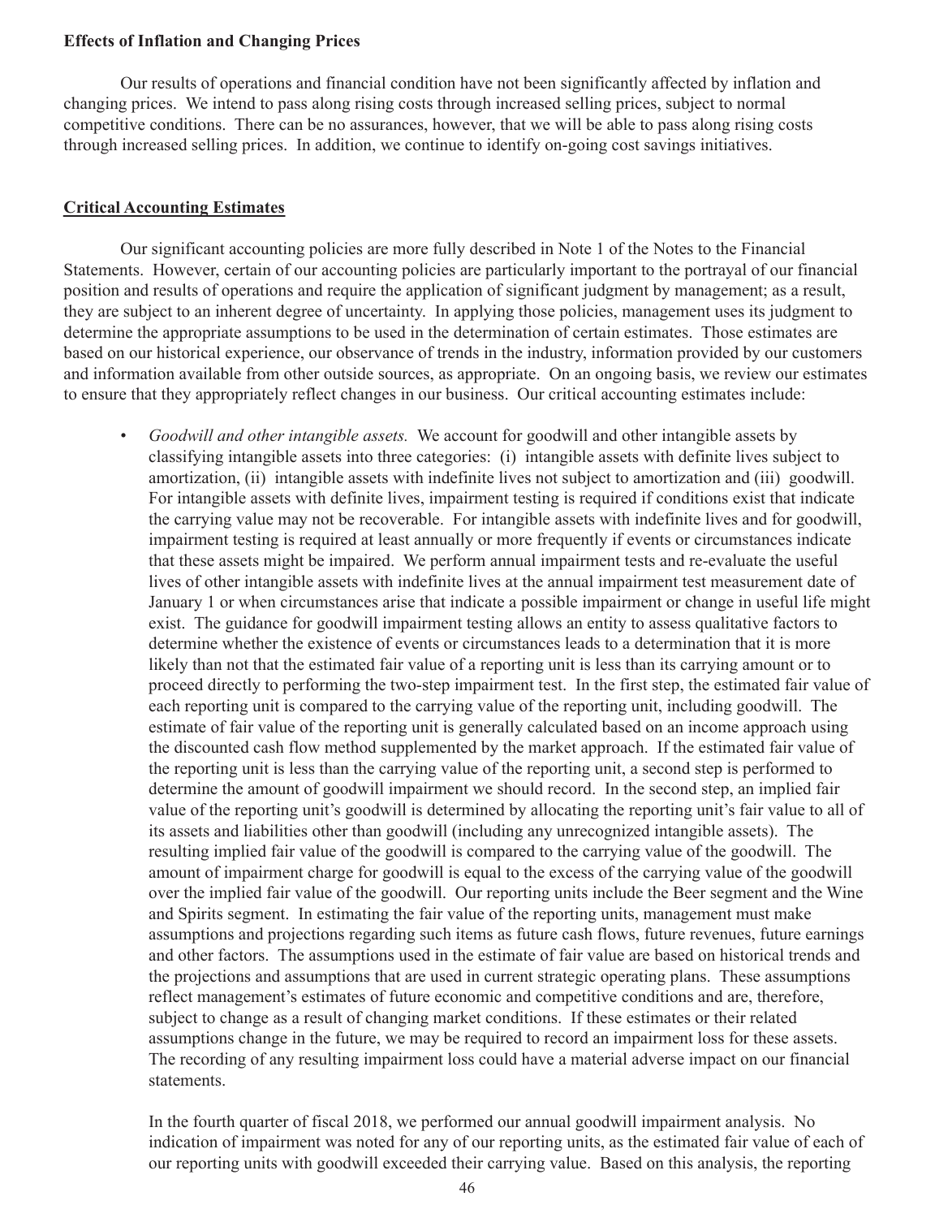**Effects of Inflation and Changing Prices**

Our results of operations and financial condition have not been significantly affected by inflation and changing prices. We intend to pass along rising costs through increased selling prices, subject to normal competitive conditions. There can be no assurances, however, that we will be able to pass along rising costs through increased selling prices. In addition, we continue to identify on-going cost savings initiatives.

## Critical Accounting Estimates

Our significant accounting policies are more fully described in Note 1 of the Notes to the Financial Statements. However, certain of our accounting policies are particularly important to the portrayal of our financial position and results of operations and require the application of significant judgment by management; as a result, they are subject to an inherent degree of uncertainty. In applying those policies, management uses its judgment to determine the appropriate assumptions to be used in the determination of certain estimates. Those estimates are based on our historical experience, our observance of trends in the industry, information provided by our customers and information available from other outside sources, as appropriate. On an ongoing basis, we review our estimates to ensure that they appropriately reflect changes in our business. Our critical accounting estimates include:

- *Goodwill and other intangible assets.* We account for goodwill and other intangible assets by classifying intangible assets into three categories: (i) intangible assets with definite lives subject to amortization, (ii) intangible assets with indefinite lives not subject to amortization and (iii) goodwill. For intangible assets with definite lives, impairment testing is required if conditions exist that indicate the carrying value may not be recoverable. For intangible assets with indefinite lives and for goodwill, impairment testing is required at least annually or more frequently if events or circumstances indicate that these assets might be impaired. We perform annual impairment tests and re-evaluate the useful lives of other intangible assets with indefinite lives at the annual impairment test measurement date of January 1 or when circumstances arise that indicate a possible impairment or change in useful life might exist. The guidance for goodwill impairment testing allows an entity to assess qualitative factors to determine whether the existence of events or circumstances leads to a determination that it is more likely than not that the estimated fair value of a reporting unit is less than its carrying amount or to proceed directly to performing the two-step impairment test. In the first step, the estimated fair value of each reporting unit is compared to the carrying value of the reporting unit, including goodwill. The estimate of fair value of the reporting unit is generally calculated based on an income approach using the discounted cash flow method supplemented by the market approach. If the estimated fair value of the reporting unit is less than the carrying value of the reporting unit, a second step is performed to determine the amount of goodwill impairment we should record. In the second step, an implied fair value of the reporting unit's goodwill is determined by allocating the reporting unit's fair value to all of its assets and liabilities other than goodwill (including any unrecognized intangible assets). The resulting implied fair value of the goodwill is compared to the carrying value of the goodwill. The amount of impairment charge for goodwill is equal to the excess of the carrying value of the goodwill over the implied fair value of the goodwill. Our reporting units include the Beer segment and the Wine and Spirits segment. In estimating the fair value of the reporting units, management must make assumptions and projections regarding such items as future cash flows, future revenues, future earnings and other factors. The assumptions used in the estimate of fair value are based on historical trends and the projections and assumptions that are used in current strategic operating plans. These assumptions reflect management's estimates of future economic and competitive conditions and are, therefore, subject to change as a result of changing market conditions. If these estimates or their related assumptions change in the future, we may be required to record an impairment loss for these assets. The recording of any resulting impairment loss could have a material adverse impact on our financial statements.

  In the fourth quarter of fiscal 2018, we performed our annual goodwill impairment analysis. No indication of impairment was noted for any of our reporting units, as the estimated fair value of each of our reporting units with goodwill exceeded their carrying value. Based on this analysis, the reporting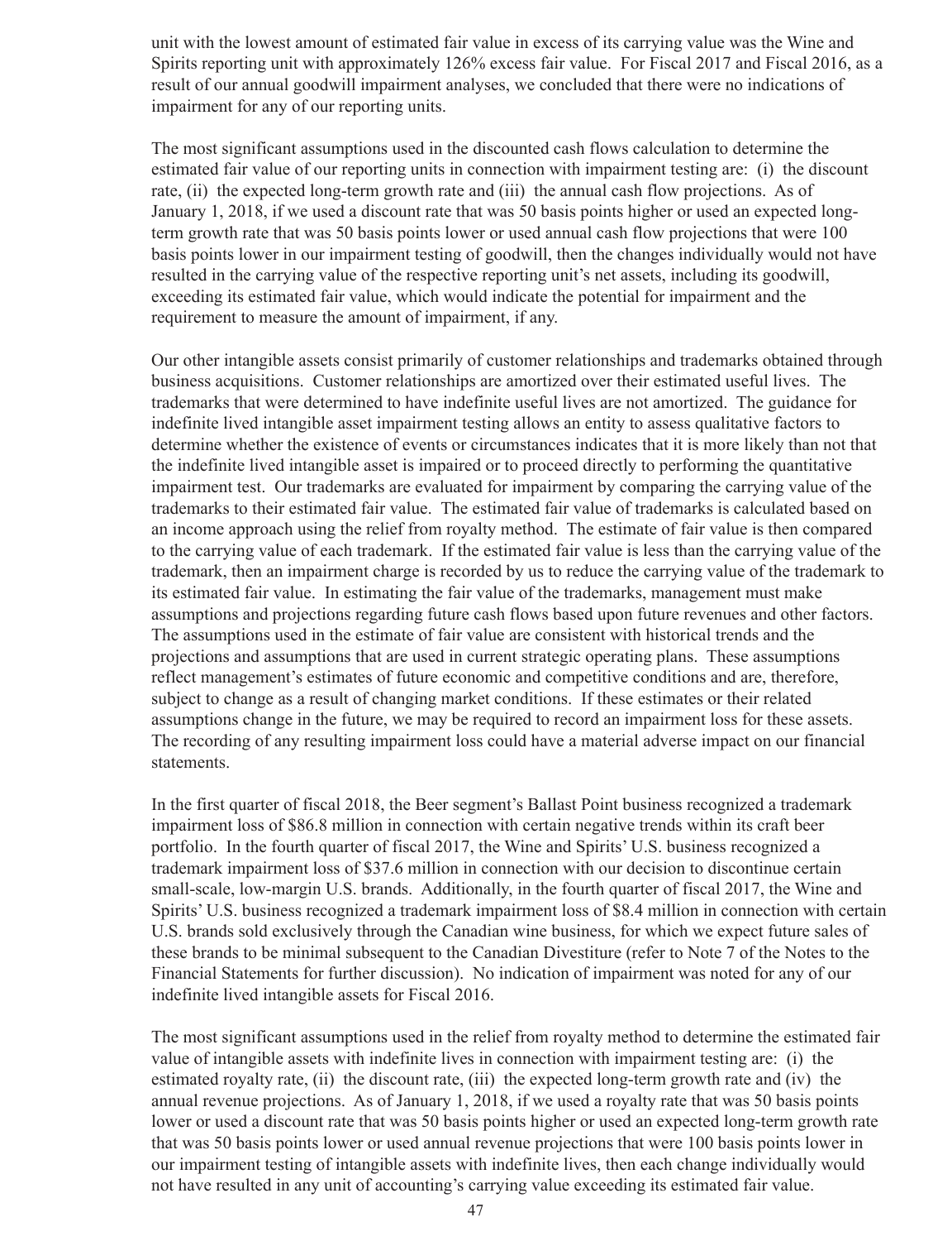unit with the lowest amount of estimated fair value in excess of its carrying value was the Wine and Spirits reporting unit with approximately 126% excess fair value. For Fiscal 2017 and Fiscal 2016, as a result of our annual goodwill impairment analyses, we concluded that there were no indications of impairment for any of our reporting units.

The most significant assumptions used in the discounted cash flows calculation to determine the estimated fair value of our reporting units in connection with impairment testing are: (i) the discount rate, (ii) the expected long-term growth rate and (iii) the annual cash flow projections. As of January 1, 2018, if we used a discount rate that was 50 basis points higher or used an expected long-term growth rate that was 50 basis points lower or used annual cash flow projections that were 100 basis points lower in our impairment testing of goodwill, then the changes individually would not have resulted in the carrying value of the respective reporting unit's net assets, including its goodwill, exceeding its estimated fair value, which would indicate the potential for impairment and the requirement to measure the amount of impairment, if any.

Our other intangible assets consist primarily of customer relationships and trademarks obtained through business acquisitions. Customer relationships are amortized over their estimated useful lives. The trademarks that were determined to have indefinite useful lives are not amortized. The guidance for indefinite lived intangible asset impairment testing allows an entity to assess qualitative factors to determine whether the existence of events or circumstances indicates that it is more likely than not that the indefinite lived intangible asset is impaired or to proceed directly to performing the quantitative impairment test. Our trademarks are evaluated for impairment by comparing the carrying value of the trademarks to their estimated fair value. The estimated fair value of trademarks is calculated based on an income approach using the relief from royalty method. The estimate of fair value is then compared to the carrying value of each trademark. If the estimated fair value is less than the carrying value of the trademark, then an impairment charge is recorded by us to reduce the carrying value of the trademark to its estimated fair value. In estimating the fair value of the trademarks, management must make assumptions and projections regarding future cash flows based upon future revenues and other factors. The assumptions used in the estimate of fair value are consistent with historical trends and the projections and assumptions that are used in current strategic operating plans. These assumptions reflect management's estimates of future economic and competitive conditions and are, therefore, subject to change as a result of changing market conditions. If these estimates or their related assumptions change in the future, we may be required to record an impairment loss for these assets. The recording of any resulting impairment loss could have a material adverse impact on our financial statements.

In the first quarter of fiscal 2018, the Beer segment's Ballast Point business recognized a trademark impairment loss of $86.8 million in connection with certain negative trends within its craft beer portfolio. In the fourth quarter of fiscal 2017, the Wine and Spirits' U.S. business recognized a trademark impairment loss of $37.6 million in connection with our decision to discontinue certain small-scale, low-margin U.S. brands. Additionally, in the fourth quarter of fiscal 2017, the Wine and Spirits' U.S. business recognized a trademark impairment loss of $8.4 million in connection with certain U.S. brands sold exclusively through the Canadian wine business, for which we expect future sales of these brands to be minimal subsequent to the Canadian Divestiture (refer to Note 7 of the Notes to the Financial Statements for further discussion). No indication of impairment was noted for any of our indefinite lived intangible assets for Fiscal 2016.

The most significant assumptions used in the relief from royalty method to determine the estimated fair value of intangible assets with indefinite lives in connection with impairment testing are: (i) the estimated royalty rate, (ii) the discount rate, (iii) the expected long-term growth rate and (iv) the annual revenue projections. As of January 1, 2018, if we used a royalty rate that was 50 basis points lower or used a discount rate that was 50 basis points higher or used an expected long-term growth rate that was 50 basis points lower or used annual revenue projections that were 100 basis points lower in our impairment testing of intangible assets with indefinite lives, then each change individually would not have resulted in any unit of accounting's carrying value exceeding its estimated fair value.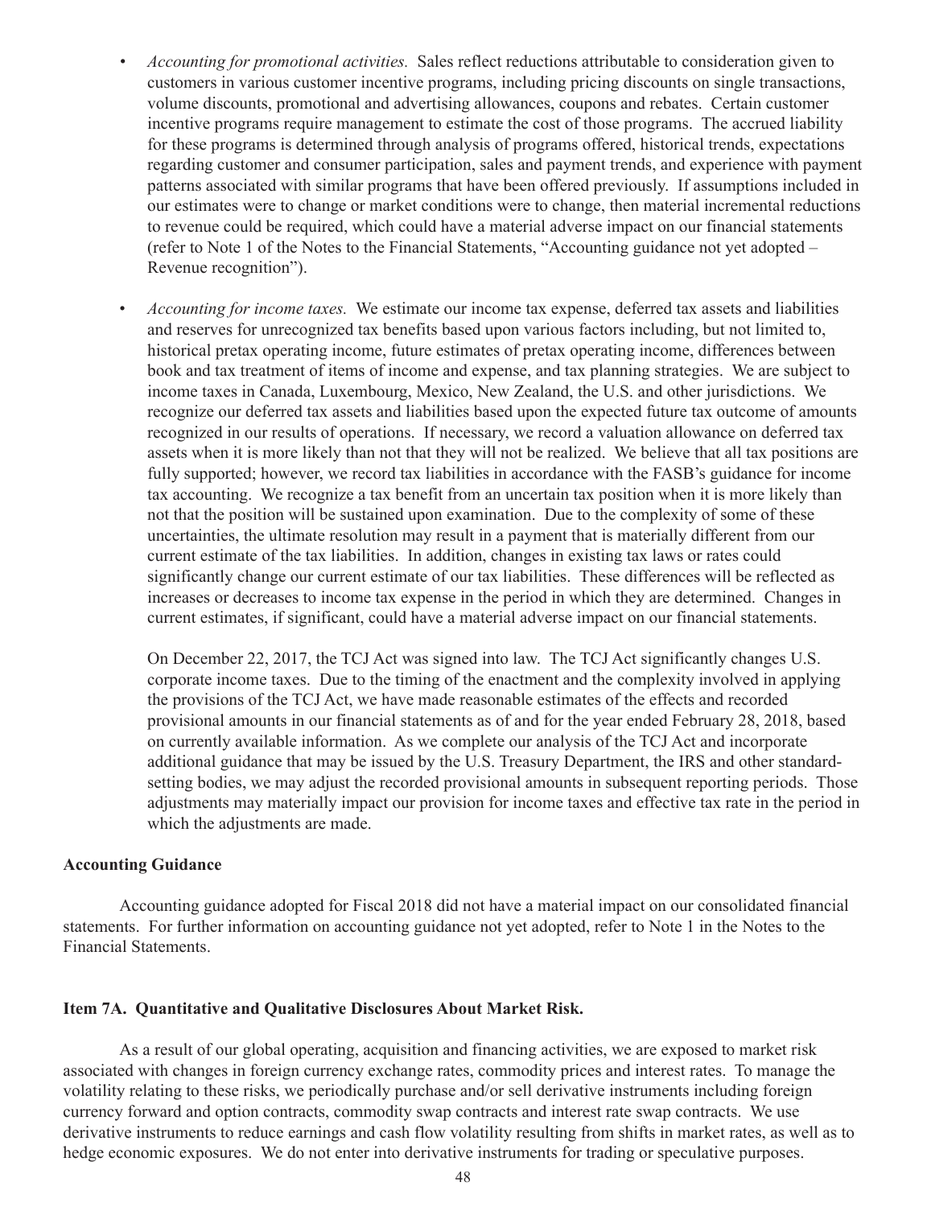- *Accounting for promotional activities.* Sales reflect reductions attributable to consideration given to customers in various customer incentive programs, including pricing discounts on single transactions, volume discounts, promotional and advertising allowances, coupons and rebates. Certain customer incentive programs require management to estimate the cost of those programs. The accrued liability for these programs is determined through analysis of programs offered, historical trends, expectations regarding customer and consumer participation, sales and payment trends, and experience with payment patterns associated with similar programs that have been offered previously. If assumptions included in our estimates were to change or market conditions were to change, then material incremental reductions to revenue could be required, which could have a material adverse impact on our financial statements (refer to Note 1 of the Notes to the Financial Statements, "Accounting guidance not yet adopted – Revenue recognition").

- *Accounting for income taxes.* We estimate our income tax expense, deferred tax assets and liabilities and reserves for unrecognized tax benefits based upon various factors including, but not limited to, historical pretax operating income, future estimates of pretax operating income, differences between book and tax treatment of items of income and expense, and tax planning strategies. We are subject to income taxes in Canada, Luxembourg, Mexico, New Zealand, the U.S. and other jurisdictions. We recognize our deferred tax assets and liabilities based upon the expected future tax outcome of amounts recognized in our results of operations. If necessary, we record a valuation allowance on deferred tax assets when it is more likely than not that they will not be realized. We believe that all tax positions are fully supported; however, we record tax liabilities in accordance with the FASB's guidance for income tax accounting. We recognize a tax benefit from an uncertain tax position when it is more likely than not that the position will be sustained upon examination. Due to the complexity of some of these uncertainties, the ultimate resolution may result in a payment that is materially different from our current estimate of the tax liabilities. In addition, changes in existing tax laws or rates could significantly change our current estimate of our tax liabilities. These differences will be reflected as increases or decreases to income tax expense in the period in which they are determined. Changes in current estimates, if significant, could have a material adverse impact on our financial statements.

  On December 22, 2017, the TCJ Act was signed into law. The TCJ Act significantly changes U.S. corporate income taxes. Due to the timing of the enactment and the complexity involved in applying the provisions of the TCJ Act, we have made reasonable estimates of the effects and recorded provisional amounts in our financial statements as of and for the year ended February 28, 2018, based on currently available information. As we complete our analysis of the TCJ Act and incorporate additional guidance that may be issued by the U.S. Treasury Department, the IRS and other standard-setting bodies, we may adjust the recorded provisional amounts in subsequent reporting periods. Those adjustments may materially impact our provision for income taxes and effective tax rate in the period in which the adjustments are made.

**Accounting Guidance**

Accounting guidance adopted for Fiscal 2018 did not have a material impact on our consolidated financial statements. For further information on accounting guidance not yet adopted, refer to Note 1 in the Notes to the Financial Statements.

**Item 7A. Quantitative and Qualitative Disclosures About Market Risk.**

As a result of our global operating, acquisition and financing activities, we are exposed to market risk associated with changes in foreign currency exchange rates, commodity prices and interest rates. To manage the volatility relating to these risks, we periodically purchase and/or sell derivative instruments including foreign currency forward and option contracts, commodity swap contracts and interest rate swap contracts. We use derivative instruments to reduce earnings and cash flow volatility resulting from shifts in market rates, as well as to hedge economic exposures. We do not enter into derivative instruments for trading or speculative purposes.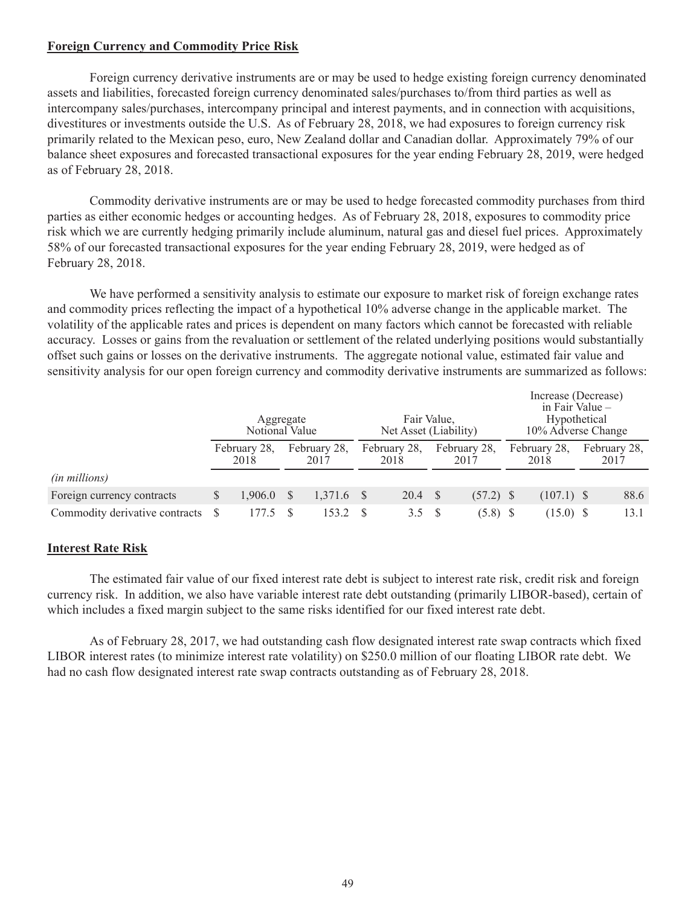**Foreign Currency and Commodity Price Risk**

Foreign currency derivative instruments are or may be used to hedge existing foreign currency denominated assets and liabilities, forecasted foreign currency denominated sales/purchases to/from third parties as well as intercompany sales/purchases, intercompany principal and interest payments, and in connection with acquisitions, divestitures or investments outside the U.S. As of February 28, 2018, we had exposures to foreign currency risk primarily related to the Mexican peso, euro, New Zealand dollar and Canadian dollar. Approximately 79% of our balance sheet exposures and forecasted transactional exposures for the year ending February 28, 2019, were hedged as of February 28, 2018.

Commodity derivative instruments are or may be used to hedge forecasted commodity purchases from third parties as either economic hedges or accounting hedges. As of February 28, 2018, exposures to commodity price risk which we are currently hedging primarily include aluminum, natural gas and diesel fuel prices. Approximately 58% of our forecasted transactional exposures for the year ending February 28, 2019, were hedged as of February 28, 2018.

We have performed a sensitivity analysis to estimate our exposure to market risk of foreign exchange rates and commodity prices reflecting the impact of a hypothetical 10% adverse change in the applicable market. The volatility of the applicable rates and prices is dependent on many factors which cannot be forecasted with reliable accuracy. Losses or gains from the revaluation or settlement of the related underlying positions would substantially offset such gains or losses on the derivative instruments. The aggregate notional value, estimated fair value and sensitivity analysis for our open foreign currency and commodity derivative instruments are summarized as follows:

| | Aggregate Notional Value | | Fair Value, Net Asset (Liability) | | Increase (Decrease) in Fair Value – Hypothetical 10% Adverse Change | |
|---|---|---|---|---|---|---|
| | February 28, 2018 | February 28, 2017 | February 28, 2018 | February 28, 2017 | February 28, 2018 | February 28, 2017 |
| *(in millions)* | | | | | | |
| Foreign currency contracts | $ 1,906.0 | $ 1,371.6 | $ 20.4 | $ (57.2) | $ (107.1) | $ 88.6 |
| Commodity derivative contracts | $ 177.5 | $ 153.2 | $ 3.5 | $ (5.8) | $ (15.0) | $ 13.1 |

**Interest Rate Risk**

The estimated fair value of our fixed interest rate debt is subject to interest rate risk, credit risk and foreign currency risk. In addition, we also have variable interest rate debt outstanding (primarily LIBOR-based), certain of which includes a fixed margin subject to the same risks identified for our fixed interest rate debt.

As of February 28, 2017, we had outstanding cash flow designated interest rate swap contracts which fixed LIBOR interest rates (to minimize interest rate volatility) on $250.0 million of our floating LIBOR rate debt. We had no cash flow designated interest rate swap contracts outstanding as of February 28, 2018.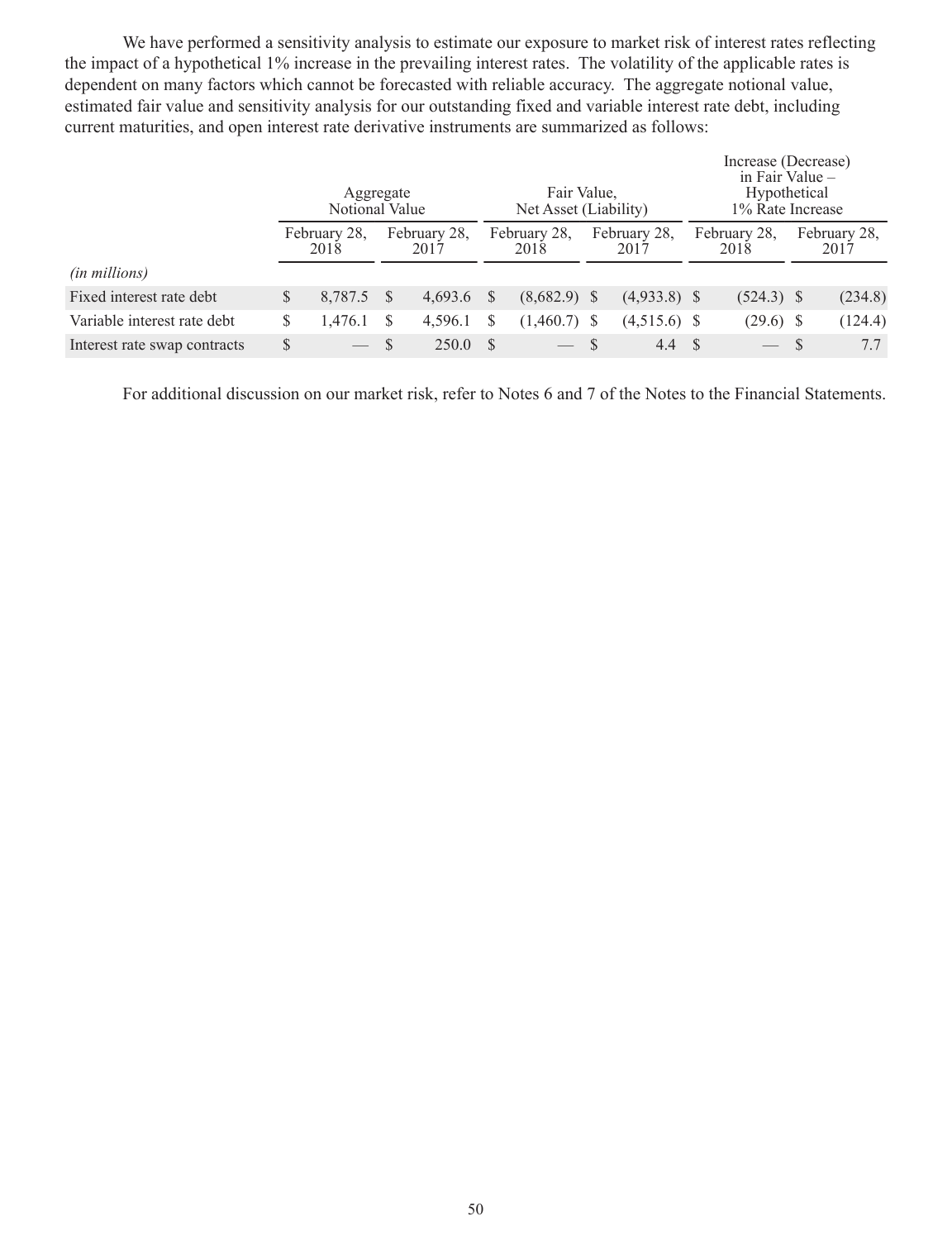We have performed a sensitivity analysis to estimate our exposure to market risk of interest rates reflecting the impact of a hypothetical 1% increase in the prevailing interest rates. The volatility of the applicable rates is dependent on many factors which cannot be forecasted with reliable accuracy. The aggregate notional value, estimated fair value and sensitivity analysis for our outstanding fixed and variable interest rate debt, including current maturities, and open interest rate derivative instruments are summarized as follows:

| | Aggregate Notional Value | | Fair Value, Net Asset (Liability) | | Increase (Decrease) in Fair Value – Hypothetical 1% Rate Increase | |
|---|---|---|---|---|---|---|
| | February 28, 2018 | February 28, 2017 | February 28, 2018 | February 28, 2017 | February 28, 2018 | February 28, 2017 |
| *(in millions)* | | | | | | |
| Fixed interest rate debt | $ 8,787.5 | $ 4,693.6 | $ (8,682.9) | $ (4,933.8) | $ (524.3) | $ (234.8) |
| Variable interest rate debt | $ 1,476.1 | $ 4,596.1 | $ (1,460.7) | $ (4,515.6) | $ (29.6) | $ (124.4) |
| Interest rate swap contracts | $ — | $ 250.0 | $ — | $ 4.4 | $ — | $ 7.7 |

For additional discussion on our market risk, refer to Notes 6 and 7 of the Notes to the Financial Statements.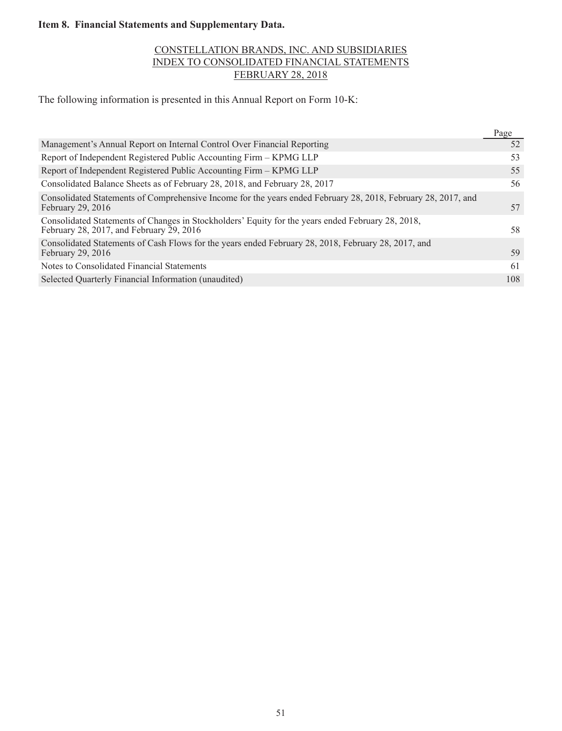**Item 8. Financial Statements and Supplementary Data.**

CONSTELLATION BRANDS, INC. AND SUBSIDIARIES
INDEX TO CONSOLIDATED FINANCIAL STATEMENTS
FEBRUARY 28, 2018

The following information is presented in this Annual Report on Form 10-K:

| | Page |
|---|---|
| Management's Annual Report on Internal Control Over Financial Reporting | 52 |
| Report of Independent Registered Public Accounting Firm – KPMG LLP | 53 |
| Report of Independent Registered Public Accounting Firm – KPMG LLP | 55 |
| Consolidated Balance Sheets as of February 28, 2018, and February 28, 2017 | 56 |
| Consolidated Statements of Comprehensive Income for the years ended February 28, 2018, February 28, 2017, and February 29, 2016 | 57 |
| Consolidated Statements of Changes in Stockholders' Equity for the years ended February 28, 2018, February 28, 2017, and February 29, 2016 | 58 |
| Consolidated Statements of Cash Flows for the years ended February 28, 2018, February 28, 2017, and February 29, 2016 | 59 |
| Notes to Consolidated Financial Statements | 61 |
| Selected Quarterly Financial Information (unaudited) | 108 |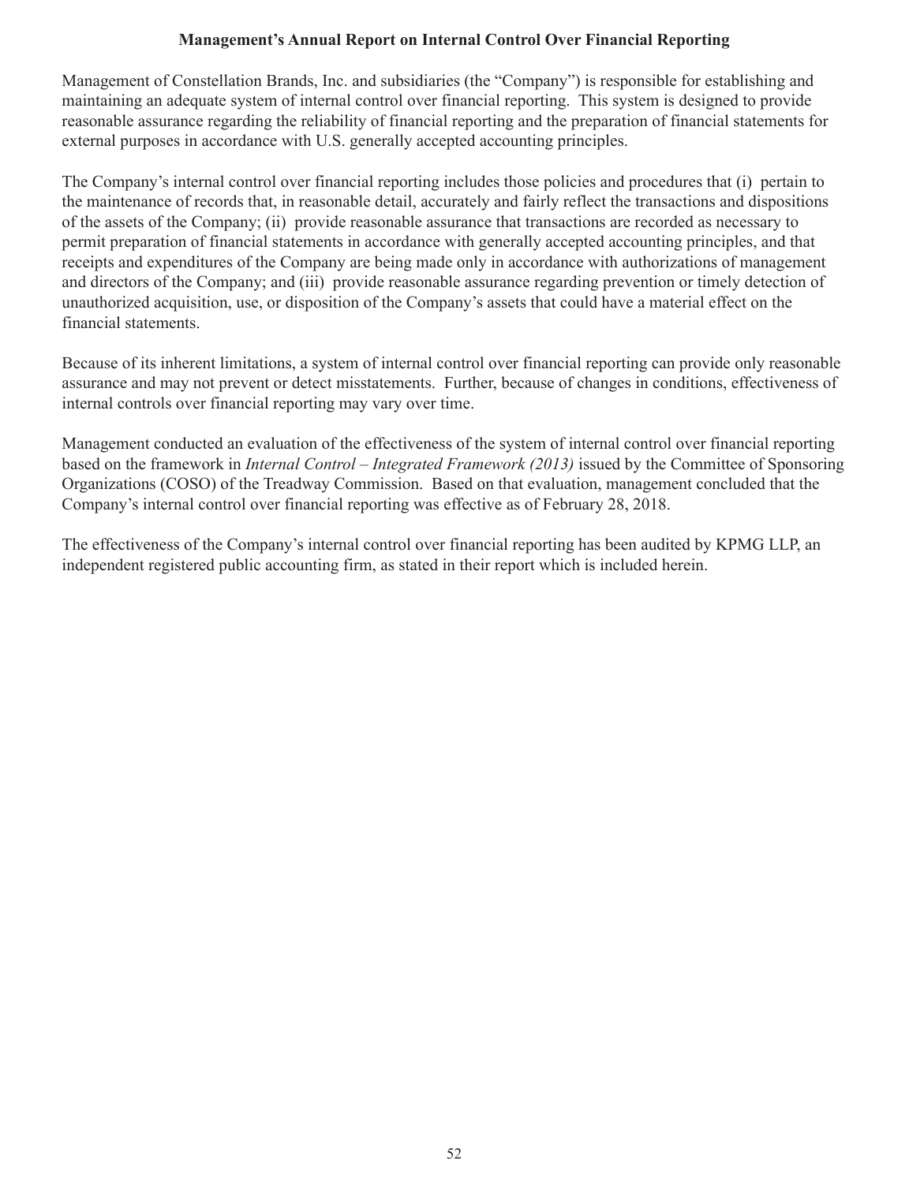## Management's Annual Report on Internal Control Over Financial Reporting

Management of Constellation Brands, Inc. and subsidiaries (the "Company") is responsible for establishing and maintaining an adequate system of internal control over financial reporting. This system is designed to provide reasonable assurance regarding the reliability of financial reporting and the preparation of financial statements for external purposes in accordance with U.S. generally accepted accounting principles.

The Company's internal control over financial reporting includes those policies and procedures that (i) pertain to the maintenance of records that, in reasonable detail, accurately and fairly reflect the transactions and dispositions of the assets of the Company; (ii) provide reasonable assurance that transactions are recorded as necessary to permit preparation of financial statements in accordance with generally accepted accounting principles, and that receipts and expenditures of the Company are being made only in accordance with authorizations of management and directors of the Company; and (iii) provide reasonable assurance regarding prevention or timely detection of unauthorized acquisition, use, or disposition of the Company's assets that could have a material effect on the financial statements.

Because of its inherent limitations, a system of internal control over financial reporting can provide only reasonable assurance and may not prevent or detect misstatements. Further, because of changes in conditions, effectiveness of internal controls over financial reporting may vary over time.

Management conducted an evaluation of the effectiveness of the system of internal control over financial reporting based on the framework in *Internal Control – Integrated Framework (2013)* issued by the Committee of Sponsoring Organizations (COSO) of the Treadway Commission. Based on that evaluation, management concluded that the Company's internal control over financial reporting was effective as of February 28, 2018.

The effectiveness of the Company's internal control over financial reporting has been audited by KPMG LLP, an independent registered public accounting firm, as stated in their report which is included herein.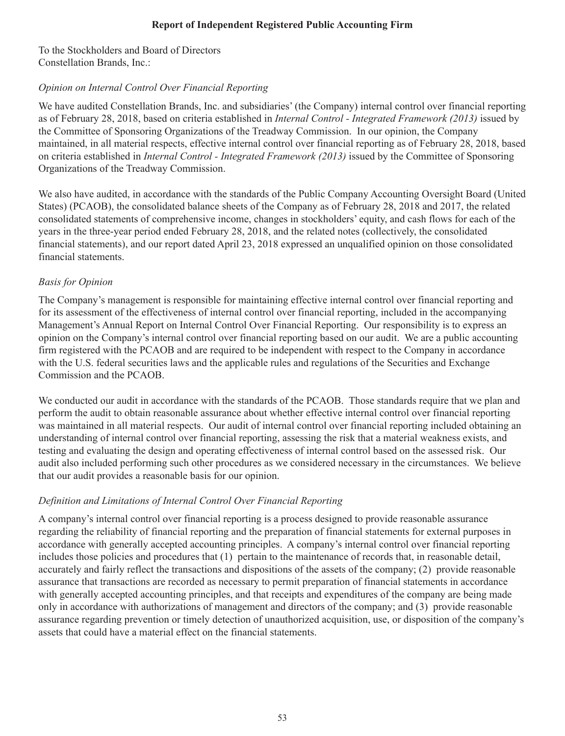## Report of Independent Registered Public Accounting Firm

To the Stockholders and Board of Directors
Constellation Brands, Inc.:

*Opinion on Internal Control Over Financial Reporting*

We have audited Constellation Brands, Inc. and subsidiaries' (the Company) internal control over financial reporting as of February 28, 2018, based on criteria established in *Internal Control - Integrated Framework (2013)* issued by the Committee of Sponsoring Organizations of the Treadway Commission. In our opinion, the Company maintained, in all material respects, effective internal control over financial reporting as of February 28, 2018, based on criteria established in *Internal Control - Integrated Framework (2013)* issued by the Committee of Sponsoring Organizations of the Treadway Commission.

We also have audited, in accordance with the standards of the Public Company Accounting Oversight Board (United States) (PCAOB), the consolidated balance sheets of the Company as of February 28, 2018 and 2017, the related consolidated statements of comprehensive income, changes in stockholders' equity, and cash flows for each of the years in the three-year period ended February 28, 2018, and the related notes (collectively, the consolidated financial statements), and our report dated April 23, 2018 expressed an unqualified opinion on those consolidated financial statements.

*Basis for Opinion*

The Company's management is responsible for maintaining effective internal control over financial reporting and for its assessment of the effectiveness of internal control over financial reporting, included in the accompanying Management's Annual Report on Internal Control Over Financial Reporting. Our responsibility is to express an opinion on the Company's internal control over financial reporting based on our audit. We are a public accounting firm registered with the PCAOB and are required to be independent with respect to the Company in accordance with the U.S. federal securities laws and the applicable rules and regulations of the Securities and Exchange Commission and the PCAOB.

We conducted our audit in accordance with the standards of the PCAOB. Those standards require that we plan and perform the audit to obtain reasonable assurance about whether effective internal control over financial reporting was maintained in all material respects. Our audit of internal control over financial reporting included obtaining an understanding of internal control over financial reporting, assessing the risk that a material weakness exists, and testing and evaluating the design and operating effectiveness of internal control based on the assessed risk. Our audit also included performing such other procedures as we considered necessary in the circumstances. We believe that our audit provides a reasonable basis for our opinion.

*Definition and Limitations of Internal Control Over Financial Reporting*

A company's internal control over financial reporting is a process designed to provide reasonable assurance regarding the reliability of financial reporting and the preparation of financial statements for external purposes in accordance with generally accepted accounting principles. A company's internal control over financial reporting includes those policies and procedures that (1) pertain to the maintenance of records that, in reasonable detail, accurately and fairly reflect the transactions and dispositions of the assets of the company; (2) provide reasonable assurance that transactions are recorded as necessary to permit preparation of financial statements in accordance with generally accepted accounting principles, and that receipts and expenditures of the company are being made only in accordance with authorizations of management and directors of the company; and (3) provide reasonable assurance regarding prevention or timely detection of unauthorized acquisition, use, or disposition of the company's assets that could have a material effect on the financial statements.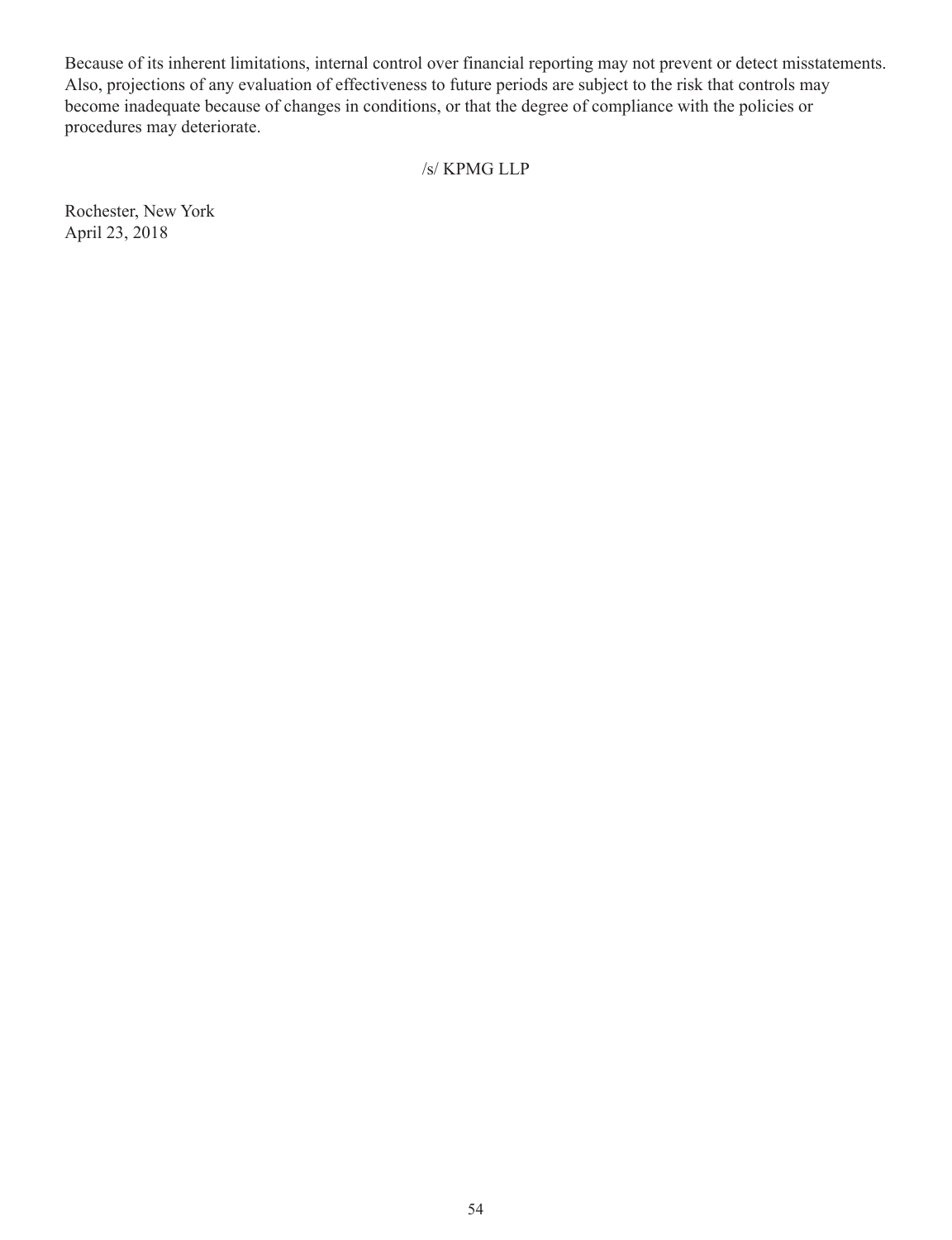Because of its inherent limitations, internal control over financial reporting may not prevent or detect misstatements. Also, projections of any evaluation of effectiveness to future periods are subject to the risk that controls may become inadequate because of changes in conditions, or that the degree of compliance with the policies or procedures may deteriorate.

/s/ KPMG LLP

Rochester, New York
April 23, 2018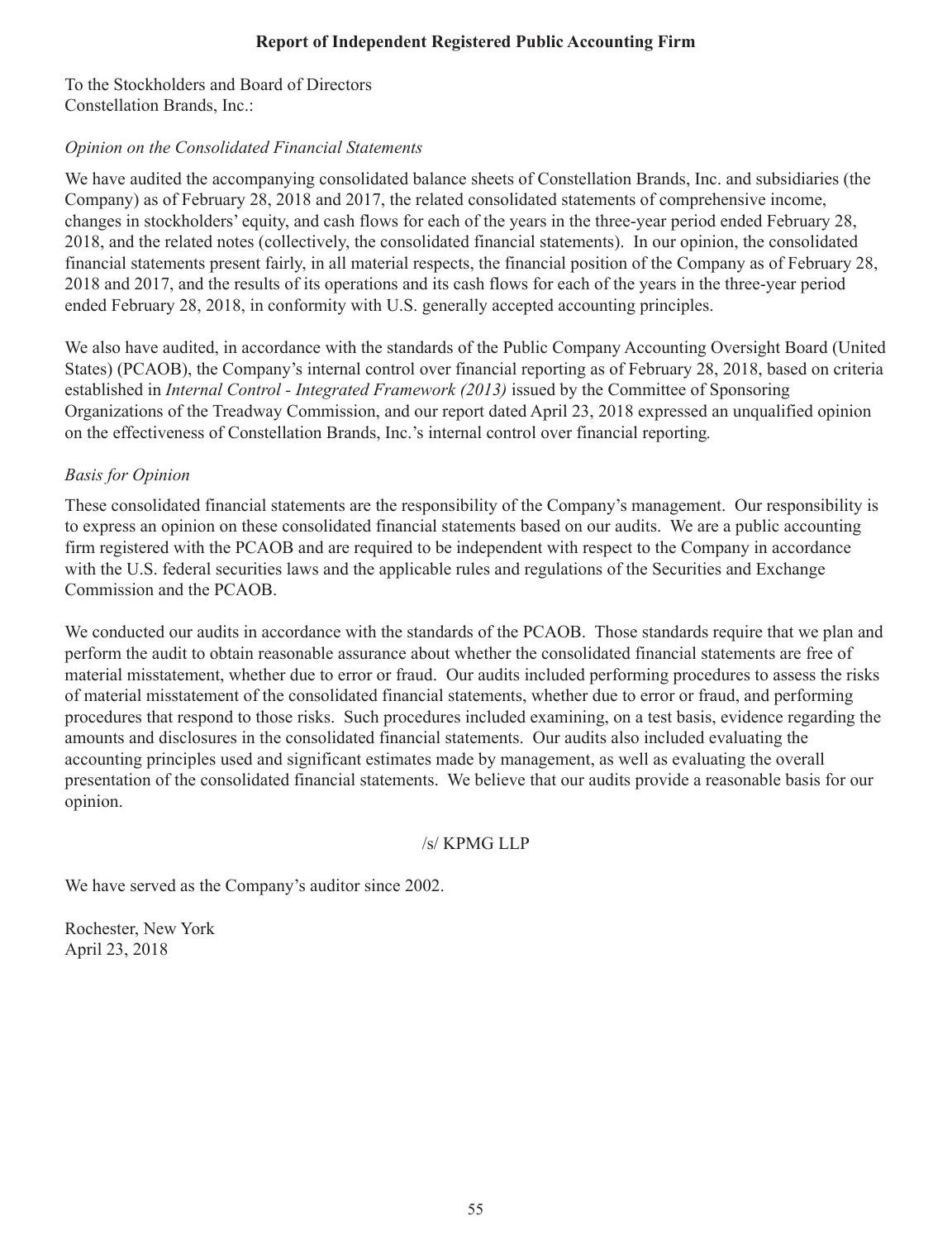## Report of Independent Registered Public Accounting Firm

To the Stockholders and Board of Directors
Constellation Brands, Inc.:

*Opinion on the Consolidated Financial Statements*

We have audited the accompanying consolidated balance sheets of Constellation Brands, Inc. and subsidiaries (the Company) as of February 28, 2018 and 2017, the related consolidated statements of comprehensive income, changes in stockholders' equity, and cash flows for each of the years in the three-year period ended February 28, 2018, and the related notes (collectively, the consolidated financial statements). In our opinion, the consolidated financial statements present fairly, in all material respects, the financial position of the Company as of February 28, 2018 and 2017, and the results of its operations and its cash flows for each of the years in the three-year period ended February 28, 2018, in conformity with U.S. generally accepted accounting principles.

We also have audited, in accordance with the standards of the Public Company Accounting Oversight Board (United States) (PCAOB), the Company's internal control over financial reporting as of February 28, 2018, based on criteria established in *Internal Control - Integrated Framework (2013)* issued by the Committee of Sponsoring Organizations of the Treadway Commission, and our report dated April 23, 2018 expressed an unqualified opinion on the effectiveness of Constellation Brands, Inc.'s internal control over financial reporting.

*Basis for Opinion*

These consolidated financial statements are the responsibility of the Company's management. Our responsibility is to express an opinion on these consolidated financial statements based on our audits. We are a public accounting firm registered with the PCAOB and are required to be independent with respect to the Company in accordance with the U.S. federal securities laws and the applicable rules and regulations of the Securities and Exchange Commission and the PCAOB.

We conducted our audits in accordance with the standards of the PCAOB. Those standards require that we plan and perform the audit to obtain reasonable assurance about whether the consolidated financial statements are free of material misstatement, whether due to error or fraud. Our audits included performing procedures to assess the risks of material misstatement of the consolidated financial statements, whether due to error or fraud, and performing procedures that respond to those risks. Such procedures included examining, on a test basis, evidence regarding the amounts and disclosures in the consolidated financial statements. Our audits also included evaluating the accounting principles used and significant estimates made by management, as well as evaluating the overall presentation of the consolidated financial statements. We believe that our audits provide a reasonable basis for our opinion.

/s/ KPMG LLP

We have served as the Company's auditor since 2002.

Rochester, New York
April 23, 2018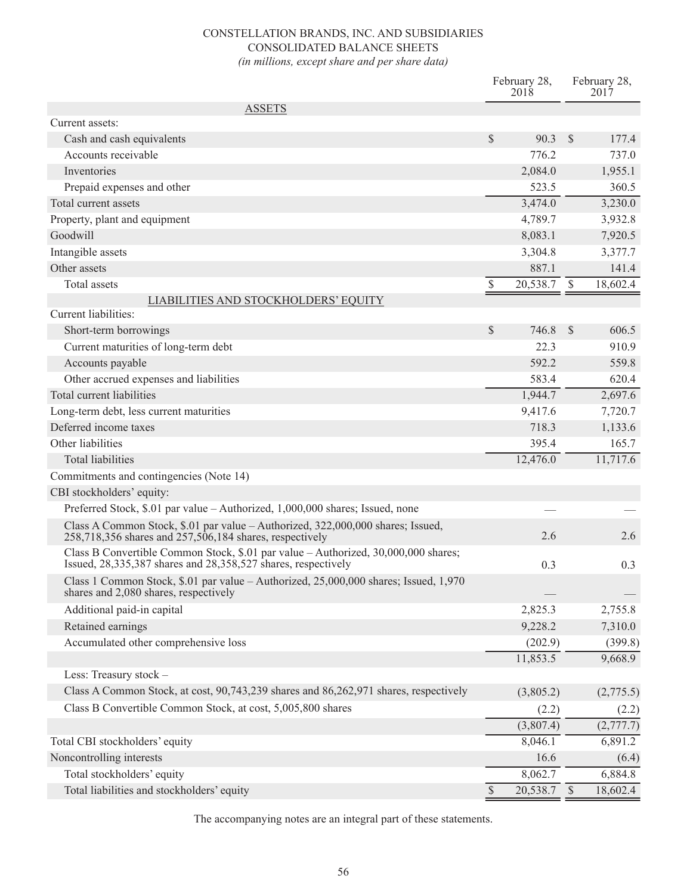CONSTELLATION BRANDS, INC. AND SUBSIDIARIES
CONSOLIDATED BALANCE SHEETS
*(in millions, except share and per share data)*

| | February 28, 2018 | February 28, 2017 |
|---|---|---|
| ASSETS | | |
| Current assets: | | |
| Cash and cash equivalents | $ 90.3 | $ 177.4 |
| Accounts receivable | 776.2 | 737.0 |
| Inventories | 2,084.0 | 1,955.1 |
| Prepaid expenses and other | 523.5 | 360.5 |
| Total current assets | 3,474.0 | 3,230.0 |
| Property, plant and equipment | 4,789.7 | 3,932.8 |
| Goodwill | 8,083.1 | 7,920.5 |
| Intangible assets | 3,304.8 | 3,377.7 |
| Other assets | 887.1 | 141.4 |
| Total assets | $ 20,538.7 | $ 18,602.4 |
| LIABILITIES AND STOCKHOLDERS' EQUITY | | |
| Current liabilities: | | |
| Short-term borrowings | $ 746.8 | $ 606.5 |
| Current maturities of long-term debt | 22.3 | 910.9 |
| Accounts payable | 592.2 | 559.8 |
| Other accrued expenses and liabilities | 583.4 | 620.4 |
| Total current liabilities | 1,944.7 | 2,697.6 |
| Long-term debt, less current maturities | 9,417.6 | 7,720.7 |
| Deferred income taxes | 718.3 | 1,133.6 |
| Other liabilities | 395.4 | 165.7 |
| Total liabilities | 12,476.0 | 11,717.6 |
| Commitments and contingencies (Note 14) | | |
| CBI stockholders' equity: | | |
| Preferred Stock, $.01 par value – Authorized, 1,000,000 shares; Issued, none | — | — |
| Class A Common Stock, $.01 par value – Authorized, 322,000,000 shares; Issued, 258,718,356 shares and 257,506,184 shares, respectively | 2.6 | 2.6 |
| Class B Convertible Common Stock, $.01 par value – Authorized, 30,000,000 shares; Issued, 28,335,387 shares and 28,358,527 shares, respectively | 0.3 | 0.3 |
| Class 1 Common Stock, $.01 par value – Authorized, 25,000,000 shares; Issued, 1,970 shares and 2,080 shares, respectively | — | — |
| Additional paid-in capital | 2,825.3 | 2,755.8 |
| Retained earnings | 9,228.2 | 7,310.0 |
| Accumulated other comprehensive loss | (202.9) | (399.8) |
| | 11,853.5 | 9,668.9 |
| Less: Treasury stock – | | |
| Class A Common Stock, at cost, 90,743,239 shares and 86,262,971 shares, respectively | (3,805.2) | (2,775.5) |
| Class B Convertible Common Stock, at cost, 5,005,800 shares | (2.2) | (2.2) |
| | (3,807.4) | (2,777.7) |
| Total CBI stockholders' equity | 8,046.1 | 6,891.2 |
| Noncontrolling interests | 16.6 | (6.4) |
| Total stockholders' equity | 8,062.7 | 6,884.8 |
| Total liabilities and stockholders' equity | $ 20,538.7 | $ 18,602.4 |

The accompanying notes are an integral part of these statements.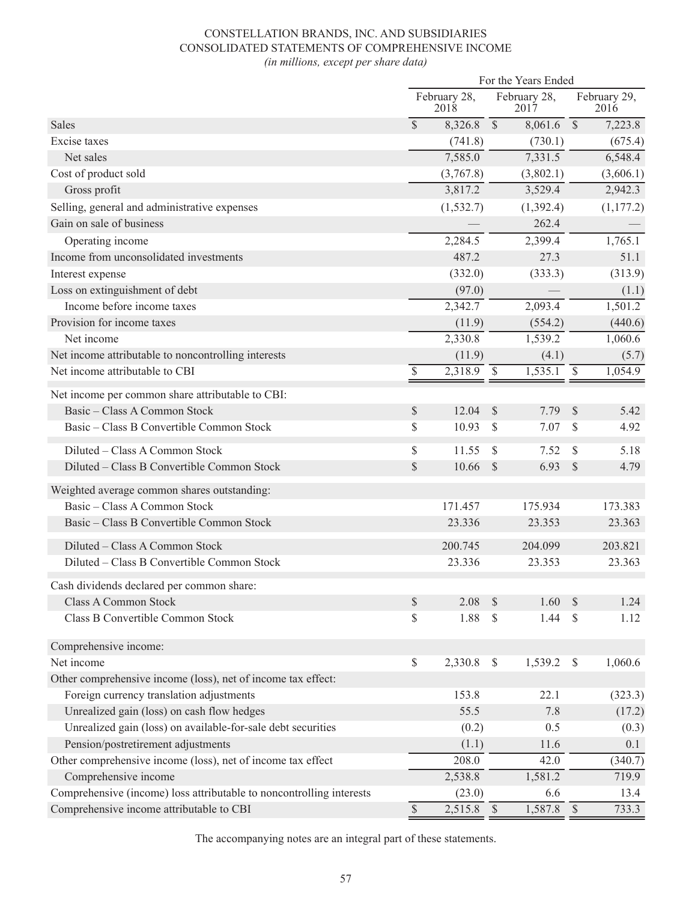CONSTELLATION BRANDS, INC. AND SUBSIDIARIES
CONSOLIDATED STATEMENTS OF COMPREHENSIVE INCOME
*(in millions, except per share data)*

| | For the Years Ended | | |
|---|---|---|---|
| | February 28, 2018 | February 28, 2017 | February 29, 2016 |
| Sales | $ 8,326.8 | $ 8,061.6 | $ 7,223.8 |
| Excise taxes | (741.8) | (730.1) | (675.4) |
| Net sales | 7,585.0 | 7,331.5 | 6,548.4 |
| Cost of product sold | (3,767.8) | (3,802.1) | (3,606.1) |
| Gross profit | 3,817.2 | 3,529.4 | 2,942.3 |
| Selling, general and administrative expenses | (1,532.7) | (1,392.4) | (1,177.2) |
| Gain on sale of business | — | 262.4 | — |
| Operating income | 2,284.5 | 2,399.4 | 1,765.1 |
| Income from unconsolidated investments | 487.2 | 27.3 | 51.1 |
| Interest expense | (332.0) | (333.3) | (313.9) |
| Loss on extinguishment of debt | (97.0) | — | (1.1) |
| Income before income taxes | 2,342.7 | 2,093.4 | 1,501.2 |
| Provision for income taxes | (11.9) | (554.2) | (440.6) |
| Net income | 2,330.8 | 1,539.2 | 1,060.6 |
| Net income attributable to noncontrolling interests | (11.9) | (4.1) | (5.7) |
| Net income attributable to CBI | $ 2,318.9 | $ 1,535.1 | $ 1,054.9 |
| Net income per common share attributable to CBI: | | | |
| Basic – Class A Common Stock | $ 12.04 | $ 7.79 | $ 5.42 |
| Basic – Class B Convertible Common Stock | $ 10.93 | $ 7.07 | $ 4.92 |
| Diluted – Class A Common Stock | $ 11.55 | $ 7.52 | $ 5.18 |
| Diluted – Class B Convertible Common Stock | $ 10.66 | $ 6.93 | $ 4.79 |
| Weighted average common shares outstanding: | | | |
| Basic – Class A Common Stock | 171.457 | 175.934 | 173.383 |
| Basic – Class B Convertible Common Stock | 23.336 | 23.353 | 23.363 |
| Diluted – Class A Common Stock | 200.745 | 204.099 | 203.821 |
| Diluted – Class B Convertible Common Stock | 23.336 | 23.353 | 23.363 |
| Cash dividends declared per common share: | | | |
| Class A Common Stock | $ 2.08 | $ 1.60 | $ 1.24 |
| Class B Convertible Common Stock | $ 1.88 | $ 1.44 | $ 1.12 |
| Comprehensive income: | | | |
| Net income | $ 2,330.8 | $ 1,539.2 | $ 1,060.6 |
| Other comprehensive income (loss), net of income tax effect: | | | |
| Foreign currency translation adjustments | 153.8 | 22.1 | (323.3) |
| Unrealized gain (loss) on cash flow hedges | 55.5 | 7.8 | (17.2) |
| Unrealized gain (loss) on available-for-sale debt securities | (0.2) | 0.5 | (0.3) |
| Pension/postretirement adjustments | (1.1) | 11.6 | 0.1 |
| Other comprehensive income (loss), net of income tax effect | 208.0 | 42.0 | (340.7) |
| Comprehensive income | 2,538.8 | 1,581.2 | 719.9 |
| Comprehensive (income) loss attributable to noncontrolling interests | (23.0) | 6.6 | 13.4 |
| Comprehensive income attributable to CBI | $ 2,515.8 | $ 1,587.8 | $ 733.3 |

The accompanying notes are an integral part of these statements.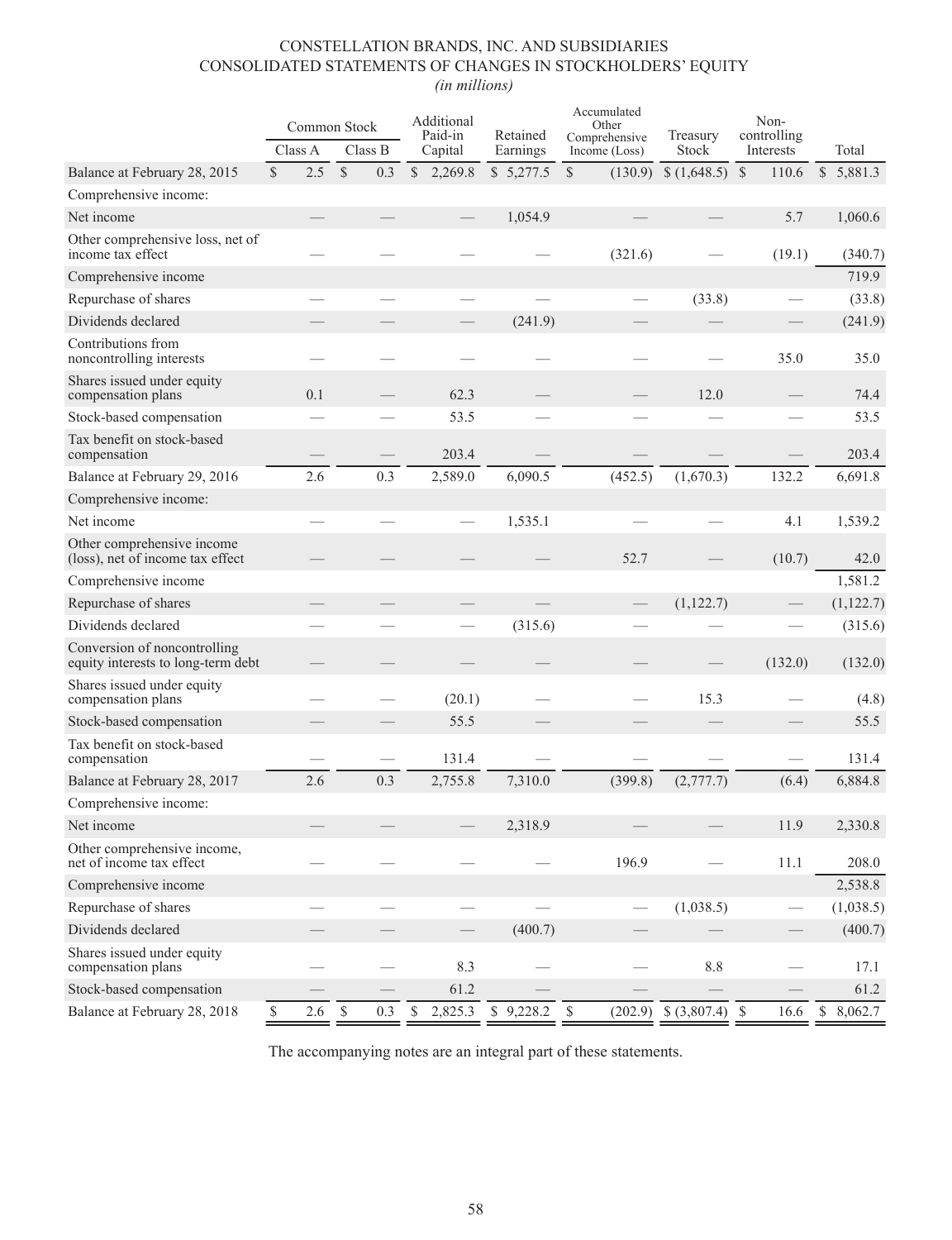# CONSTELLATION BRANDS, INC. AND SUBSIDIARIES
## CONSOLIDATED STATEMENTS OF CHANGES IN STOCKHOLDERS' EQUITY
*(in millions)*

| | Common Stock | | Additional Paid-in Capital | Retained Earnings | Accumulated Other Comprehensive Income (Loss) | Treasury Stock | Non-controlling Interests | Total |
|---|---|---|---|---|---|---|---|---|
| | Class A | Class B | | | | | | |
| Balance at February 28, 2015 | $ 2.5 | $ 0.3 | $ 2,269.8 | $ 5,277.5 | $ (130.9) | $ (1,648.5) | $ 110.6 | $ 5,881.3 |
| Comprehensive income: | | | | | | | | |
| Net income | — | — | — | 1,054.9 | — | — | 5.7 | 1,060.6 |
| Other comprehensive loss, net of income tax effect | — | — | — | — | (321.6) | — | (19.1) | (340.7) |
| Comprehensive income | | | | | | | | 719.9 |
| Repurchase of shares | — | — | — | — | — | (33.8) | — | (33.8) |
| Dividends declared | — | — | — | (241.9) | — | — | — | (241.9) |
| Contributions from noncontrolling interests | — | — | — | — | — | — | 35.0 | 35.0 |
| Shares issued under equity compensation plans | 0.1 | — | 62.3 | — | — | 12.0 | — | 74.4 |
| Stock-based compensation | — | — | 53.5 | — | — | — | — | 53.5 |
| Tax benefit on stock-based compensation | — | — | 203.4 | — | — | — | — | 203.4 |
| Balance at February 29, 2016 | 2.6 | 0.3 | 2,589.0 | 6,090.5 | (452.5) | (1,670.3) | 132.2 | 6,691.8 |
| Comprehensive income: | | | | | | | | |
| Net income | — | — | — | 1,535.1 | — | — | 4.1 | 1,539.2 |
| Other comprehensive income (loss), net of income tax effect | — | — | — | — | 52.7 | — | (10.7) | 42.0 |
| Comprehensive income | | | | | | | | 1,581.2 |
| Repurchase of shares | — | — | — | — | — | (1,122.7) | — | (1,122.7) |
| Dividends declared | — | — | — | (315.6) | — | — | — | (315.6) |
| Conversion of noncontrolling equity interests to long-term debt | — | — | — | — | — | — | (132.0) | (132.0) |
| Shares issued under equity compensation plans | — | — | (20.1) | — | — | 15.3 | — | (4.8) |
| Stock-based compensation | — | — | 55.5 | — | — | — | — | 55.5 |
| Tax benefit on stock-based compensation | — | — | 131.4 | — | — | — | — | 131.4 |
| Balance at February 28, 2017 | 2.6 | 0.3 | 2,755.8 | 7,310.0 | (399.8) | (2,777.7) | (6.4) | 6,884.8 |
| Comprehensive income: | | | | | | | | |
| Net income | — | — | — | 2,318.9 | — | — | 11.9 | 2,330.8 |
| Other comprehensive income, net of income tax effect | — | — | — | — | 196.9 | — | 11.1 | 208.0 |
| Comprehensive income | | | | | | | | 2,538.8 |
| Repurchase of shares | — | — | — | — | — | (1,038.5) | — | (1,038.5) |
| Dividends declared | — | — | — | (400.7) | — | — | — | (400.7) |
| Shares issued under equity compensation plans | — | — | 8.3 | — | — | 8.8 | — | 17.1 |
| Stock-based compensation | — | — | 61.2 | — | — | — | — | 61.2 |
| Balance at February 28, 2018 | $ 2.6 | $ 0.3 | $ 2,825.3 | $ 9,228.2 | $ (202.9) | $ (3,807.4) | $ 16.6 | $ 8,062.7 |

The accompanying notes are an integral part of these statements.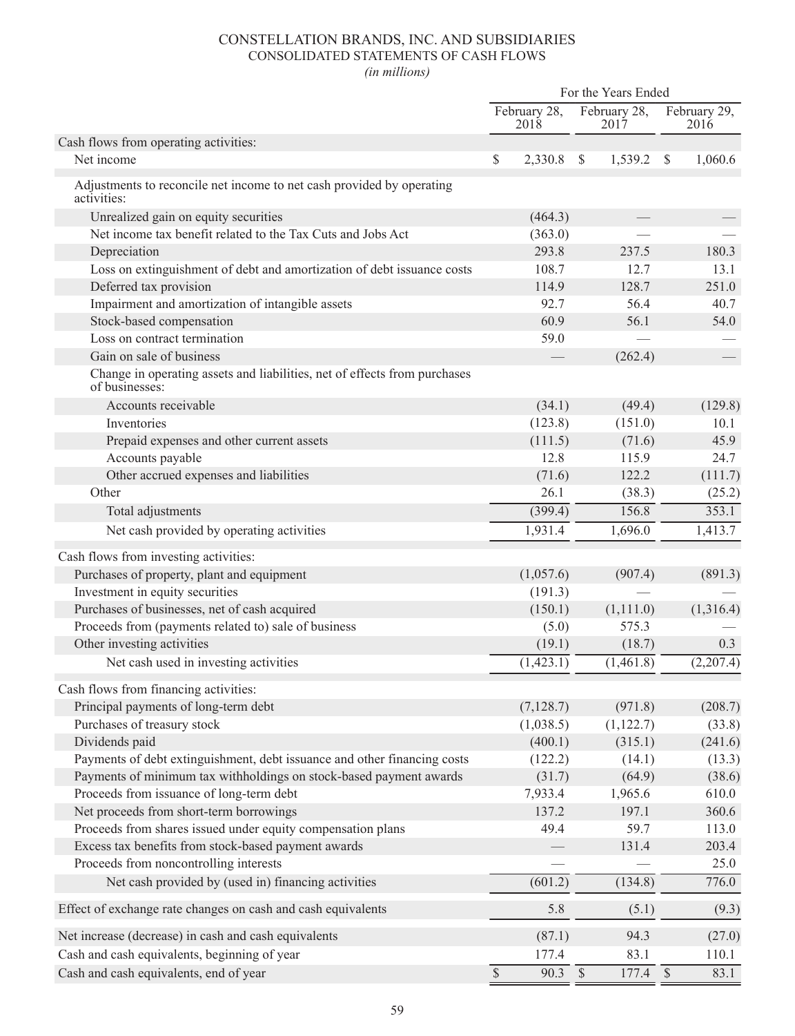# CONSTELLATION BRANDS, INC. AND SUBSIDIARIES
## CONSOLIDATED STATEMENTS OF CASH FLOWS
*(in millions)*

| | For the Years Ended | | |
|---|---|---|---|
| | February 28, 2018 | February 28, 2017 | February 29, 2016 |
| **Cash flows from operating activities:** | | | |
| Net income | $ 2,330.8 | $ 1,539.2 | $ 1,060.6 |
| Adjustments to reconcile net income to net cash provided by operating activities: | | | |
| Unrealized gain on equity securities | (464.3) | — | — |
| Net income tax benefit related to the Tax Cuts and Jobs Act | (363.0) | — | — |
| Depreciation | 293.8 | 237.5 | 180.3 |
| Loss on extinguishment of debt and amortization of debt issuance costs | 108.7 | 12.7 | 13.1 |
| Deferred tax provision | 114.9 | 128.7 | 251.0 |
| Impairment and amortization of intangible assets | 92.7 | 56.4 | 40.7 |
| Stock-based compensation | 60.9 | 56.1 | 54.0 |
| Loss on contract termination | 59.0 | — | — |
| Gain on sale of business | — | (262.4) | — |
| Change in operating assets and liabilities, net of effects from purchases of businesses: | | | |
| Accounts receivable | (34.1) | (49.4) | (129.8) |
| Inventories | (123.8) | (151.0) | 10.1 |
| Prepaid expenses and other current assets | (111.5) | (71.6) | 45.9 |
| Accounts payable | 12.8 | 115.9 | 24.7 |
| Other accrued expenses and liabilities | (71.6) | 122.2 | (111.7) |
| Other | 26.1 | (38.3) | (25.2) |
| Total adjustments | (399.4) | 156.8 | 353.1 |
| Net cash provided by operating activities | 1,931.4 | 1,696.0 | 1,413.7 |
| **Cash flows from investing activities:** | | | |
| Purchases of property, plant and equipment | (1,057.6) | (907.4) | (891.3) |
| Investment in equity securities | (191.3) | — | — |
| Purchases of businesses, net of cash acquired | (150.1) | (1,111.0) | (1,316.4) |
| Proceeds from (payments related to) sale of business | (5.0) | 575.3 | — |
| Other investing activities | (19.1) | (18.7) | 0.3 |
| Net cash used in investing activities | (1,423.1) | (1,461.8) | (2,207.4) |
| **Cash flows from financing activities:** | | | |
| Principal payments of long-term debt | (7,128.7) | (971.8) | (208.7) |
| Purchases of treasury stock | (1,038.5) | (1,122.7) | (33.8) |
| Dividends paid | (400.1) | (315.1) | (241.6) |
| Payments of debt extinguishment, debt issuance and other financing costs | (122.2) | (14.1) | (13.3) |
| Payments of minimum tax withholdings on stock-based payment awards | (31.7) | (64.9) | (38.6) |
| Proceeds from issuance of long-term debt | 7,933.4 | 1,965.6 | 610.0 |
| Net proceeds from short-term borrowings | 137.2 | 197.1 | 360.6 |
| Proceeds from shares issued under equity compensation plans | 49.4 | 59.7 | 113.0 |
| Excess tax benefits from stock-based payment awards | — | 131.4 | 203.4 |
| Proceeds from noncontrolling interests | — | — | 25.0 |
| Net cash provided by (used in) financing activities | (601.2) | (134.8) | 776.0 |
| Effect of exchange rate changes on cash and cash equivalents | 5.8 | (5.1) | (9.3) |
| Net increase (decrease) in cash and cash equivalents | (87.1) | 94.3 | (27.0) |
| Cash and cash equivalents, beginning of year | 177.4 | 83.1 | 110.1 |
| Cash and cash equivalents, end of year | $ 90.3 | $ 177.4 | $ 83.1 |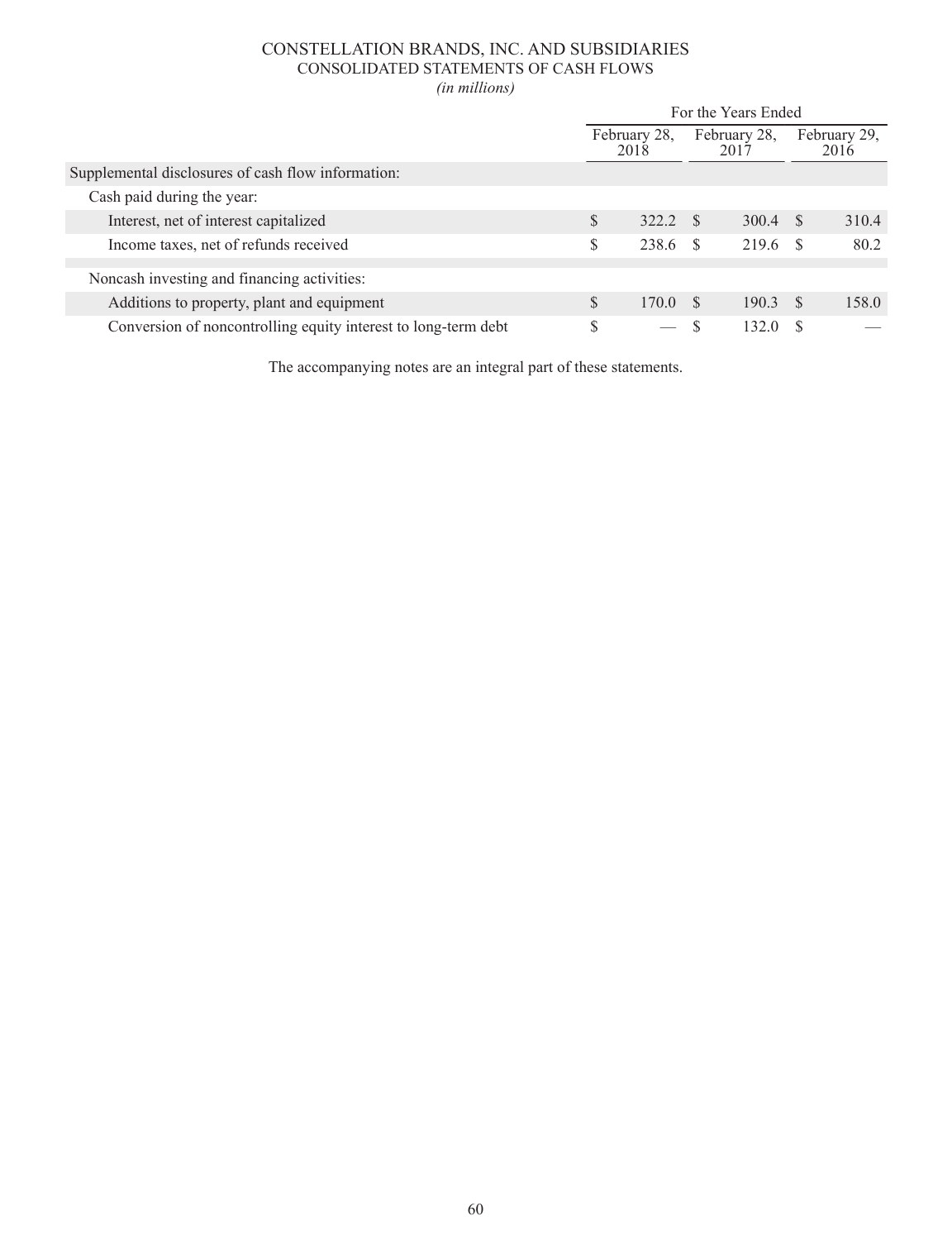# CONSTELLATION BRANDS, INC. AND SUBSIDIARIES
## CONSOLIDATED STATEMENTS OF CASH FLOWS
*(in millions)*

| | For the Years Ended | | |
|---|---|---|---|
| | February 28, 2018 | February 28, 2017 | February 29, 2016 |
| Supplemental disclosures of cash flow information: | | | |
| Cash paid during the year: | | | |
| Interest, net of interest capitalized | $ 322.2 | $ 300.4 | $ 310.4 |
| Income taxes, net of refunds received | $ 238.6 | $ 219.6 | $ 80.2 |
| Noncash investing and financing activities: | | | |
| Additions to property, plant and equipment | $ 170.0 | $ 190.3 | $ 158.0 |
| Conversion of noncontrolling equity interest to long-term debt | $ — | $ 132.0 | $ — |

The accompanying notes are an integral part of these statements.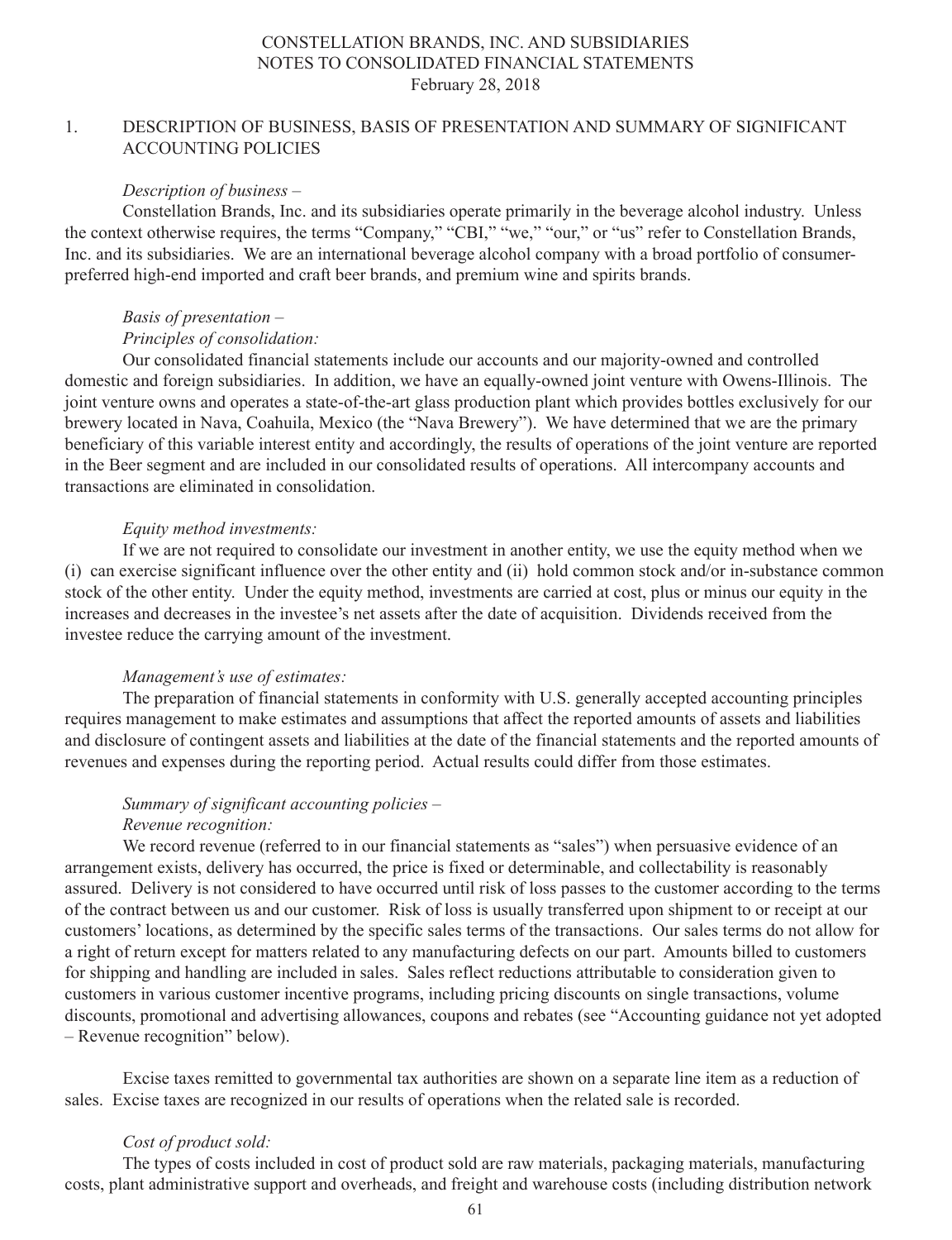CONSTELLATION BRANDS, INC. AND SUBSIDIARIES
NOTES TO CONSOLIDATED FINANCIAL STATEMENTS
February 28, 2018

## 1. DESCRIPTION OF BUSINESS, BASIS OF PRESENTATION AND SUMMARY OF SIGNIFICANT ACCOUNTING POLICIES

*Description of business –*

Constellation Brands, Inc. and its subsidiaries operate primarily in the beverage alcohol industry. Unless the context otherwise requires, the terms "Company," "CBI," "we," "our," or "us" refer to Constellation Brands, Inc. and its subsidiaries. We are an international beverage alcohol company with a broad portfolio of consumer-preferred high-end imported and craft beer brands, and premium wine and spirits brands.

*Basis of presentation –*

*Principles of consolidation:*

Our consolidated financial statements include our accounts and our majority-owned and controlled domestic and foreign subsidiaries. In addition, we have an equally-owned joint venture with Owens-Illinois. The joint venture owns and operates a state-of-the-art glass production plant which provides bottles exclusively for our brewery located in Nava, Coahuila, Mexico (the "Nava Brewery"). We have determined that we are the primary beneficiary of this variable interest entity and accordingly, the results of operations of the joint venture are reported in the Beer segment and are included in our consolidated results of operations. All intercompany accounts and transactions are eliminated in consolidation.

*Equity method investments:*

If we are not required to consolidate our investment in another entity, we use the equity method when we (i) can exercise significant influence over the other entity and (ii) hold common stock and/or in-substance common stock of the other entity. Under the equity method, investments are carried at cost, plus or minus our equity in the increases and decreases in the investee's net assets after the date of acquisition. Dividends received from the investee reduce the carrying amount of the investment.

*Management's use of estimates:*

The preparation of financial statements in conformity with U.S. generally accepted accounting principles requires management to make estimates and assumptions that affect the reported amounts of assets and liabilities and disclosure of contingent assets and liabilities at the date of the financial statements and the reported amounts of revenues and expenses during the reporting period. Actual results could differ from those estimates.

*Summary of significant accounting policies –*

*Revenue recognition:*

We record revenue (referred to in our financial statements as "sales") when persuasive evidence of an arrangement exists, delivery has occurred, the price is fixed or determinable, and collectability is reasonably assured. Delivery is not considered to have occurred until risk of loss passes to the customer according to the terms of the contract between us and our customer. Risk of loss is usually transferred upon shipment to or receipt at our customers' locations, as determined by the specific sales terms of the transactions. Our sales terms do not allow for a right of return except for matters related to any manufacturing defects on our part. Amounts billed to customers for shipping and handling are included in sales. Sales reflect reductions attributable to consideration given to customers in various customer incentive programs, including pricing discounts on single transactions, volume discounts, promotional and advertising allowances, coupons and rebates (see "Accounting guidance not yet adopted – Revenue recognition" below).

Excise taxes remitted to governmental tax authorities are shown on a separate line item as a reduction of sales. Excise taxes are recognized in our results of operations when the related sale is recorded.

*Cost of product sold:*

The types of costs included in cost of product sold are raw materials, packaging materials, manufacturing costs, plant administrative support and overheads, and freight and warehouse costs (including distribution network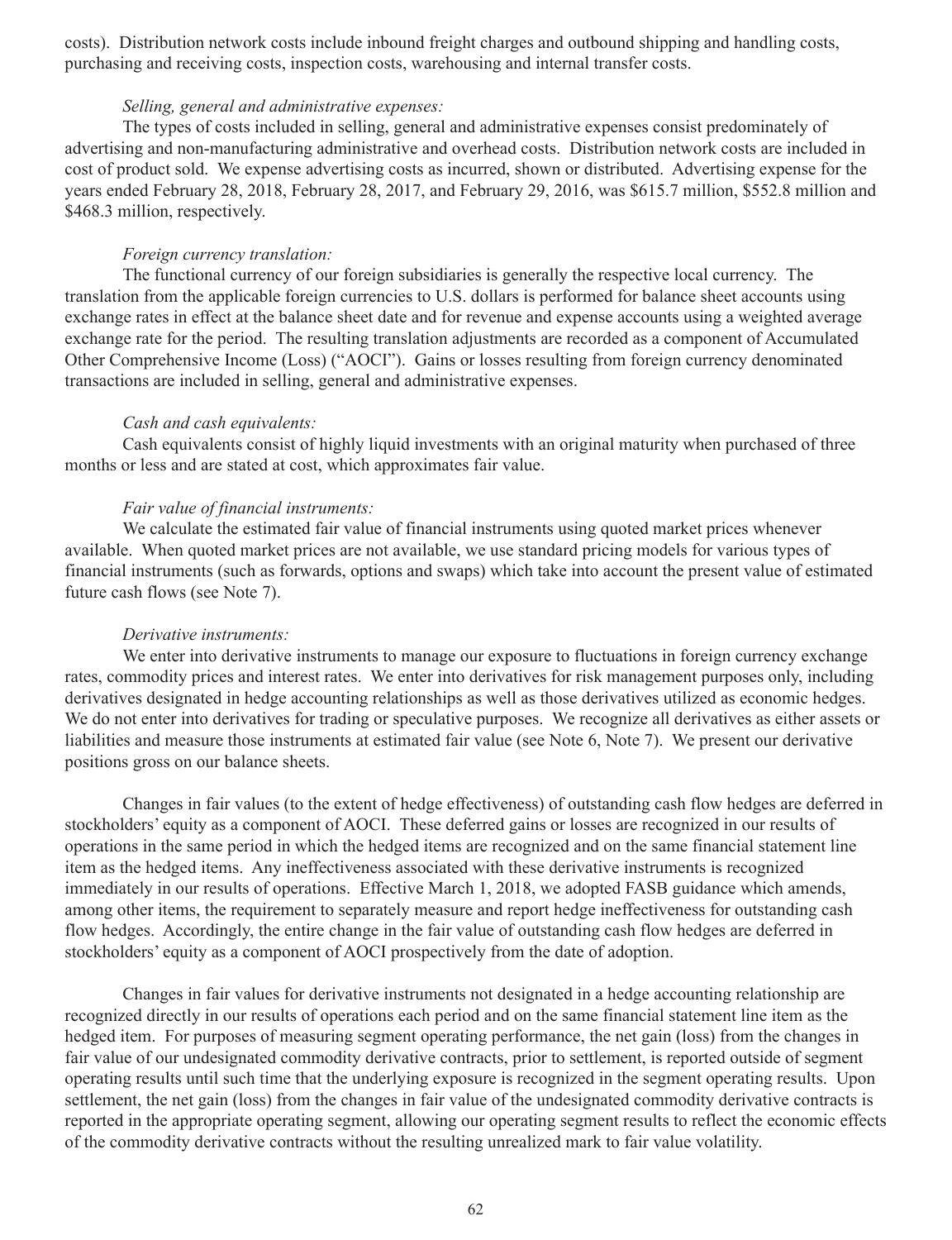costs). Distribution network costs include inbound freight charges and outbound shipping and handling costs, purchasing and receiving costs, inspection costs, warehousing and internal transfer costs.

*Selling, general and administrative expenses:*

The types of costs included in selling, general and administrative expenses consist predominately of advertising and non-manufacturing administrative and overhead costs. Distribution network costs are included in cost of product sold. We expense advertising costs as incurred, shown or distributed. Advertising expense for the years ended February 28, 2018, February 28, 2017, and February 29, 2016, was \$615.7 million, \$552.8 million and \$468.3 million, respectively.

*Foreign currency translation:*

The functional currency of our foreign subsidiaries is generally the respective local currency. The translation from the applicable foreign currencies to U.S. dollars is performed for balance sheet accounts using exchange rates in effect at the balance sheet date and for revenue and expense accounts using a weighted average exchange rate for the period. The resulting translation adjustments are recorded as a component of Accumulated Other Comprehensive Income (Loss) ("AOCI"). Gains or losses resulting from foreign currency denominated transactions are included in selling, general and administrative expenses.

*Cash and cash equivalents:*

Cash equivalents consist of highly liquid investments with an original maturity when purchased of three months or less and are stated at cost, which approximates fair value.

*Fair value of financial instruments:*

We calculate the estimated fair value of financial instruments using quoted market prices whenever available. When quoted market prices are not available, we use standard pricing models for various types of financial instruments (such as forwards, options and swaps) which take into account the present value of estimated future cash flows (see Note 7).

*Derivative instruments:*

We enter into derivative instruments to manage our exposure to fluctuations in foreign currency exchange rates, commodity prices and interest rates. We enter into derivatives for risk management purposes only, including derivatives designated in hedge accounting relationships as well as those derivatives utilized as economic hedges. We do not enter into derivatives for trading or speculative purposes. We recognize all derivatives as either assets or liabilities and measure those instruments at estimated fair value (see Note 6, Note 7). We present our derivative positions gross on our balance sheets.

Changes in fair values (to the extent of hedge effectiveness) of outstanding cash flow hedges are deferred in stockholders' equity as a component of AOCI. These deferred gains or losses are recognized in our results of operations in the same period in which the hedged items are recognized and on the same financial statement line item as the hedged items. Any ineffectiveness associated with these derivative instruments is recognized immediately in our results of operations. Effective March 1, 2018, we adopted FASB guidance which amends, among other items, the requirement to separately measure and report hedge ineffectiveness for outstanding cash flow hedges. Accordingly, the entire change in the fair value of outstanding cash flow hedges are deferred in stockholders' equity as a component of AOCI prospectively from the date of adoption.

Changes in fair values for derivative instruments not designated in a hedge accounting relationship are recognized directly in our results of operations each period and on the same financial statement line item as the hedged item. For purposes of measuring segment operating performance, the net gain (loss) from the changes in fair value of our undesignated commodity derivative contracts, prior to settlement, is reported outside of segment operating results until such time that the underlying exposure is recognized in the segment operating results. Upon settlement, the net gain (loss) from the changes in fair value of the undesignated commodity derivative contracts is reported in the appropriate operating segment, allowing our operating segment results to reflect the economic effects of the commodity derivative contracts without the resulting unrealized mark to fair value volatility.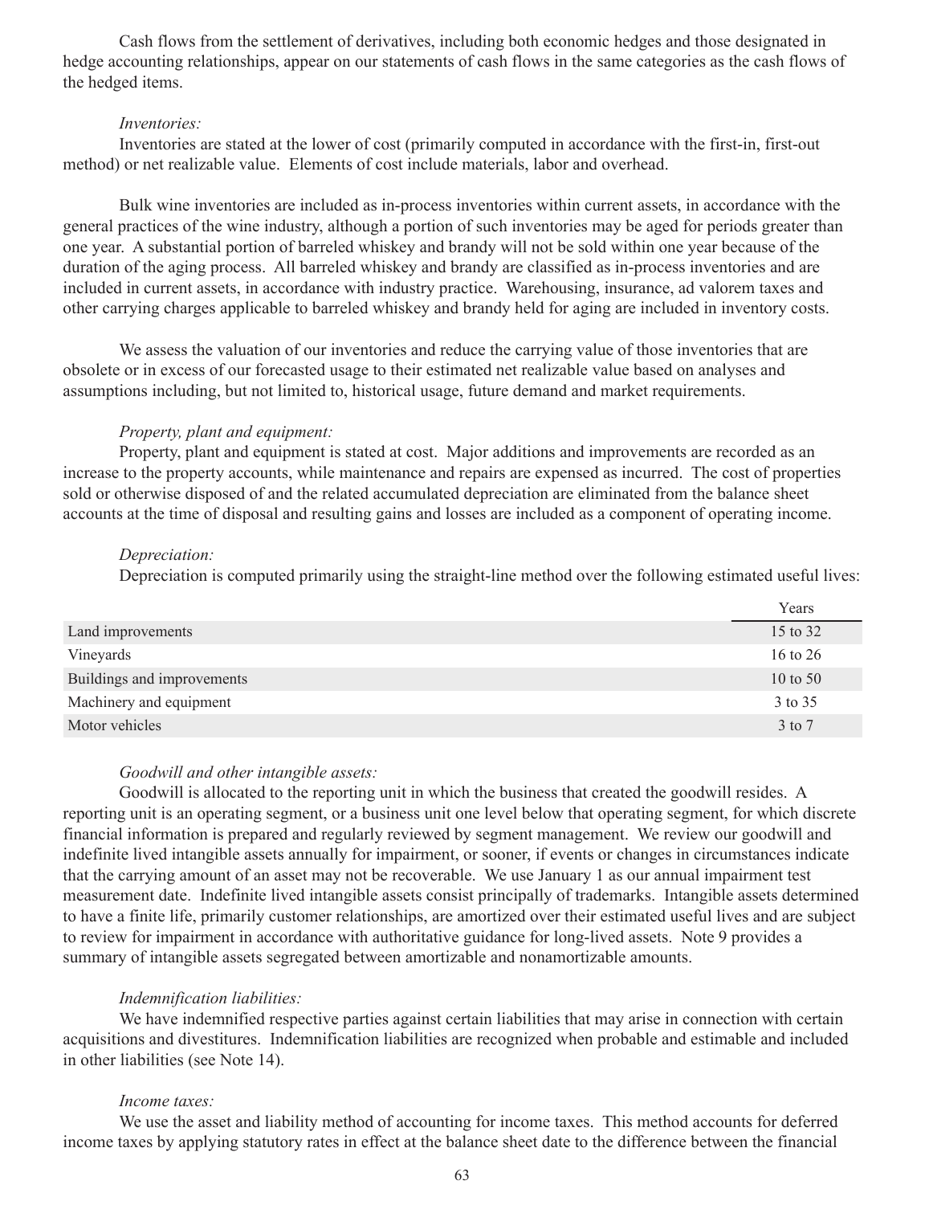Cash flows from the settlement of derivatives, including both economic hedges and those designated in hedge accounting relationships, appear on our statements of cash flows in the same categories as the cash flows of the hedged items.

*Inventories:*

Inventories are stated at the lower of cost (primarily computed in accordance with the first-in, first-out method) or net realizable value. Elements of cost include materials, labor and overhead.

Bulk wine inventories are included as in-process inventories within current assets, in accordance with the general practices of the wine industry, although a portion of such inventories may be aged for periods greater than one year. A substantial portion of barreled whiskey and brandy will not be sold within one year because of the duration of the aging process. All barreled whiskey and brandy are classified as in-process inventories and are included in current assets, in accordance with industry practice. Warehousing, insurance, ad valorem taxes and other carrying charges applicable to barreled whiskey and brandy held for aging are included in inventory costs.

We assess the valuation of our inventories and reduce the carrying value of those inventories that are obsolete or in excess of our forecasted usage to their estimated net realizable value based on analyses and assumptions including, but not limited to, historical usage, future demand and market requirements.

*Property, plant and equipment:*

Property, plant and equipment is stated at cost. Major additions and improvements are recorded as an increase to the property accounts, while maintenance and repairs are expensed as incurred. The cost of properties sold or otherwise disposed of and the related accumulated depreciation are eliminated from the balance sheet accounts at the time of disposal and resulting gains and losses are included as a component of operating income.

*Depreciation:*

Depreciation is computed primarily using the straight-line method over the following estimated useful lives:

| | Years |
|---|---|
| Land improvements | 15 to 32 |
| Vineyards | 16 to 26 |
| Buildings and improvements | 10 to 50 |
| Machinery and equipment | 3 to 35 |
| Motor vehicles | 3 to 7 |

*Goodwill and other intangible assets:*

Goodwill is allocated to the reporting unit in which the business that created the goodwill resides. A reporting unit is an operating segment, or a business unit one level below that operating segment, for which discrete financial information is prepared and regularly reviewed by segment management. We review our goodwill and indefinite lived intangible assets annually for impairment, or sooner, if events or changes in circumstances indicate that the carrying amount of an asset may not be recoverable. We use January 1 as our annual impairment test measurement date. Indefinite lived intangible assets consist principally of trademarks. Intangible assets determined to have a finite life, primarily customer relationships, are amortized over their estimated useful lives and are subject to review for impairment in accordance with authoritative guidance for long-lived assets. Note 9 provides a summary of intangible assets segregated between amortizable and nonamortizable amounts.

*Indemnification liabilities:*

We have indemnified respective parties against certain liabilities that may arise in connection with certain acquisitions and divestitures. Indemnification liabilities are recognized when probable and estimable and included in other liabilities (see Note 14).

*Income taxes:*

We use the asset and liability method of accounting for income taxes. This method accounts for deferred income taxes by applying statutory rates in effect at the balance sheet date to the difference between the financial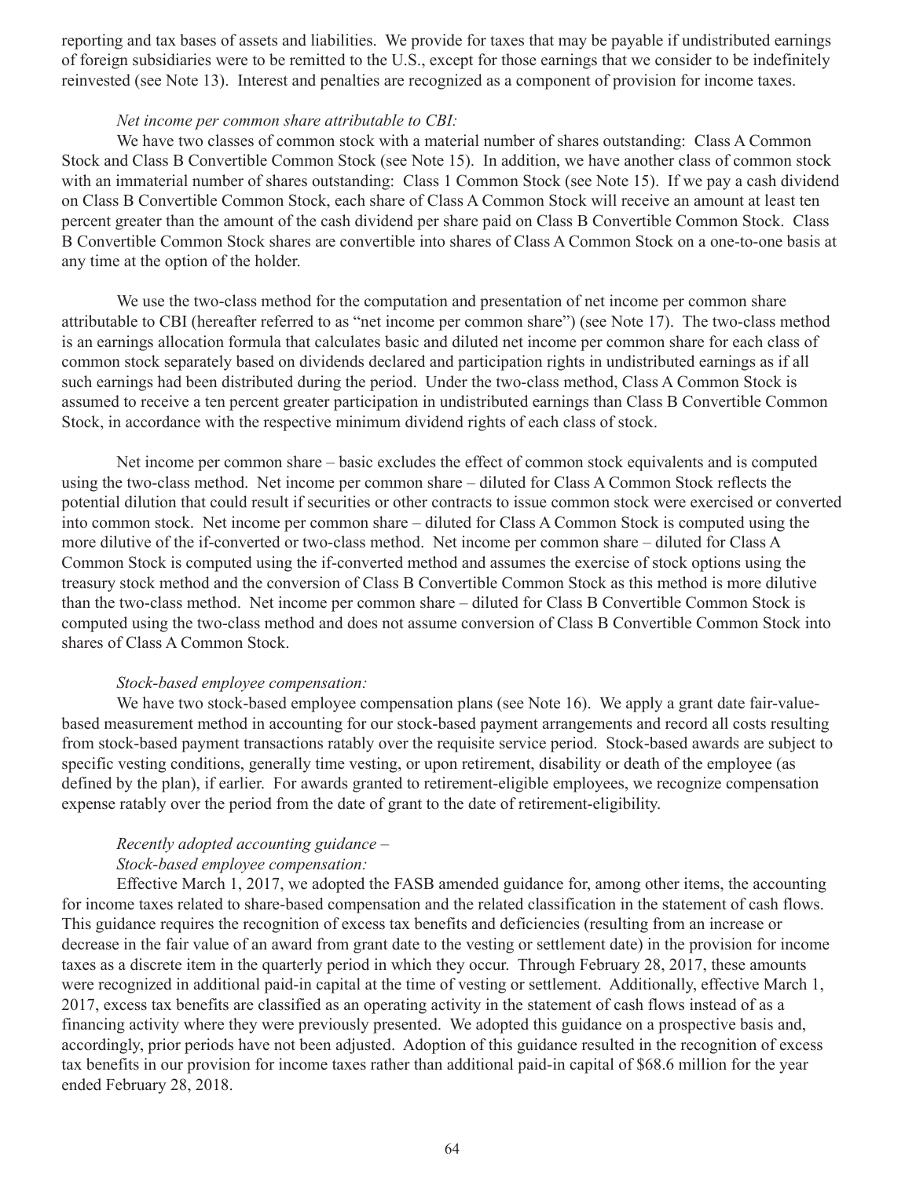reporting and tax bases of assets and liabilities. We provide for taxes that may be payable if undistributed earnings of foreign subsidiaries were to be remitted to the U.S., except for those earnings that we consider to be indefinitely reinvested (see Note 13). Interest and penalties are recognized as a component of provision for income taxes.

*Net income per common share attributable to CBI:*

We have two classes of common stock with a material number of shares outstanding: Class A Common Stock and Class B Convertible Common Stock (see Note 15). In addition, we have another class of common stock with an immaterial number of shares outstanding: Class 1 Common Stock (see Note 15). If we pay a cash dividend on Class B Convertible Common Stock, each share of Class A Common Stock will receive an amount at least ten percent greater than the amount of the cash dividend per share paid on Class B Convertible Common Stock. Class B Convertible Common Stock shares are convertible into shares of Class A Common Stock on a one-to-one basis at any time at the option of the holder.

We use the two-class method for the computation and presentation of net income per common share attributable to CBI (hereafter referred to as "net income per common share") (see Note 17). The two-class method is an earnings allocation formula that calculates basic and diluted net income per common share for each class of common stock separately based on dividends declared and participation rights in undistributed earnings as if all such earnings had been distributed during the period. Under the two-class method, Class A Common Stock is assumed to receive a ten percent greater participation in undistributed earnings than Class B Convertible Common Stock, in accordance with the respective minimum dividend rights of each class of stock.

Net income per common share – basic excludes the effect of common stock equivalents and is computed using the two-class method. Net income per common share – diluted for Class A Common Stock reflects the potential dilution that could result if securities or other contracts to issue common stock were exercised or converted into common stock. Net income per common share – diluted for Class A Common Stock is computed using the more dilutive of the if-converted or two-class method. Net income per common share – diluted for Class A Common Stock is computed using the if-converted method and assumes the exercise of stock options using the treasury stock method and the conversion of Class B Convertible Common Stock as this method is more dilutive than the two-class method. Net income per common share – diluted for Class B Convertible Common Stock is computed using the two-class method and does not assume conversion of Class B Convertible Common Stock into shares of Class A Common Stock.

*Stock-based employee compensation:*

We have two stock-based employee compensation plans (see Note 16). We apply a grant date fair-value-based measurement method in accounting for our stock-based payment arrangements and record all costs resulting from stock-based payment transactions ratably over the requisite service period. Stock-based awards are subject to specific vesting conditions, generally time vesting, or upon retirement, disability or death of the employee (as defined by the plan), if earlier. For awards granted to retirement-eligible employees, we recognize compensation expense ratably over the period from the date of grant to the date of retirement-eligibility.

*Recently adopted accounting guidance –*
*Stock-based employee compensation:*

Effective March 1, 2017, we adopted the FASB amended guidance for, among other items, the accounting for income taxes related to share-based compensation and the related classification in the statement of cash flows. This guidance requires the recognition of excess tax benefits and deficiencies (resulting from an increase or decrease in the fair value of an award from grant date to the vesting or settlement date) in the provision for income taxes as a discrete item in the quarterly period in which they occur. Through February 28, 2017, these amounts were recognized in additional paid-in capital at the time of vesting or settlement. Additionally, effective March 1, 2017, excess tax benefits are classified as an operating activity in the statement of cash flows instead of as a financing activity where they were previously presented. We adopted this guidance on a prospective basis and, accordingly, prior periods have not been adjusted. Adoption of this guidance resulted in the recognition of excess tax benefits in our provision for income taxes rather than additional paid-in capital of $68.6 million for the year ended February 28, 2018.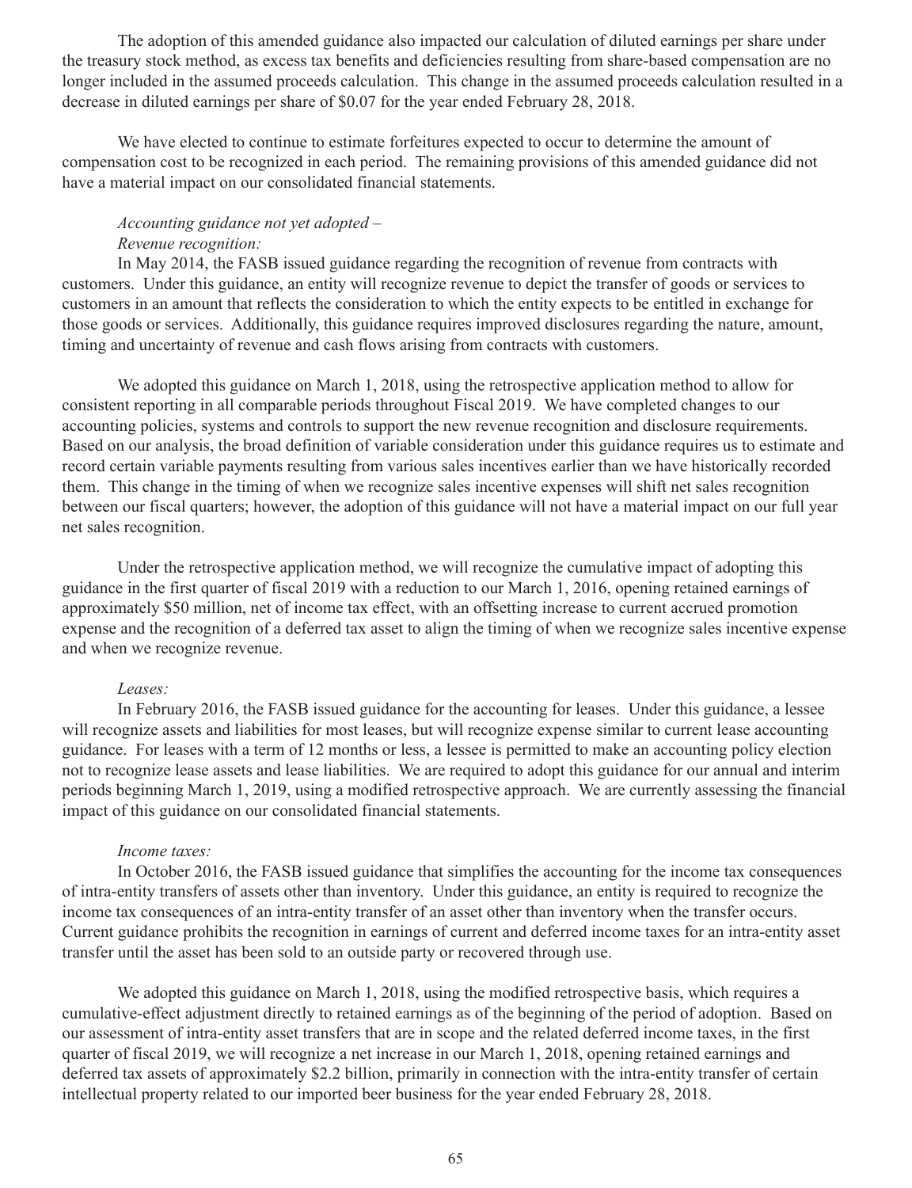The adoption of this amended guidance also impacted our calculation of diluted earnings per share under the treasury stock method, as excess tax benefits and deficiencies resulting from share-based compensation are no longer included in the assumed proceeds calculation. This change in the assumed proceeds calculation resulted in a decrease in diluted earnings per share of $0.07 for the year ended February 28, 2018.

We have elected to continue to estimate forfeitures expected to occur to determine the amount of compensation cost to be recognized in each period. The remaining provisions of this amended guidance did not have a material impact on our consolidated financial statements.

*Accounting guidance not yet adopted –*

*Revenue recognition:*

In May 2014, the FASB issued guidance regarding the recognition of revenue from contracts with customers. Under this guidance, an entity will recognize revenue to depict the transfer of goods or services to customers in an amount that reflects the consideration to which the entity expects to be entitled in exchange for those goods or services. Additionally, this guidance requires improved disclosures regarding the nature, amount, timing and uncertainty of revenue and cash flows arising from contracts with customers.

We adopted this guidance on March 1, 2018, using the retrospective application method to allow for consistent reporting in all comparable periods throughout Fiscal 2019. We have completed changes to our accounting policies, systems and controls to support the new revenue recognition and disclosure requirements. Based on our analysis, the broad definition of variable consideration under this guidance requires us to estimate and record certain variable payments resulting from various sales incentives earlier than we have historically recorded them. This change in the timing of when we recognize sales incentive expenses will shift net sales recognition between our fiscal quarters; however, the adoption of this guidance will not have a material impact on our full year net sales recognition.

Under the retrospective application method, we will recognize the cumulative impact of adopting this guidance in the first quarter of fiscal 2019 with a reduction to our March 1, 2016, opening retained earnings of approximately $50 million, net of income tax effect, with an offsetting increase to current accrued promotion expense and the recognition of a deferred tax asset to align the timing of when we recognize sales incentive expense and when we recognize revenue.

*Leases:*

In February 2016, the FASB issued guidance for the accounting for leases. Under this guidance, a lessee will recognize assets and liabilities for most leases, but will recognize expense similar to current lease accounting guidance. For leases with a term of 12 months or less, a lessee is permitted to make an accounting policy election not to recognize lease assets and lease liabilities. We are required to adopt this guidance for our annual and interim periods beginning March 1, 2019, using a modified retrospective approach. We are currently assessing the financial impact of this guidance on our consolidated financial statements.

*Income taxes:*

In October 2016, the FASB issued guidance that simplifies the accounting for the income tax consequences of intra-entity transfers of assets other than inventory. Under this guidance, an entity is required to recognize the income tax consequences of an intra-entity transfer of an asset other than inventory when the transfer occurs. Current guidance prohibits the recognition in earnings of current and deferred income taxes for an intra-entity asset transfer until the asset has been sold to an outside party or recovered through use.

We adopted this guidance on March 1, 2018, using the modified retrospective basis, which requires a cumulative-effect adjustment directly to retained earnings as of the beginning of the period of adoption. Based on our assessment of intra-entity asset transfers that are in scope and the related deferred income taxes, in the first quarter of fiscal 2019, we will recognize a net increase in our March 1, 2018, opening retained earnings and deferred tax assets of approximately $2.2 billion, primarily in connection with the intra-entity transfer of certain intellectual property related to our imported beer business for the year ended February 28, 2018.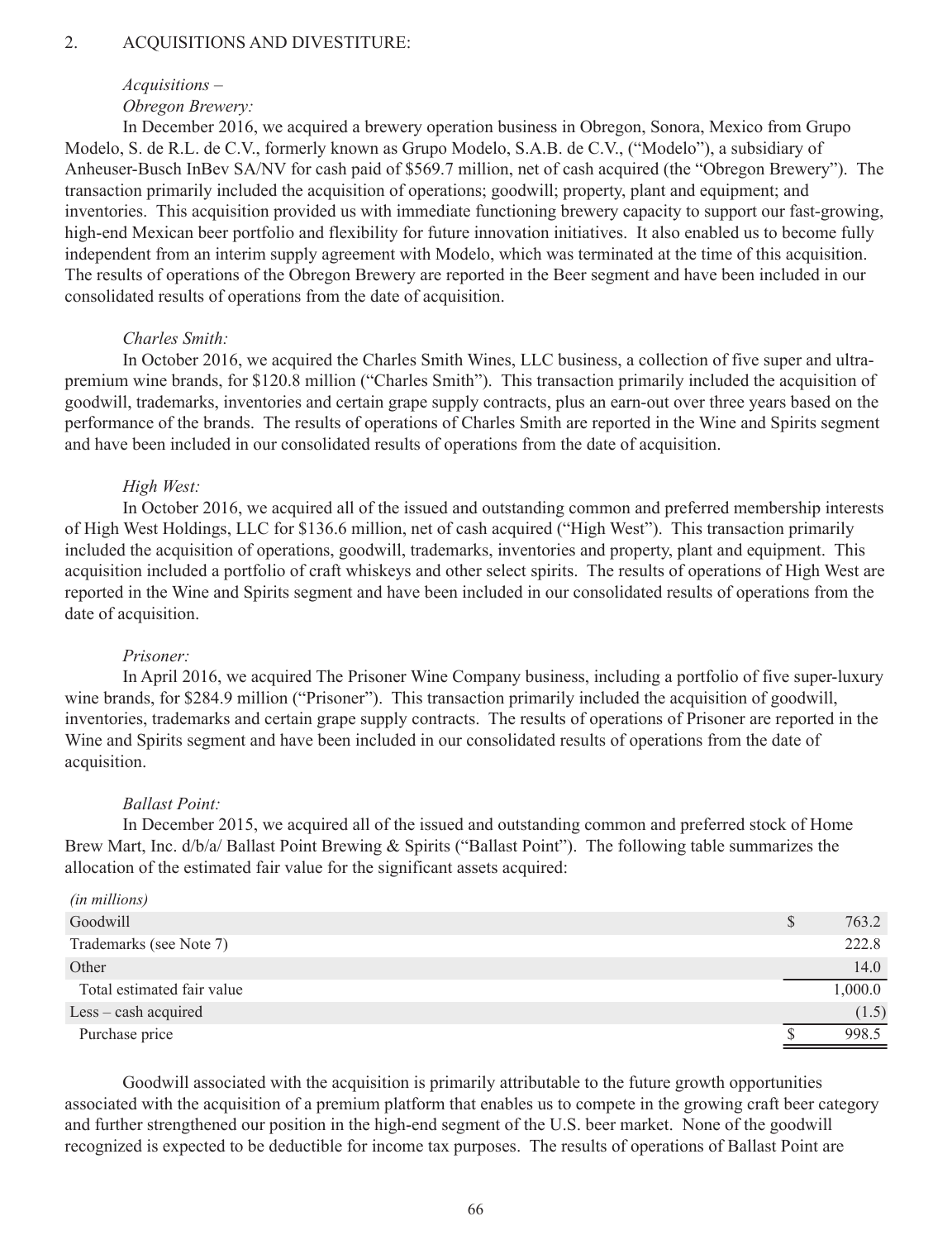## 2. ACQUISITIONS AND DIVESTITURE:

*Acquisitions –*

*Obregon Brewery:*

In December 2016, we acquired a brewery operation business in Obregon, Sonora, Mexico from Grupo Modelo, S. de R.L. de C.V., formerly known as Grupo Modelo, S.A.B. de C.V., ("Modelo"), a subsidiary of Anheuser-Busch InBev SA/NV for cash paid of $569.7 million, net of cash acquired (the "Obregon Brewery"). The transaction primarily included the acquisition of operations; goodwill; property, plant and equipment; and inventories. This acquisition provided us with immediate functioning brewery capacity to support our fast-growing, high-end Mexican beer portfolio and flexibility for future innovation initiatives. It also enabled us to become fully independent from an interim supply agreement with Modelo, which was terminated at the time of this acquisition. The results of operations of the Obregon Brewery are reported in the Beer segment and have been included in our consolidated results of operations from the date of acquisition.

*Charles Smith:*

In October 2016, we acquired the Charles Smith Wines, LLC business, a collection of five super and ultra-premium wine brands, for $120.8 million ("Charles Smith"). This transaction primarily included the acquisition of goodwill, trademarks, inventories and certain grape supply contracts, plus an earn-out over three years based on the performance of the brands. The results of operations of Charles Smith are reported in the Wine and Spirits segment and have been included in our consolidated results of operations from the date of acquisition.

*High West:*

In October 2016, we acquired all of the issued and outstanding common and preferred membership interests of High West Holdings, LLC for $136.6 million, net of cash acquired ("High West"). This transaction primarily included the acquisition of operations, goodwill, trademarks, inventories and property, plant and equipment. This acquisition included a portfolio of craft whiskeys and other select spirits. The results of operations of High West are reported in the Wine and Spirits segment and have been included in our consolidated results of operations from the date of acquisition.

*Prisoner:*

In April 2016, we acquired The Prisoner Wine Company business, including a portfolio of five super-luxury wine brands, for $284.9 million ("Prisoner"). This transaction primarily included the acquisition of goodwill, inventories, trademarks and certain grape supply contracts. The results of operations of Prisoner are reported in the Wine and Spirits segment and have been included in our consolidated results of operations from the date of acquisition.

*Ballast Point:*

In December 2015, we acquired all of the issued and outstanding common and preferred stock of Home Brew Mart, Inc. d/b/a/ Ballast Point Brewing & Spirits ("Ballast Point"). The following table summarizes the allocation of the estimated fair value for the significant assets acquired:

| *(in millions)* | |
|---|---|
| Goodwill | $ 763.2 |
| Trademarks (see Note 7) | 222.8 |
| Other | 14.0 |
| Total estimated fair value | 1,000.0 |
| Less – cash acquired | (1.5) |
| Purchase price | $ 998.5 |

Goodwill associated with the acquisition is primarily attributable to the future growth opportunities associated with the acquisition of a premium platform that enables us to compete in the growing craft beer category and further strengthened our position in the high-end segment of the U.S. beer market. None of the goodwill recognized is expected to be deductible for income tax purposes. The results of operations of Ballast Point are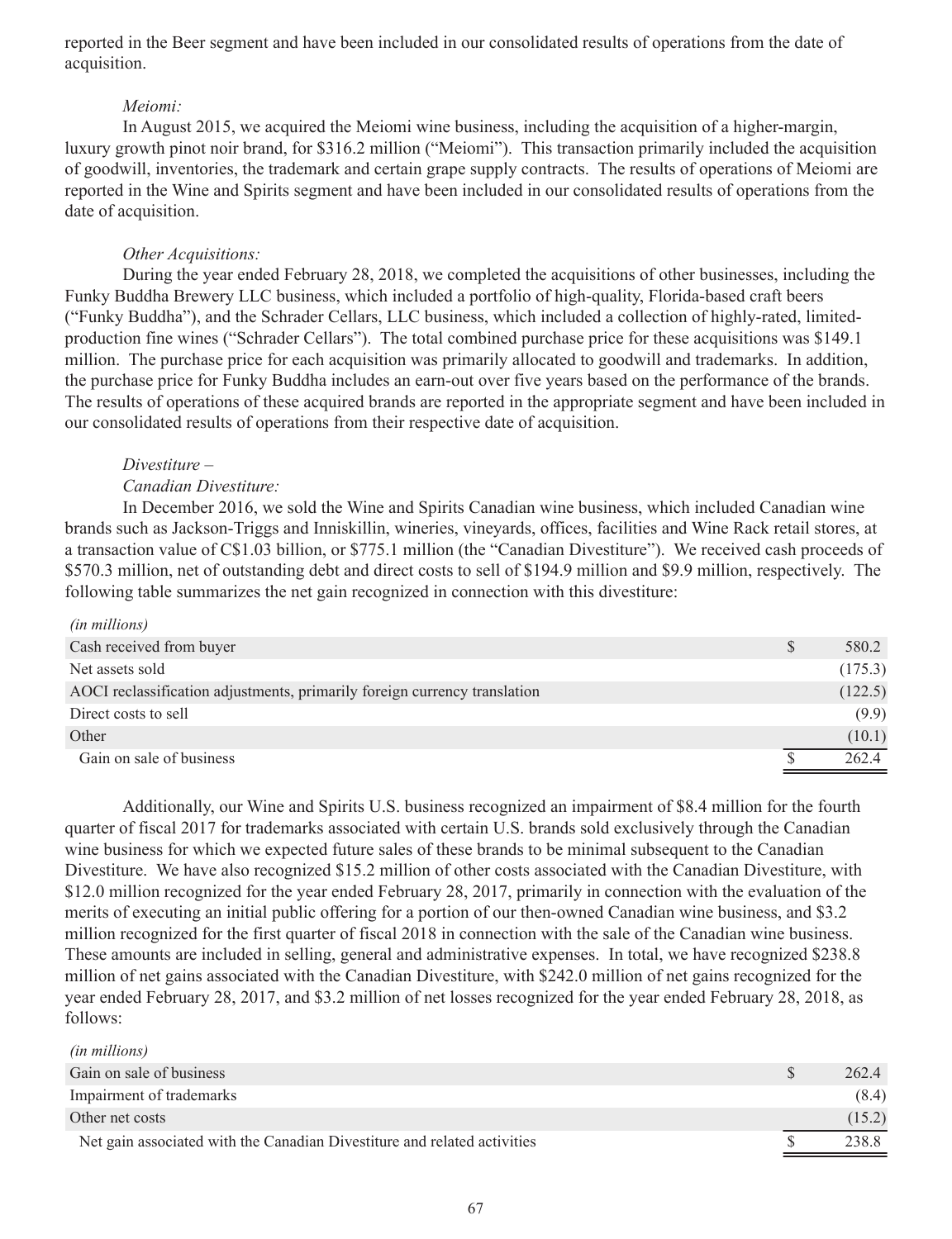reported in the Beer segment and have been included in our consolidated results of operations from the date of acquisition.

*Meiomi:*

In August 2015, we acquired the Meiomi wine business, including the acquisition of a higher-margin, luxury growth pinot noir brand, for $316.2 million ("Meiomi"). This transaction primarily included the acquisition of goodwill, inventories, the trademark and certain grape supply contracts. The results of operations of Meiomi are reported in the Wine and Spirits segment and have been included in our consolidated results of operations from the date of acquisition.

*Other Acquisitions:*

During the year ended February 28, 2018, we completed the acquisitions of other businesses, including the Funky Buddha Brewery LLC business, which included a portfolio of high-quality, Florida-based craft beers ("Funky Buddha"), and the Schrader Cellars, LLC business, which included a collection of highly-rated, limited-production fine wines ("Schrader Cellars"). The total combined purchase price for these acquisitions was $149.1 million. The purchase price for each acquisition was primarily allocated to goodwill and trademarks. In addition, the purchase price for Funky Buddha includes an earn-out over five years based on the performance of the brands. The results of operations of these acquired brands are reported in the appropriate segment and have been included in our consolidated results of operations from their respective date of acquisition.

*Divestiture –*

*Canadian Divestiture:*

In December 2016, we sold the Wine and Spirits Canadian wine business, which included Canadian wine brands such as Jackson-Triggs and Inniskillin, wineries, vineyards, offices, facilities and Wine Rack retail stores, at a transaction value of C$1.03 billion, or $775.1 million (the "Canadian Divestiture"). We received cash proceeds of $570.3 million, net of outstanding debt and direct costs to sell of $194.9 million and $9.9 million, respectively. The following table summarizes the net gain recognized in connection with this divestiture:

| *(in millions)* | | |
|---|---|---|
| Cash received from buyer | $ | 580.2 |
| Net assets sold | | (175.3) |
| AOCI reclassification adjustments, primarily foreign currency translation | | (122.5) |
| Direct costs to sell | | (9.9) |
| Other | | (10.1) |
| Gain on sale of business | $ | 262.4 |

Additionally, our Wine and Spirits U.S. business recognized an impairment of $8.4 million for the fourth quarter of fiscal 2017 for trademarks associated with certain U.S. brands sold exclusively through the Canadian wine business for which we expected future sales of these brands to be minimal subsequent to the Canadian Divestiture. We have also recognized $15.2 million of other costs associated with the Canadian Divestiture, with $12.0 million recognized for the year ended February 28, 2017, primarily in connection with the evaluation of the merits of executing an initial public offering for a portion of our then-owned Canadian wine business, and $3.2 million recognized for the first quarter of fiscal 2018 in connection with the sale of the Canadian wine business. These amounts are included in selling, general and administrative expenses. In total, we have recognized $238.8 million of net gains associated with the Canadian Divestiture, with $242.0 million of net gains recognized for the year ended February 28, 2017, and $3.2 million of net losses recognized for the year ended February 28, 2018, as follows:

| *(in millions)* | | |
|---|---|---|
| Gain on sale of business | $ | 262.4 |
| Impairment of trademarks | | (8.4) |
| Other net costs | | (15.2) |
| Net gain associated with the Canadian Divestiture and related activities | $ | 238.8 |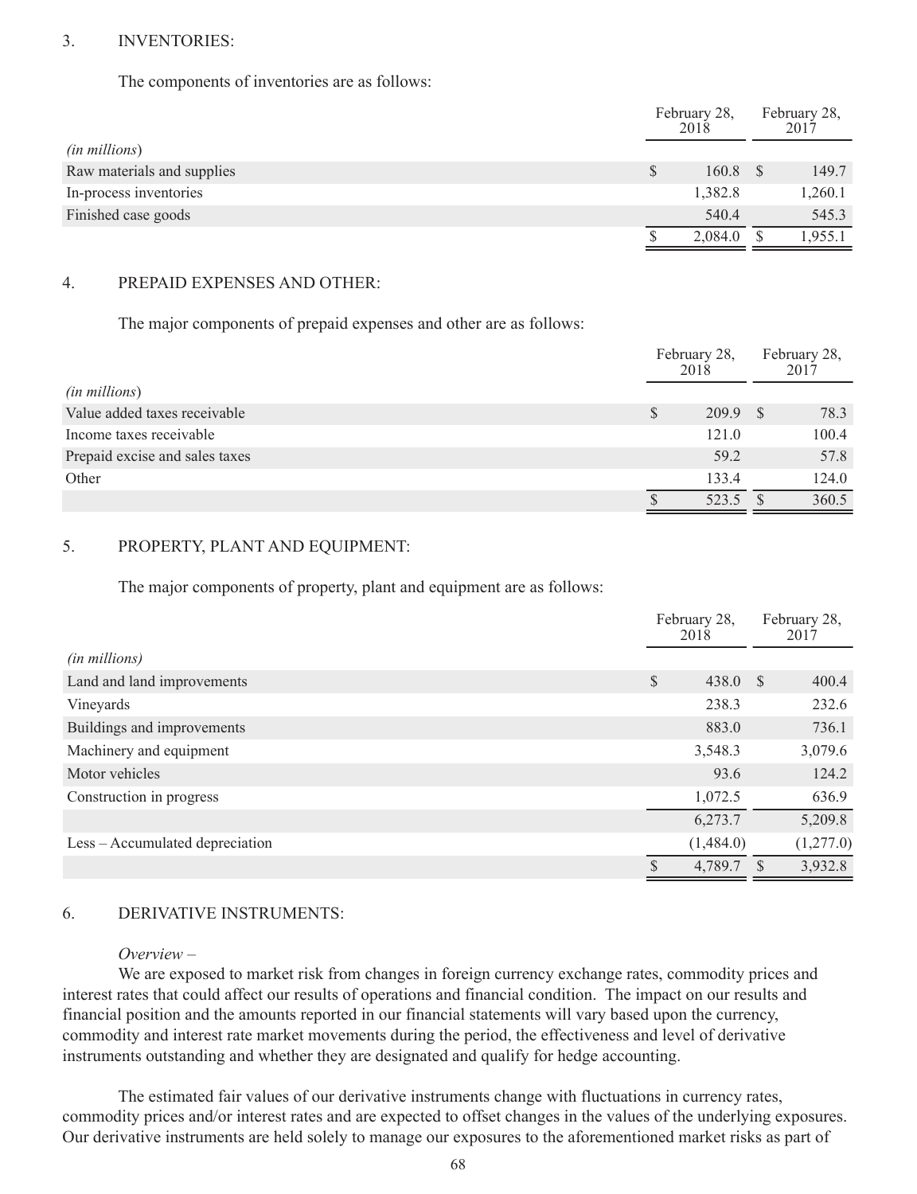## 3. INVENTORIES:

The components of inventories are as follows:

| (in millions) | February 28, 2018 | February 28, 2017 |
|---|---|---|
| Raw materials and supplies | $ 160.8 | $ 149.7 |
| In-process inventories | 1,382.8 | 1,260.1 |
| Finished case goods | 540.4 | 545.3 |
| | $ 2,084.0 | $ 1,955.1 |

## 4. PREPAID EXPENSES AND OTHER:

The major components of prepaid expenses and other are as follows:

| (in millions) | February 28, 2018 | February 28, 2017 |
|---|---|---|
| Value added taxes receivable | $ 209.9 | $ 78.3 |
| Income taxes receivable | 121.0 | 100.4 |
| Prepaid excise and sales taxes | 59.2 | 57.8 |
| Other | 133.4 | 124.0 |
| | $ 523.5 | $ 360.5 |

## 5. PROPERTY, PLANT AND EQUIPMENT:

The major components of property, plant and equipment are as follows:

| (in millions) | February 28, 2018 | February 28, 2017 |
|---|---|---|
| Land and land improvements | $ 438.0 | $ 400.4 |
| Vineyards | 238.3 | 232.6 |
| Buildings and improvements | 883.0 | 736.1 |
| Machinery and equipment | 3,548.3 | 3,079.6 |
| Motor vehicles | 93.6 | 124.2 |
| Construction in progress | 1,072.5 | 636.9 |
| | 6,273.7 | 5,209.8 |
| Less – Accumulated depreciation | (1,484.0) | (1,277.0) |
| | $ 4,789.7 | $ 3,932.8 |

## 6. DERIVATIVE INSTRUMENTS:

*Overview –*

We are exposed to market risk from changes in foreign currency exchange rates, commodity prices and interest rates that could affect our results of operations and financial condition. The impact on our results and financial position and the amounts reported in our financial statements will vary based upon the currency, commodity and interest rate market movements during the period, the effectiveness and level of derivative instruments outstanding and whether they are designated and qualify for hedge accounting.

The estimated fair values of our derivative instruments change with fluctuations in currency rates, commodity prices and/or interest rates and are expected to offset changes in the values of the underlying exposures. Our derivative instruments are held solely to manage our exposures to the aforementioned market risks as part of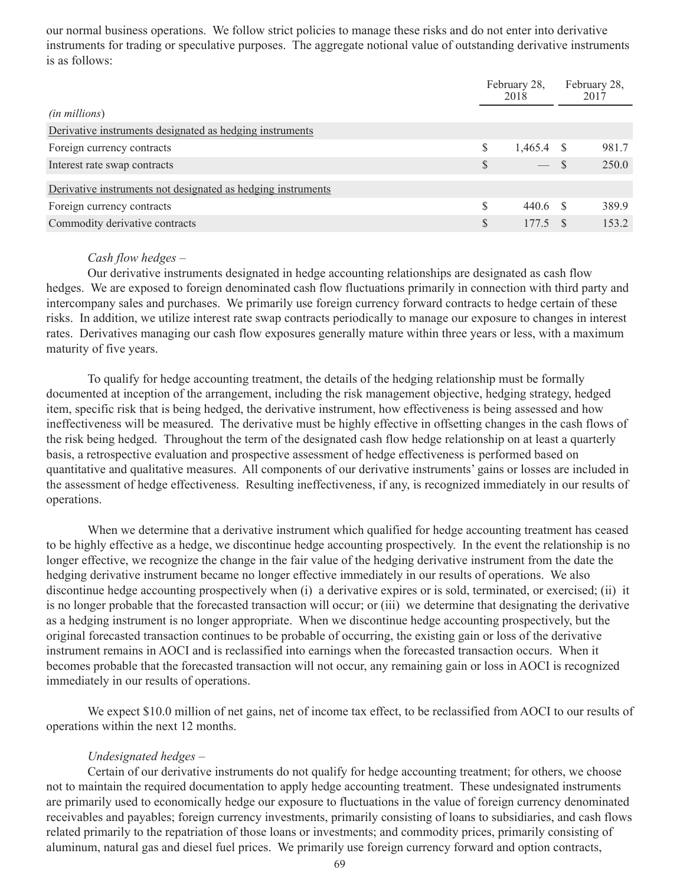our normal business operations. We follow strict policies to manage these risks and do not enter into derivative instruments for trading or speculative purposes. The aggregate notional value of outstanding derivative instruments is as follows:

| *(in millions)* | February 28, 2018 | February 28, 2017 |
|---|---|---|
| Derivative instruments designated as hedging instruments | | |
| Foreign currency contracts | $ 1,465.4 | $ 981.7 |
| Interest rate swap contracts | $ — | $ 250.0 |
| Derivative instruments not designated as hedging instruments | | |
| Foreign currency contracts | $ 440.6 | $ 389.9 |
| Commodity derivative contracts | $ 177.5 | $ 153.2 |

*Cash flow hedges –*

Our derivative instruments designated in hedge accounting relationships are designated as cash flow hedges. We are exposed to foreign denominated cash flow fluctuations primarily in connection with third party and intercompany sales and purchases. We primarily use foreign currency forward contracts to hedge certain of these risks. In addition, we utilize interest rate swap contracts periodically to manage our exposure to changes in interest rates. Derivatives managing our cash flow exposures generally mature within three years or less, with a maximum maturity of five years.

To qualify for hedge accounting treatment, the details of the hedging relationship must be formally documented at inception of the arrangement, including the risk management objective, hedging strategy, hedged item, specific risk that is being hedged, the derivative instrument, how effectiveness is being assessed and how ineffectiveness will be measured. The derivative must be highly effective in offsetting changes in the cash flows of the risk being hedged. Throughout the term of the designated cash flow hedge relationship on at least a quarterly basis, a retrospective evaluation and prospective assessment of hedge effectiveness is performed based on quantitative and qualitative measures. All components of our derivative instruments' gains or losses are included in the assessment of hedge effectiveness. Resulting ineffectiveness, if any, is recognized immediately in our results of operations.

When we determine that a derivative instrument which qualified for hedge accounting treatment has ceased to be highly effective as a hedge, we discontinue hedge accounting prospectively. In the event the relationship is no longer effective, we recognize the change in the fair value of the hedging derivative instrument from the date the hedging derivative instrument became no longer effective immediately in our results of operations. We also discontinue hedge accounting prospectively when (i) a derivative expires or is sold, terminated, or exercised; (ii) it is no longer probable that the forecasted transaction will occur; or (iii) we determine that designating the derivative as a hedging instrument is no longer appropriate. When we discontinue hedge accounting prospectively, but the original forecasted transaction continues to be probable of occurring, the existing gain or loss of the derivative instrument remains in AOCI and is reclassified into earnings when the forecasted transaction occurs. When it becomes probable that the forecasted transaction will not occur, any remaining gain or loss in AOCI is recognized immediately in our results of operations.

We expect $10.0 million of net gains, net of income tax effect, to be reclassified from AOCI to our results of operations within the next 12 months.

*Undesignated hedges –*

Certain of our derivative instruments do not qualify for hedge accounting treatment; for others, we choose not to maintain the required documentation to apply hedge accounting treatment. These undesignated instruments are primarily used to economically hedge our exposure to fluctuations in the value of foreign currency denominated receivables and payables; foreign currency investments, primarily consisting of loans to subsidiaries, and cash flows related primarily to the repatriation of those loans or investments; and commodity prices, primarily consisting of aluminum, natural gas and diesel fuel prices. We primarily use foreign currency forward and option contracts,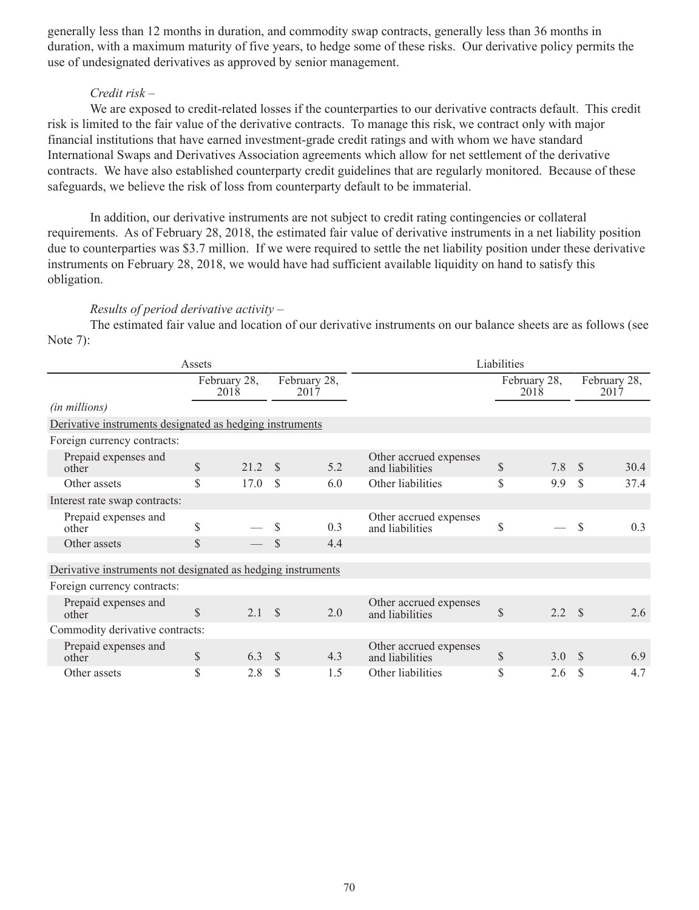generally less than 12 months in duration, and commodity swap contracts, generally less than 36 months in duration, with a maximum maturity of five years, to hedge some of these risks. Our derivative policy permits the use of undesignated derivatives as approved by senior management.

*Credit risk –*

We are exposed to credit-related losses if the counterparties to our derivative contracts default. This credit risk is limited to the fair value of the derivative contracts. To manage this risk, we contract only with major financial institutions that have earned investment-grade credit ratings and with whom we have standard International Swaps and Derivatives Association agreements which allow for net settlement of the derivative contracts. We have also established counterparty credit guidelines that are regularly monitored. Because of these safeguards, we believe the risk of loss from counterparty default to be immaterial.

In addition, our derivative instruments are not subject to credit rating contingencies or collateral requirements. As of February 28, 2018, the estimated fair value of derivative instruments in a net liability position due to counterparties was $3.7 million. If we were required to settle the net liability position under these derivative instruments on February 28, 2018, we would have had sufficient available liquidity on hand to satisfy this obligation.

*Results of period derivative activity –*

The estimated fair value and location of our derivative instruments on our balance sheets are as follows (see Note 7):

| Assets | | | Liabilities | | |
|---|---|---|---|---|---|
| | February 28, 2018 | February 28, 2017 | | February 28, 2018 | February 28, 2017 |
| *(in millions)* | | | | | |
| Derivative instruments designated as hedging instruments | | | | | |
| Foreign currency contracts: | | | | | |
| Prepaid expenses and other | $ 21.2 | $ 5.2 | Other accrued expenses and liabilities | $ 7.8 | $ 30.4 |
| Other assets | $ 17.0 | $ 6.0 | Other liabilities | $ 9.9 | $ 37.4 |
| Interest rate swap contracts: | | | | | |
| Prepaid expenses and other | $ — | $ 0.3 | Other accrued expenses and liabilities | $ — | $ 0.3 |
| Other assets | $ — | $ 4.4 | | | |
| Derivative instruments not designated as hedging instruments | | | | | |
| Foreign currency contracts: | | | | | |
| Prepaid expenses and other | $ 2.1 | $ 2.0 | Other accrued expenses and liabilities | $ 2.2 | $ 2.6 |
| Commodity derivative contracts: | | | | | |
| Prepaid expenses and other | $ 6.3 | $ 4.3 | Other accrued expenses and liabilities | $ 3.0 | $ 6.9 |
| Other assets | $ 2.8 | $ 1.5 | Other liabilities | $ 2.6 | $ 4.7 |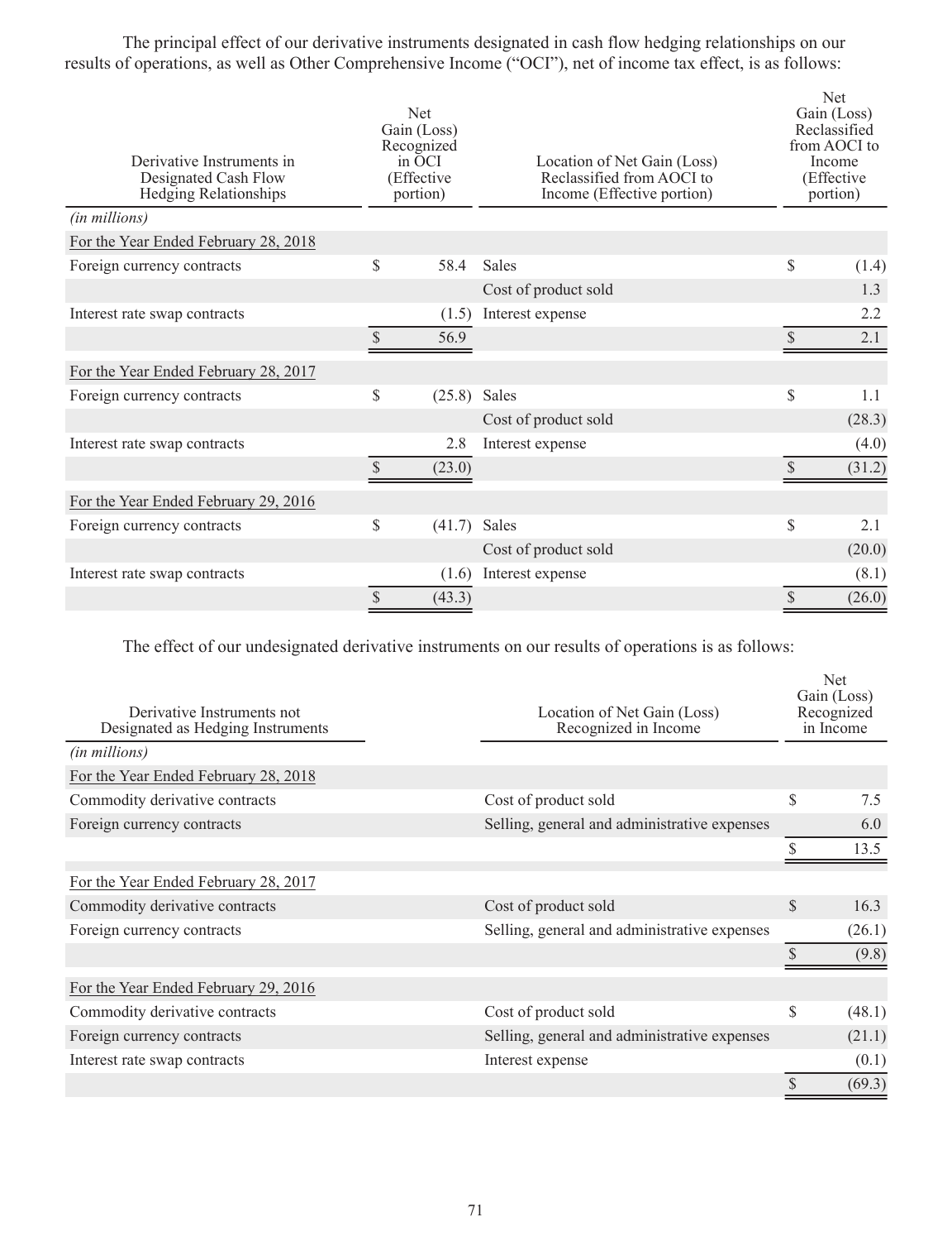The principal effect of our derivative instruments designated in cash flow hedging relationships on our results of operations, as well as Other Comprehensive Income ("OCI"), net of income tax effect, is as follows:

| Derivative Instruments in Designated Cash Flow Hedging Relationships | Net Gain (Loss) Recognized in OCI (Effective portion) | Location of Net Gain (Loss) Reclassified from AOCI to Income (Effective portion) | Net Gain (Loss) Reclassified from AOCI to Income (Effective portion) |
|---|---|---|---|
| *(in millions)* | | | |
| For the Year Ended February 28, 2018 | | | |
| Foreign currency contracts | $ 58.4 | Sales | $ (1.4) |
| | | Cost of product sold | 1.3 |
| Interest rate swap contracts | (1.5) | Interest expense | 2.2 |
| | $ 56.9 | | $ 2.1 |
| For the Year Ended February 28, 2017 | | | |
| Foreign currency contracts | $ (25.8) | Sales | $ 1.1 |
| | | Cost of product sold | (28.3) |
| Interest rate swap contracts | 2.8 | Interest expense | (4.0) |
| | $ (23.0) | | $ (31.2) |
| For the Year Ended February 29, 2016 | | | |
| Foreign currency contracts | $ (41.7) | Sales | $ 2.1 |
| | | Cost of product sold | (20.0) |
| Interest rate swap contracts | (1.6) | Interest expense | (8.1) |
| | $ (43.3) | | $ (26.0) |

The effect of our undesignated derivative instruments on our results of operations is as follows:

| Derivative Instruments not Designated as Hedging Instruments | Location of Net Gain (Loss) Recognized in Income | Net Gain (Loss) Recognized in Income |
|---|---|---|
| *(in millions)* | | |
| For the Year Ended February 28, 2018 | | |
| Commodity derivative contracts | Cost of product sold | $ 7.5 |
| Foreign currency contracts | Selling, general and administrative expenses | 6.0 |
| | | $ 13.5 |
| For the Year Ended February 28, 2017 | | |
| Commodity derivative contracts | Cost of product sold | $ 16.3 |
| Foreign currency contracts | Selling, general and administrative expenses | (26.1) |
| | | $ (9.8) |
| For the Year Ended February 29, 2016 | | |
| Commodity derivative contracts | Cost of product sold | $ (48.1) |
| Foreign currency contracts | Selling, general and administrative expenses | (21.1) |
| Interest rate swap contracts | Interest expense | (0.1) |
| | | $ (69.3) |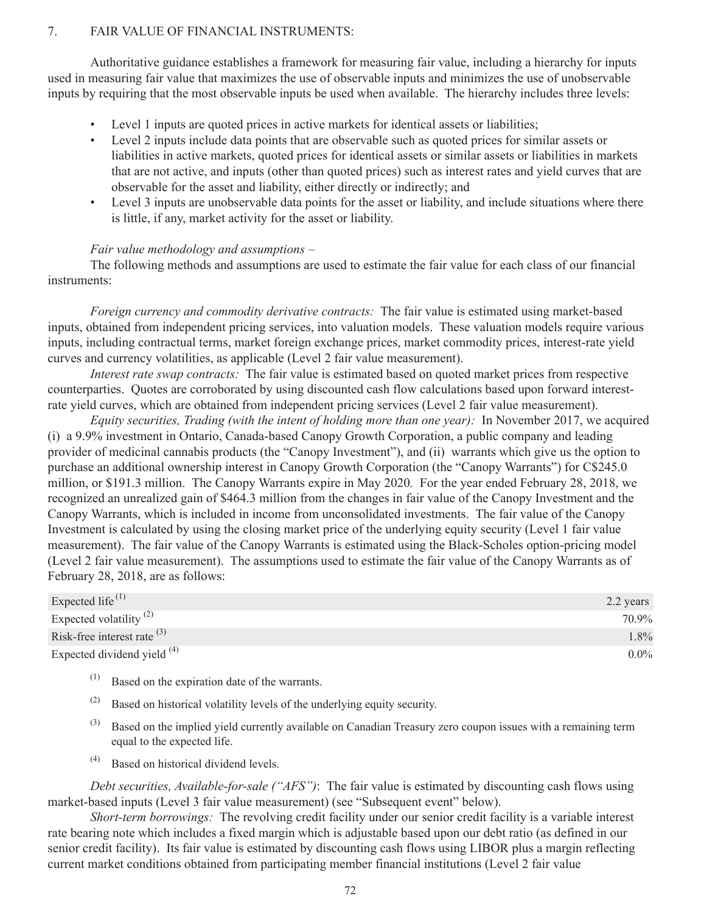## 7. FAIR VALUE OF FINANCIAL INSTRUMENTS:

Authoritative guidance establishes a framework for measuring fair value, including a hierarchy for inputs used in measuring fair value that maximizes the use of observable inputs and minimizes the use of unobservable inputs by requiring that the most observable inputs be used when available. The hierarchy includes three levels:

- Level 1 inputs are quoted prices in active markets for identical assets or liabilities;
- Level 2 inputs include data points that are observable such as quoted prices for similar assets or liabilities in active markets, quoted prices for identical assets or similar assets or liabilities in markets that are not active, and inputs (other than quoted prices) such as interest rates and yield curves that are observable for the asset and liability, either directly or indirectly; and
- Level 3 inputs are unobservable data points for the asset or liability, and include situations where there is little, if any, market activity for the asset or liability.

*Fair value methodology and assumptions –*

The following methods and assumptions are used to estimate the fair value for each class of our financial instruments:

*Foreign currency and commodity derivative contracts:* The fair value is estimated using market-based inputs, obtained from independent pricing services, into valuation models. These valuation models require various inputs, including contractual terms, market foreign exchange prices, market commodity prices, interest-rate yield curves and currency volatilities, as applicable (Level 2 fair value measurement).

*Interest rate swap contracts:* The fair value is estimated based on quoted market prices from respective counterparties. Quotes are corroborated by using discounted cash flow calculations based upon forward interest-rate yield curves, which are obtained from independent pricing services (Level 2 fair value measurement).

*Equity securities, Trading (with the intent of holding more than one year):* In November 2017, we acquired (i) a 9.9% investment in Ontario, Canada-based Canopy Growth Corporation, a public company and leading provider of medicinal cannabis products (the "Canopy Investment"), and (ii) warrants which give us the option to purchase an additional ownership interest in Canopy Growth Corporation (the "Canopy Warrants") for C$245.0 million, or $191.3 million. The Canopy Warrants expire in May 2020. For the year ended February 28, 2018, we recognized an unrealized gain of $464.3 million from the changes in fair value of the Canopy Investment and the Canopy Warrants, which is included in income from unconsolidated investments. The fair value of the Canopy Investment is calculated by using the closing market price of the underlying equity security (Level 1 fair value measurement). The fair value of the Canopy Warrants is estimated using the Black-Scholes option-pricing model (Level 2 fair value measurement). The assumptions used to estimate the fair value of the Canopy Warrants as of February 28, 2018, are as follows:

| | |
|---|---|
| Expected life [1] | 2.2 years |
| Expected volatility [2] | 70.9% |
| Risk-free interest rate [3] | 1.8% |
| Expected dividend yield [4] | 0.0% |

[1] Based on the expiration date of the warrants.

[2] Based on historical volatility levels of the underlying equity security.

[3] Based on the implied yield currently available on Canadian Treasury zero coupon issues with a remaining term equal to the expected life.

[4] Based on historical dividend levels.

*Debt securities, Available-for-sale ("AFS")*: The fair value is estimated by discounting cash flows using market-based inputs (Level 3 fair value measurement) (see "Subsequent event" below).

*Short-term borrowings:* The revolving credit facility under our senior credit facility is a variable interest rate bearing note which includes a fixed margin which is adjustable based upon our debt ratio (as defined in our senior credit facility). Its fair value is estimated by discounting cash flows using LIBOR plus a margin reflecting current market conditions obtained from participating member financial institutions (Level 2 fair value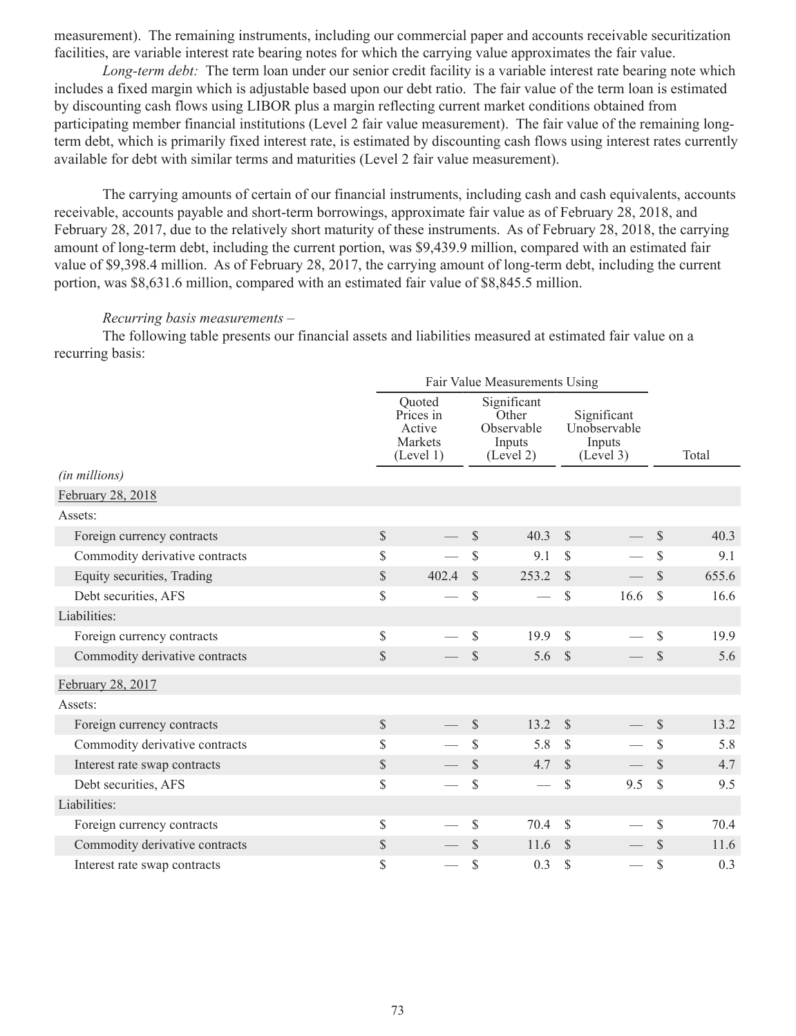measurement). The remaining instruments, including our commercial paper and accounts receivable securitization facilities, are variable interest rate bearing notes for which the carrying value approximates the fair value.

*Long-term debt:* The term loan under our senior credit facility is a variable interest rate bearing note which includes a fixed margin which is adjustable based upon our debt ratio. The fair value of the term loan is estimated by discounting cash flows using LIBOR plus a margin reflecting current market conditions obtained from participating member financial institutions (Level 2 fair value measurement). The fair value of the remaining long-term debt, which is primarily fixed interest rate, is estimated by discounting cash flows using interest rates currently available for debt with similar terms and maturities (Level 2 fair value measurement).

The carrying amounts of certain of our financial instruments, including cash and cash equivalents, accounts receivable, accounts payable and short-term borrowings, approximate fair value as of February 28, 2018, and February 28, 2017, due to the relatively short maturity of these instruments. As of February 28, 2018, the carrying amount of long-term debt, including the current portion, was $9,439.9 million, compared with an estimated fair value of $9,398.4 million. As of February 28, 2017, the carrying amount of long-term debt, including the current portion, was $8,631.6 million, compared with an estimated fair value of $8,845.5 million.

*Recurring basis measurements –*

The following table presents our financial assets and liabilities measured at estimated fair value on a recurring basis:

| | Fair Value Measurements Using | | | |
|---|---|---|---|---|
| *(in millions)* | Quoted Prices in Active Markets (Level 1) | Significant Other Observable Inputs (Level 2) | Significant Unobservable Inputs (Level 3) | Total |
| February 28, 2018 | | | | |
| Assets: | | | | |
| Foreign currency contracts | $ — | $ 40.3 | $ — | $ 40.3 |
| Commodity derivative contracts | $ — | $ 9.1 | $ — | $ 9.1 |
| Equity securities, Trading | $ 402.4 | $ 253.2 | $ — | $ 655.6 |
| Debt securities, AFS | $ — | $ — | $ 16.6 | $ 16.6 |
| Liabilities: | | | | |
| Foreign currency contracts | $ — | $ 19.9 | $ — | $ 19.9 |
| Commodity derivative contracts | $ — | $ 5.6 | $ — | $ 5.6 |
| February 28, 2017 | | | | |
| Assets: | | | | |
| Foreign currency contracts | $ — | $ 13.2 | $ — | $ 13.2 |
| Commodity derivative contracts | $ — | $ 5.8 | $ — | $ 5.8 |
| Interest rate swap contracts | $ — | $ 4.7 | $ — | $ 4.7 |
| Debt securities, AFS | $ — | $ — | $ 9.5 | $ 9.5 |
| Liabilities: | | | | |
| Foreign currency contracts | $ — | $ 70.4 | $ — | $ 70.4 |
| Commodity derivative contracts | $ — | $ 11.6 | $ — | $ 11.6 |
| Interest rate swap contracts | $ — | $ 0.3 | $ — | $ 0.3 |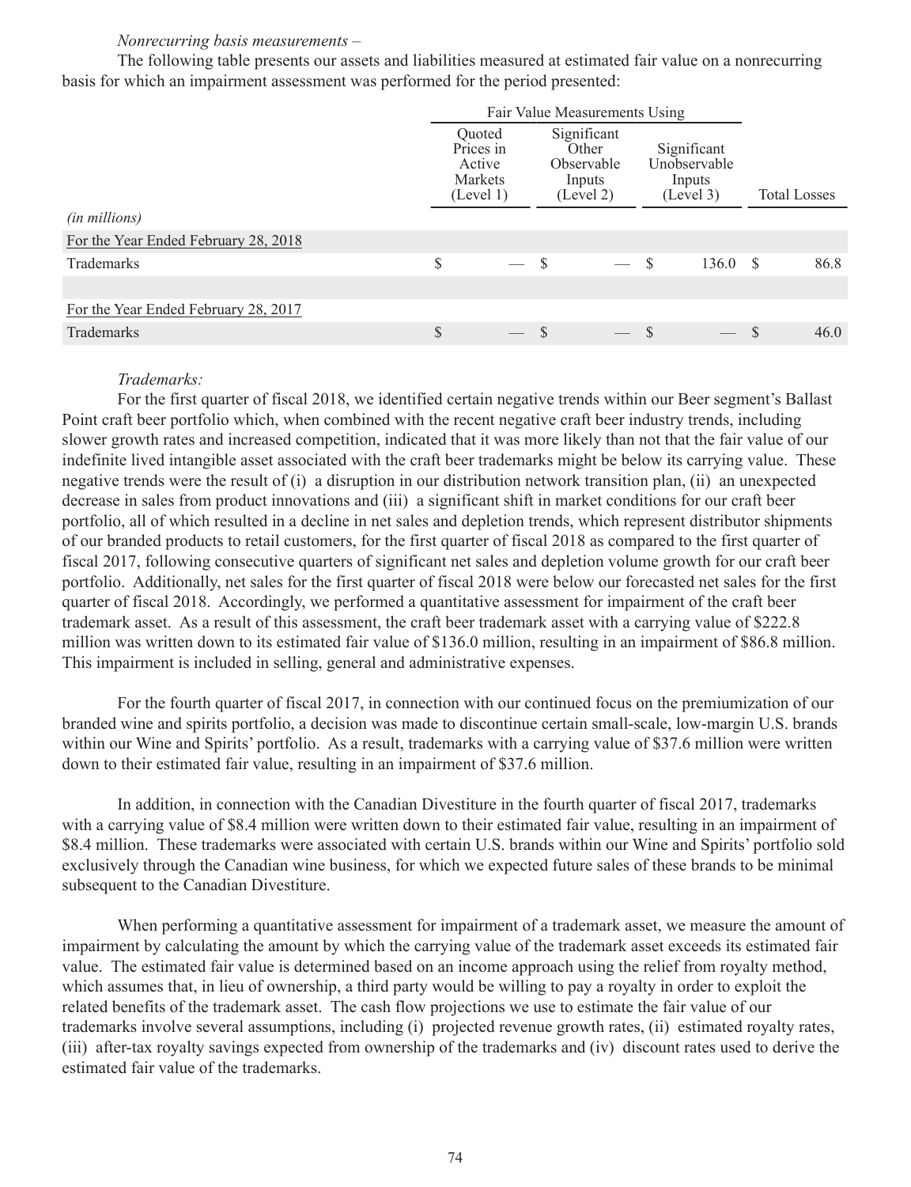*Nonrecurring basis measurements –*

The following table presents our assets and liabilities measured at estimated fair value on a nonrecurring basis for which an impairment assessment was performed for the period presented:

| | Fair Value Measurements Using | | | |
|---|---|---|---|---|
| *(in millions)* | Quoted Prices in Active Markets (Level 1) | Significant Other Observable Inputs (Level 2) | Significant Unobservable Inputs (Level 3) | Total Losses |
| For the Year Ended February 28, 2018 | | | | |
| Trademarks | $ — | $ — | $ 136.0 | $ 86.8 |
| | | | | |
| For the Year Ended February 28, 2017 | | | | |
| Trademarks | $ — | $ — | $ — | $ 46.0 |

*Trademarks:*

For the first quarter of fiscal 2018, we identified certain negative trends within our Beer segment's Ballast Point craft beer portfolio which, when combined with the recent negative craft beer industry trends, including slower growth rates and increased competition, indicated that it was more likely than not that the fair value of our indefinite lived intangible asset associated with the craft beer trademarks might be below its carrying value. These negative trends were the result of (i) a disruption in our distribution network transition plan, (ii) an unexpected decrease in sales from product innovations and (iii) a significant shift in market conditions for our craft beer portfolio, all of which resulted in a decline in net sales and depletion trends, which represent distributor shipments of our branded products to retail customers, for the first quarter of fiscal 2018 as compared to the first quarter of fiscal 2017, following consecutive quarters of significant net sales and depletion volume growth for our craft beer portfolio. Additionally, net sales for the first quarter of fiscal 2018 were below our forecasted net sales for the first quarter of fiscal 2018. Accordingly, we performed a quantitative assessment for impairment of the craft beer trademark asset. As a result of this assessment, the craft beer trademark asset with a carrying value of $222.8 million was written down to its estimated fair value of $136.0 million, resulting in an impairment of $86.8 million. This impairment is included in selling, general and administrative expenses.

For the fourth quarter of fiscal 2017, in connection with our continued focus on the premiumization of our branded wine and spirits portfolio, a decision was made to discontinue certain small-scale, low-margin U.S. brands within our Wine and Spirits' portfolio. As a result, trademarks with a carrying value of $37.6 million were written down to their estimated fair value, resulting in an impairment of $37.6 million.

In addition, in connection with the Canadian Divestiture in the fourth quarter of fiscal 2017, trademarks with a carrying value of $8.4 million were written down to their estimated fair value, resulting in an impairment of $8.4 million. These trademarks were associated with certain U.S. brands within our Wine and Spirits' portfolio sold exclusively through the Canadian wine business, for which we expected future sales of these brands to be minimal subsequent to the Canadian Divestiture.

When performing a quantitative assessment for impairment of a trademark asset, we measure the amount of impairment by calculating the amount by which the carrying value of the trademark asset exceeds its estimated fair value. The estimated fair value is determined based on an income approach using the relief from royalty method, which assumes that, in lieu of ownership, a third party would be willing to pay a royalty in order to exploit the related benefits of the trademark asset. The cash flow projections we use to estimate the fair value of our trademarks involve several assumptions, including (i) projected revenue growth rates, (ii) estimated royalty rates, (iii) after-tax royalty savings expected from ownership of the trademarks and (iv) discount rates used to derive the estimated fair value of the trademarks.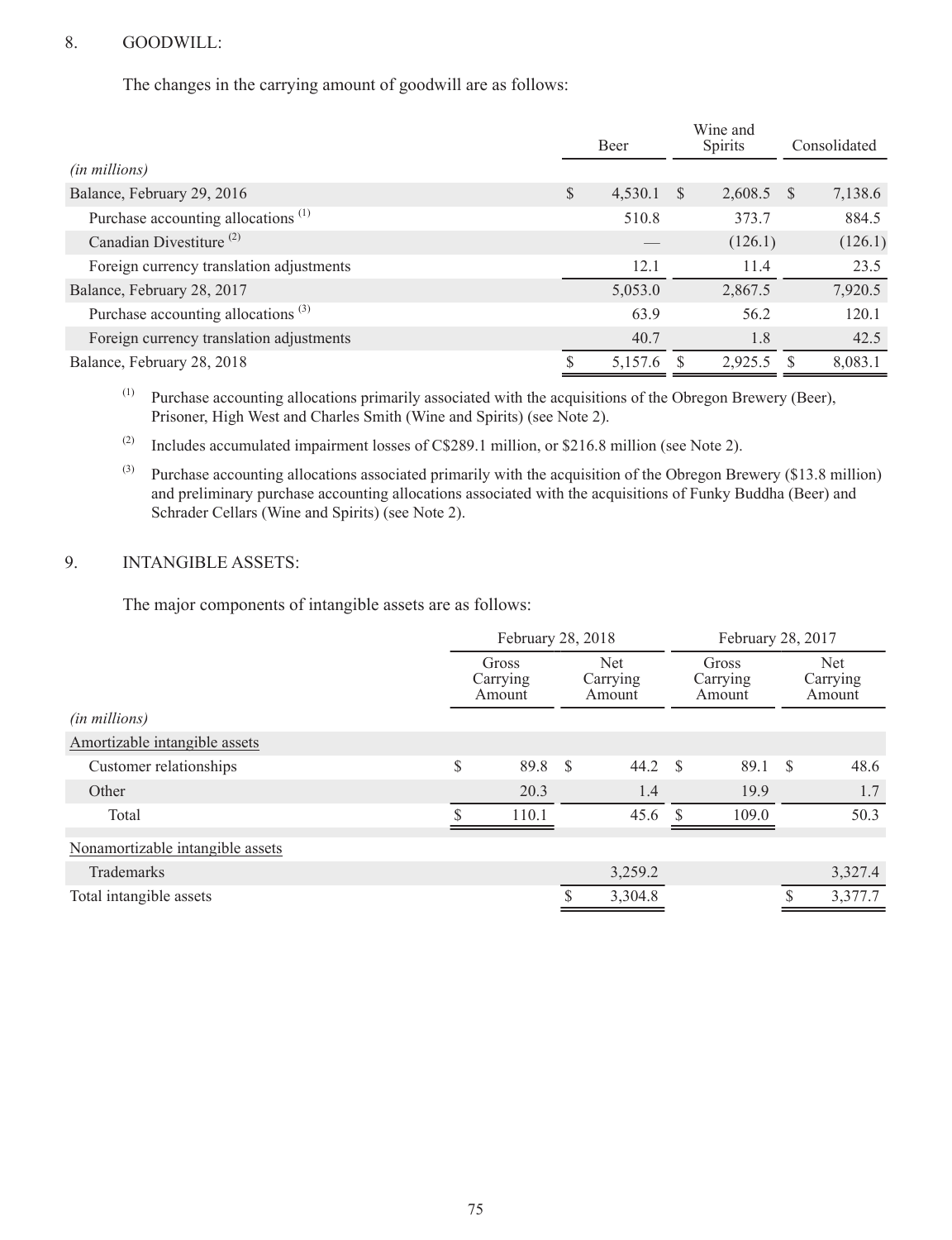## 8. GOODWILL:

The changes in the carrying amount of goodwill are as follows:

| *(in millions)* | Beer | Wine and Spirits | Consolidated |
|---|---|---|---|
| Balance, February 29, 2016 | $ 4,530.1 | $ 2,608.5 | $ 7,138.6 |
| Purchase accounting allocations (1) | 510.8 | 373.7 | 884.5 |
| Canadian Divestiture (2) | — | (126.1) | (126.1) |
| Foreign currency translation adjustments | 12.1 | 11.4 | 23.5 |
| Balance, February 28, 2017 | 5,053.0 | 2,867.5 | 7,920.5 |
| Purchase accounting allocations (3) | 63.9 | 56.2 | 120.1 |
| Foreign currency translation adjustments | 40.7 | 1.8 | 42.5 |
| Balance, February 28, 2018 | $ 5,157.6 | $ 2,925.5 | $ 8,083.1 |

(1) Purchase accounting allocations primarily associated with the acquisitions of the Obregon Brewery (Beer), Prisoner, High West and Charles Smith (Wine and Spirits) (see Note 2).

(2) Includes accumulated impairment losses of C$289.1 million, or $216.8 million (see Note 2).

(3) Purchase accounting allocations associated primarily with the acquisition of the Obregon Brewery ($13.8 million) and preliminary purchase accounting allocations associated with the acquisitions of Funky Buddha (Beer) and Schrader Cellars (Wine and Spirits) (see Note 2).

## 9. INTANGIBLE ASSETS:

The major components of intangible assets are as follows:

| | February 28, 2018 | | February 28, 2017 | |
|---|---|---|---|---|
| *(in millions)* | Gross Carrying Amount | Net Carrying Amount | Gross Carrying Amount | Net Carrying Amount |
| Amortizable intangible assets | | | | |
| Customer relationships | $ 89.8 | $ 44.2 | $ 89.1 | $ 48.6 |
| Other | 20.3 | 1.4 | 19.9 | 1.7 |
| Total | $ 110.1 | 45.6 | $ 109.0 | 50.3 |
| Nonamortizable intangible assets | | | | |
| Trademarks | | 3,259.2 | | 3,327.4 |
| Total intangible assets | | $ 3,304.8 | | $ 3,377.7 |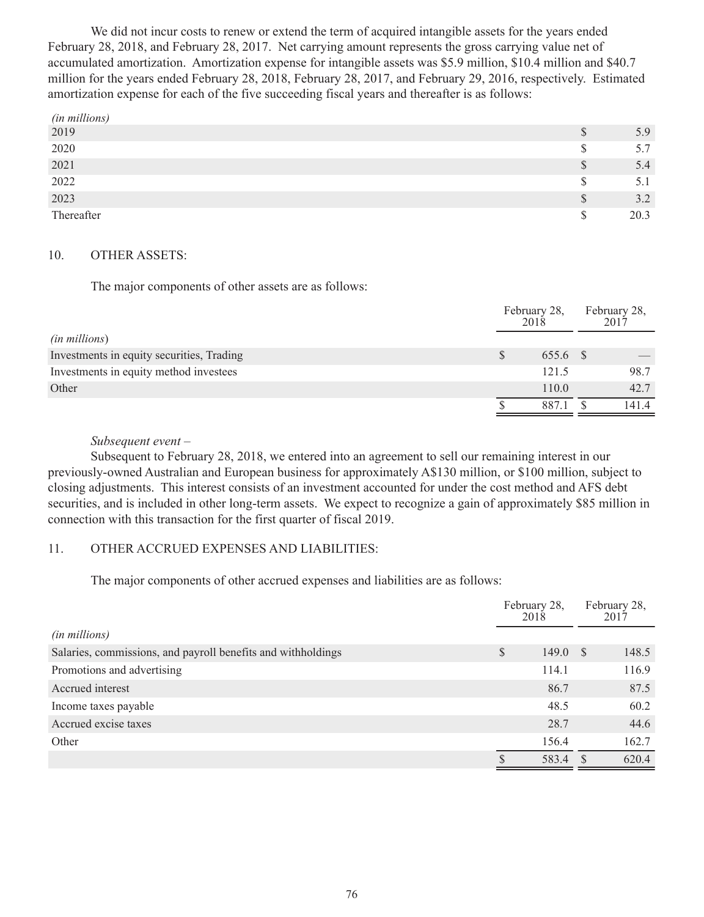We did not incur costs to renew or extend the term of acquired intangible assets for the years ended February 28, 2018, and February 28, 2017. Net carrying amount represents the gross carrying value net of accumulated amortization. Amortization expense for intangible assets was $5.9 million, $10.4 million and $40.7 million for the years ended February 28, 2018, February 28, 2017, and February 29, 2016, respectively. Estimated amortization expense for each of the five succeeding fiscal years and thereafter is as follows:

| *(in millions)* | | |
|---|---|---|
| 2019 | $ | 5.9 |
| 2020 | $ | 5.7 |
| 2021 | $ | 5.4 |
| 2022 | $ | 5.1 |
| 2023 | $ | 3.2 |
| Thereafter | $ | 20.3 |

## 10. OTHER ASSETS:

The major components of other assets are as follows:

| *(in millions)* | February 28, 2018 | February 28, 2017 |
|---|---|---|
| Investments in equity securities, Trading | $ 655.6 | $ — |
| Investments in equity method investees | 121.5 | 98.7 |
| Other | 110.0 | 42.7 |
| | $ 887.1 | $ 141.4 |

*Subsequent event –*

Subsequent to February 28, 2018, we entered into an agreement to sell our remaining interest in our previously-owned Australian and European business for approximately A$130 million, or $100 million, subject to closing adjustments. This interest consists of an investment accounted for under the cost method and AFS debt securities, and is included in other long-term assets. We expect to recognize a gain of approximately $85 million in connection with this transaction for the first quarter of fiscal 2019.

## 11. OTHER ACCRUED EXPENSES AND LIABILITIES:

The major components of other accrued expenses and liabilities are as follows:

| *(in millions)* | February 28, 2018 | February 28, 2017 |
|---|---|---|
| Salaries, commissions, and payroll benefits and withholdings | $ 149.0 | $ 148.5 |
| Promotions and advertising | 114.1 | 116.9 |
| Accrued interest | 86.7 | 87.5 |
| Income taxes payable | 48.5 | 60.2 |
| Accrued excise taxes | 28.7 | 44.6 |
| Other | 156.4 | 162.7 |
| | $ 583.4 | $ 620.4 |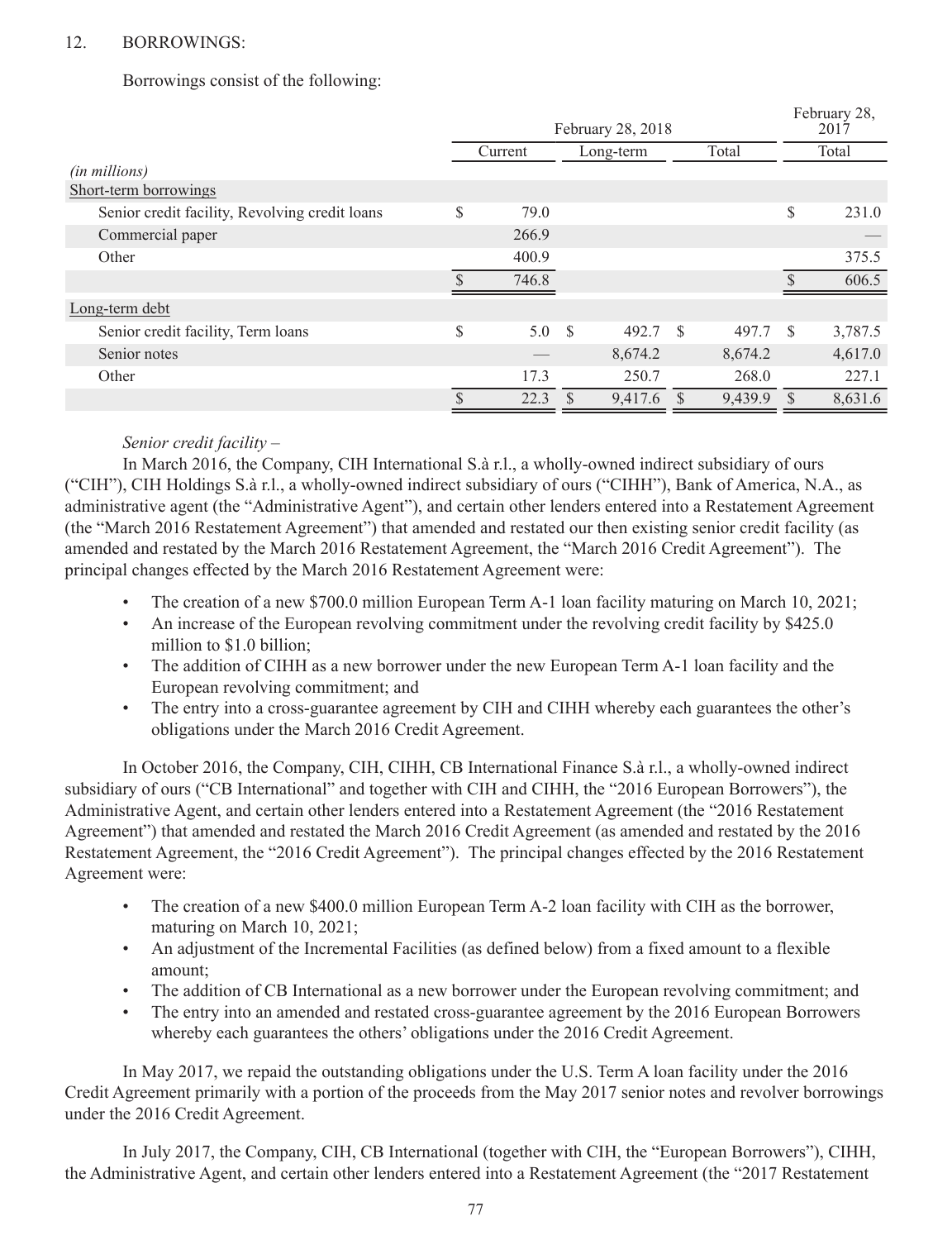12. BORROWINGS:

Borrowings consist of the following:

| (in millions) | February 28, 2018 | | | February 28, 2017 |
|---|---|---|---|---|
| | Current | Long-term | Total | Total |
| **Short-term borrowings** | | | | |
| Senior credit facility, Revolving credit loans | $ 79.0 | | | $ 231.0 |
| Commercial paper | 266.9 | | | — |
| Other | 400.9 | | | 375.5 |
| | $ 746.8 | | | $ 606.5 |
| **Long-term debt** | | | | |
| Senior credit facility, Term loans | $ 5.0 | $ 492.7 | $ 497.7 | $ 3,787.5 |
| Senior notes | — | 8,674.2 | 8,674.2 | 4,617.0 |
| Other | 17.3 | 250.7 | 268.0 | 227.1 |
| | $ 22.3 | $ 9,417.6 | $ 9,439.9 | $ 8,631.6 |

*Senior credit facility –*

In March 2016, the Company, CIH International S.à r.l., a wholly-owned indirect subsidiary of ours ("CIH"), CIH Holdings S.à r.l., a wholly-owned indirect subsidiary of ours ("CIHH"), Bank of America, N.A., as administrative agent (the "Administrative Agent"), and certain other lenders entered into a Restatement Agreement (the "March 2016 Restatement Agreement") that amended and restated our then existing senior credit facility (as amended and restated by the March 2016 Restatement Agreement, the "March 2016 Credit Agreement"). The principal changes effected by the March 2016 Restatement Agreement were:

- The creation of a new $700.0 million European Term A-1 loan facility maturing on March 10, 2021;
- An increase of the European revolving commitment under the revolving credit facility by $425.0 million to $1.0 billion;
- The addition of CIHH as a new borrower under the new European Term A-1 loan facility and the European revolving commitment; and
- The entry into a cross-guarantee agreement by CIH and CIHH whereby each guarantees the other's obligations under the March 2016 Credit Agreement.

In October 2016, the Company, CIH, CIHH, CB International Finance S.à r.l., a wholly-owned indirect subsidiary of ours ("CB International" and together with CIH and CIHH, the "2016 European Borrowers"), the Administrative Agent, and certain other lenders entered into a Restatement Agreement (the "2016 Restatement Agreement") that amended and restated the March 2016 Credit Agreement (as amended and restated by the 2016 Restatement Agreement, the "2016 Credit Agreement"). The principal changes effected by the 2016 Restatement Agreement were:

- The creation of a new $400.0 million European Term A-2 loan facility with CIH as the borrower, maturing on March 10, 2021;
- An adjustment of the Incremental Facilities (as defined below) from a fixed amount to a flexible amount;
- The addition of CB International as a new borrower under the European revolving commitment; and
- The entry into an amended and restated cross-guarantee agreement by the 2016 European Borrowers whereby each guarantees the others' obligations under the 2016 Credit Agreement.

In May 2017, we repaid the outstanding obligations under the U.S. Term A loan facility under the 2016 Credit Agreement primarily with a portion of the proceeds from the May 2017 senior notes and revolver borrowings under the 2016 Credit Agreement.

In July 2017, the Company, CIH, CB International (together with CIH, the "European Borrowers"), CIHH, the Administrative Agent, and certain other lenders entered into a Restatement Agreement (the "2017 Restatement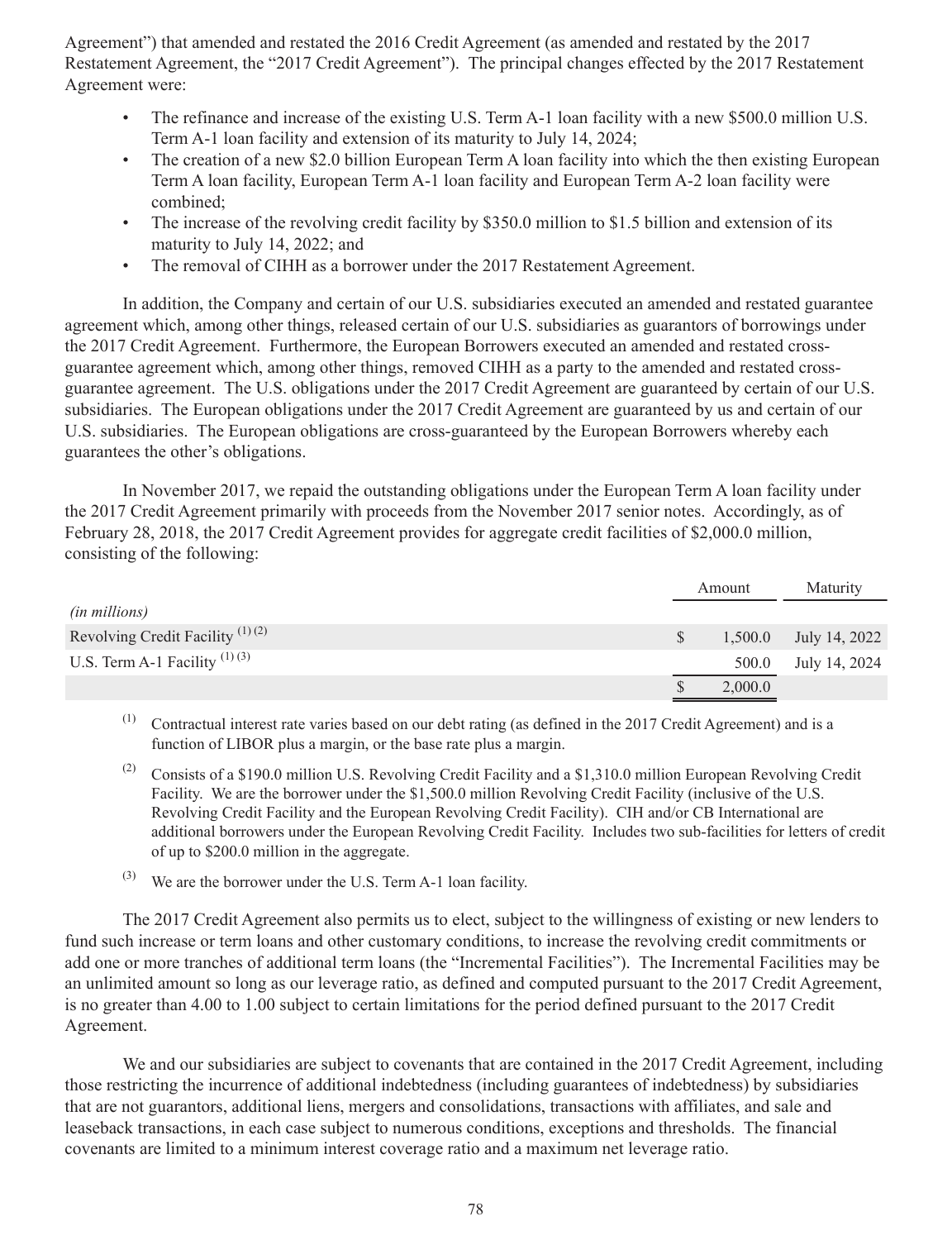Agreement") that amended and restated the 2016 Credit Agreement (as amended and restated by the 2017 Restatement Agreement, the "2017 Credit Agreement"). The principal changes effected by the 2017 Restatement Agreement were:

- The refinance and increase of the existing U.S. Term A-1 loan facility with a new $500.0 million U.S. Term A-1 loan facility and extension of its maturity to July 14, 2024;
- The creation of a new $2.0 billion European Term A loan facility into which the then existing European Term A loan facility, European Term A-1 loan facility and European Term A-2 loan facility were combined;
- The increase of the revolving credit facility by $350.0 million to $1.5 billion and extension of its maturity to July 14, 2022; and
- The removal of CIHH as a borrower under the 2017 Restatement Agreement.

In addition, the Company and certain of our U.S. subsidiaries executed an amended and restated guarantee agreement which, among other things, released certain of our U.S. subsidiaries as guarantors of borrowings under the 2017 Credit Agreement. Furthermore, the European Borrowers executed an amended and restated cross-guarantee agreement which, among other things, removed CIHH as a party to the amended and restated cross-guarantee agreement. The U.S. obligations under the 2017 Credit Agreement are guaranteed by certain of our U.S. subsidiaries. The European obligations under the 2017 Credit Agreement are guaranteed by us and certain of our U.S. subsidiaries. The European obligations are cross-guaranteed by the European Borrowers whereby each guarantees the other's obligations.

In November 2017, we repaid the outstanding obligations under the European Term A loan facility under the 2017 Credit Agreement primarily with proceeds from the November 2017 senior notes. Accordingly, as of February 28, 2018, the 2017 Credit Agreement provides for aggregate credit facilities of $2,000.0 million, consisting of the following:

| *(in millions)* | Amount | Maturity |
|---|---|---|
| Revolving Credit Facility (1) (2) | $ 1,500.0 | July 14, 2022 |
| U.S. Term A-1 Facility (1) (3) | 500.0 | July 14, 2024 |
| | $ 2,000.0 | |

(1) Contractual interest rate varies based on our debt rating (as defined in the 2017 Credit Agreement) and is a function of LIBOR plus a margin, or the base rate plus a margin.

(2) Consists of a $190.0 million U.S. Revolving Credit Facility and a $1,310.0 million European Revolving Credit Facility. We are the borrower under the $1,500.0 million Revolving Credit Facility (inclusive of the U.S. Revolving Credit Facility and the European Revolving Credit Facility). CIH and/or CB International are additional borrowers under the European Revolving Credit Facility. Includes two sub-facilities for letters of credit of up to $200.0 million in the aggregate.

(3) We are the borrower under the U.S. Term A-1 loan facility.

The 2017 Credit Agreement also permits us to elect, subject to the willingness of existing or new lenders to fund such increase or term loans and other customary conditions, to increase the revolving credit commitments or add one or more tranches of additional term loans (the "Incremental Facilities"). The Incremental Facilities may be an unlimited amount so long as our leverage ratio, as defined and computed pursuant to the 2017 Credit Agreement, is no greater than 4.00 to 1.00 subject to certain limitations for the period defined pursuant to the 2017 Credit Agreement.

We and our subsidiaries are subject to covenants that are contained in the 2017 Credit Agreement, including those restricting the incurrence of additional indebtedness (including guarantees of indebtedness) by subsidiaries that are not guarantors, additional liens, mergers and consolidations, transactions with affiliates, and sale and leaseback transactions, in each case subject to numerous conditions, exceptions and thresholds. The financial covenants are limited to a minimum interest coverage ratio and a maximum net leverage ratio.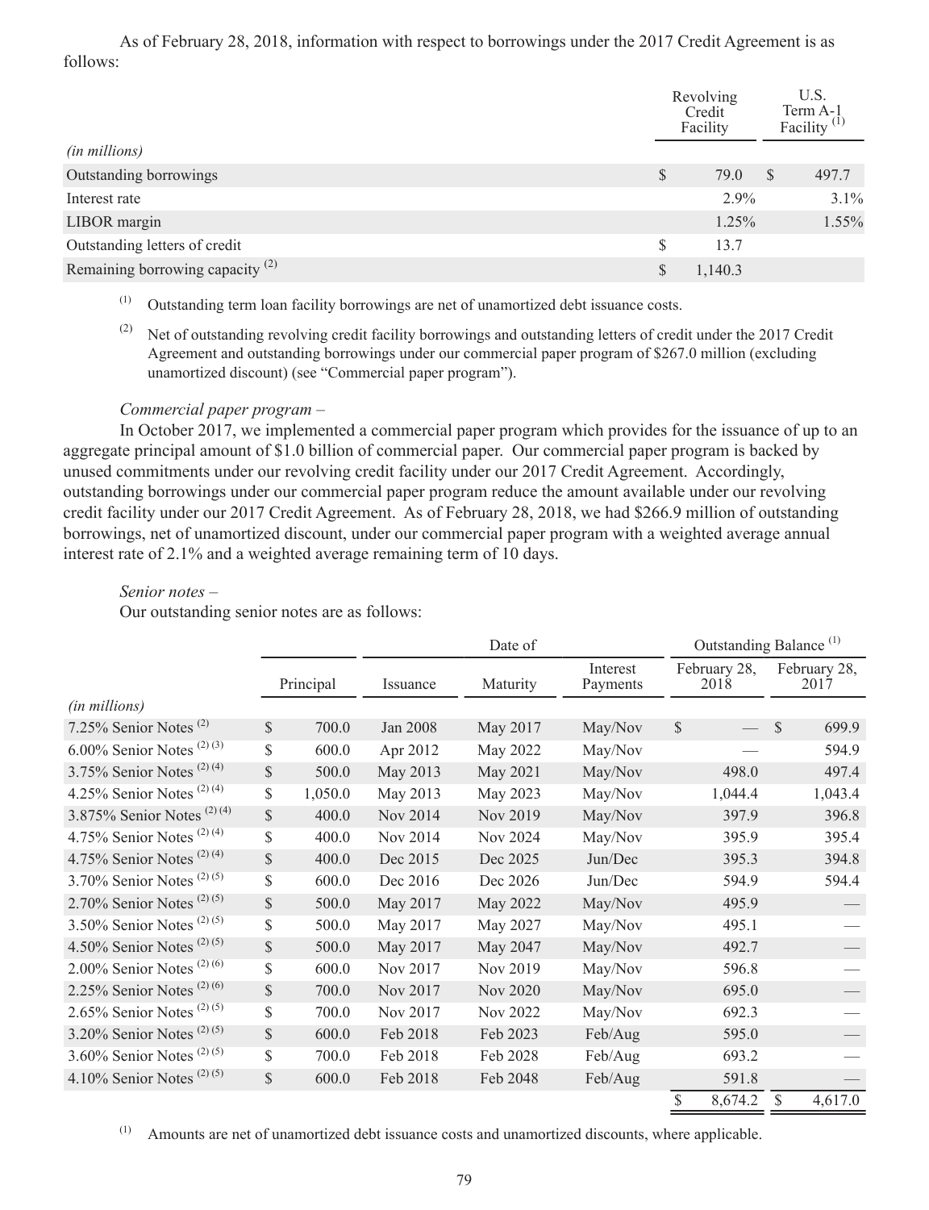As of February 28, 2018, information with respect to borrowings under the 2017 Credit Agreement is as follows:

| *(in millions)* | Revolving Credit Facility | U.S. Term A-1 Facility [1] |
|---|---|---|
| Outstanding borrowings | $ 79.0 | $ 497.7 |
| Interest rate | 2.9% | 3.1% |
| LIBOR margin | 1.25% | 1.55% |
| Outstanding letters of credit | $ 13.7 | |
| Remaining borrowing capacity [2] | $ 1,140.3 | |

[1] Outstanding term loan facility borrowings are net of unamortized debt issuance costs.

[2] Net of outstanding revolving credit facility borrowings and outstanding letters of credit under the 2017 Credit Agreement and outstanding borrowings under our commercial paper program of $267.0 million (excluding unamortized discount) (see "Commercial paper program").

*Commercial paper program –*

In October 2017, we implemented a commercial paper program which provides for the issuance of up to an aggregate principal amount of $1.0 billion of commercial paper. Our commercial paper program is backed by unused commitments under our revolving credit facility under our 2017 Credit Agreement. Accordingly, outstanding borrowings under our commercial paper program reduce the amount available under our revolving credit facility under our 2017 Credit Agreement. As of February 28, 2018, we had $266.9 million of outstanding borrowings, net of unamortized discount, under our commercial paper program with a weighted average annual interest rate of 2.1% and a weighted average remaining term of 10 days.

*Senior notes –*

Our outstanding senior notes are as follows:

| | | Date of | | | Outstanding Balance [1] | |
|---|---|---|---|---|---|---|
| *(in millions)* | Principal | Issuance | Maturity | Interest Payments | February 28, 2018 | February 28, 2017 |
| 7.25% Senior Notes [2] | $ 700.0 | Jan 2008 | May 2017 | May/Nov | $ — | $ 699.9 |
| 6.00% Senior Notes [2] [3] | $ 600.0 | Apr 2012 | May 2022 | May/Nov | — | 594.9 |
| 3.75% Senior Notes [2] [4] | $ 500.0 | May 2013 | May 2021 | May/Nov | 498.0 | 497.4 |
| 4.25% Senior Notes [2] [4] | $ 1,050.0 | May 2013 | May 2023 | May/Nov | 1,044.4 | 1,043.4 |
| 3.875% Senior Notes [2] [4] | $ 400.0 | Nov 2014 | Nov 2019 | May/Nov | 397.9 | 396.8 |
| 4.75% Senior Notes [2] [4] | $ 400.0 | Nov 2014 | Nov 2024 | May/Nov | 395.9 | 395.4 |
| 4.75% Senior Notes [2] [4] | $ 400.0 | Dec 2015 | Dec 2025 | Jun/Dec | 395.3 | 394.8 |
| 3.70% Senior Notes [2] [5] | $ 600.0 | Dec 2016 | Dec 2026 | Jun/Dec | 594.9 | 594.4 |
| 2.70% Senior Notes [2] [5] | $ 500.0 | May 2017 | May 2022 | May/Nov | 495.9 | — |
| 3.50% Senior Notes [2] [5] | $ 500.0 | May 2017 | May 2027 | May/Nov | 495.1 | — |
| 4.50% Senior Notes [2] [5] | $ 500.0 | May 2017 | May 2047 | May/Nov | 492.7 | — |
| 2.00% Senior Notes [2] [6] | $ 600.0 | Nov 2017 | Nov 2019 | May/Nov | 596.8 | — |
| 2.25% Senior Notes [2] [6] | $ 700.0 | Nov 2017 | Nov 2020 | May/Nov | 695.0 | — |
| 2.65% Senior Notes [2] [5] | $ 700.0 | Nov 2017 | Nov 2022 | May/Nov | 692.3 | — |
| 3.20% Senior Notes [2] [5] | $ 600.0 | Feb 2018 | Feb 2023 | Feb/Aug | 595.0 | — |
| 3.60% Senior Notes [2] [5] | $ 700.0 | Feb 2018 | Feb 2028 | Feb/Aug | 693.2 | — |
| 4.10% Senior Notes [2] [5] | $ 600.0 | Feb 2018 | Feb 2048 | Feb/Aug | 591.8 | — |
| | | | | | $ 8,674.2 | $ 4,617.0 |

[1] Amounts are net of unamortized debt issuance costs and unamortized discounts, where applicable.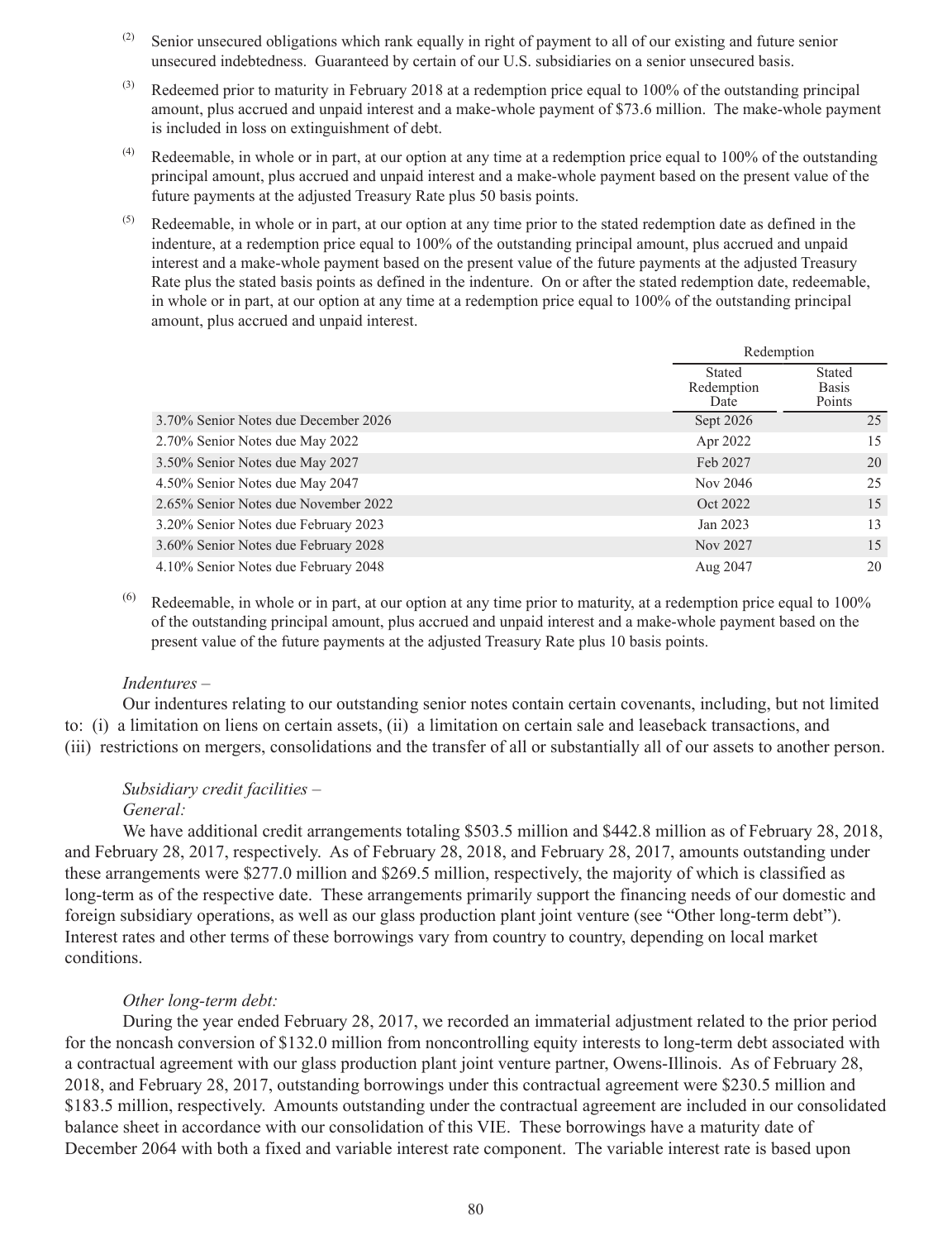(2) Senior unsecured obligations which rank equally in right of payment to all of our existing and future senior unsecured indebtedness. Guaranteed by certain of our U.S. subsidiaries on a senior unsecured basis.

(3) Redeemed prior to maturity in February 2018 at a redemption price equal to 100% of the outstanding principal amount, plus accrued and unpaid interest and a make-whole payment of $73.6 million. The make-whole payment is included in loss on extinguishment of debt.

(4) Redeemable, in whole or in part, at our option at any time at a redemption price equal to 100% of the outstanding principal amount, plus accrued and unpaid interest and a make-whole payment based on the present value of the future payments at the adjusted Treasury Rate plus 50 basis points.

(5) Redeemable, in whole or in part, at our option at any time prior to the stated redemption date as defined in the indenture, at a redemption price equal to 100% of the outstanding principal amount, plus accrued and unpaid interest and a make-whole payment based on the present value of the future payments at the adjusted Treasury Rate plus the stated basis points as defined in the indenture. On or after the stated redemption date, redeemable, in whole or in part, at our option at any time at a redemption price equal to 100% of the outstanding principal amount, plus accrued and unpaid interest.

| | Redemption | |
|---|---|---|
| | Stated Redemption Date | Stated Basis Points |
| 3.70% Senior Notes due December 2026 | Sept 2026 | 25 |
| 2.70% Senior Notes due May 2022 | Apr 2022 | 15 |
| 3.50% Senior Notes due May 2027 | Feb 2027 | 20 |
| 4.50% Senior Notes due May 2047 | Nov 2046 | 25 |
| 2.65% Senior Notes due November 2022 | Oct 2022 | 15 |
| 3.20% Senior Notes due February 2023 | Jan 2023 | 13 |
| 3.60% Senior Notes due February 2028 | Nov 2027 | 15 |
| 4.10% Senior Notes due February 2048 | Aug 2047 | 20 |

(6) Redeemable, in whole or in part, at our option at any time prior to maturity, at a redemption price equal to 100% of the outstanding principal amount, plus accrued and unpaid interest and a make-whole payment based on the present value of the future payments at the adjusted Treasury Rate plus 10 basis points.

*Indentures –*

Our indentures relating to our outstanding senior notes contain certain covenants, including, but not limited to: (i) a limitation on liens on certain assets, (ii) a limitation on certain sale and leaseback transactions, and (iii) restrictions on mergers, consolidations and the transfer of all or substantially all of our assets to another person.

*Subsidiary credit facilities –*

*General:*

We have additional credit arrangements totaling $503.5 million and $442.8 million as of February 28, 2018, and February 28, 2017, respectively. As of February 28, 2018, and February 28, 2017, amounts outstanding under these arrangements were $277.0 million and $269.5 million, respectively, the majority of which is classified as long-term as of the respective date. These arrangements primarily support the financing needs of our domestic and foreign subsidiary operations, as well as our glass production plant joint venture (see "Other long-term debt"). Interest rates and other terms of these borrowings vary from country to country, depending on local market conditions.

*Other long-term debt:*

During the year ended February 28, 2017, we recorded an immaterial adjustment related to the prior period for the noncash conversion of $132.0 million from noncontrolling equity interests to long-term debt associated with a contractual agreement with our glass production plant joint venture partner, Owens-Illinois. As of February 28, 2018, and February 28, 2017, outstanding borrowings under this contractual agreement were $230.5 million and $183.5 million, respectively. Amounts outstanding under the contractual agreement are included in our consolidated balance sheet in accordance with our consolidation of this VIE. These borrowings have a maturity date of December 2064 with both a fixed and variable interest rate component. The variable interest rate is based upon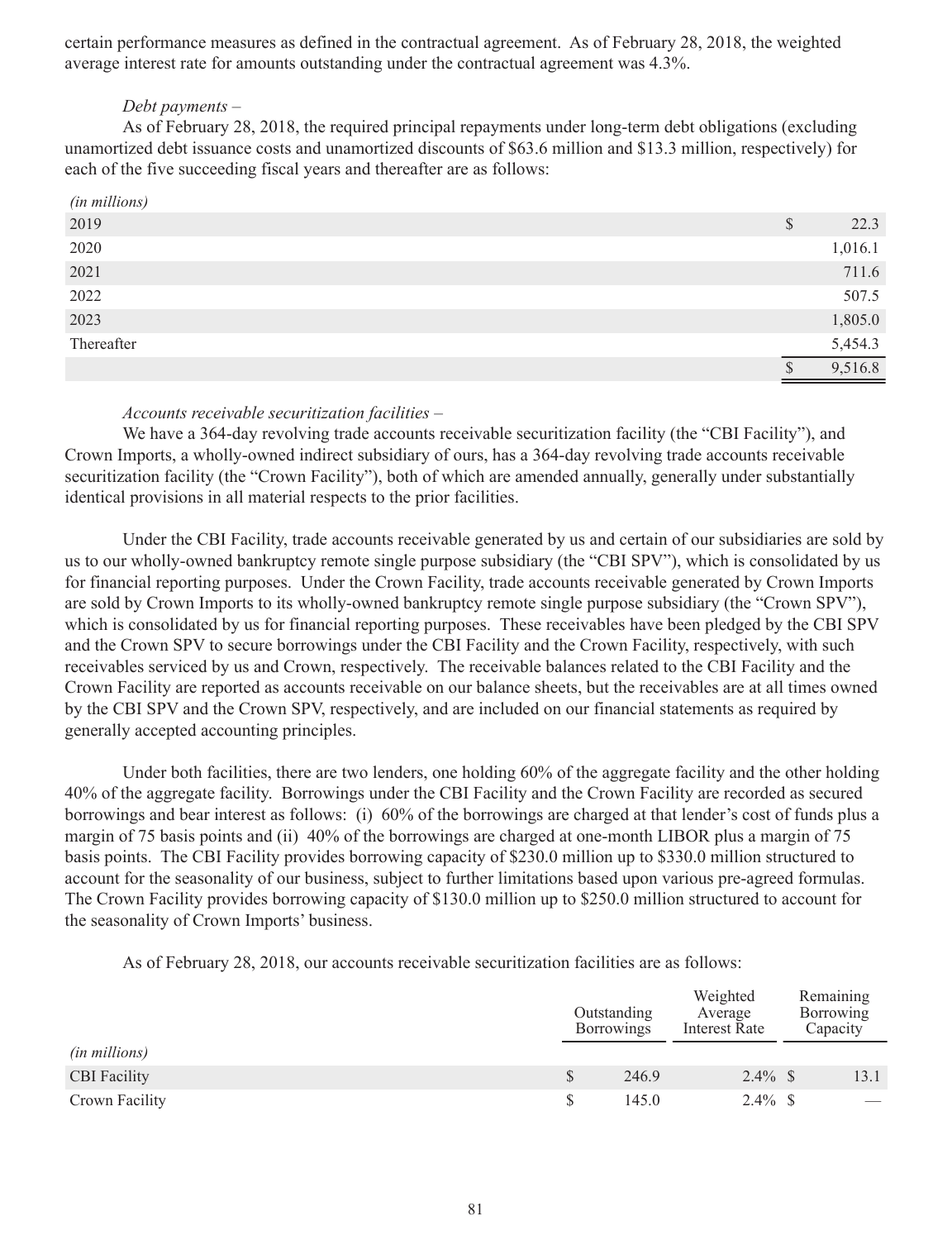certain performance measures as defined in the contractual agreement. As of February 28, 2018, the weighted average interest rate for amounts outstanding under the contractual agreement was 4.3%.

*Debt payments –*

As of February 28, 2018, the required principal repayments under long-term debt obligations (excluding unamortized debt issuance costs and unamortized discounts of $63.6 million and $13.3 million, respectively) for each of the five succeeding fiscal years and thereafter are as follows:

| *(in millions)* | |
|---|---|
| 2019 | $ 22.3 |
| 2020 | 1,016.1 |
| 2021 | 711.6 |
| 2022 | 507.5 |
| 2023 | 1,805.0 |
| Thereafter | 5,454.3 |
| | $ 9,516.8 |

*Accounts receivable securitization facilities –*

We have a 364-day revolving trade accounts receivable securitization facility (the "CBI Facility"), and Crown Imports, a wholly-owned indirect subsidiary of ours, has a 364-day revolving trade accounts receivable securitization facility (the "Crown Facility"), both of which are amended annually, generally under substantially identical provisions in all material respects to the prior facilities.

Under the CBI Facility, trade accounts receivable generated by us and certain of our subsidiaries are sold by us to our wholly-owned bankruptcy remote single purpose subsidiary (the "CBI SPV"), which is consolidated by us for financial reporting purposes. Under the Crown Facility, trade accounts receivable generated by Crown Imports are sold by Crown Imports to its wholly-owned bankruptcy remote single purpose subsidiary (the "Crown SPV"), which is consolidated by us for financial reporting purposes. These receivables have been pledged by the CBI SPV and the Crown SPV to secure borrowings under the CBI Facility and the Crown Facility, respectively, with such receivables serviced by us and Crown, respectively. The receivable balances related to the CBI Facility and the Crown Facility are reported as accounts receivable on our balance sheets, but the receivables are at all times owned by the CBI SPV and the Crown SPV, respectively, and are included on our financial statements as required by generally accepted accounting principles.

Under both facilities, there are two lenders, one holding 60% of the aggregate facility and the other holding 40% of the aggregate facility. Borrowings under the CBI Facility and the Crown Facility are recorded as secured borrowings and bear interest as follows: (i) 60% of the borrowings are charged at that lender's cost of funds plus a margin of 75 basis points and (ii) 40% of the borrowings are charged at one-month LIBOR plus a margin of 75 basis points. The CBI Facility provides borrowing capacity of $230.0 million up to $330.0 million structured to account for the seasonality of our business, subject to further limitations based upon various pre-agreed formulas. The Crown Facility provides borrowing capacity of $130.0 million up to $250.0 million structured to account for the seasonality of Crown Imports' business.

As of February 28, 2018, our accounts receivable securitization facilities are as follows:

| *(in millions)* | Outstanding Borrowings | Weighted Average Interest Rate | Remaining Borrowing Capacity |
|---|---|---|---|
| CBI Facility | $ 246.9 | 2.4% | $ 13.1 |
| Crown Facility | $ 145.0 | 2.4% | $ — |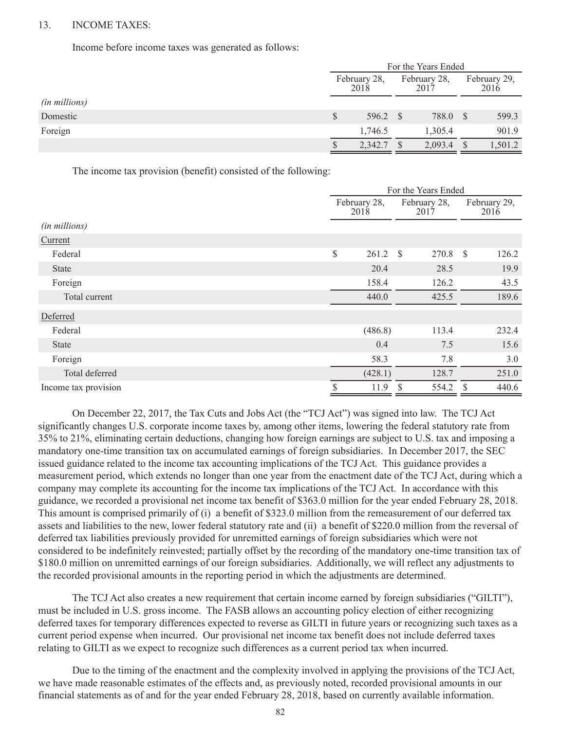## 13. INCOME TAXES:

Income before income taxes was generated as follows:

| | For the Years Ended | | |
|---|---|---|---|
| | February 28, 2018 | February 28, 2017 | February 29, 2016 |
| *(in millions)* | | | |
| Domestic | $ 596.2 | $ 788.0 | $ 599.3 |
| Foreign | 1,746.5 | 1,305.4 | 901.9 |
| | $ 2,342.7 | $ 2,093.4 | $ 1,501.2 |

The income tax provision (benefit) consisted of the following:

| | For the Years Ended | | |
|---|---|---|---|
| | February 28, 2018 | February 28, 2017 | February 29, 2016 |
| *(in millions)* | | | |
| Current | | | |
| Federal | $ 261.2 | $ 270.8 | $ 126.2 |
| State | 20.4 | 28.5 | 19.9 |
| Foreign | 158.4 | 126.2 | 43.5 |
| Total current | 440.0 | 425.5 | 189.6 |
| Deferred | | | |
| Federal | (486.8) | 113.4 | 232.4 |
| State | 0.4 | 7.5 | 15.6 |
| Foreign | 58.3 | 7.8 | 3.0 |
| Total deferred | (428.1) | 128.7 | 251.0 |
| Income tax provision | $ 11.9 | $ 554.2 | $ 440.6 |

On December 22, 2017, the Tax Cuts and Jobs Act (the "TCJ Act") was signed into law. The TCJ Act significantly changes U.S. corporate income taxes by, among other items, lowering the federal statutory rate from 35% to 21%, eliminating certain deductions, changing how foreign earnings are subject to U.S. tax and imposing a mandatory one-time transition tax on accumulated earnings of foreign subsidiaries. In December 2017, the SEC issued guidance related to the income tax accounting implications of the TCJ Act. This guidance provides a measurement period, which extends no longer than one year from the enactment date of the TCJ Act, during which a company may complete its accounting for the income tax implications of the TCJ Act. In accordance with this guidance, we recorded a provisional net income tax benefit of $363.0 million for the year ended February 28, 2018. This amount is comprised primarily of (i) a benefit of $323.0 million from the remeasurement of our deferred tax assets and liabilities to the new, lower federal statutory rate and (ii) a benefit of $220.0 million from the reversal of deferred tax liabilities previously provided for unremitted earnings of foreign subsidiaries which were not considered to be indefinitely reinvested; partially offset by the recording of the mandatory one-time transition tax of $180.0 million on unremitted earnings of our foreign subsidiaries. Additionally, we will reflect any adjustments to the recorded provisional amounts in the reporting period in which the adjustments are determined.

The TCJ Act also creates a new requirement that certain income earned by foreign subsidiaries ("GILTI"), must be included in U.S. gross income. The FASB allows an accounting policy election of either recognizing deferred taxes for temporary differences expected to reverse as GILTI in future years or recognizing such taxes as a current period expense when incurred. Our provisional net income tax benefit does not include deferred taxes relating to GILTI as we expect to recognize such differences as a current period tax when incurred.

Due to the timing of the enactment and the complexity involved in applying the provisions of the TCJ Act, we have made reasonable estimates of the effects and, as previously noted, recorded provisional amounts in our financial statements as of and for the year ended February 28, 2018, based on currently available information.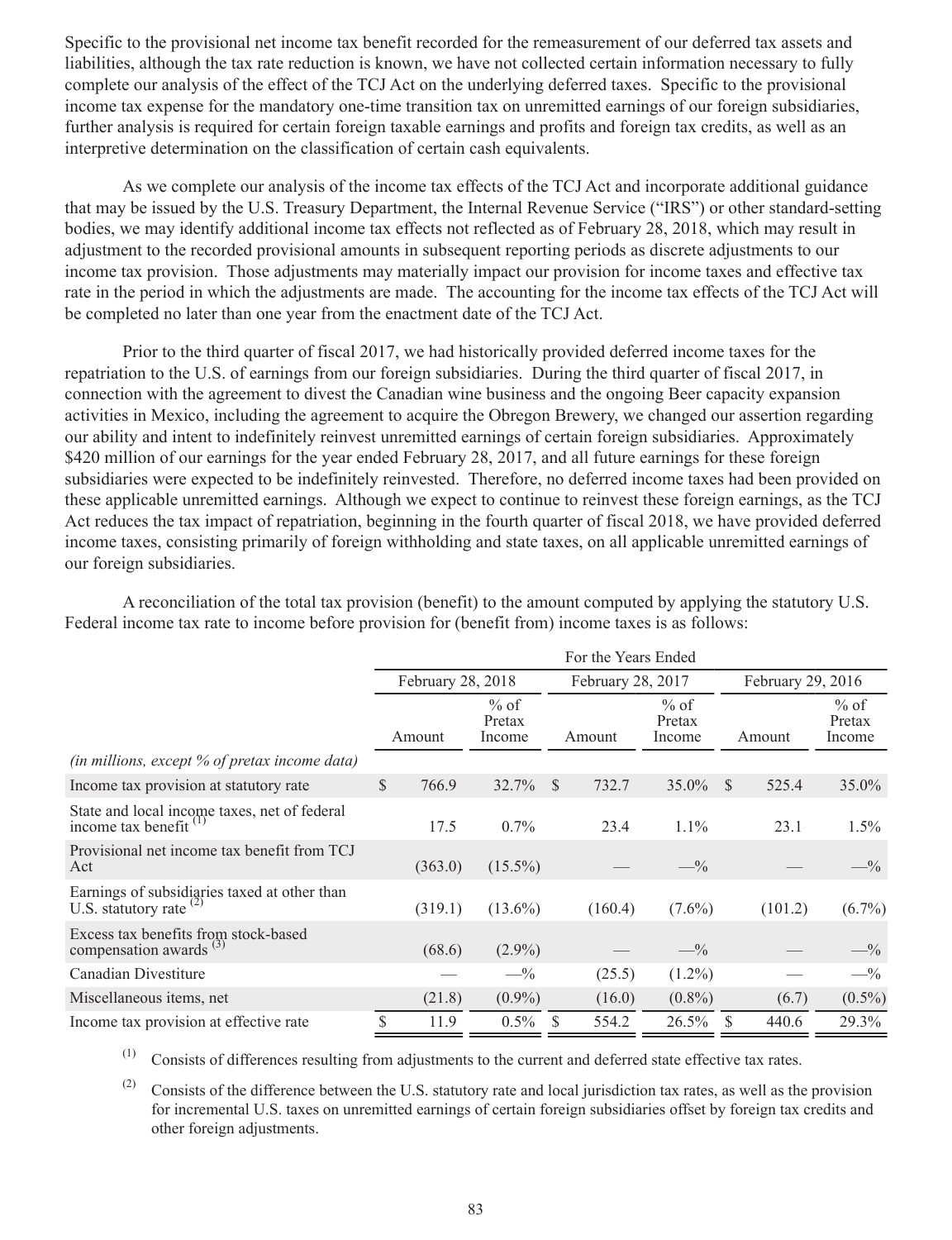Specific to the provisional net income tax benefit recorded for the remeasurement of our deferred tax assets and liabilities, although the tax rate reduction is known, we have not collected certain information necessary to fully complete our analysis of the effect of the TCJ Act on the underlying deferred taxes. Specific to the provisional income tax expense for the mandatory one-time transition tax on unremitted earnings of our foreign subsidiaries, further analysis is required for certain foreign taxable earnings and profits and foreign tax credits, as well as an interpretive determination on the classification of certain cash equivalents.

As we complete our analysis of the income tax effects of the TCJ Act and incorporate additional guidance that may be issued by the U.S. Treasury Department, the Internal Revenue Service ("IRS") or other standard-setting bodies, we may identify additional income tax effects not reflected as of February 28, 2018, which may result in adjustment to the recorded provisional amounts in subsequent reporting periods as discrete adjustments to our income tax provision. Those adjustments may materially impact our provision for income taxes and effective tax rate in the period in which the adjustments are made. The accounting for the income tax effects of the TCJ Act will be completed no later than one year from the enactment date of the TCJ Act.

Prior to the third quarter of fiscal 2017, we had historically provided deferred income taxes for the repatriation to the U.S. of earnings from our foreign subsidiaries. During the third quarter of fiscal 2017, in connection with the agreement to divest the Canadian wine business and the ongoing Beer capacity expansion activities in Mexico, including the agreement to acquire the Obregon Brewery, we changed our assertion regarding our ability and intent to indefinitely reinvest unremitted earnings of certain foreign subsidiaries. Approximately \$420 million of our earnings for the year ended February 28, 2017, and all future earnings for these foreign subsidiaries were expected to be indefinitely reinvested. Therefore, no deferred income taxes had been provided on these applicable unremitted earnings. Although we expect to continue to reinvest these foreign earnings, as the TCJ Act reduces the tax impact of repatriation, beginning in the fourth quarter of fiscal 2018, we have provided deferred income taxes, consisting primarily of foreign withholding and state taxes, on all applicable unremitted earnings of our foreign subsidiaries.

A reconciliation of the total tax provision (benefit) to the amount computed by applying the statutory U.S. Federal income tax rate to income before provision for (benefit from) income taxes is as follows:

| | For the Years Ended | | | | | |
|---|---|---|---|---|---|---|
| | February 28, 2018 | | February 28, 2017 | | February 29, 2016 | |
| *(in millions, except % of pretax income data)* | Amount | % of Pretax Income | Amount | % of Pretax Income | Amount | % of Pretax Income |
| Income tax provision at statutory rate | $ 766.9 | 32.7% | $ 732.7 | 35.0% | $ 525.4 | 35.0% |
| State and local income taxes, net of federal income tax benefit (1) | 17.5 | 0.7% | 23.4 | 1.1% | 23.1 | 1.5% |
| Provisional net income tax benefit from TCJ Act | (363.0) | (15.5%) | — | —% | — | —% |
| Earnings of subsidiaries taxed at other than U.S. statutory rate (2) | (319.1) | (13.6%) | (160.4) | (7.6%) | (101.2) | (6.7%) |
| Excess tax benefits from stock-based compensation awards (3) | (68.6) | (2.9%) | — | —% | — | —% |
| Canadian Divestiture | — | —% | (25.5) | (1.2%) | — | —% |
| Miscellaneous items, net | (21.8) | (0.9%) | (16.0) | (0.8%) | (6.7) | (0.5%) |
| Income tax provision at effective rate | $ 11.9 | 0.5% | $ 554.2 | 26.5% | $ 440.6 | 29.3% |

(1) Consists of differences resulting from adjustments to the current and deferred state effective tax rates.

(2) Consists of the difference between the U.S. statutory rate and local jurisdiction tax rates, as well as the provision for incremental U.S. taxes on unremitted earnings of certain foreign subsidiaries offset by foreign tax credits and other foreign adjustments.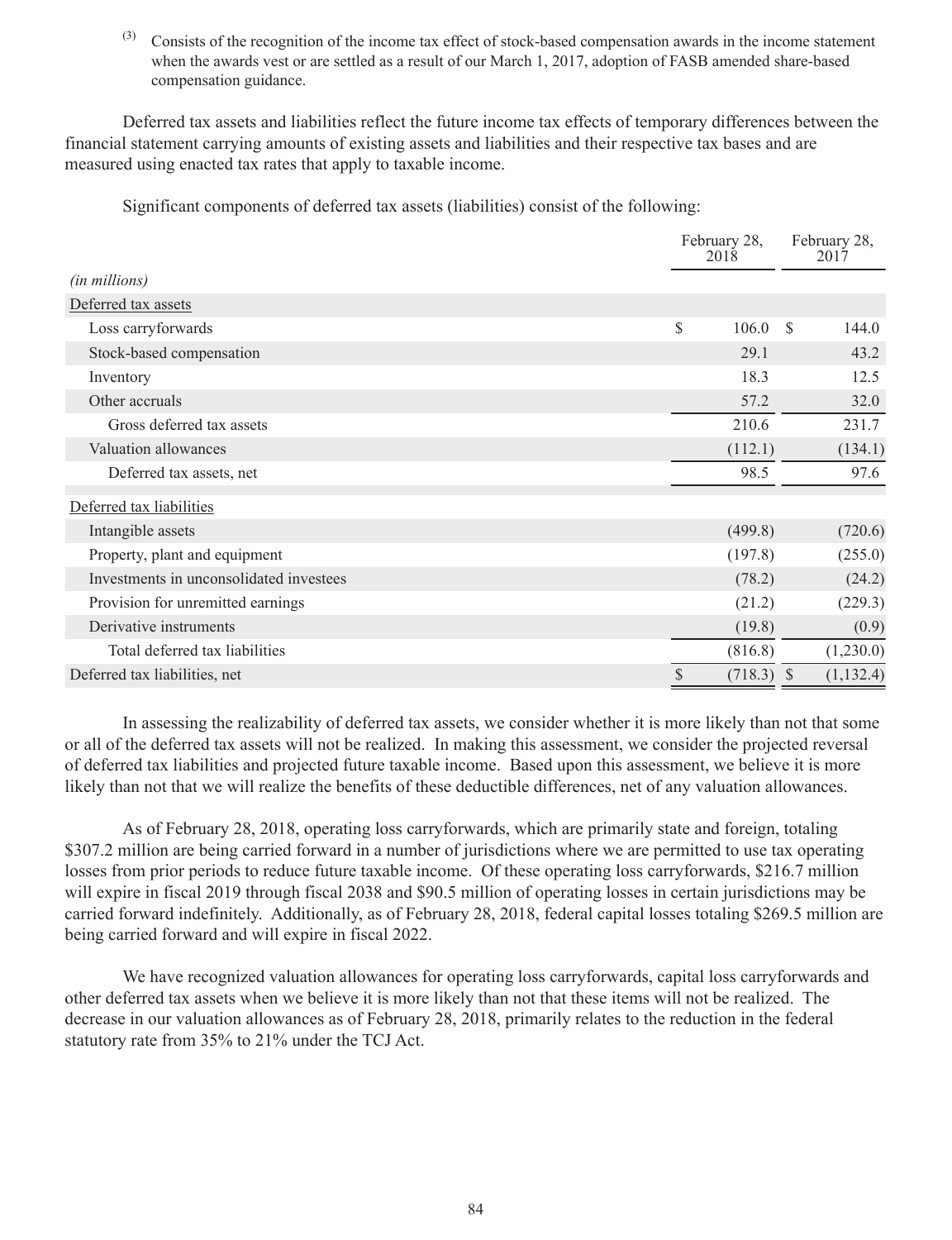(3) Consists of the recognition of the income tax effect of stock-based compensation awards in the income statement when the awards vest or are settled as a result of our March 1, 2017, adoption of FASB amended share-based compensation guidance.

Deferred tax assets and liabilities reflect the future income tax effects of temporary differences between the financial statement carrying amounts of existing assets and liabilities and their respective tax bases and are measured using enacted tax rates that apply to taxable income.

Significant components of deferred tax assets (liabilities) consist of the following:

| *(in millions)* | February 28, 2018 | February 28, 2017 |
|---|---|---|
| Deferred tax assets | | |
| Loss carryforwards | $ 106.0 | $ 144.0 |
| Stock-based compensation | 29.1 | 43.2 |
| Inventory | 18.3 | 12.5 |
| Other accruals | 57.2 | 32.0 |
| Gross deferred tax assets | 210.6 | 231.7 |
| Valuation allowances | (112.1) | (134.1) |
| Deferred tax assets, net | 98.5 | 97.6 |
| Deferred tax liabilities | | |
| Intangible assets | (499.8) | (720.6) |
| Property, plant and equipment | (197.8) | (255.0) |
| Investments in unconsolidated investees | (78.2) | (24.2) |
| Provision for unremitted earnings | (21.2) | (229.3) |
| Derivative instruments | (19.8) | (0.9) |
| Total deferred tax liabilities | (816.8) | (1,230.0) |
| Deferred tax liabilities, net | $ (718.3) | $ (1,132.4) |

In assessing the realizability of deferred tax assets, we consider whether it is more likely than not that some or all of the deferred tax assets will not be realized. In making this assessment, we consider the projected reversal of deferred tax liabilities and projected future taxable income. Based upon this assessment, we believe it is more likely than not that we will realize the benefits of these deductible differences, net of any valuation allowances.

As of February 28, 2018, operating loss carryforwards, which are primarily state and foreign, totaling $307.2 million are being carried forward in a number of jurisdictions where we are permitted to use tax operating losses from prior periods to reduce future taxable income. Of these operating loss carryforwards, $216.7 million will expire in fiscal 2019 through fiscal 2038 and $90.5 million of operating losses in certain jurisdictions may be carried forward indefinitely. Additionally, as of February 28, 2018, federal capital losses totaling $269.5 million are being carried forward and will expire in fiscal 2022.

We have recognized valuation allowances for operating loss carryforwards, capital loss carryforwards and other deferred tax assets when we believe it is more likely than not that these items will not be realized. The decrease in our valuation allowances as of February 28, 2018, primarily relates to the reduction in the federal statutory rate from 35% to 21% under the TCJ Act.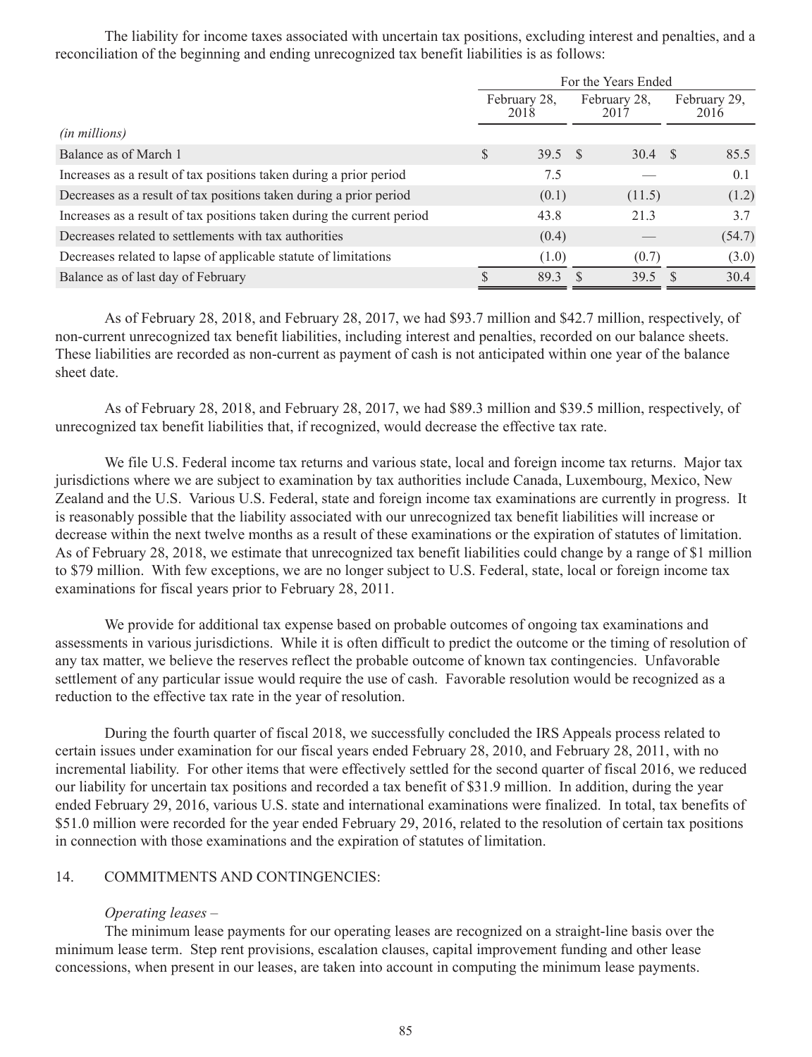The liability for income taxes associated with uncertain tax positions, excluding interest and penalties, and a reconciliation of the beginning and ending unrecognized tax benefit liabilities is as follows:

| | For the Years Ended | | |
|---|---|---|---|
| *(in millions)* | February 28, 2018 | February 28, 2017 | February 29, 2016 |
| Balance as of March 1 | $ 39.5 | $ 30.4 | $ 85.5 |
| Increases as a result of tax positions taken during a prior period | 7.5 | — | 0.1 |
| Decreases as a result of tax positions taken during a prior period | (0.1) | (11.5) | (1.2) |
| Increases as a result of tax positions taken during the current period | 43.8 | 21.3 | 3.7 |
| Decreases related to settlements with tax authorities | (0.4) | — | (54.7) |
| Decreases related to lapse of applicable statute of limitations | (1.0) | (0.7) | (3.0) |
| Balance as of last day of February | $ 89.3 | $ 39.5 | $ 30.4 |

As of February 28, 2018, and February 28, 2017, we had $93.7 million and $42.7 million, respectively, of non-current unrecognized tax benefit liabilities, including interest and penalties, recorded on our balance sheets. These liabilities are recorded as non-current as payment of cash is not anticipated within one year of the balance sheet date.

As of February 28, 2018, and February 28, 2017, we had $89.3 million and $39.5 million, respectively, of unrecognized tax benefit liabilities that, if recognized, would decrease the effective tax rate.

We file U.S. Federal income tax returns and various state, local and foreign income tax returns. Major tax jurisdictions where we are subject to examination by tax authorities include Canada, Luxembourg, Mexico, New Zealand and the U.S. Various U.S. Federal, state and foreign income tax examinations are currently in progress. It is reasonably possible that the liability associated with our unrecognized tax benefit liabilities will increase or decrease within the next twelve months as a result of these examinations or the expiration of statutes of limitation. As of February 28, 2018, we estimate that unrecognized tax benefit liabilities could change by a range of $1 million to $79 million. With few exceptions, we are no longer subject to U.S. Federal, state, local or foreign income tax examinations for fiscal years prior to February 28, 2011.

We provide for additional tax expense based on probable outcomes of ongoing tax examinations and assessments in various jurisdictions. While it is often difficult to predict the outcome or the timing of resolution of any tax matter, we believe the reserves reflect the probable outcome of known tax contingencies. Unfavorable settlement of any particular issue would require the use of cash. Favorable resolution would be recognized as a reduction to the effective tax rate in the year of resolution.

During the fourth quarter of fiscal 2018, we successfully concluded the IRS Appeals process related to certain issues under examination for our fiscal years ended February 28, 2010, and February 28, 2011, with no incremental liability. For other items that were effectively settled for the second quarter of fiscal 2016, we reduced our liability for uncertain tax positions and recorded a tax benefit of $31.9 million. In addition, during the year ended February 29, 2016, various U.S. state and international examinations were finalized. In total, tax benefits of $51.0 million were recorded for the year ended February 29, 2016, related to the resolution of certain tax positions in connection with those examinations and the expiration of statutes of limitation.

## 14. COMMITMENTS AND CONTINGENCIES:

*Operating leases –*

The minimum lease payments for our operating leases are recognized on a straight-line basis over the minimum lease term. Step rent provisions, escalation clauses, capital improvement funding and other lease concessions, when present in our leases, are taken into account in computing the minimum lease payments.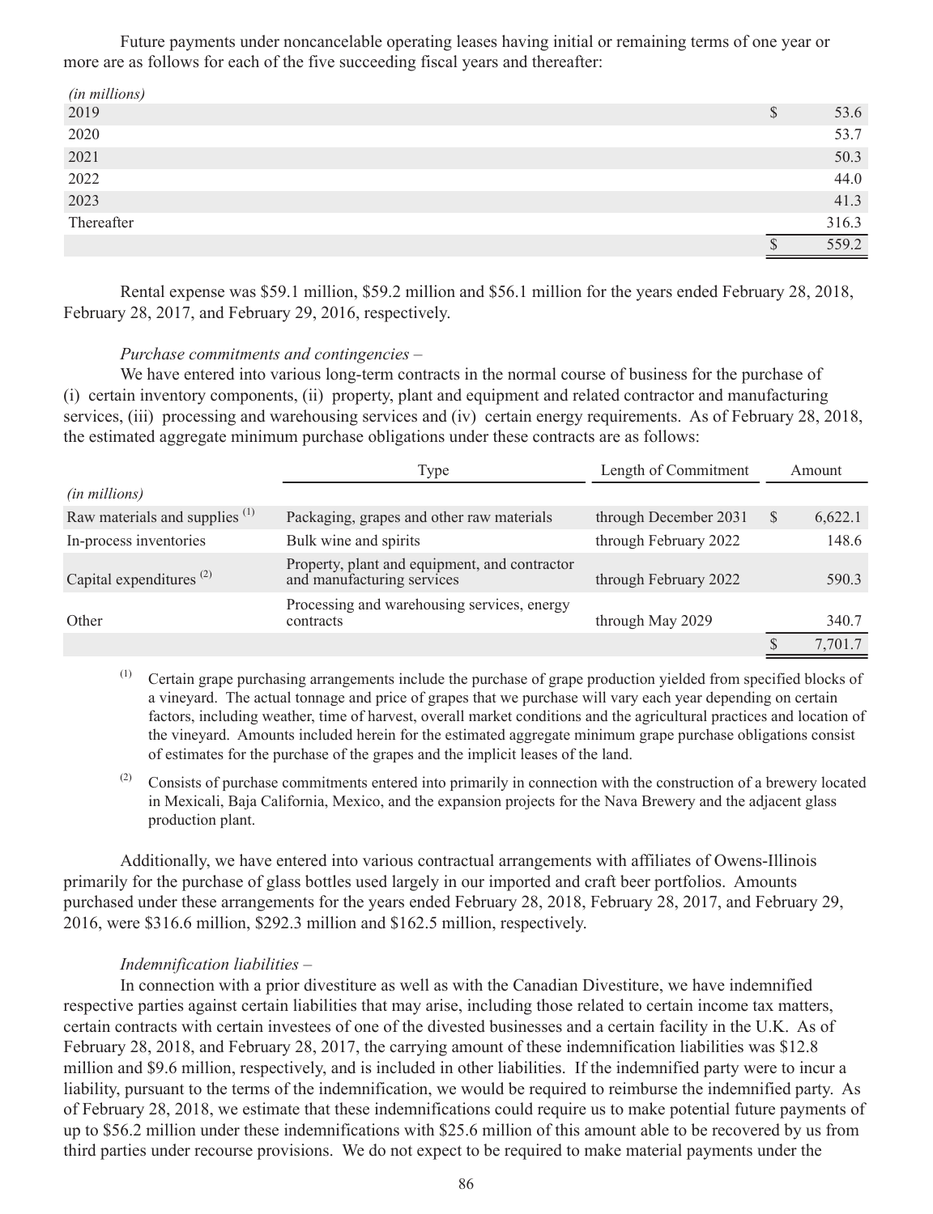Future payments under noncancelable operating leases having initial or remaining terms of one year or more are as follows for each of the five succeeding fiscal years and thereafter:

| *(in millions)* | |
|---|---|
| 2019 | $ 53.6 |
| 2020 | 53.7 |
| 2021 | 50.3 |
| 2022 | 44.0 |
| 2023 | 41.3 |
| Thereafter | 316.3 |
| | $ 559.2 |

Rental expense was $59.1 million, $59.2 million and $56.1 million for the years ended February 28, 2018, February 28, 2017, and February 29, 2016, respectively.

*Purchase commitments and contingencies* –

We have entered into various long-term contracts in the normal course of business for the purchase of (i) certain inventory components, (ii) property, plant and equipment and related contractor and manufacturing services, (iii) processing and warehousing services and (iv) certain energy requirements. As of February 28, 2018, the estimated aggregate minimum purchase obligations under these contracts are as follows:

| *(in millions)* | Type | Length of Commitment | Amount |
|---|---|---|---|
| Raw materials and supplies [(1)] | Packaging, grapes and other raw materials | through December 2031 | $ 6,622.1 |
| In-process inventories | Bulk wine and spirits | through February 2022 | 148.6 |
| Capital expenditures [(2)] | Property, plant and equipment, and contractor and manufacturing services | through February 2022 | 590.3 |
| Other | Processing and warehousing services, energy contracts | through May 2029 | 340.7 |
| | | | $ 7,701.7 |

(1) Certain grape purchasing arrangements include the purchase of grape production yielded from specified blocks of a vineyard. The actual tonnage and price of grapes that we purchase will vary each year depending on certain factors, including weather, time of harvest, overall market conditions and the agricultural practices and location of the vineyard. Amounts included herein for the estimated aggregate minimum grape purchase obligations consist of estimates for the purchase of the grapes and the implicit leases of the land.

(2) Consists of purchase commitments entered into primarily in connection with the construction of a brewery located in Mexicali, Baja California, Mexico, and the expansion projects for the Nava Brewery and the adjacent glass production plant.

Additionally, we have entered into various contractual arrangements with affiliates of Owens-Illinois primarily for the purchase of glass bottles used largely in our imported and craft beer portfolios. Amounts purchased under these arrangements for the years ended February 28, 2018, February 28, 2017, and February 29, 2016, were $316.6 million, $292.3 million and $162.5 million, respectively.

*Indemnification liabilities* –

In connection with a prior divestiture as well as with the Canadian Divestiture, we have indemnified respective parties against certain liabilities that may arise, including those related to certain income tax matters, certain contracts with certain investees of one of the divested businesses and a certain facility in the U.K. As of February 28, 2018, and February 28, 2017, the carrying amount of these indemnification liabilities was $12.8 million and $9.6 million, respectively, and is included in other liabilities. If the indemnified party were to incur a liability, pursuant to the terms of the indemnification, we would be required to reimburse the indemnified party. As of February 28, 2018, we estimate that these indemnifications could require us to make potential future payments of up to $56.2 million under these indemnifications with $25.6 million of this amount able to be recovered by us from third parties under recourse provisions. We do not expect to be required to make material payments under the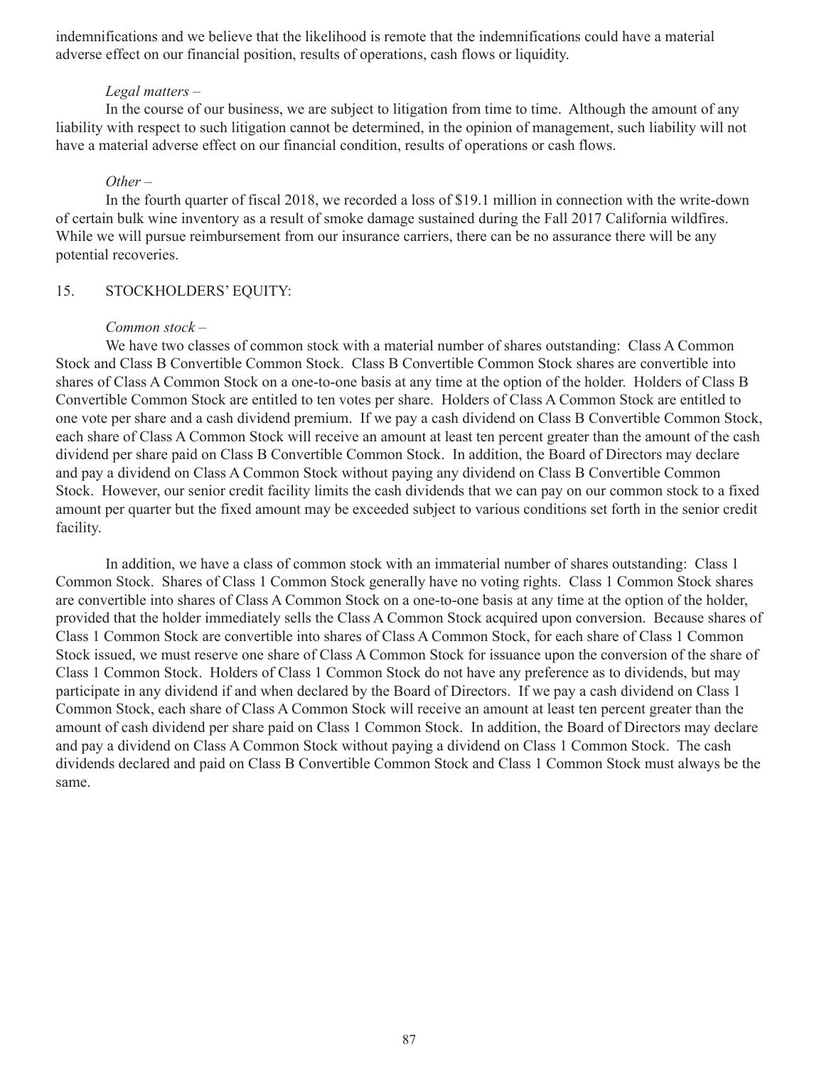indemnifications and we believe that the likelihood is remote that the indemnifications could have a material adverse effect on our financial position, results of operations, cash flows or liquidity.

*Legal matters –*

In the course of our business, we are subject to litigation from time to time. Although the amount of any liability with respect to such litigation cannot be determined, in the opinion of management, such liability will not have a material adverse effect on our financial condition, results of operations or cash flows.

*Other –*

In the fourth quarter of fiscal 2018, we recorded a loss of $19.1 million in connection with the write-down of certain bulk wine inventory as a result of smoke damage sustained during the Fall 2017 California wildfires. While we will pursue reimbursement from our insurance carriers, there can be no assurance there will be any potential recoveries.

## 15. STOCKHOLDERS' EQUITY:

*Common stock –*

We have two classes of common stock with a material number of shares outstanding: Class A Common Stock and Class B Convertible Common Stock. Class B Convertible Common Stock shares are convertible into shares of Class A Common Stock on a one-to-one basis at any time at the option of the holder. Holders of Class B Convertible Common Stock are entitled to ten votes per share. Holders of Class A Common Stock are entitled to one vote per share and a cash dividend premium. If we pay a cash dividend on Class B Convertible Common Stock, each share of Class A Common Stock will receive an amount at least ten percent greater than the amount of the cash dividend per share paid on Class B Convertible Common Stock. In addition, the Board of Directors may declare and pay a dividend on Class A Common Stock without paying any dividend on Class B Convertible Common Stock. However, our senior credit facility limits the cash dividends that we can pay on our common stock to a fixed amount per quarter but the fixed amount may be exceeded subject to various conditions set forth in the senior credit facility.

In addition, we have a class of common stock with an immaterial number of shares outstanding: Class 1 Common Stock. Shares of Class 1 Common Stock generally have no voting rights. Class 1 Common Stock shares are convertible into shares of Class A Common Stock on a one-to-one basis at any time at the option of the holder, provided that the holder immediately sells the Class A Common Stock acquired upon conversion. Because shares of Class 1 Common Stock are convertible into shares of Class A Common Stock, for each share of Class 1 Common Stock issued, we must reserve one share of Class A Common Stock for issuance upon the conversion of the share of Class 1 Common Stock. Holders of Class 1 Common Stock do not have any preference as to dividends, but may participate in any dividend if and when declared by the Board of Directors. If we pay a cash dividend on Class 1 Common Stock, each share of Class A Common Stock will receive an amount at least ten percent greater than the amount of cash dividend per share paid on Class 1 Common Stock. In addition, the Board of Directors may declare and pay a dividend on Class A Common Stock without paying a dividend on Class 1 Common Stock. The cash dividends declared and paid on Class B Convertible Common Stock and Class 1 Common Stock must always be the same.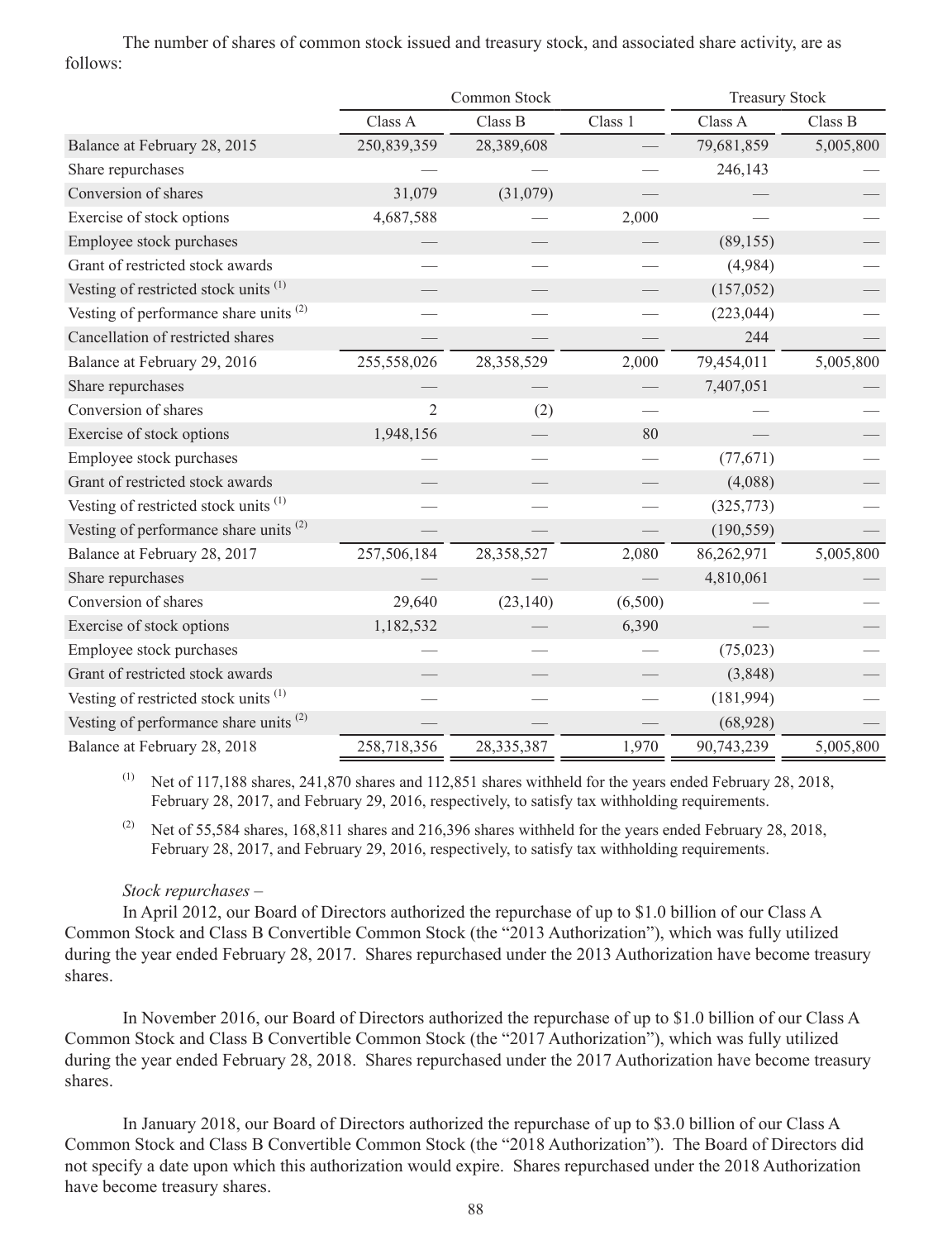The number of shares of common stock issued and treasury stock, and associated share activity, are as follows:

| | Common Stock | | | Treasury Stock | |
|---|---|---|---|---|---|
| | Class A | Class B | Class 1 | Class A | Class B |
| Balance at February 28, 2015 | 250,839,359 | 28,389,608 | — | 79,681,859 | 5,005,800 |
| Share repurchases | — | — | — | 246,143 | — |
| Conversion of shares | 31,079 | (31,079) | — | — | — |
| Exercise of stock options | 4,687,588 | — | 2,000 | — | — |
| Employee stock purchases | — | — | — | (89,155) | — |
| Grant of restricted stock awards | — | — | — | (4,984) | — |
| Vesting of restricted stock units [(1)] | — | — | — | (157,052) | — |
| Vesting of performance share units [(2)] | — | — | — | (223,044) | — |
| Cancellation of restricted shares | — | — | — | 244 | — |
| Balance at February 29, 2016 | 255,558,026 | 28,358,529 | 2,000 | 79,454,011 | 5,005,800 |
| Share repurchases | — | — | — | 7,407,051 | — |
| Conversion of shares | 2 | (2) | — | — | — |
| Exercise of stock options | 1,948,156 | — | 80 | — | — |
| Employee stock purchases | — | — | — | (77,671) | — |
| Grant of restricted stock awards | — | — | — | (4,088) | — |
| Vesting of restricted stock units [(1)] | — | — | — | (325,773) | — |
| Vesting of performance share units [(2)] | — | — | — | (190,559) | — |
| Balance at February 28, 2017 | 257,506,184 | 28,358,527 | 2,080 | 86,262,971 | 5,005,800 |
| Share repurchases | — | — | — | 4,810,061 | — |
| Conversion of shares | 29,640 | (23,140) | (6,500) | — | — |
| Exercise of stock options | 1,182,532 | — | 6,390 | — | — |
| Employee stock purchases | — | — | — | (75,023) | — |
| Grant of restricted stock awards | — | — | — | (3,848) | — |
| Vesting of restricted stock units [(1)] | — | — | — | (181,994) | — |
| Vesting of performance share units [(2)] | — | — | — | (68,928) | — |
| Balance at February 28, 2018 | 258,718,356 | 28,335,387 | 1,970 | 90,743,239 | 5,005,800 |

(1) Net of 117,188 shares, 241,870 shares and 112,851 shares withheld for the years ended February 28, 2018, February 28, 2017, and February 29, 2016, respectively, to satisfy tax withholding requirements.

(2) Net of 55,584 shares, 168,811 shares and 216,396 shares withheld for the years ended February 28, 2018, February 28, 2017, and February 29, 2016, respectively, to satisfy tax withholding requirements.

*Stock repurchases –*

In April 2012, our Board of Directors authorized the repurchase of up to $1.0 billion of our Class A Common Stock and Class B Convertible Common Stock (the "2013 Authorization"), which was fully utilized during the year ended February 28, 2017. Shares repurchased under the 2013 Authorization have become treasury shares.

In November 2016, our Board of Directors authorized the repurchase of up to $1.0 billion of our Class A Common Stock and Class B Convertible Common Stock (the "2017 Authorization"), which was fully utilized during the year ended February 28, 2018. Shares repurchased under the 2017 Authorization have become treasury shares.

In January 2018, our Board of Directors authorized the repurchase of up to $3.0 billion of our Class A Common Stock and Class B Convertible Common Stock (the "2018 Authorization"). The Board of Directors did not specify a date upon which this authorization would expire. Shares repurchased under the 2018 Authorization have become treasury shares.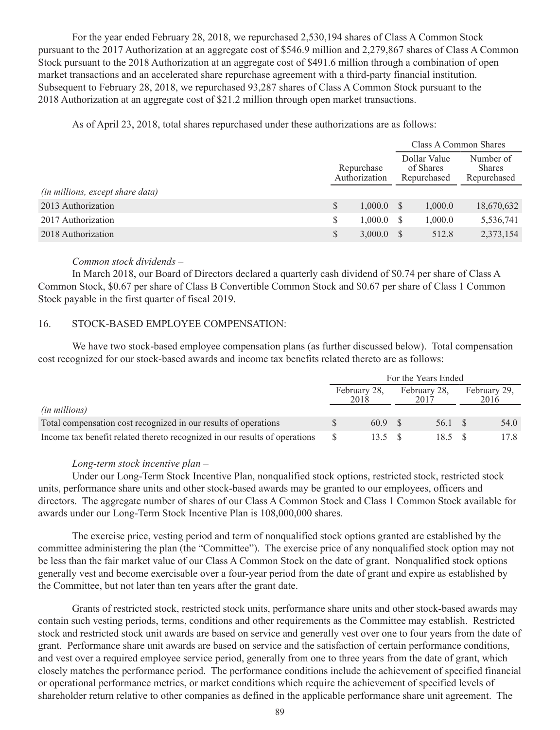For the year ended February 28, 2018, we repurchased 2,530,194 shares of Class A Common Stock pursuant to the 2017 Authorization at an aggregate cost of $546.9 million and 2,279,867 shares of Class A Common Stock pursuant to the 2018 Authorization at an aggregate cost of $491.6 million through a combination of open market transactions and an accelerated share repurchase agreement with a third-party financial institution. Subsequent to February 28, 2018, we repurchased 93,287 shares of Class A Common Stock pursuant to the 2018 Authorization at an aggregate cost of $21.2 million through open market transactions.

As of April 23, 2018, total shares repurchased under these authorizations are as follows:

| | | Class A Common Shares | |
|---|---|---|---|
| *(in millions, except share data)* | Repurchase Authorization | Dollar Value of Shares Repurchased | Number of Shares Repurchased |
| 2013 Authorization | $ 1,000.0 | $ 1,000.0 | 18,670,632 |
| 2017 Authorization | $ 1,000.0 | $ 1,000.0 | 5,536,741 |
| 2018 Authorization | $ 3,000.0 | $ 512.8 | 2,373,154 |

*Common stock dividends –*

In March 2018, our Board of Directors declared a quarterly cash dividend of $0.74 per share of Class A Common Stock, $0.67 per share of Class B Convertible Common Stock and $0.67 per share of Class 1 Common Stock payable in the first quarter of fiscal 2019.

16. STOCK-BASED EMPLOYEE COMPENSATION:

We have two stock-based employee compensation plans (as further discussed below). Total compensation cost recognized for our stock-based awards and income tax benefits related thereto are as follows:

| | For the Years Ended | | |
|---|---|---|---|
| *(in millions)* | February 28, 2018 | February 28, 2017 | February 29, 2016 |
| Total compensation cost recognized in our results of operations | $ 60.9 | $ 56.1 | $ 54.0 |
| Income tax benefit related thereto recognized in our results of operations | $ 13.5 | $ 18.5 | $ 17.8 |

*Long-term stock incentive plan –*

Under our Long-Term Stock Incentive Plan, nonqualified stock options, restricted stock, restricted stock units, performance share units and other stock-based awards may be granted to our employees, officers and directors. The aggregate number of shares of our Class A Common Stock and Class 1 Common Stock available for awards under our Long-Term Stock Incentive Plan is 108,000,000 shares.

The exercise price, vesting period and term of nonqualified stock options granted are established by the committee administering the plan (the "Committee"). The exercise price of any nonqualified stock option may not be less than the fair market value of our Class A Common Stock on the date of grant. Nonqualified stock options generally vest and become exercisable over a four-year period from the date of grant and expire as established by the Committee, but not later than ten years after the grant date.

Grants of restricted stock, restricted stock units, performance share units and other stock-based awards may contain such vesting periods, terms, conditions and other requirements as the Committee may establish. Restricted stock and restricted stock unit awards are based on service and generally vest over one to four years from the date of grant. Performance share unit awards are based on service and the satisfaction of certain performance conditions, and vest over a required employee service period, generally from one to three years from the date of grant, which closely matches the performance period. The performance conditions include the achievement of specified financial or operational performance metrics, or market conditions which require the achievement of specified levels of shareholder return relative to other companies as defined in the applicable performance share unit agreement. The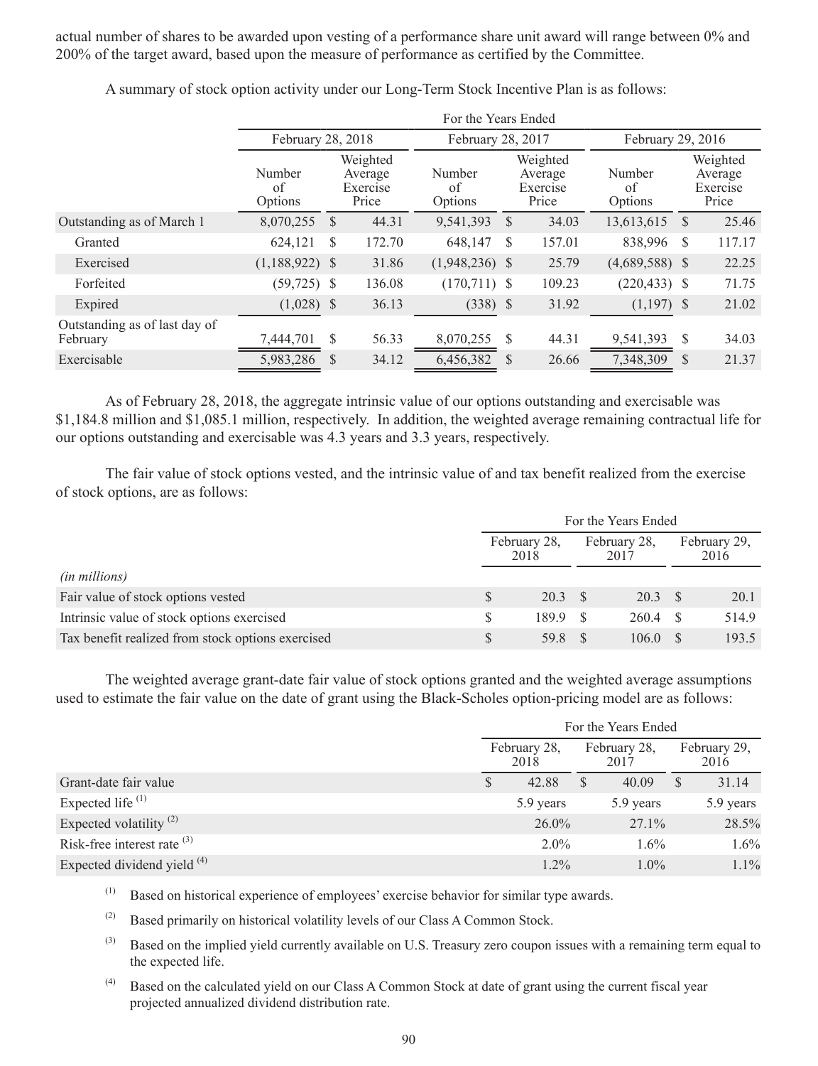actual number of shares to be awarded upon vesting of a performance share unit award will range between 0% and 200% of the target award, based upon the measure of performance as certified by the Committee.

A summary of stock option activity under our Long-Term Stock Incentive Plan is as follows:

| | For the Years Ended | | | | | |
|---|---|---|---|---|---|---|
| | February 28, 2018 | | February 28, 2017 | | February 29, 2016 | |
| | Number of Options | Weighted Average Exercise Price | Number of Options | Weighted Average Exercise Price | Number of Options | Weighted Average Exercise Price |
| Outstanding as of March 1 | 8,070,255 | $ 44.31 | 9,541,393 | $ 34.03 | 13,613,615 | $ 25.46 |
| Granted | 624,121 | $ 172.70 | 648,147 | $ 157.01 | 838,996 | $ 117.17 |
| Exercised | (1,188,922) | $ 31.86 | (1,948,236) | $ 25.79 | (4,689,588) | $ 22.25 |
| Forfeited | (59,725) | $ 136.08 | (170,711) | $ 109.23 | (220,433) | $ 71.75 |
| Expired | (1,028) | $ 36.13 | (338) | $ 31.92 | (1,197) | $ 21.02 |
| Outstanding as of last day of February | 7,444,701 | $ 56.33 | 8,070,255 | $ 44.31 | 9,541,393 | $ 34.03 |
| Exercisable | 5,983,286 | $ 34.12 | 6,456,382 | $ 26.66 | 7,348,309 | $ 21.37 |

As of February 28, 2018, the aggregate intrinsic value of our options outstanding and exercisable was $1,184.8 million and $1,085.1 million, respectively. In addition, the weighted average remaining contractual life for our options outstanding and exercisable was 4.3 years and 3.3 years, respectively.

The fair value of stock options vested, and the intrinsic value of and tax benefit realized from the exercise of stock options, are as follows:

| | For the Years Ended | | |
|---|---|---|---|
| | February 28, 2018 | February 28, 2017 | February 29, 2016 |
| *(in millions)* | | | |
| Fair value of stock options vested | $ 20.3 | $ 20.3 | $ 20.1 |
| Intrinsic value of stock options exercised | $ 189.9 | $ 260.4 | $ 514.9 |
| Tax benefit realized from stock options exercised | $ 59.8 | $ 106.0 | $ 193.5 |

The weighted average grant-date fair value of stock options granted and the weighted average assumptions used to estimate the fair value on the date of grant using the Black-Scholes option-pricing model are as follows:

| | For the Years Ended | | |
|---|---|---|---|
| | February 28, 2018 | February 28, 2017 | February 29, 2016 |
| Grant-date fair value | $ 42.88 | $ 40.09 | $ 31.14 |
| Expected life [(1)] | 5.9 years | 5.9 years | 5.9 years |
| Expected volatility [(2)] | 26.0% | 27.1% | 28.5% |
| Risk-free interest rate [(3)] | 2.0% | 1.6% | 1.6% |
| Expected dividend yield [(4)] | 1.2% | 1.0% | 1.1% |

(1) Based on historical experience of employees' exercise behavior for similar type awards.

(2) Based primarily on historical volatility levels of our Class A Common Stock.

(3) Based on the implied yield currently available on U.S. Treasury zero coupon issues with a remaining term equal to the expected life.

(4) Based on the calculated yield on our Class A Common Stock at date of grant using the current fiscal year projected annualized dividend distribution rate.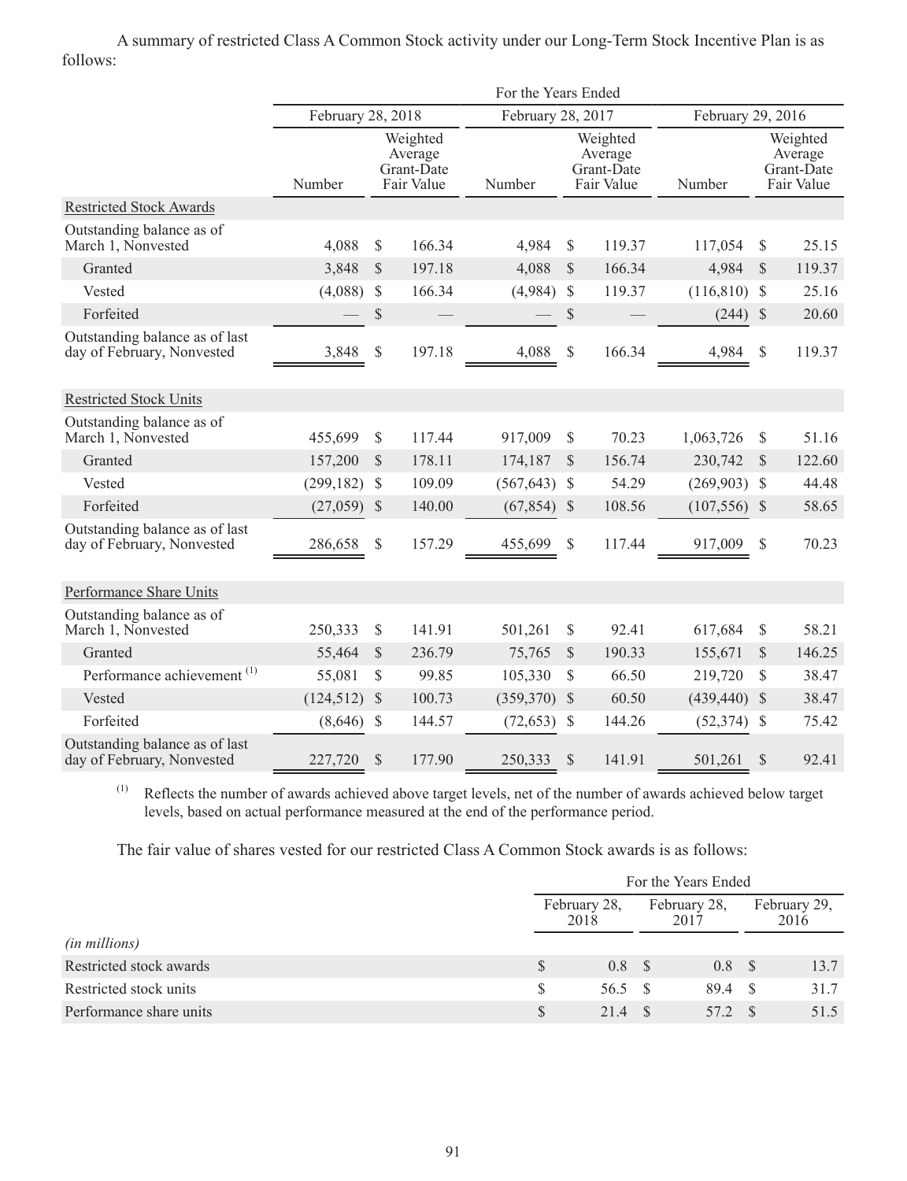A summary of restricted Class A Common Stock activity under our Long-Term Stock Incentive Plan is as follows:

| | For the Years Ended | | | | | |
|---|---|---|---|---|---|---|
| | February 28, 2018 | | February 28, 2017 | | February 29, 2016 | |
| | Number | Weighted Average Grant-Date Fair Value | Number | Weighted Average Grant-Date Fair Value | Number | Weighted Average Grant-Date Fair Value |
| Restricted Stock Awards | | | | | | |
| Outstanding balance as of March 1, Nonvested | 4,088 | $ 166.34 | 4,984 | $ 119.37 | 117,054 | $ 25.15 |
| Granted | 3,848 | $ 197.18 | 4,088 | $ 166.34 | 4,984 | $ 119.37 |
| Vested | (4,088) | $ 166.34 | (4,984) | $ 119.37 | (116,810) | $ 25.16 |
| Forfeited | — | $ — | — | $ — | (244) | $ 20.60 |
| Outstanding balance as of last day of February, Nonvested | 3,848 | $ 197.18 | 4,088 | $ 166.34 | 4,984 | $ 119.37 |
| Restricted Stock Units | | | | | | |
| Outstanding balance as of March 1, Nonvested | 455,699 | $ 117.44 | 917,009 | $ 70.23 | 1,063,726 | $ 51.16 |
| Granted | 157,200 | $ 178.11 | 174,187 | $ 156.74 | 230,742 | $ 122.60 |
| Vested | (299,182) | $ 109.09 | (567,643) | $ 54.29 | (269,903) | $ 44.48 |
| Forfeited | (27,059) | $ 140.00 | (67,854) | $ 108.56 | (107,556) | $ 58.65 |
| Outstanding balance as of last day of February, Nonvested | 286,658 | $ 157.29 | 455,699 | $ 117.44 | 917,009 | $ 70.23 |
| Performance Share Units | | | | | | |
| Outstanding balance as of March 1, Nonvested | 250,333 | $ 141.91 | 501,261 | $ 92.41 | 617,684 | $ 58.21 |
| Granted | 55,464 | $ 236.79 | 75,765 | $ 190.33 | 155,671 | $ 146.25 |
| Performance achievement [(1)] | 55,081 | $ 99.85 | 105,330 | $ 66.50 | 219,720 | $ 38.47 |
| Vested | (124,512) | $ 100.73 | (359,370) | $ 60.50 | (439,440) | $ 38.47 |
| Forfeited | (8,646) | $ 144.57 | (72,653) | $ 144.26 | (52,374) | $ 75.42 |
| Outstanding balance as of last day of February, Nonvested | 227,720 | $ 177.90 | 250,333 | $ 141.91 | 501,261 | $ 92.41 |

(1) Reflects the number of awards achieved above target levels, net of the number of awards achieved below target levels, based on actual performance measured at the end of the performance period.

The fair value of shares vested for our restricted Class A Common Stock awards is as follows:

| | For the Years Ended | | |
|---|---|---|---|
| *(in millions)* | February 28, 2018 | February 28, 2017 | February 29, 2016 |
| Restricted stock awards | $ 0.8 | $ 0.8 | $ 13.7 |
| Restricted stock units | $ 56.5 | $ 89.4 | $ 31.7 |
| Performance share units | $ 21.4 | $ 57.2 | $ 51.5 |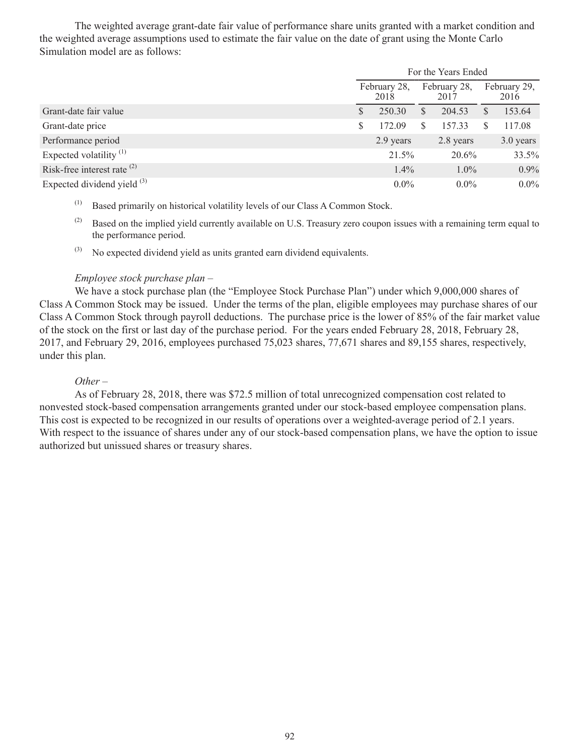The weighted average grant-date fair value of performance share units granted with a market condition and the weighted average assumptions used to estimate the fair value on the date of grant using the Monte Carlo Simulation model are as follows:

| | For the Years Ended | | |
|---|---|---|---|
| | February 28, 2018 | February 28, 2017 | February 29, 2016 |
| Grant-date fair value | $ 250.30 | $ 204.53 | $ 153.64 |
| Grant-date price | $ 172.09 | $ 157.33 | $ 117.08 |
| Performance period | 2.9 years | 2.8 years | 3.0 years |
| Expected volatility [(1)] | 21.5% | 20.6% | 33.5% |
| Risk-free interest rate [(2)] | 1.4% | 1.0% | 0.9% |
| Expected dividend yield [(3)] | 0.0% | 0.0% | 0.0% |

(1) Based primarily on historical volatility levels of our Class A Common Stock.

(2) Based on the implied yield currently available on U.S. Treasury zero coupon issues with a remaining term equal to the performance period.

(3) No expected dividend yield as units granted earn dividend equivalents.

*Employee stock purchase plan –*

We have a stock purchase plan (the "Employee Stock Purchase Plan") under which 9,000,000 shares of Class A Common Stock may be issued. Under the terms of the plan, eligible employees may purchase shares of our Class A Common Stock through payroll deductions. The purchase price is the lower of 85% of the fair market value of the stock on the first or last day of the purchase period. For the years ended February 28, 2018, February 28, 2017, and February 29, 2016, employees purchased 75,023 shares, 77,671 shares and 89,155 shares, respectively, under this plan.

*Other –*

As of February 28, 2018, there was $72.5 million of total unrecognized compensation cost related to nonvested stock-based compensation arrangements granted under our stock-based employee compensation plans. This cost is expected to be recognized in our results of operations over a weighted-average period of 2.1 years. With respect to the issuance of shares under any of our stock-based compensation plans, we have the option to issue authorized but unissued shares or treasury shares.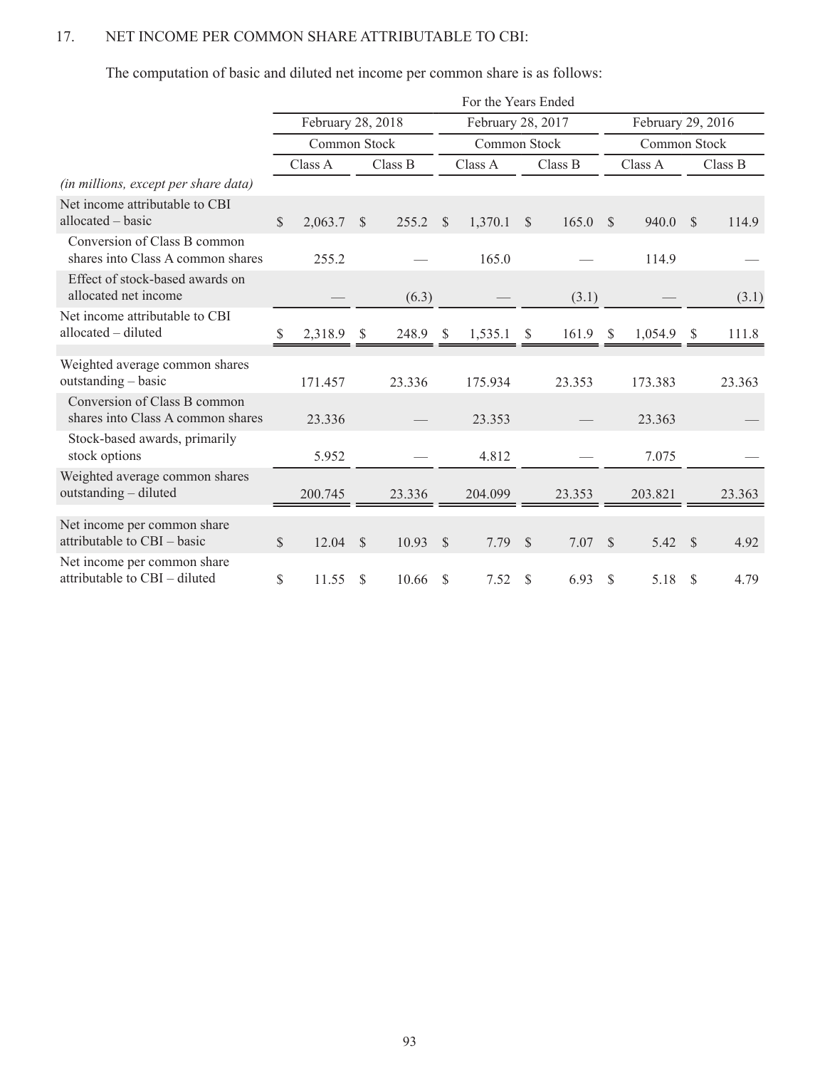17. NET INCOME PER COMMON SHARE ATTRIBUTABLE TO CBI:

The computation of basic and diluted net income per common share is as follows:

| | For the Years Ended | | | | | |
|---|---|---|---|---|---|---|
| | February 28, 2018 | | February 28, 2017 | | February 29, 2016 | |
| | Common Stock | | Common Stock | | Common Stock | |
| | Class A | Class B | Class A | Class B | Class A | Class B |
| *(in millions, except per share data)* | | | | | | |
| Net income attributable to CBI allocated – basic | $ 2,063.7 | $ 255.2 | $ 1,370.1 | $ 165.0 | $ 940.0 | $ 114.9 |
| Conversion of Class B common shares into Class A common shares | 255.2 | — | 165.0 | — | 114.9 | — |
| Effect of stock-based awards on allocated net income | — | (6.3) | — | (3.1) | — | (3.1) |
| Net income attributable to CBI allocated – diluted | $ 2,318.9 | $ 248.9 | $ 1,535.1 | $ 161.9 | $ 1,054.9 | $ 111.8 |
| Weighted average common shares outstanding – basic | 171.457 | 23.336 | 175.934 | 23.353 | 173.383 | 23.363 |
| Conversion of Class B common shares into Class A common shares | 23.336 | — | 23.353 | — | 23.363 | — |
| Stock-based awards, primarily stock options | 5.952 | — | 4.812 | — | 7.075 | — |
| Weighted average common shares outstanding – diluted | 200.745 | 23.336 | 204.099 | 23.353 | 203.821 | 23.363 |
| Net income per common share attributable to CBI – basic | $ 12.04 | $ 10.93 | $ 7.79 | $ 7.07 | $ 5.42 | $ 4.92 |
| Net income per common share attributable to CBI – diluted | $ 11.55 | $ 10.66 | $ 7.52 | $ 6.93 | $ 5.18 | $ 4.79 |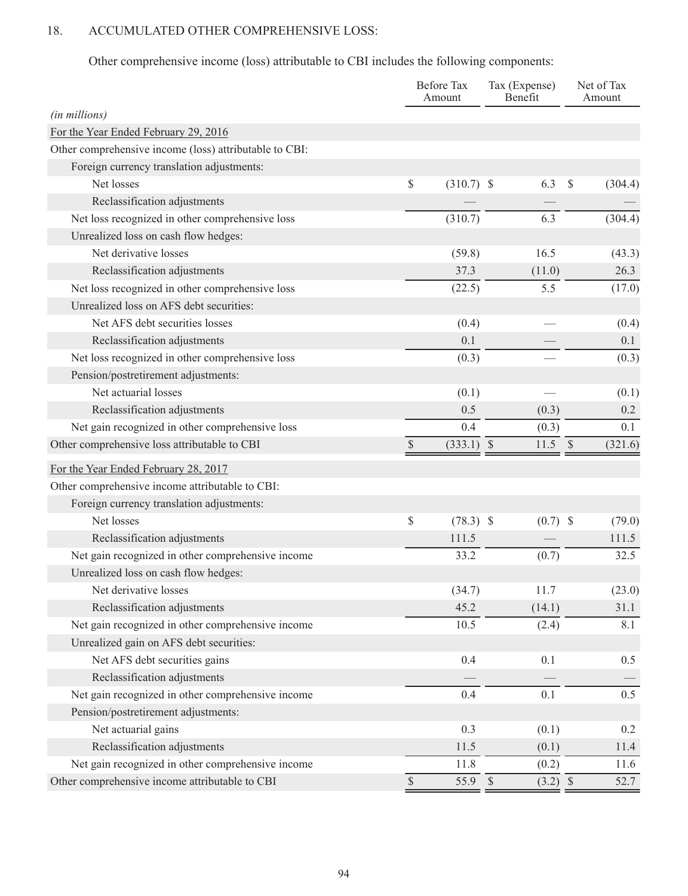## 18. ACCUMULATED OTHER COMPREHENSIVE LOSS:

Other comprehensive income (loss) attributable to CBI includes the following components:

| *(in millions)* | Before Tax Amount | Tax (Expense) Benefit | Net of Tax Amount |
|---|---|---|---|
| For the Year Ended February 29, 2016 | | | |
| Other comprehensive income (loss) attributable to CBI: | | | |
| Foreign currency translation adjustments: | | | |
| Net losses | $ (310.7) | $ 6.3 | $ (304.4) |
| Reclassification adjustments | — | — | — |
| Net loss recognized in other comprehensive loss | (310.7) | 6.3 | (304.4) |
| Unrealized loss on cash flow hedges: | | | |
| Net derivative losses | (59.8) | 16.5 | (43.3) |
| Reclassification adjustments | 37.3 | (11.0) | 26.3 |
| Net loss recognized in other comprehensive loss | (22.5) | 5.5 | (17.0) |
| Unrealized loss on AFS debt securities: | | | |
| Net AFS debt securities losses | (0.4) | — | (0.4) |
| Reclassification adjustments | 0.1 | — | 0.1 |
| Net loss recognized in other comprehensive loss | (0.3) | — | (0.3) |
| Pension/postretirement adjustments: | | | |
| Net actuarial losses | (0.1) | — | (0.1) |
| Reclassification adjustments | 0.5 | (0.3) | 0.2 |
| Net gain recognized in other comprehensive loss | 0.4 | (0.3) | 0.1 |
| Other comprehensive loss attributable to CBI | $ (333.1) | $ 11.5 | $ (321.6) |
| For the Year Ended February 28, 2017 | | | |
| Other comprehensive income attributable to CBI: | | | |
| Foreign currency translation adjustments: | | | |
| Net losses | $ (78.3) | $ (0.7) | $ (79.0) |
| Reclassification adjustments | 111.5 | — | 111.5 |
| Net gain recognized in other comprehensive income | 33.2 | (0.7) | 32.5 |
| Unrealized loss on cash flow hedges: | | | |
| Net derivative losses | (34.7) | 11.7 | (23.0) |
| Reclassification adjustments | 45.2 | (14.1) | 31.1 |
| Net gain recognized in other comprehensive income | 10.5 | (2.4) | 8.1 |
| Unrealized gain on AFS debt securities: | | | |
| Net AFS debt securities gains | 0.4 | 0.1 | 0.5 |
| Reclassification adjustments | — | — | — |
| Net gain recognized in other comprehensive income | 0.4 | 0.1 | 0.5 |
| Pension/postretirement adjustments: | | | |
| Net actuarial gains | 0.3 | (0.1) | 0.2 |
| Reclassification adjustments | 11.5 | (0.1) | 11.4 |
| Net gain recognized in other comprehensive income | 11.8 | (0.2) | 11.6 |
| Other comprehensive income attributable to CBI | $ 55.9 | $ (3.2) | $ 52.7 |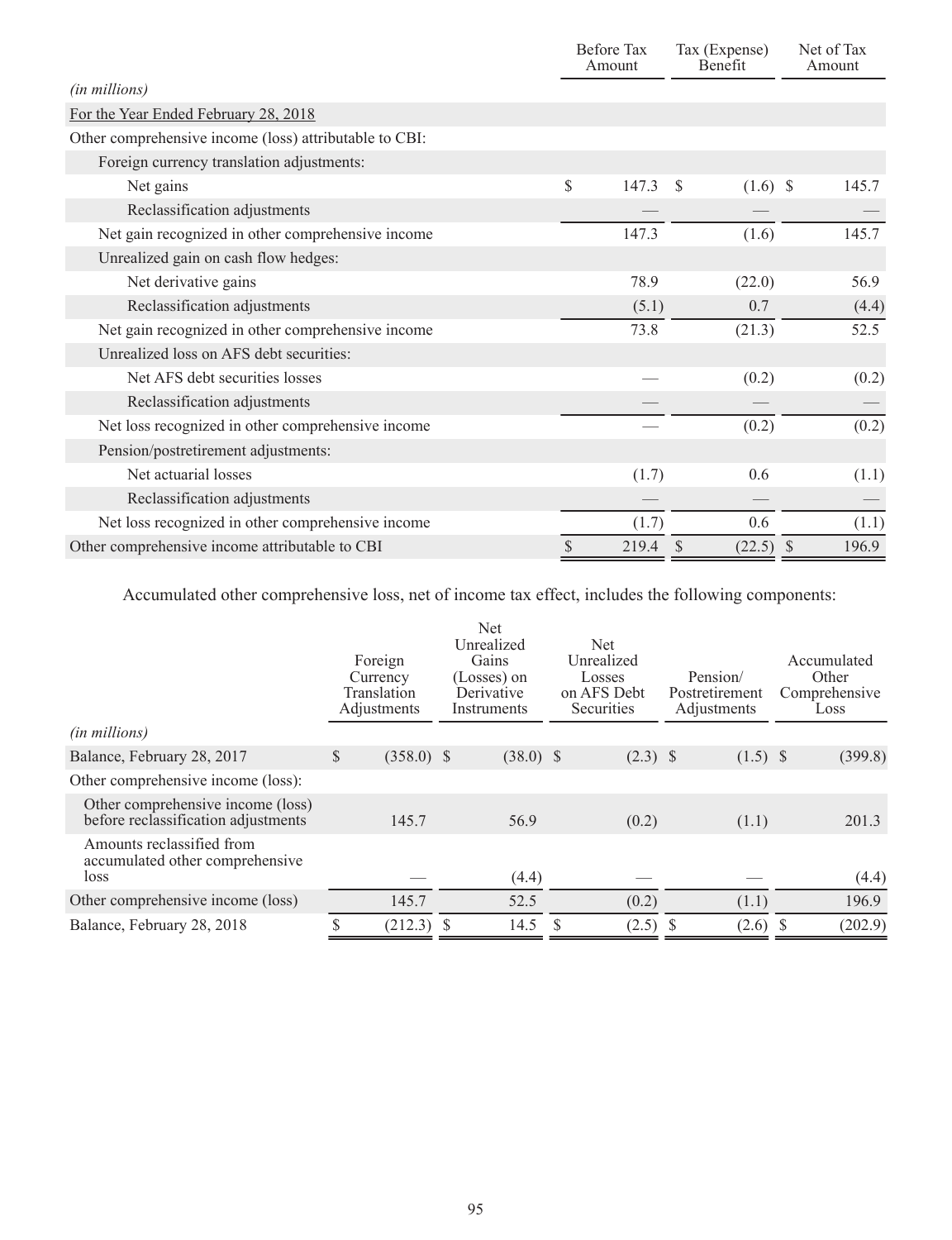| (in millions) | Before Tax Amount | Tax (Expense) Benefit | Net of Tax Amount |
|---|---|---|---|
| For the Year Ended February 28, 2018 | | | |
| Other comprehensive income (loss) attributable to CBI: | | | |
| Foreign currency translation adjustments: | | | |
| Net gains | $ 147.3 | $ (1.6) | $ 145.7 |
| Reclassification adjustments | — | — | — |
| Net gain recognized in other comprehensive income | 147.3 | (1.6) | 145.7 |
| Unrealized gain on cash flow hedges: | | | |
| Net derivative gains | 78.9 | (22.0) | 56.9 |
| Reclassification adjustments | (5.1) | 0.7 | (4.4) |
| Net gain recognized in other comprehensive income | 73.8 | (21.3) | 52.5 |
| Unrealized loss on AFS debt securities: | | | |
| Net AFS debt securities losses | — | (0.2) | (0.2) |
| Reclassification adjustments | — | — | — |
| Net loss recognized in other comprehensive income | — | (0.2) | (0.2) |
| Pension/postretirement adjustments: | | | |
| Net actuarial losses | (1.7) | 0.6 | (1.1) |
| Reclassification adjustments | — | — | — |
| Net loss recognized in other comprehensive income | (1.7) | 0.6 | (1.1) |
| Other comprehensive income attributable to CBI | $ 219.4 | $ (22.5) | $ 196.9 |

Accumulated other comprehensive loss, net of income tax effect, includes the following components:

| (in millions) | Foreign Currency Translation Adjustments | Net Unrealized Gains (Losses) on Derivative Instruments | Net Unrealized Losses on AFS Debt Securities | Pension/ Postretirement Adjustments | Accumulated Other Comprehensive Loss |
|---|---|---|---|---|---|
| Balance, February 28, 2017 | $ (358.0) | $ (38.0) | $ (2.3) | $ (1.5) | $ (399.8) |
| Other comprehensive income (loss): | | | | | |
| Other comprehensive income (loss) before reclassification adjustments | 145.7 | 56.9 | (0.2) | (1.1) | 201.3 |
| Amounts reclassified from accumulated other comprehensive loss | — | (4.4) | — | — | (4.4) |
| Other comprehensive income (loss) | 145.7 | 52.5 | (0.2) | (1.1) | 196.9 |
| Balance, February 28, 2018 | $ (212.3) | $ 14.5 | $ (2.5) | $ (2.6) | $ (202.9) |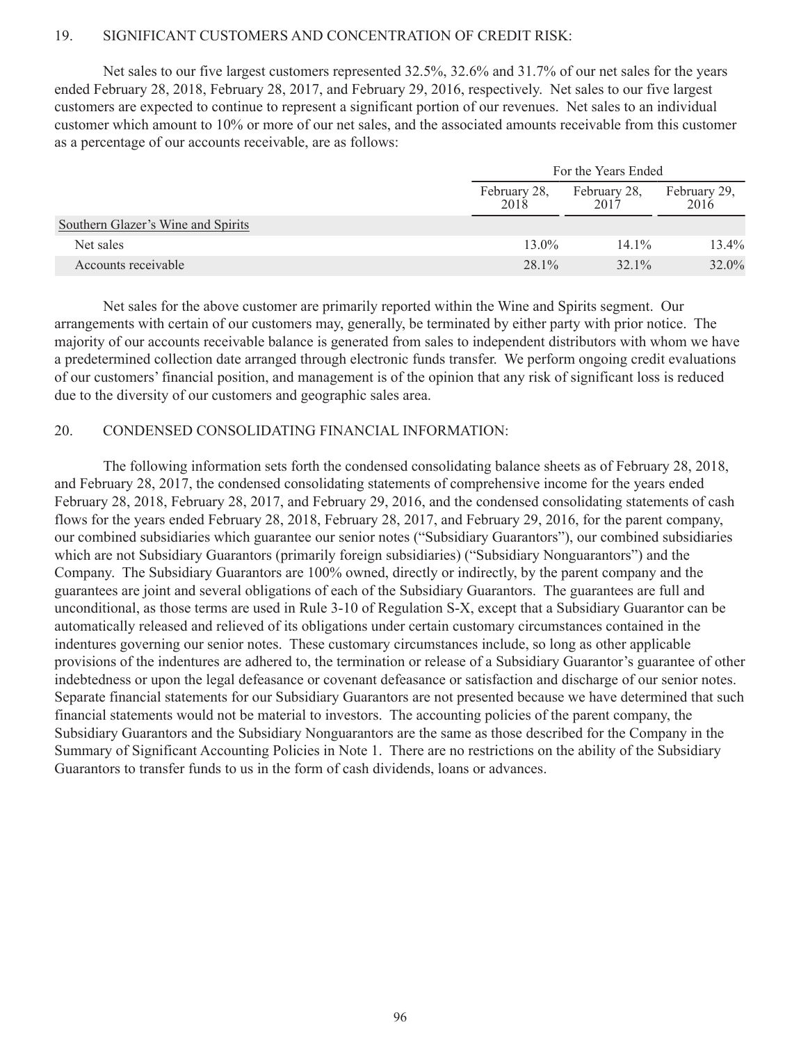## 19. SIGNIFICANT CUSTOMERS AND CONCENTRATION OF CREDIT RISK:

Net sales to our five largest customers represented 32.5%, 32.6% and 31.7% of our net sales for the years ended February 28, 2018, February 28, 2017, and February 29, 2016, respectively. Net sales to our five largest customers are expected to continue to represent a significant portion of our revenues. Net sales to an individual customer which amount to 10% or more of our net sales, and the associated amounts receivable from this customer as a percentage of our accounts receivable, are as follows:

| | For the Years Ended | | |
|---|---|---|---|
| | February 28, 2018 | February 28, 2017 | February 29, 2016 |
| Southern Glazer's Wine and Spirits | | | |
| Net sales | 13.0% | 14.1% | 13.4% |
| Accounts receivable | 28.1% | 32.1% | 32.0% |

Net sales for the above customer are primarily reported within the Wine and Spirits segment. Our arrangements with certain of our customers may, generally, be terminated by either party with prior notice. The majority of our accounts receivable balance is generated from sales to independent distributors with whom we have a predetermined collection date arranged through electronic funds transfer. We perform ongoing credit evaluations of our customers' financial position, and management is of the opinion that any risk of significant loss is reduced due to the diversity of our customers and geographic sales area.

## 20. CONDENSED CONSOLIDATING FINANCIAL INFORMATION:

The following information sets forth the condensed consolidating balance sheets as of February 28, 2018, and February 28, 2017, the condensed consolidating statements of comprehensive income for the years ended February 28, 2018, February 28, 2017, and February 29, 2016, and the condensed consolidating statements of cash flows for the years ended February 28, 2018, February 28, 2017, and February 29, 2016, for the parent company, our combined subsidiaries which guarantee our senior notes ("Subsidiary Guarantors"), our combined subsidiaries which are not Subsidiary Guarantors (primarily foreign subsidiaries) ("Subsidiary Nonguarantors") and the Company. The Subsidiary Guarantors are 100% owned, directly or indirectly, by the parent company and the guarantees are joint and several obligations of each of the Subsidiary Guarantors. The guarantees are full and unconditional, as those terms are used in Rule 3-10 of Regulation S-X, except that a Subsidiary Guarantor can be automatically released and relieved of its obligations under certain customary circumstances contained in the indentures governing our senior notes. These customary circumstances include, so long as other applicable provisions of the indentures are adhered to, the termination or release of a Subsidiary Guarantor's guarantee of other indebtedness or upon the legal defeasance or covenant defeasance or satisfaction and discharge of our senior notes. Separate financial statements for our Subsidiary Guarantors are not presented because we have determined that such financial statements would not be material to investors. The accounting policies of the parent company, the Subsidiary Guarantors and the Subsidiary Nonguarantors are the same as those described for the Company in the Summary of Significant Accounting Policies in Note 1. There are no restrictions on the ability of the Subsidiary Guarantors to transfer funds to us in the form of cash dividends, loans or advances.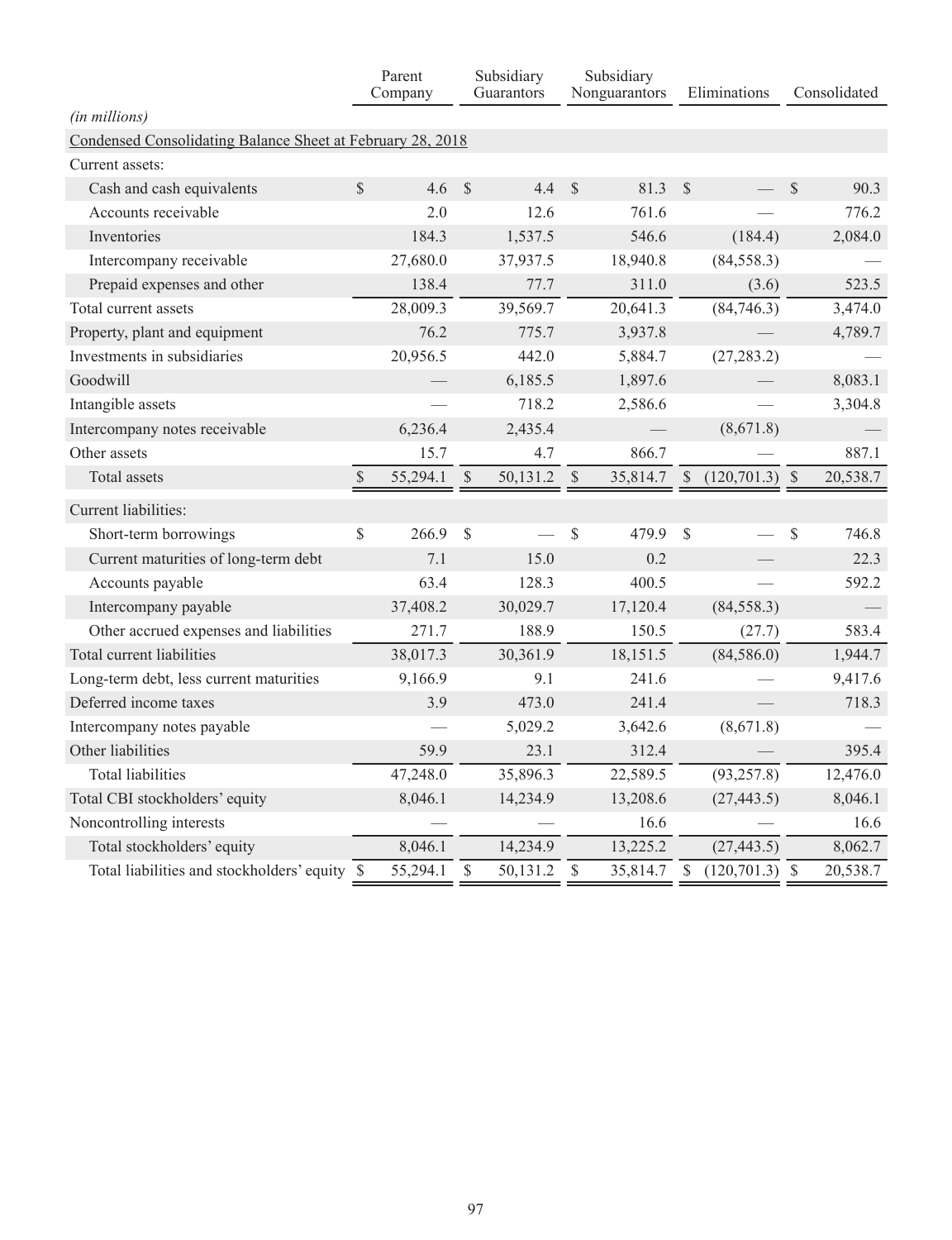| | Parent Company | Subsidiary Guarantors | Subsidiary Nonguarantors | Eliminations | Consolidated |
|---|---|---|---|---|---|
| *(in millions)* | | | | | |
| Condensed Consolidating Balance Sheet at February 28, 2018 | | | | | |
| Current assets: | | | | | |
| Cash and cash equivalents | $ 4.6 | $ 4.4 | $ 81.3 | $ — | $ 90.3 |
| Accounts receivable | 2.0 | 12.6 | 761.6 | — | 776.2 |
| Inventories | 184.3 | 1,537.5 | 546.6 | (184.4) | 2,084.0 |
| Intercompany receivable | 27,680.0 | 37,937.5 | 18,940.8 | (84,558.3) | — |
| Prepaid expenses and other | 138.4 | 77.7 | 311.0 | (3.6) | 523.5 |
| Total current assets | 28,009.3 | 39,569.7 | 20,641.3 | (84,746.3) | 3,474.0 |
| Property, plant and equipment | 76.2 | 775.7 | 3,937.8 | — | 4,789.7 |
| Investments in subsidiaries | 20,956.5 | 442.0 | 5,884.7 | (27,283.2) | — |
| Goodwill | — | 6,185.5 | 1,897.6 | — | 8,083.1 |
| Intangible assets | — | 718.2 | 2,586.6 | — | 3,304.8 |
| Intercompany notes receivable | 6,236.4 | 2,435.4 | — | (8,671.8) | — |
| Other assets | 15.7 | 4.7 | 866.7 | — | 887.1 |
| Total assets | $ 55,294.1 | $ 50,131.2 | $ 35,814.7 | $ (120,701.3) | $ 20,538.7 |
| Current liabilities: | | | | | |
| Short-term borrowings | $ 266.9 | $ — | $ 479.9 | $ — | $ 746.8 |
| Current maturities of long-term debt | 7.1 | 15.0 | 0.2 | — | 22.3 |
| Accounts payable | 63.4 | 128.3 | 400.5 | — | 592.2 |
| Intercompany payable | 37,408.2 | 30,029.7 | 17,120.4 | (84,558.3) | — |
| Other accrued expenses and liabilities | 271.7 | 188.9 | 150.5 | (27.7) | 583.4 |
| Total current liabilities | 38,017.3 | 30,361.9 | 18,151.5 | (84,586.0) | 1,944.7 |
| Long-term debt, less current maturities | 9,166.9 | 9.1 | 241.6 | — | 9,417.6 |
| Deferred income taxes | 3.9 | 473.0 | 241.4 | — | 718.3 |
| Intercompany notes payable | — | 5,029.2 | 3,642.6 | (8,671.8) | — |
| Other liabilities | 59.9 | 23.1 | 312.4 | — | 395.4 |
| Total liabilities | 47,248.0 | 35,896.3 | 22,589.5 | (93,257.8) | 12,476.0 |
| Total CBI stockholders' equity | 8,046.1 | 14,234.9 | 13,208.6 | (27,443.5) | 8,046.1 |
| Noncontrolling interests | — | — | 16.6 | — | 16.6 |
| Total stockholders' equity | 8,046.1 | 14,234.9 | 13,225.2 | (27,443.5) | 8,062.7 |
| Total liabilities and stockholders' equity | $ 55,294.1 | $ 50,131.2 | $ 35,814.7 | $ (120,701.3) | $ 20,538.7 |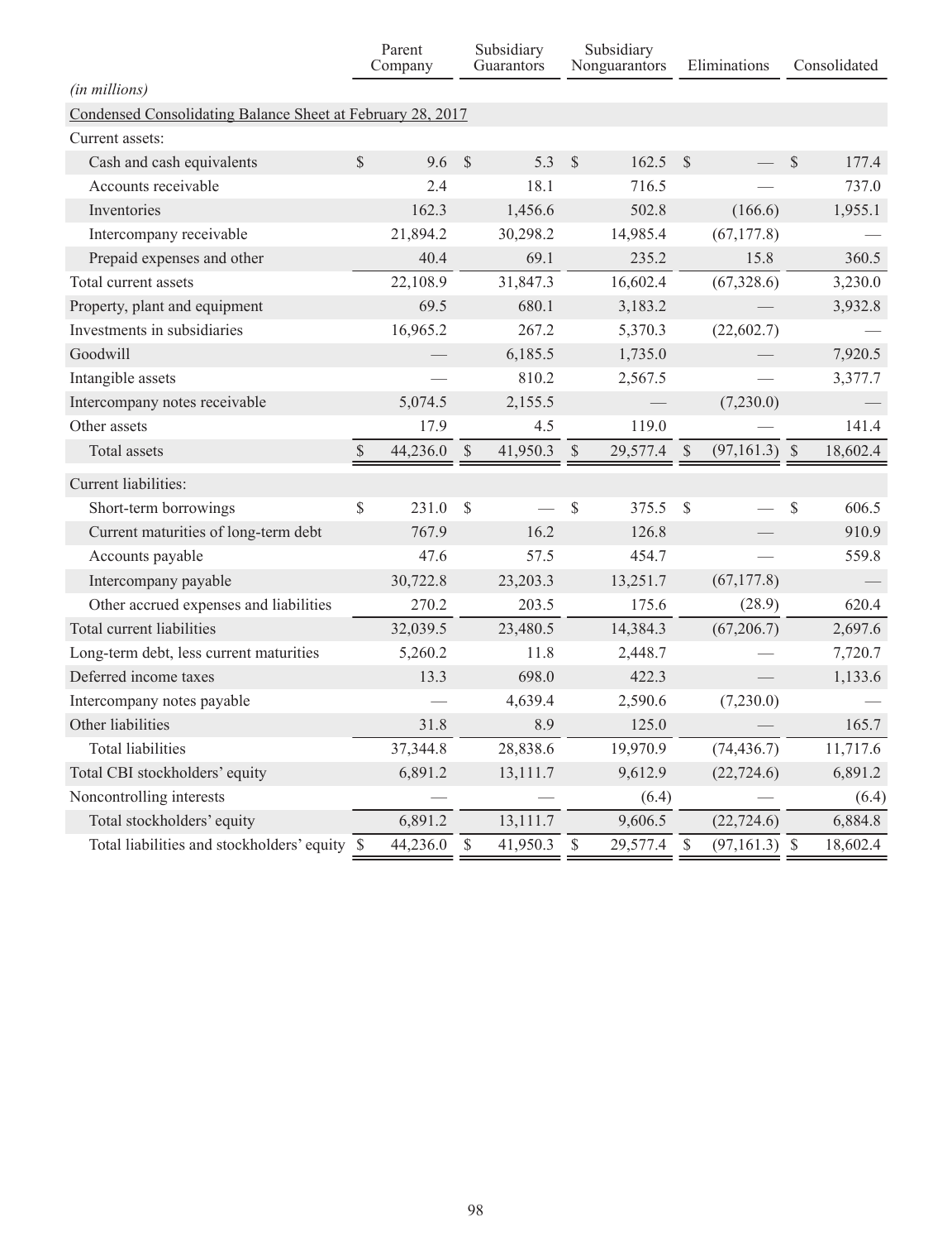| | Parent Company | Subsidiary Guarantors | Subsidiary Nonguarantors | Eliminations | Consolidated |
|---|---|---|---|---|---|
| *(in millions)* | | | | | |
| Condensed Consolidating Balance Sheet at February 28, 2017 | | | | | |
| Current assets: | | | | | |
| Cash and cash equivalents | $ 9.6 | $ 5.3 | $ 162.5 | $ — | $ 177.4 |
| Accounts receivable | 2.4 | 18.1 | 716.5 | — | 737.0 |
| Inventories | 162.3 | 1,456.6 | 502.8 | (166.6) | 1,955.1 |
| Intercompany receivable | 21,894.2 | 30,298.2 | 14,985.4 | (67,177.8) | — |
| Prepaid expenses and other | 40.4 | 69.1 | 235.2 | 15.8 | 360.5 |
| Total current assets | 22,108.9 | 31,847.3 | 16,602.4 | (67,328.6) | 3,230.0 |
| Property, plant and equipment | 69.5 | 680.1 | 3,183.2 | — | 3,932.8 |
| Investments in subsidiaries | 16,965.2 | 267.2 | 5,370.3 | (22,602.7) | — |
| Goodwill | — | 6,185.5 | 1,735.0 | — | 7,920.5 |
| Intangible assets | — | 810.2 | 2,567.5 | — | 3,377.7 |
| Intercompany notes receivable | 5,074.5 | 2,155.5 | — | (7,230.0) | — |
| Other assets | 17.9 | 4.5 | 119.0 | — | 141.4 |
| Total assets | $ 44,236.0 | $ 41,950.3 | $ 29,577.4 | $ (97,161.3) | $ 18,602.4 |
| Current liabilities: | | | | | |
| Short-term borrowings | $ 231.0 | $ — | $ 375.5 | $ — | $ 606.5 |
| Current maturities of long-term debt | 767.9 | 16.2 | 126.8 | — | 910.9 |
| Accounts payable | 47.6 | 57.5 | 454.7 | — | 559.8 |
| Intercompany payable | 30,722.8 | 23,203.3 | 13,251.7 | (67,177.8) | — |
| Other accrued expenses and liabilities | 270.2 | 203.5 | 175.6 | (28.9) | 620.4 |
| Total current liabilities | 32,039.5 | 23,480.5 | 14,384.3 | (67,206.7) | 2,697.6 |
| Long-term debt, less current maturities | 5,260.2 | 11.8 | 2,448.7 | — | 7,720.7 |
| Deferred income taxes | 13.3 | 698.0 | 422.3 | — | 1,133.6 |
| Intercompany notes payable | — | 4,639.4 | 2,590.6 | (7,230.0) | — |
| Other liabilities | 31.8 | 8.9 | 125.0 | — | 165.7 |
| Total liabilities | 37,344.8 | 28,838.6 | 19,970.9 | (74,436.7) | 11,717.6 |
| Total CBI stockholders' equity | 6,891.2 | 13,111.7 | 9,612.9 | (22,724.6) | 6,891.2 |
| Noncontrolling interests | — | — | (6.4) | — | (6.4) |
| Total stockholders' equity | 6,891.2 | 13,111.7 | 9,606.5 | (22,724.6) | 6,884.8 |
| Total liabilities and stockholders' equity | $ 44,236.0 | $ 41,950.3 | $ 29,577.4 | $ (97,161.3) | $ 18,602.4 |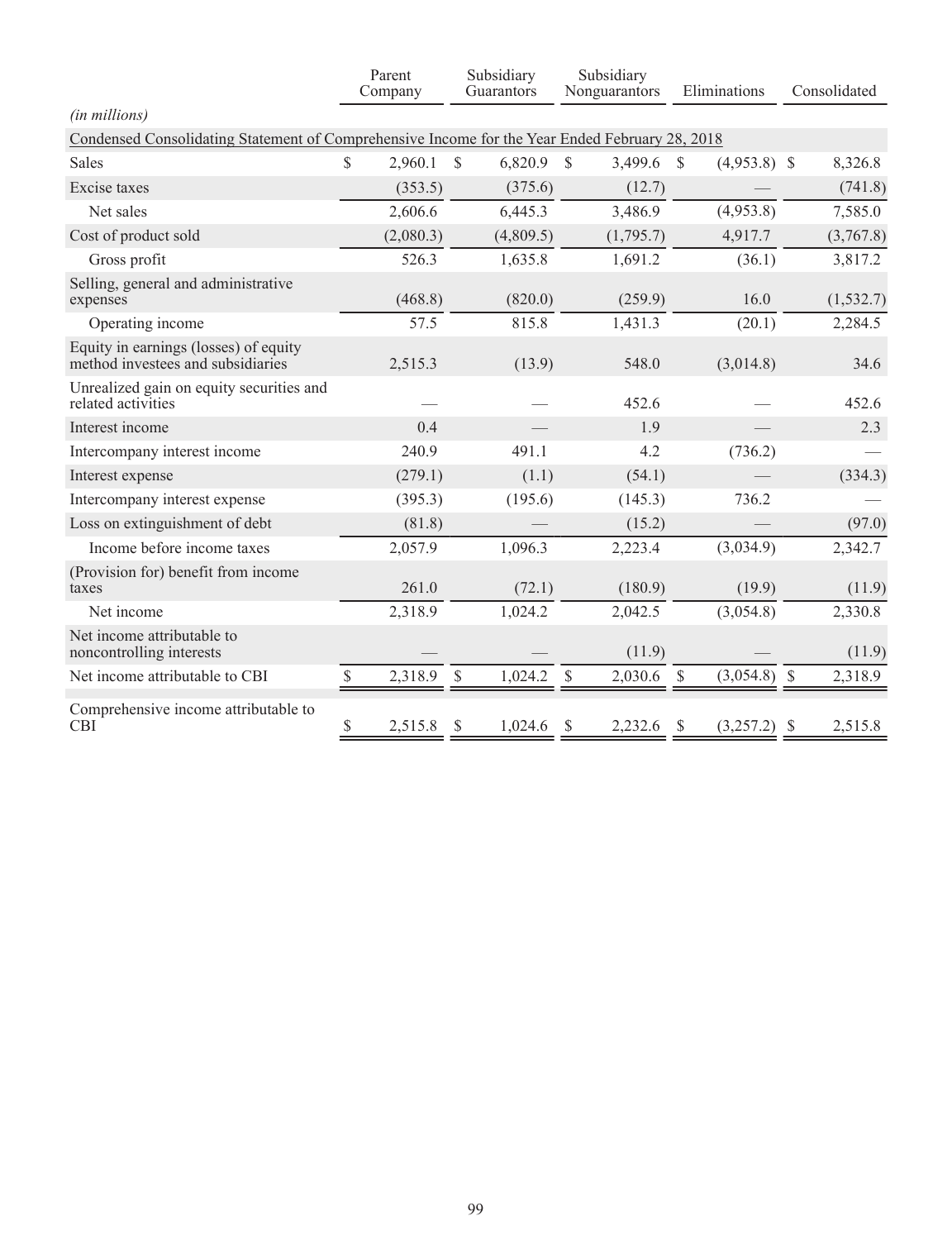| (in millions) | Parent Company | Subsidiary Guarantors | Subsidiary Nonguarantors | Eliminations | Consolidated |
|---|---|---|---|---|---|
| Condensed Consolidating Statement of Comprehensive Income for the Year Ended February 28, 2018 | | | | | |
| Sales | $ 2,960.1 | $ 6,820.9 | $ 3,499.6 | $ (4,953.8) | $ 8,326.8 |
| Excise taxes | (353.5) | (375.6) | (12.7) | — | (741.8) |
| Net sales | 2,606.6 | 6,445.3 | 3,486.9 | (4,953.8) | 7,585.0 |
| Cost of product sold | (2,080.3) | (4,809.5) | (1,795.7) | 4,917.7 | (3,767.8) |
| Gross profit | 526.3 | 1,635.8 | 1,691.2 | (36.1) | 3,817.2 |
| Selling, general and administrative expenses | (468.8) | (820.0) | (259.9) | 16.0 | (1,532.7) |
| Operating income | 57.5 | 815.8 | 1,431.3 | (20.1) | 2,284.5 |
| Equity in earnings (losses) of equity method investees and subsidiaries | 2,515.3 | (13.9) | 548.0 | (3,014.8) | 34.6 |
| Unrealized gain on equity securities and related activities | — | — | 452.6 | — | 452.6 |
| Interest income | 0.4 | — | 1.9 | — | 2.3 |
| Intercompany interest income | 240.9 | 491.1 | 4.2 | (736.2) | — |
| Interest expense | (279.1) | (1.1) | (54.1) | — | (334.3) |
| Intercompany interest expense | (395.3) | (195.6) | (145.3) | 736.2 | — |
| Loss on extinguishment of debt | (81.8) | — | (15.2) | — | (97.0) |
| Income before income taxes | 2,057.9 | 1,096.3 | 2,223.4 | (3,034.9) | 2,342.7 |
| (Provision for) benefit from income taxes | 261.0 | (72.1) | (180.9) | (19.9) | (11.9) |
| Net income | 2,318.9 | 1,024.2 | 2,042.5 | (3,054.8) | 2,330.8 |
| Net income attributable to noncontrolling interests | — | — | (11.9) | — | (11.9) |
| Net income attributable to CBI | $ 2,318.9 | $ 1,024.2 | $ 2,030.6 | $ (3,054.8) | $ 2,318.9 |
| Comprehensive income attributable to CBI | $ 2,515.8 | $ 1,024.6 | $ 2,232.6 | $ (3,257.2) | $ 2,515.8 |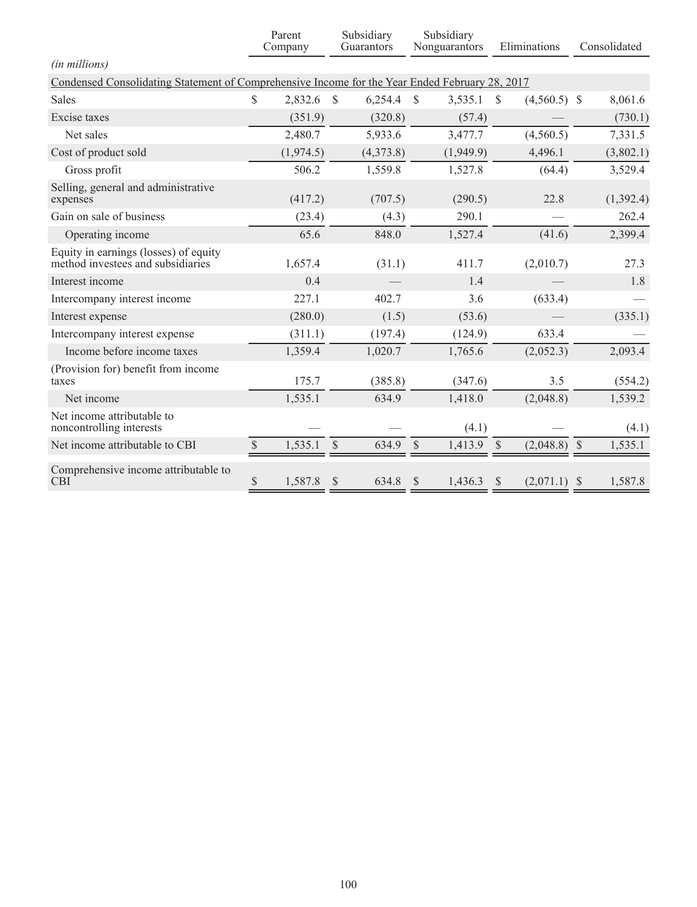| (in millions) | Parent Company | Subsidiary Guarantors | Subsidiary Nonguarantors | Eliminations | Consolidated |
|---|---|---|---|---|---|
| Condensed Consolidating Statement of Comprehensive Income for the Year Ended February 28, 2017 | | | | | |
| Sales | $ 2,832.6 | $ 6,254.4 | $ 3,535.1 | $ (4,560.5) | $ 8,061.6 |
| Excise taxes | (351.9) | (320.8) | (57.4) | — | (730.1) |
| Net sales | 2,480.7 | 5,933.6 | 3,477.7 | (4,560.5) | 7,331.5 |
| Cost of product sold | (1,974.5) | (4,373.8) | (1,949.9) | 4,496.1 | (3,802.1) |
| Gross profit | 506.2 | 1,559.8 | 1,527.8 | (64.4) | 3,529.4 |
| Selling, general and administrative expenses | (417.2) | (707.5) | (290.5) | 22.8 | (1,392.4) |
| Gain on sale of business | (23.4) | (4.3) | 290.1 | — | 262.4 |
| Operating income | 65.6 | 848.0 | 1,527.4 | (41.6) | 2,399.4 |
| Equity in earnings (losses) of equity method investees and subsidiaries | 1,657.4 | (31.1) | 411.7 | (2,010.7) | 27.3 |
| Interest income | 0.4 | — | 1.4 | — | 1.8 |
| Intercompany interest income | 227.1 | 402.7 | 3.6 | (633.4) | — |
| Interest expense | (280.0) | (1.5) | (53.6) | — | (335.1) |
| Intercompany interest expense | (311.1) | (197.4) | (124.9) | 633.4 | — |
| Income before income taxes | 1,359.4 | 1,020.7 | 1,765.6 | (2,052.3) | 2,093.4 |
| (Provision for) benefit from income taxes | 175.7 | (385.8) | (347.6) | 3.5 | (554.2) |
| Net income | 1,535.1 | 634.9 | 1,418.0 | (2,048.8) | 1,539.2 |
| Net income attributable to noncontrolling interests | — | — | (4.1) | — | (4.1) |
| Net income attributable to CBI | $ 1,535.1 | $ 634.9 | $ 1,413.9 | $ (2,048.8) | $ 1,535.1 |
| Comprehensive income attributable to CBI | $ 1,587.8 | $ 634.8 | $ 1,436.3 | $ (2,071.1) | $ 1,587.8 |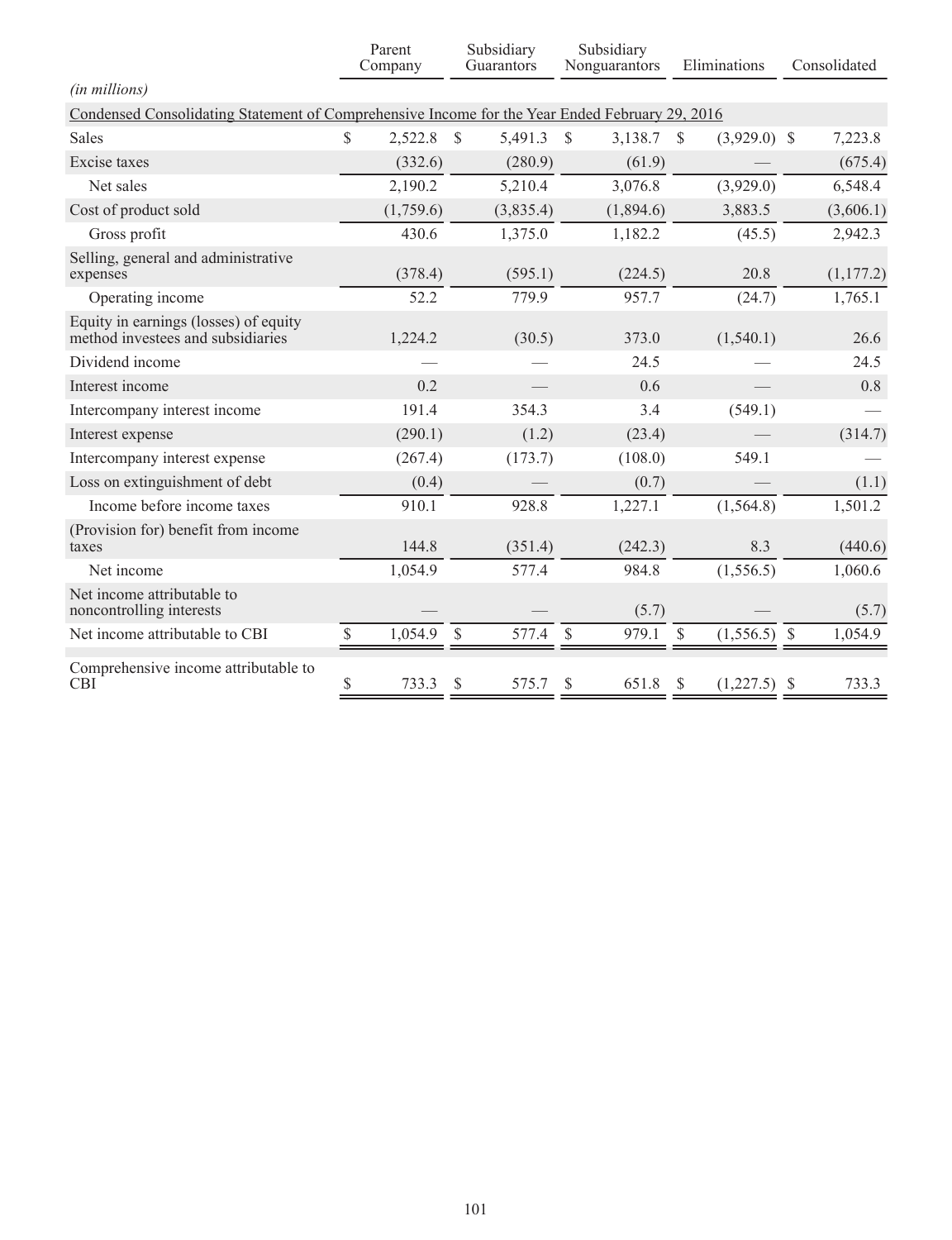| (in millions) | Parent Company | Subsidiary Guarantors | Subsidiary Nonguarantors | Eliminations | Consolidated |
|---|---|---|---|---|---|
| Condensed Consolidating Statement of Comprehensive Income for the Year Ended February 29, 2016 | | | | | |
| Sales | $ 2,522.8 | $ 5,491.3 | $ 3,138.7 | $ (3,929.0) | $ 7,223.8 |
| Excise taxes | (332.6) | (280.9) | (61.9) | — | (675.4) |
| Net sales | 2,190.2 | 5,210.4 | 3,076.8 | (3,929.0) | 6,548.4 |
| Cost of product sold | (1,759.6) | (3,835.4) | (1,894.6) | 3,883.5 | (3,606.1) |
| Gross profit | 430.6 | 1,375.0 | 1,182.2 | (45.5) | 2,942.3 |
| Selling, general and administrative expenses | (378.4) | (595.1) | (224.5) | 20.8 | (1,177.2) |
| Operating income | 52.2 | 779.9 | 957.7 | (24.7) | 1,765.1 |
| Equity in earnings (losses) of equity method investees and subsidiaries | 1,224.2 | (30.5) | 373.0 | (1,540.1) | 26.6 |
| Dividend income | — | — | 24.5 | — | 24.5 |
| Interest income | 0.2 | — | 0.6 | — | 0.8 |
| Intercompany interest income | 191.4 | 354.3 | 3.4 | (549.1) | — |
| Interest expense | (290.1) | (1.2) | (23.4) | — | (314.7) |
| Intercompany interest expense | (267.4) | (173.7) | (108.0) | 549.1 | — |
| Loss on extinguishment of debt | (0.4) | — | (0.7) | — | (1.1) |
| Income before income taxes | 910.1 | 928.8 | 1,227.1 | (1,564.8) | 1,501.2 |
| (Provision for) benefit from income taxes | 144.8 | (351.4) | (242.3) | 8.3 | (440.6) |
| Net income | 1,054.9 | 577.4 | 984.8 | (1,556.5) | 1,060.6 |
| Net income attributable to noncontrolling interests | — | — | (5.7) | — | (5.7) |
| Net income attributable to CBI | $ 1,054.9 | $ 577.4 | $ 979.1 | $ (1,556.5) | $ 1,054.9 |
| Comprehensive income attributable to CBI | $ 733.3 | $ 575.7 | $ 651.8 | $ (1,227.5) | $ 733.3 |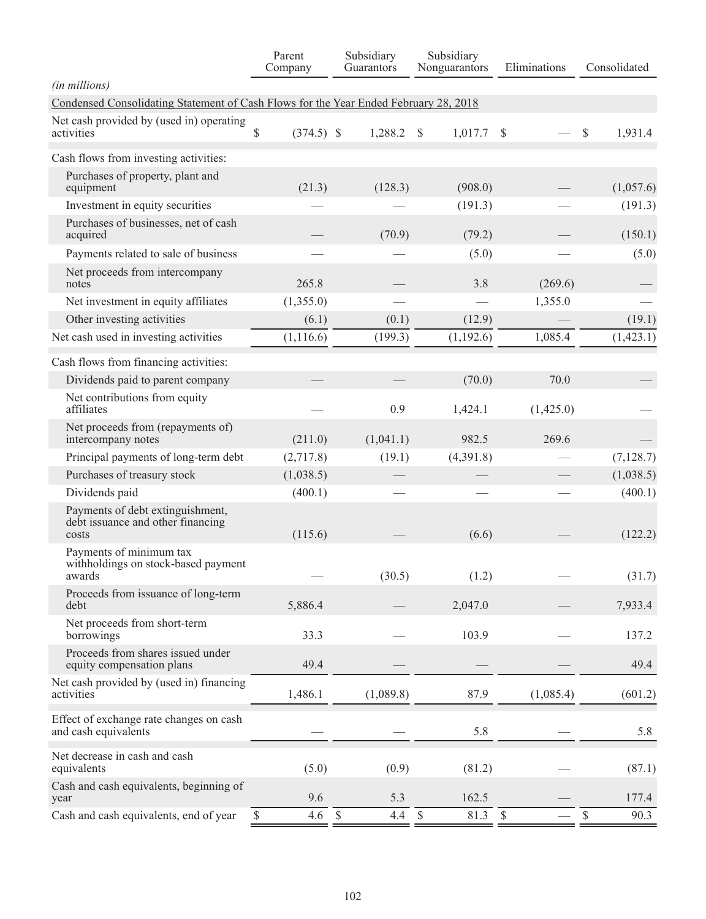| | Parent Company | Subsidiary Guarantors | Subsidiary Nonguarantors | Eliminations | Consolidated |
|---|---|---|---|---|---|
| *(in millions)* | | | | | |
| Condensed Consolidating Statement of Cash Flows for the Year Ended February 28, 2018 | | | | | |
| Net cash provided by (used in) operating activities | $ (374.5) | $ 1,288.2 | $ 1,017.7 | $ — | $ 1,931.4 |
| Cash flows from investing activities: | | | | | |
| Purchases of property, plant and equipment | (21.3) | (128.3) | (908.0) | — | (1,057.6) |
| Investment in equity securities | — | — | (191.3) | — | (191.3) |
| Purchases of businesses, net of cash acquired | — | (70.9) | (79.2) | — | (150.1) |
| Payments related to sale of business | — | — | (5.0) | — | (5.0) |
| Net proceeds from intercompany notes | 265.8 | — | 3.8 | (269.6) | — |
| Net investment in equity affiliates | (1,355.0) | — | — | 1,355.0 | — |
| Other investing activities | (6.1) | (0.1) | (12.9) | — | (19.1) |
| Net cash used in investing activities | (1,116.6) | (199.3) | (1,192.6) | 1,085.4 | (1,423.1) |
| Cash flows from financing activities: | | | | | |
| Dividends paid to parent company | — | — | (70.0) | 70.0 | — |
| Net contributions from equity affiliates | — | 0.9 | 1,424.1 | (1,425.0) | — |
| Net proceeds from (repayments of) intercompany notes | (211.0) | (1,041.1) | 982.5 | 269.6 | — |
| Principal payments of long-term debt | (2,717.8) | (19.1) | (4,391.8) | — | (7,128.7) |
| Purchases of treasury stock | (1,038.5) | — | — | — | (1,038.5) |
| Dividends paid | (400.1) | — | — | — | (400.1) |
| Payments of debt extinguishment, debt issuance and other financing costs | (115.6) | — | (6.6) | — | (122.2) |
| Payments of minimum tax withholdings on stock-based payment awards | — | (30.5) | (1.2) | — | (31.7) |
| Proceeds from issuance of long-term debt | 5,886.4 | — | 2,047.0 | — | 7,933.4 |
| Net proceeds from short-term borrowings | 33.3 | — | 103.9 | — | 137.2 |
| Proceeds from shares issued under equity compensation plans | 49.4 | — | — | — | 49.4 |
| Net cash provided by (used in) financing activities | 1,486.1 | (1,089.8) | 87.9 | (1,085.4) | (601.2) |
| Effect of exchange rate changes on cash and cash equivalents | — | — | 5.8 | — | 5.8 |
| Net decrease in cash and cash equivalents | (5.0) | (0.9) | (81.2) | — | (87.1) |
| Cash and cash equivalents, beginning of year | 9.6 | 5.3 | 162.5 | — | 177.4 |
| Cash and cash equivalents, end of year | $ 4.6 | $ 4.4 | $ 81.3 | $ — | $ 90.3 |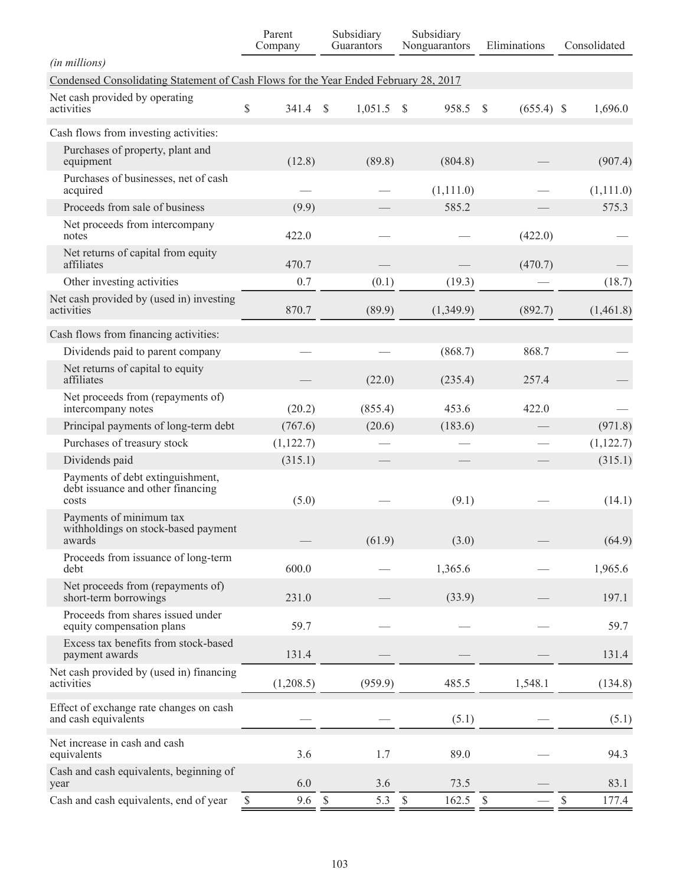| (in millions) | Parent Company | Subsidiary Guarantors | Subsidiary Nonguarantors | Eliminations | Consolidated |
|---|---|---|---|---|---|
| Condensed Consolidating Statement of Cash Flows for the Year Ended February 28, 2017 | | | | | |
| Net cash provided by operating activities | $ 341.4 | $ 1,051.5 | $ 958.5 | $ (655.4) | $ 1,696.0 |
| Cash flows from investing activities: | | | | | |
| Purchases of property, plant and equipment | (12.8) | (89.8) | (804.8) | — | (907.4) |
| Purchases of businesses, net of cash acquired | — | — | (1,111.0) | — | (1,111.0) |
| Proceeds from sale of business | (9.9) | — | 585.2 | — | 575.3 |
| Net proceeds from intercompany notes | 422.0 | — | — | (422.0) | — |
| Net returns of capital from equity affiliates | 470.7 | — | — | (470.7) | — |
| Other investing activities | 0.7 | (0.1) | (19.3) | — | (18.7) |
| Net cash provided by (used in) investing activities | 870.7 | (89.9) | (1,349.9) | (892.7) | (1,461.8) |
| Cash flows from financing activities: | | | | | |
| Dividends paid to parent company | — | — | (868.7) | 868.7 | — |
| Net returns of capital to equity affiliates | — | (22.0) | (235.4) | 257.4 | — |
| Net proceeds from (repayments of) intercompany notes | (20.2) | (855.4) | 453.6 | 422.0 | — |
| Principal payments of long-term debt | (767.6) | (20.6) | (183.6) | — | (971.8) |
| Purchases of treasury stock | (1,122.7) | — | — | — | (1,122.7) |
| Dividends paid | (315.1) | — | — | — | (315.1) |
| Payments of debt extinguishment, debt issuance and other financing costs | (5.0) | — | (9.1) | — | (14.1) |
| Payments of minimum tax withholdings on stock-based payment awards | — | (61.9) | (3.0) | — | (64.9) |
| Proceeds from issuance of long-term debt | 600.0 | — | 1,365.6 | — | 1,965.6 |
| Net proceeds from (repayments of) short-term borrowings | 231.0 | — | (33.9) | — | 197.1 |
| Proceeds from shares issued under equity compensation plans | 59.7 | — | — | — | 59.7 |
| Excess tax benefits from stock-based payment awards | 131.4 | — | — | — | 131.4 |
| Net cash provided by (used in) financing activities | (1,208.5) | (959.9) | 485.5 | 1,548.1 | (134.8) |
| Effect of exchange rate changes on cash and cash equivalents | — | — | (5.1) | — | (5.1) |
| Net increase in cash and cash equivalents | 3.6 | 1.7 | 89.0 | — | 94.3 |
| Cash and cash equivalents, beginning of year | 6.0 | 3.6 | 73.5 | — | 83.1 |
| Cash and cash equivalents, end of year | $ 9.6 | $ 5.3 | $ 162.5 | $ — | $ 177.4 |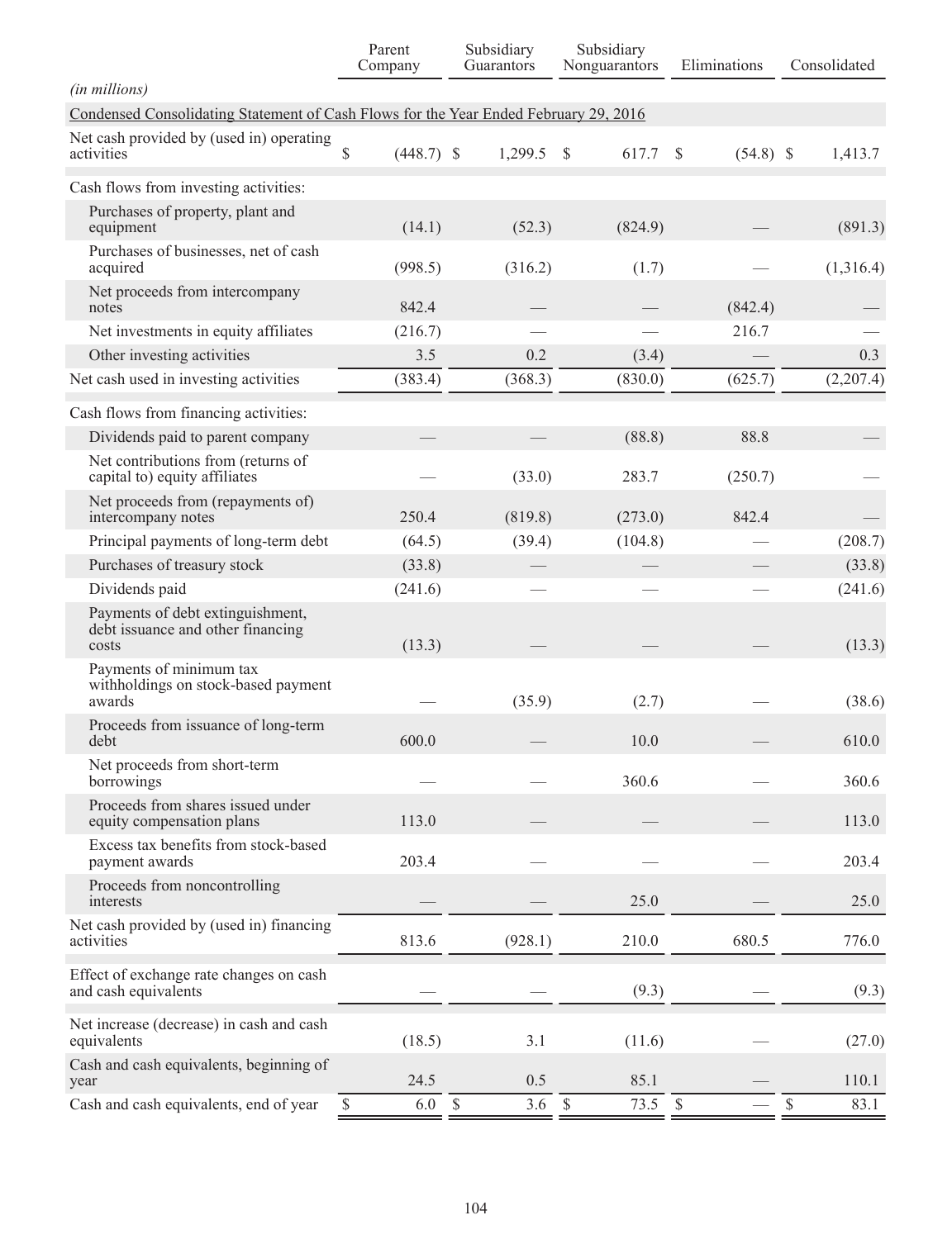| | Parent Company | Subsidiary Guarantors | Subsidiary Nonguarantors | Eliminations | Consolidated |
|---|---|---|---|---|---|
| *(in millions)* | | | | | |
| Condensed Consolidating Statement of Cash Flows for the Year Ended February 29, 2016 | | | | | |
| Net cash provided by (used in) operating activities | $ (448.7) | $ 1,299.5 | $ 617.7 | $ (54.8) | $ 1,413.7 |
| Cash flows from investing activities: | | | | | |
| Purchases of property, plant and equipment | (14.1) | (52.3) | (824.9) | — | (891.3) |
| Purchases of businesses, net of cash acquired | (998.5) | (316.2) | (1.7) | — | (1,316.4) |
| Net proceeds from intercompany notes | 842.4 | — | — | (842.4) | — |
| Net investments in equity affiliates | (216.7) | — | — | 216.7 | — |
| Other investing activities | 3.5 | 0.2 | (3.4) | — | 0.3 |
| Net cash used in investing activities | (383.4) | (368.3) | (830.0) | (625.7) | (2,207.4) |
| Cash flows from financing activities: | | | | | |
| Dividends paid to parent company | — | — | (88.8) | 88.8 | — |
| Net contributions from (returns of capital to) equity affiliates | — | (33.0) | 283.7 | (250.7) | — |
| Net proceeds from (repayments of) intercompany notes | 250.4 | (819.8) | (273.0) | 842.4 | — |
| Principal payments of long-term debt | (64.5) | (39.4) | (104.8) | — | (208.7) |
| Purchases of treasury stock | (33.8) | — | — | — | (33.8) |
| Dividends paid | (241.6) | — | — | — | (241.6) |
| Payments of debt extinguishment, debt issuance and other financing costs | (13.3) | — | — | — | (13.3) |
| Payments of minimum tax withholdings on stock-based payment awards | — | (35.9) | (2.7) | — | (38.6) |
| Proceeds from issuance of long-term debt | 600.0 | — | 10.0 | — | 610.0 |
| Net proceeds from short-term borrowings | — | — | 360.6 | — | 360.6 |
| Proceeds from shares issued under equity compensation plans | 113.0 | — | — | — | 113.0 |
| Excess tax benefits from stock-based payment awards | 203.4 | — | — | — | 203.4 |
| Proceeds from noncontrolling interests | — | — | 25.0 | — | 25.0 |
| Net cash provided by (used in) financing activities | 813.6 | (928.1) | 210.0 | 680.5 | 776.0 |
| Effect of exchange rate changes on cash and cash equivalents | — | — | (9.3) | — | (9.3) |
| Net increase (decrease) in cash and cash equivalents | (18.5) | 3.1 | (11.6) | — | (27.0) |
| Cash and cash equivalents, beginning of year | 24.5 | 0.5 | 85.1 | — | 110.1 |
| Cash and cash equivalents, end of year | $ 6.0 | $ 3.6 | $ 73.5 | $ — | $ 83.1 |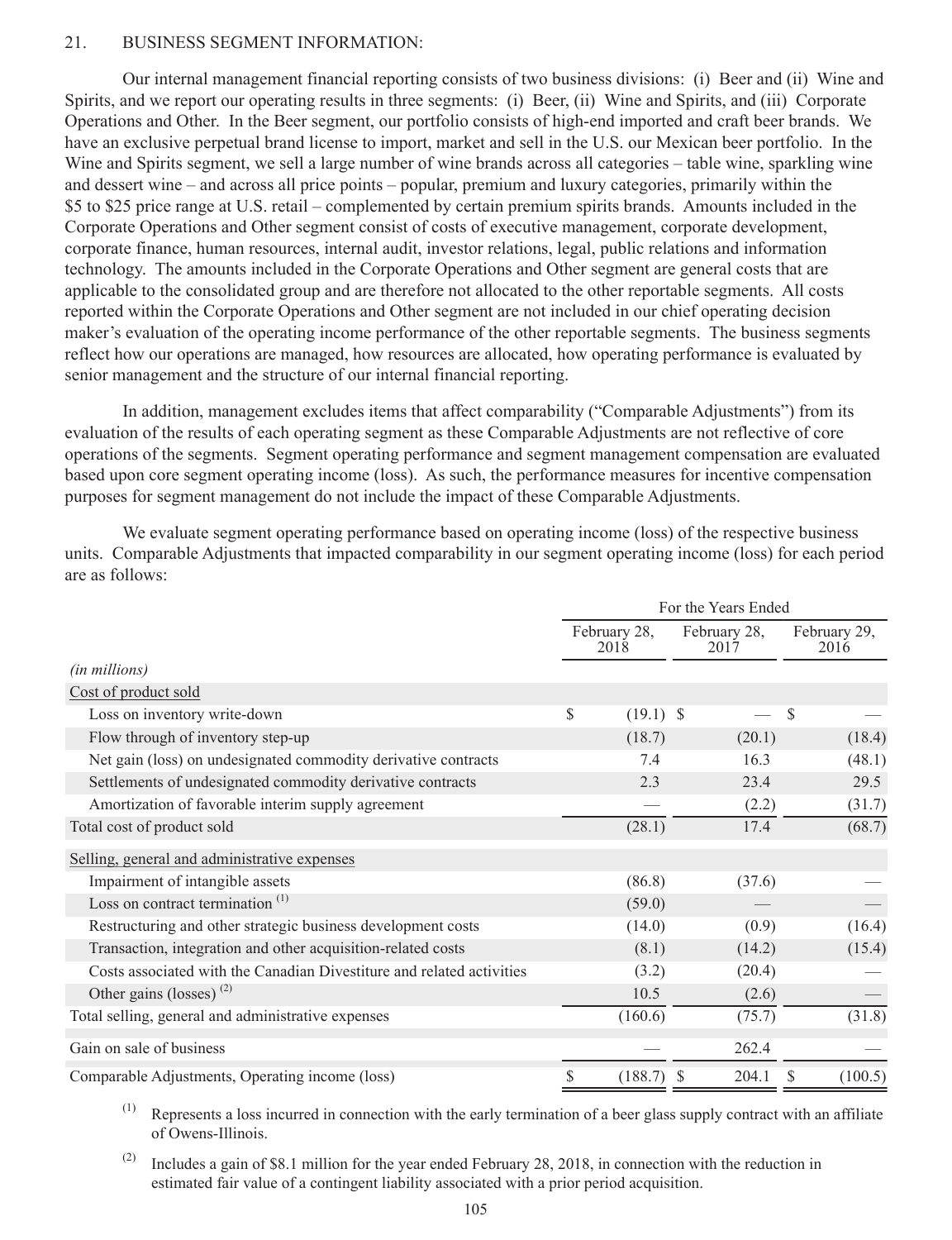## 21. BUSINESS SEGMENT INFORMATION:

Our internal management financial reporting consists of two business divisions: (i) Beer and (ii) Wine and Spirits, and we report our operating results in three segments: (i) Beer, (ii) Wine and Spirits, and (iii) Corporate Operations and Other. In the Beer segment, our portfolio consists of high-end imported and craft beer brands. We have an exclusive perpetual brand license to import, market and sell in the U.S. our Mexican beer portfolio. In the Wine and Spirits segment, we sell a large number of wine brands across all categories – table wine, sparkling wine and dessert wine – and across all price points – popular, premium and luxury categories, primarily within the $5 to $25 price range at U.S. retail – complemented by certain premium spirits brands. Amounts included in the Corporate Operations and Other segment consist of costs of executive management, corporate development, corporate finance, human resources, internal audit, investor relations, legal, public relations and information technology. The amounts included in the Corporate Operations and Other segment are general costs that are applicable to the consolidated group and are therefore not allocated to the other reportable segments. All costs reported within the Corporate Operations and Other segment are not included in our chief operating decision maker's evaluation of the operating income performance of the other reportable segments. The business segments reflect how our operations are managed, how resources are allocated, how operating performance is evaluated by senior management and the structure of our internal financial reporting.

In addition, management excludes items that affect comparability ("Comparable Adjustments") from its evaluation of the results of each operating segment as these Comparable Adjustments are not reflective of core operations of the segments. Segment operating performance and segment management compensation are evaluated based upon core segment operating income (loss). As such, the performance measures for incentive compensation purposes for segment management do not include the impact of these Comparable Adjustments.

We evaluate segment operating performance based on operating income (loss) of the respective business units. Comparable Adjustments that impacted comparability in our segment operating income (loss) for each period are as follows:

| | For the Years Ended | | |
|---|---|---|---|
| | February 28, 2018 | February 28, 2017 | February 29, 2016 |
| *(in millions)* | | | |
| Cost of product sold | | | |
| Loss on inventory write-down | $ (19.1) | $ — | $ — |
| Flow through of inventory step-up | (18.7) | (20.1) | (18.4) |
| Net gain (loss) on undesignated commodity derivative contracts | 7.4 | 16.3 | (48.1) |
| Settlements of undesignated commodity derivative contracts | 2.3 | 23.4 | 29.5 |
| Amortization of favorable interim supply agreement | — | (2.2) | (31.7) |
| Total cost of product sold | (28.1) | 17.4 | (68.7) |
| Selling, general and administrative expenses | | | |
| Impairment of intangible assets | (86.8) | (37.6) | — |
| Loss on contract termination [1] | (59.0) | — | — |
| Restructuring and other strategic business development costs | (14.0) | (0.9) | (16.4) |
| Transaction, integration and other acquisition-related costs | (8.1) | (14.2) | (15.4) |
| Costs associated with the Canadian Divestiture and related activities | (3.2) | (20.4) | — |
| Other gains (losses) [2] | 10.5 | (2.6) | — |
| Total selling, general and administrative expenses | (160.6) | (75.7) | (31.8) |
| Gain on sale of business | — | 262.4 | — |
| Comparable Adjustments, Operating income (loss) | $ (188.7) | $ 204.1 | $ (100.5) |

[1] Represents a loss incurred in connection with the early termination of a beer glass supply contract with an affiliate of Owens-Illinois.

[2] Includes a gain of $8.1 million for the year ended February 28, 2018, in connection with the reduction in estimated fair value of a contingent liability associated with a prior period acquisition.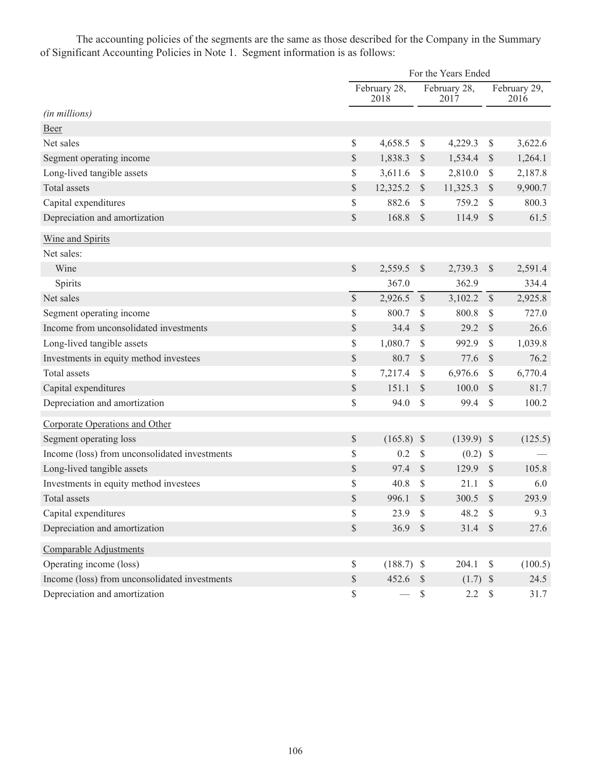The accounting policies of the segments are the same as those described for the Company in the Summary of Significant Accounting Policies in Note 1. Segment information is as follows:

| | For the Years Ended | | |
|---|---|---|---|
| | February 28, 2018 | February 28, 2017 | February 29, 2016 |
| *(in millions)* | | | |
| Beer | | | |
| Net sales | $ 4,658.5 | $ 4,229.3 | $ 3,622.6 |
| Segment operating income | $ 1,838.3 | $ 1,534.4 | $ 1,264.1 |
| Long-lived tangible assets | $ 3,611.6 | $ 2,810.0 | $ 2,187.8 |
| Total assets | $ 12,325.2 | $ 11,325.3 | $ 9,900.7 |
| Capital expenditures | $ 882.6 | $ 759.2 | $ 800.3 |
| Depreciation and amortization | $ 168.8 | $ 114.9 | $ 61.5 |
| Wine and Spirits | | | |
| Net sales: | | | |
| Wine | $ 2,559.5 | $ 2,739.3 | $ 2,591.4 |
| Spirits | 367.0 | 362.9 | 334.4 |
| Net sales | $ 2,926.5 | $ 3,102.2 | $ 2,925.8 |
| Segment operating income | $ 800.7 | $ 800.8 | $ 727.0 |
| Income from unconsolidated investments | $ 34.4 | $ 29.2 | $ 26.6 |
| Long-lived tangible assets | $ 1,080.7 | $ 992.9 | $ 1,039.8 |
| Investments in equity method investees | $ 80.7 | $ 77.6 | $ 76.2 |
| Total assets | $ 7,217.4 | $ 6,976.6 | $ 6,770.4 |
| Capital expenditures | $ 151.1 | $ 100.0 | $ 81.7 |
| Depreciation and amortization | $ 94.0 | $ 99.4 | $ 100.2 |
| Corporate Operations and Other | | | |
| Segment operating loss | $ (165.8) | $ (139.9) | $ (125.5) |
| Income (loss) from unconsolidated investments | $ 0.2 | $ (0.2) | $ — |
| Long-lived tangible assets | $ 97.4 | $ 129.9 | $ 105.8 |
| Investments in equity method investees | $ 40.8 | $ 21.1 | $ 6.0 |
| Total assets | $ 996.1 | $ 300.5 | $ 293.9 |
| Capital expenditures | $ 23.9 | $ 48.2 | $ 9.3 |
| Depreciation and amortization | $ 36.9 | $ 31.4 | $ 27.6 |
| Comparable Adjustments | | | |
| Operating income (loss) | $ (188.7) | $ 204.1 | $ (100.5) |
| Income (loss) from unconsolidated investments | $ 452.6 | $ (1.7) | $ 24.5 |
| Depreciation and amortization | $ — | $ 2.2 | $ 31.7 |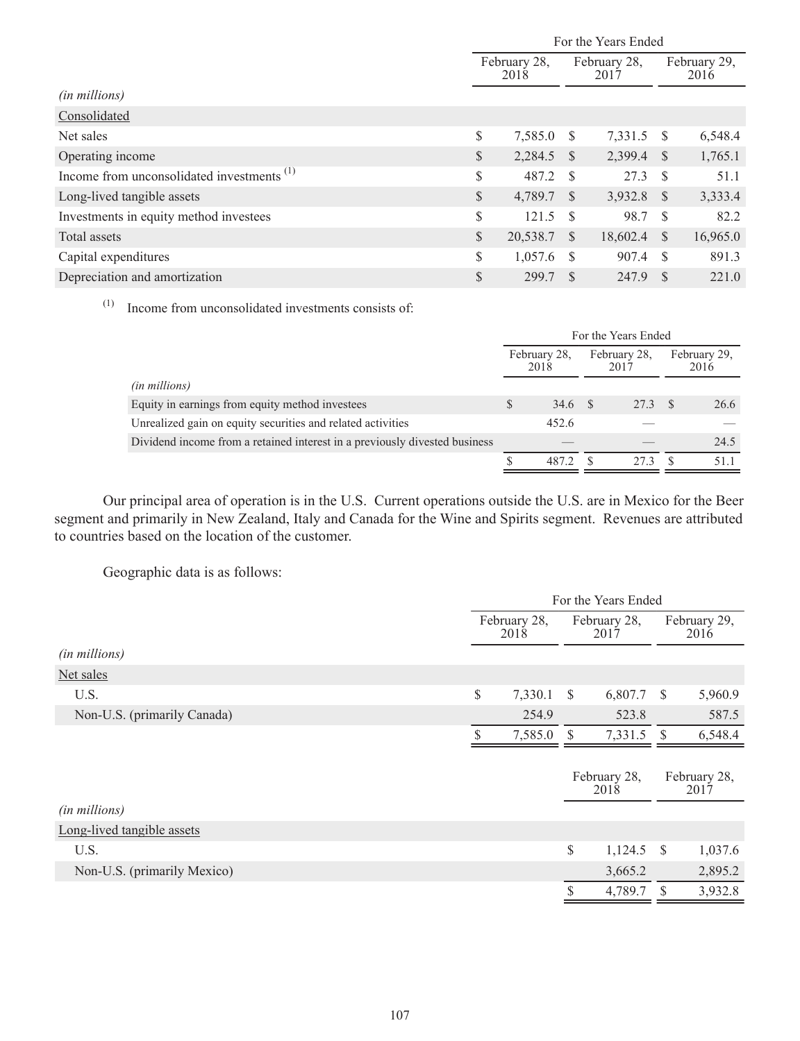| (in millions) | For the Years Ended February 28, 2018 | For the Years Ended February 28, 2017 | For the Years Ended February 29, 2016 |
|---|---|---|---|
| Consolidated | | | |
| Net sales | $ 7,585.0 | $ 7,331.5 | $ 6,548.4 |
| Operating income | $ 2,284.5 | $ 2,399.4 | $ 1,765.1 |
| Income from unconsolidated investments [1] | $ 487.2 | $ 27.3 | $ 51.1 |
| Long-lived tangible assets | $ 4,789.7 | $ 3,932.8 | $ 3,333.4 |
| Investments in equity method investees | $ 121.5 | $ 98.7 | $ 82.2 |
| Total assets | $ 20,538.7 | $ 18,602.4 | $ 16,965.0 |
| Capital expenditures | $ 1,057.6 | $ 907.4 | $ 891.3 |
| Depreciation and amortization | $ 299.7 | $ 247.9 | $ 221.0 |

(1) Income from unconsolidated investments consists of:

| (in millions) | For the Years Ended February 28, 2018 | For the Years Ended February 28, 2017 | For the Years Ended February 29, 2016 |
|---|---|---|---|
| Equity in earnings from equity method investees | $ 34.6 | $ 27.3 | $ 26.6 |
| Unrealized gain on equity securities and related activities | 452.6 | — | — |
| Dividend income from a retained interest in a previously divested business | — | — | 24.5 |
| | $ 487.2 | $ 27.3 | $ 51.1 |

Our principal area of operation is in the U.S. Current operations outside the U.S. are in Mexico for the Beer segment and primarily in New Zealand, Italy and Canada for the Wine and Spirits segment. Revenues are attributed to countries based on the location of the customer.

Geographic data is as follows:

| (in millions) | For the Years Ended February 28, 2018 | For the Years Ended February 28, 2017 | For the Years Ended February 29, 2016 |
|---|---|---|---|
| Net sales | | | |
| U.S. | $ 7,330.1 | $ 6,807.7 | $ 5,960.9 |
| Non-U.S. (primarily Canada) | 254.9 | 523.8 | 587.5 |
| | $ 7,585.0 | $ 7,331.5 | $ 6,548.4 |

| (in millions) | February 28, 2018 | February 28, 2017 |
|---|---|---|
| Long-lived tangible assets | | |
| U.S. | $ 1,124.5 | $ 1,037.6 |
| Non-U.S. (primarily Mexico) | 3,665.2 | 2,895.2 |
| | $ 4,789.7 | $ 3,932.8 |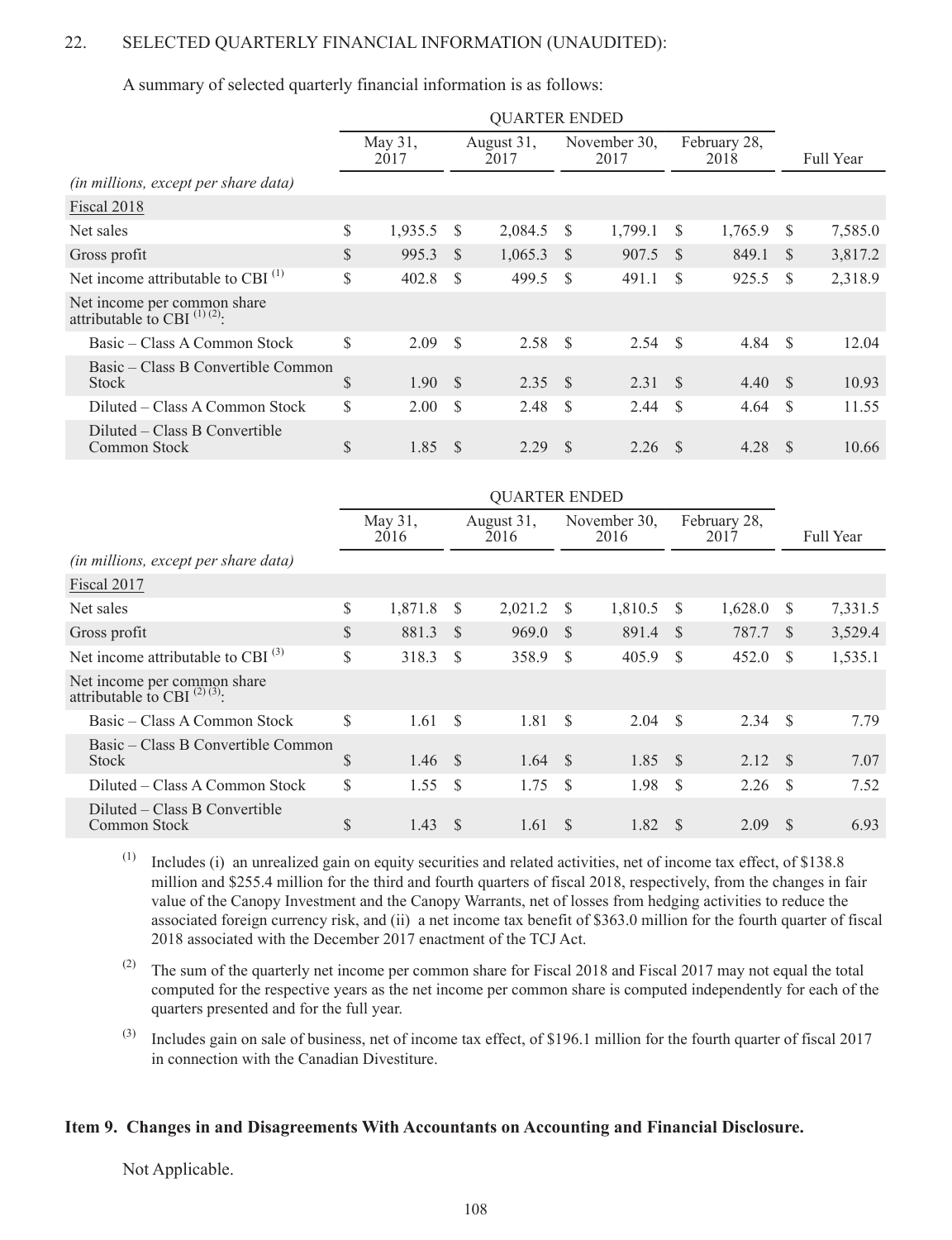22. SELECTED QUARTERLY FINANCIAL INFORMATION (UNAUDITED):

A summary of selected quarterly financial information is as follows:

| | QUARTER ENDED | | | | |
|---|---|---|---|---|---|
| | May 31, 2017 | August 31, 2017 | November 30, 2017 | February 28, 2018 | Full Year |
| *(in millions, except per share data)* | | | | | |
| Fiscal 2018 | | | | | |
| Net sales | $ 1,935.5 | $ 2,084.5 | $ 1,799.1 | $ 1,765.9 | $ 7,585.0 |
| Gross profit | $ 995.3 | $ 1,065.3 | $ 907.5 | $ 849.1 | $ 3,817.2 |
| Net income attributable to CBI [(1)] | $ 402.8 | $ 499.5 | $ 491.1 | $ 925.5 | $ 2,318.9 |
| Net income per common share attributable to CBI [(1) (2)]: | | | | | |
| Basic – Class A Common Stock | $ 2.09 | $ 2.58 | $ 2.54 | $ 4.84 | $ 12.04 |
| Basic – Class B Convertible Common Stock | $ 1.90 | $ 2.35 | $ 2.31 | $ 4.40 | $ 10.93 |
| Diluted – Class A Common Stock | $ 2.00 | $ 2.48 | $ 2.44 | $ 4.64 | $ 11.55 |
| Diluted – Class B Convertible Common Stock | $ 1.85 | $ 2.29 | $ 2.26 | $ 4.28 | $ 10.66 |

| | QUARTER ENDED | | | | |
|---|---|---|---|---|---|
| | May 31, 2016 | August 31, 2016 | November 30, 2016 | February 28, 2017 | Full Year |
| *(in millions, except per share data)* | | | | | |
| Fiscal 2017 | | | | | |
| Net sales | $ 1,871.8 | $ 2,021.2 | $ 1,810.5 | $ 1,628.0 | $ 7,331.5 |
| Gross profit | $ 881.3 | $ 969.0 | $ 891.4 | $ 787.7 | $ 3,529.4 |
| Net income attributable to CBI [(3)] | $ 318.3 | $ 358.9 | $ 405.9 | $ 452.0 | $ 1,535.1 |
| Net income per common share attributable to CBI [(2) (3)]: | | | | | |
| Basic – Class A Common Stock | $ 1.61 | $ 1.81 | $ 2.04 | $ 2.34 | $ 7.79 |
| Basic – Class B Convertible Common Stock | $ 1.46 | $ 1.64 | $ 1.85 | $ 2.12 | $ 7.07 |
| Diluted – Class A Common Stock | $ 1.55 | $ 1.75 | $ 1.98 | $ 2.26 | $ 7.52 |
| Diluted – Class B Convertible Common Stock | $ 1.43 | $ 1.61 | $ 1.82 | $ 2.09 | $ 6.93 |

(1) Includes (i) an unrealized gain on equity securities and related activities, net of income tax effect, of $138.8 million and $255.4 million for the third and fourth quarters of fiscal 2018, respectively, from the changes in fair value of the Canopy Investment and the Canopy Warrants, net of losses from hedging activities to reduce the associated foreign currency risk, and (ii) a net income tax benefit of $363.0 million for the fourth quarter of fiscal 2018 associated with the December 2017 enactment of the TCJ Act.

(2) The sum of the quarterly net income per common share for Fiscal 2018 and Fiscal 2017 may not equal the total computed for the respective years as the net income per common share is computed independently for each of the quarters presented and for the full year.

(3) Includes gain on sale of business, net of income tax effect, of $196.1 million for the fourth quarter of fiscal 2017 in connection with the Canadian Divestiture.

## Item 9. Changes in and Disagreements With Accountants on Accounting and Financial Disclosure.

Not Applicable.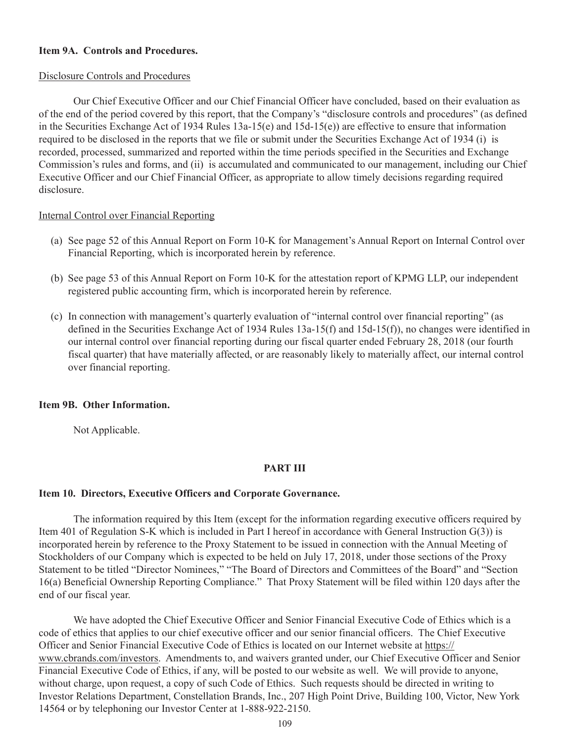### Item 9A. Controls and Procedures.

Disclosure Controls and Procedures

Our Chief Executive Officer and our Chief Financial Officer have concluded, based on their evaluation as of the end of the period covered by this report, that the Company's "disclosure controls and procedures" (as defined in the Securities Exchange Act of 1934 Rules 13a-15(e) and 15d-15(e)) are effective to ensure that information required to be disclosed in the reports that we file or submit under the Securities Exchange Act of 1934 (i) is recorded, processed, summarized and reported within the time periods specified in the Securities and Exchange Commission's rules and forms, and (ii) is accumulated and communicated to our management, including our Chief Executive Officer and our Chief Financial Officer, as appropriate to allow timely decisions regarding required disclosure.

Internal Control over Financial Reporting

(a) See page 52 of this Annual Report on Form 10-K for Management's Annual Report on Internal Control over Financial Reporting, which is incorporated herein by reference.

(b) See page 53 of this Annual Report on Form 10-K for the attestation report of KPMG LLP, our independent registered public accounting firm, which is incorporated herein by reference.

(c) In connection with management's quarterly evaluation of "internal control over financial reporting" (as defined in the Securities Exchange Act of 1934 Rules 13a-15(f) and 15d-15(f)), no changes were identified in our internal control over financial reporting during our fiscal quarter ended February 28, 2018 (our fourth fiscal quarter) that have materially affected, or are reasonably likely to materially affect, our internal control over financial reporting.

### Item 9B. Other Information.

Not Applicable.

## PART III

### Item 10. Directors, Executive Officers and Corporate Governance.

The information required by this Item (except for the information regarding executive officers required by Item 401 of Regulation S-K which is included in Part I hereof in accordance with General Instruction G(3)) is incorporated herein by reference to the Proxy Statement to be issued in connection with the Annual Meeting of Stockholders of our Company which is expected to be held on July 17, 2018, under those sections of the Proxy Statement to be titled "Director Nominees," "The Board of Directors and Committees of the Board" and "Section 16(a) Beneficial Ownership Reporting Compliance." That Proxy Statement will be filed within 120 days after the end of our fiscal year.

We have adopted the Chief Executive Officer and Senior Financial Executive Code of Ethics which is a code of ethics that applies to our chief executive officer and our senior financial officers. The Chief Executive Officer and Senior Financial Executive Code of Ethics is located on our Internet website at https://www.cbrands.com/investors. Amendments to, and waivers granted under, our Chief Executive Officer and Senior Financial Executive Code of Ethics, if any, will be posted to our website as well. We will provide to anyone, without charge, upon request, a copy of such Code of Ethics. Such requests should be directed in writing to Investor Relations Department, Constellation Brands, Inc., 207 High Point Drive, Building 100, Victor, New York 14564 or by telephoning our Investor Center at 1-888-922-2150.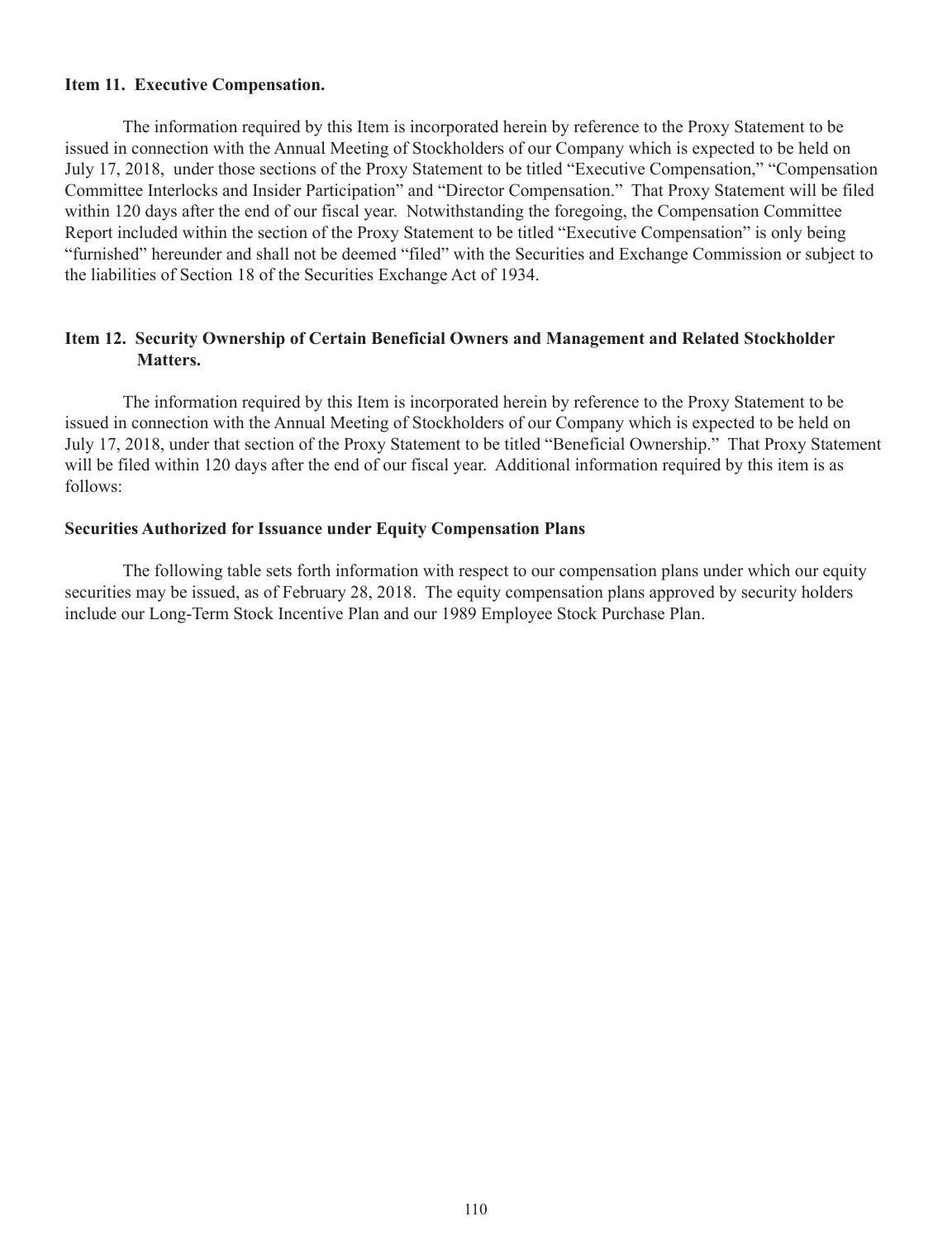**Item 11. Executive Compensation.**

The information required by this Item is incorporated herein by reference to the Proxy Statement to be issued in connection with the Annual Meeting of Stockholders of our Company which is expected to be held on July 17, 2018, under those sections of the Proxy Statement to be titled "Executive Compensation," "Compensation Committee Interlocks and Insider Participation" and "Director Compensation." That Proxy Statement will be filed within 120 days after the end of our fiscal year. Notwithstanding the foregoing, the Compensation Committee Report included within the section of the Proxy Statement to be titled "Executive Compensation" is only being "furnished" hereunder and shall not be deemed "filed" with the Securities and Exchange Commission or subject to the liabilities of Section 18 of the Securities Exchange Act of 1934.

**Item 12. Security Ownership of Certain Beneficial Owners and Management and Related Stockholder Matters.**

The information required by this Item is incorporated herein by reference to the Proxy Statement to be issued in connection with the Annual Meeting of Stockholders of our Company which is expected to be held on July 17, 2018, under that section of the Proxy Statement to be titled "Beneficial Ownership." That Proxy Statement will be filed within 120 days after the end of our fiscal year. Additional information required by this item is as follows:

**Securities Authorized for Issuance under Equity Compensation Plans**

The following table sets forth information with respect to our compensation plans under which our equity securities may be issued, as of February 28, 2018. The equity compensation plans approved by security holders include our Long-Term Stock Incentive Plan and our 1989 Employee Stock Purchase Plan.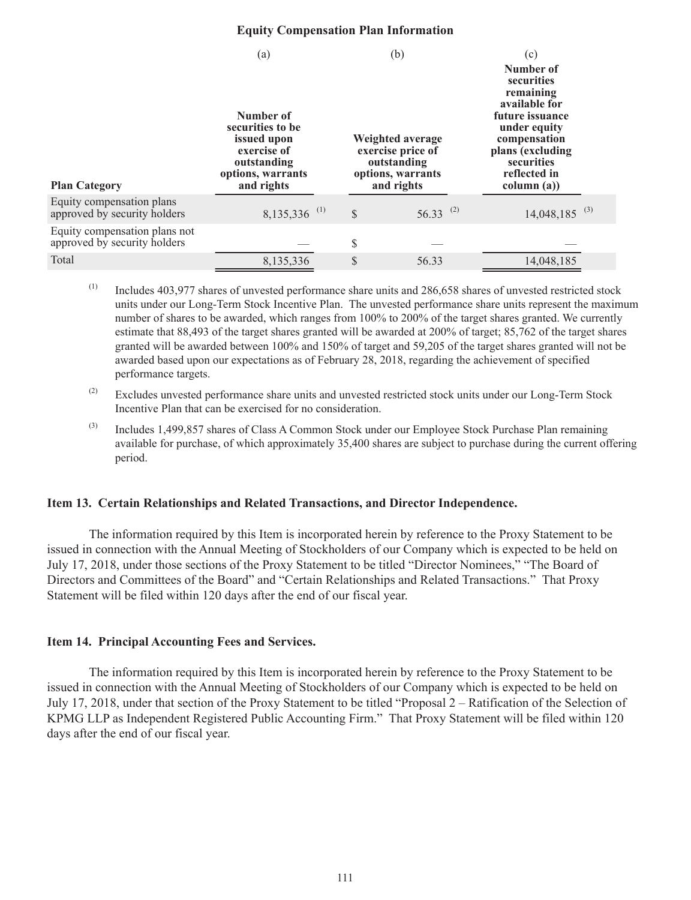**Equity Compensation Plan Information**

| Plan Category | (a) Number of securities to be issued upon exercise of outstanding options, warrants and rights | (b) Weighted average exercise price of outstanding options, warrants and rights | (c) Number of securities remaining available for future issuance under equity compensation plans (excluding securities reflected in column (a)) |
|---|---|---|---|
| Equity compensation plans approved by security holders | 8,135,336 [(1)] | $ 56.33 [(2)] | 14,048,185 [(3)] |
| Equity compensation plans not approved by security holders | — | $ — | — |
| Total | 8,135,336 | $ 56.33 | 14,048,185 |

(1) Includes 403,977 shares of unvested performance share units and 286,658 shares of unvested restricted stock units under our Long-Term Stock Incentive Plan. The unvested performance share units represent the maximum number of shares to be awarded, which ranges from 100% to 200% of the target shares granted. We currently estimate that 88,493 of the target shares granted will be awarded at 200% of target; 85,762 of the target shares granted will be awarded between 100% and 150% of target and 59,205 of the target shares granted will not be awarded based upon our expectations as of February 28, 2018, regarding the achievement of specified performance targets.

(2) Excludes unvested performance share units and unvested restricted stock units under our Long-Term Stock Incentive Plan that can be exercised for no consideration.

(3) Includes 1,499,857 shares of Class A Common Stock under our Employee Stock Purchase Plan remaining available for purchase, of which approximately 35,400 shares are subject to purchase during the current offering period.

### Item 13. Certain Relationships and Related Transactions, and Director Independence.

The information required by this Item is incorporated herein by reference to the Proxy Statement to be issued in connection with the Annual Meeting of Stockholders of our Company which is expected to be held on July 17, 2018, under those sections of the Proxy Statement to be titled "Director Nominees," "The Board of Directors and Committees of the Board" and "Certain Relationships and Related Transactions." That Proxy Statement will be filed within 120 days after the end of our fiscal year.

### Item 14. Principal Accounting Fees and Services.

The information required by this Item is incorporated herein by reference to the Proxy Statement to be issued in connection with the Annual Meeting of Stockholders of our Company which is expected to be held on July 17, 2018, under that section of the Proxy Statement to be titled "Proposal 2 – Ratification of the Selection of KPMG LLP as Independent Registered Public Accounting Firm." That Proxy Statement will be filed within 120 days after the end of our fiscal year.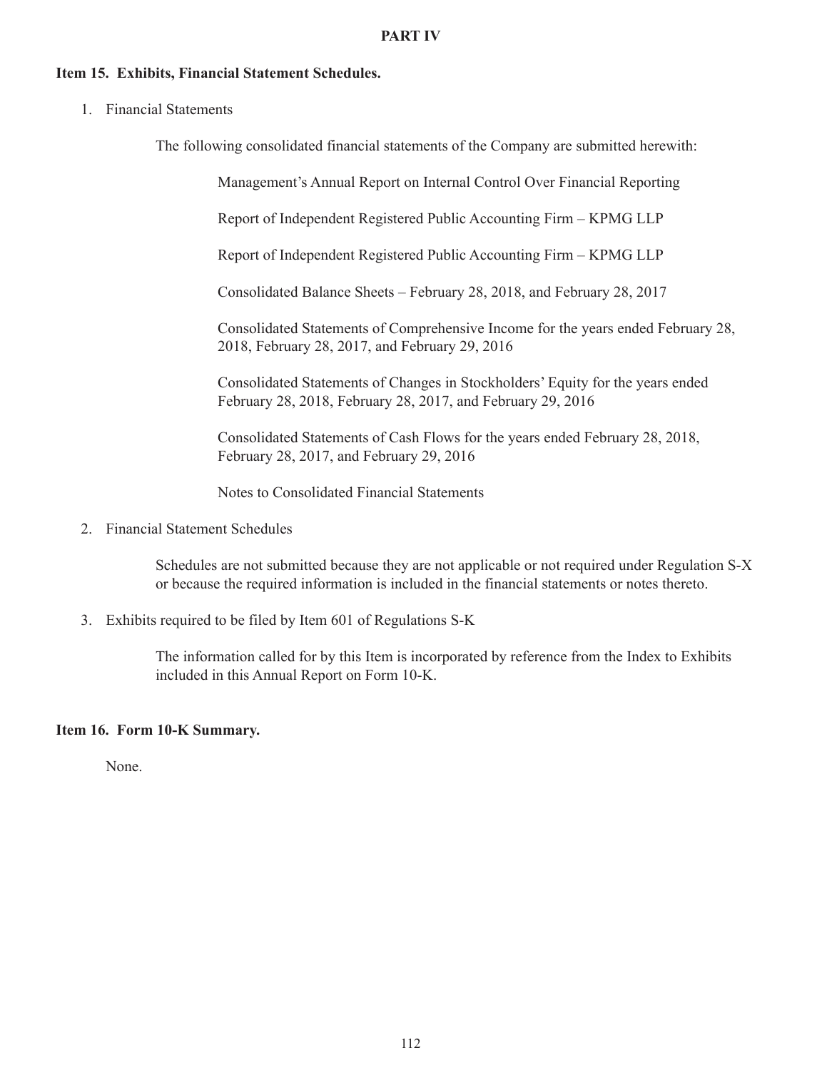# PART IV

## Item 15. Exhibits, Financial Statement Schedules.

1. Financial Statements

   The following consolidated financial statements of the Company are submitted herewith:

   Management's Annual Report on Internal Control Over Financial Reporting

   Report of Independent Registered Public Accounting Firm – KPMG LLP

   Report of Independent Registered Public Accounting Firm – KPMG LLP

   Consolidated Balance Sheets – February 28, 2018, and February 28, 2017

   Consolidated Statements of Comprehensive Income for the years ended February 28, 2018, February 28, 2017, and February 29, 2016

   Consolidated Statements of Changes in Stockholders' Equity for the years ended February 28, 2018, February 28, 2017, and February 29, 2016

   Consolidated Statements of Cash Flows for the years ended February 28, 2018, February 28, 2017, and February 29, 2016

   Notes to Consolidated Financial Statements

2. Financial Statement Schedules

   Schedules are not submitted because they are not applicable or not required under Regulation S-X or because the required information is included in the financial statements or notes thereto.

3. Exhibits required to be filed by Item 601 of Regulations S-K

   The information called for by this Item is incorporated by reference from the Index to Exhibits included in this Annual Report on Form 10-K.

## Item 16. Form 10-K Summary.

None.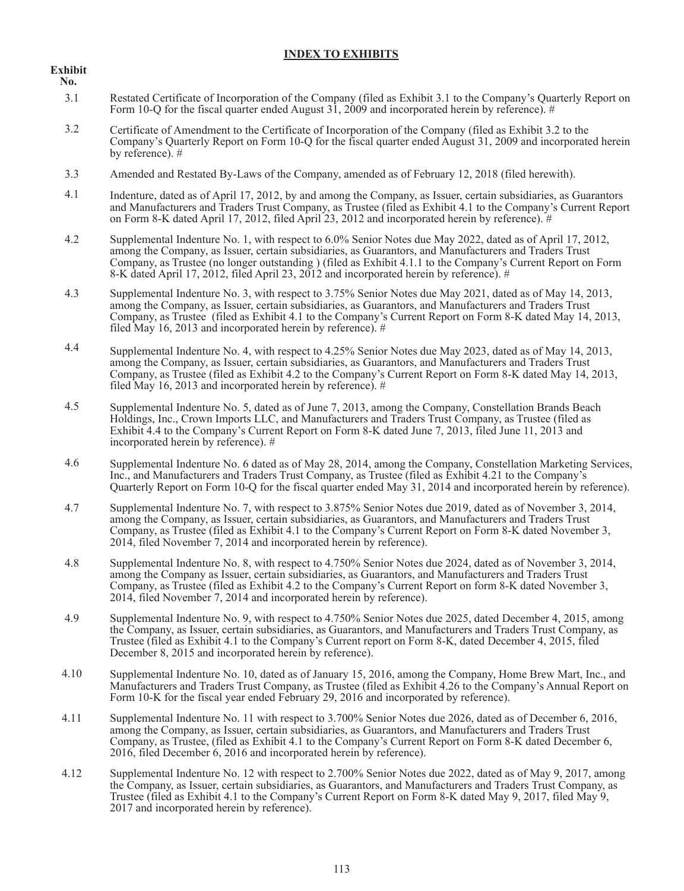## INDEX TO EXHIBITS

| Exhibit No. | |
|---|---|
| 3.1 | Restated Certificate of Incorporation of the Company (filed as Exhibit 3.1 to the Company's Quarterly Report on Form 10-Q for the fiscal quarter ended August 31, 2009 and incorporated herein by reference). # |
| 3.2 | Certificate of Amendment to the Certificate of Incorporation of the Company (filed as Exhibit 3.2 to the Company's Quarterly Report on Form 10-Q for the fiscal quarter ended August 31, 2009 and incorporated herein by reference). # |
| 3.3 | Amended and Restated By-Laws of the Company, amended as of February 12, 2018 (filed herewith). |
| 4.1 | Indenture, dated as of April 17, 2012, by and among the Company, as Issuer, certain subsidiaries, as Guarantors and Manufacturers and Traders Trust Company, as Trustee (filed as Exhibit 4.1 to the Company's Current Report on Form 8-K dated April 17, 2012, filed April 23, 2012 and incorporated herein by reference). # |
| 4.2 | Supplemental Indenture No. 1, with respect to 6.0% Senior Notes due May 2022, dated as of April 17, 2012, among the Company, as Issuer, certain subsidiaries, as Guarantors, and Manufacturers and Traders Trust Company, as Trustee (no longer outstanding ) (filed as Exhibit 4.1.1 to the Company's Current Report on Form 8-K dated April 17, 2012, filed April 23, 2012 and incorporated herein by reference). # |
| 4.3 | Supplemental Indenture No. 3, with respect to 3.75% Senior Notes due May 2021, dated as of May 14, 2013, among the Company, as Issuer, certain subsidiaries, as Guarantors, and Manufacturers and Traders Trust Company, as Trustee (filed as Exhibit 4.1 to the Company's Current Report on Form 8-K dated May 14, 2013, filed May 16, 2013 and incorporated herein by reference). # |
| 4.4 | Supplemental Indenture No. 4, with respect to 4.25% Senior Notes due May 2023, dated as of May 14, 2013, among the Company, as Issuer, certain subsidiaries, as Guarantors, and Manufacturers and Traders Trust Company, as Trustee (filed as Exhibit 4.2 to the Company's Current Report on Form 8-K dated May 14, 2013, filed May 16, 2013 and incorporated herein by reference). # |
| 4.5 | Supplemental Indenture No. 5, dated as of June 7, 2013, among the Company, Constellation Brands Beach Holdings, Inc., Crown Imports LLC, and Manufacturers and Traders Trust Company, as Trustee (filed as Exhibit 4.4 to the Company's Current Report on Form 8-K dated June 7, 2013, filed June 11, 2013 and incorporated herein by reference). # |
| 4.6 | Supplemental Indenture No. 6 dated as of May 28, 2014, among the Company, Constellation Marketing Services, Inc., and Manufacturers and Traders Trust Company, as Trustee (filed as Exhibit 4.21 to the Company's Quarterly Report on Form 10-Q for the fiscal quarter ended May 31, 2014 and incorporated herein by reference). |
| 4.7 | Supplemental Indenture No. 7, with respect to 3.875% Senior Notes due 2019, dated as of November 3, 2014, among the Company, as Issuer, certain subsidiaries, as Guarantors, and Manufacturers and Traders Trust Company, as Trustee (filed as Exhibit 4.1 to the Company's Current Report on Form 8-K dated November 3, 2014, filed November 7, 2014 and incorporated herein by reference). |
| 4.8 | Supplemental Indenture No. 8, with respect to 4.750% Senior Notes due 2024, dated as of November 3, 2014, among the Company as Issuer, certain subsidiaries, as Guarantors, and Manufacturers and Traders Trust Company, as Trustee (filed as Exhibit 4.2 to the Company's Current Report on form 8-K dated November 3, 2014, filed November 7, 2014 and incorporated herein by reference). |
| 4.9 | Supplemental Indenture No. 9, with respect to 4.750% Senior Notes due 2025, dated December 4, 2015, among the Company, as Issuer, certain subsidiaries, as Guarantors, and Manufacturers and Traders Trust Company, as Trustee (filed as Exhibit 4.1 to the Company's Current report on Form 8-K, dated December 4, 2015, filed December 8, 2015 and incorporated herein by reference). |
| 4.10 | Supplemental Indenture No. 10, dated as of January 15, 2016, among the Company, Home Brew Mart, Inc., and Manufacturers and Traders Trust Company, as Trustee (filed as Exhibit 4.26 to the Company's Annual Report on Form 10-K for the fiscal year ended February 29, 2016 and incorporated by reference). |
| 4.11 | Supplemental Indenture No. 11 with respect to 3.700% Senior Notes due 2026, dated as of December 6, 2016, among the Company, as Issuer, certain subsidiaries, as Guarantors, and Manufacturers and Traders Trust Company, as Trustee, (filed as Exhibit 4.1 to the Company's Current Report on Form 8-K dated December 6, 2016, filed December 6, 2016 and incorporated herein by reference). |
| 4.12 | Supplemental Indenture No. 12 with respect to 2.700% Senior Notes due 2022, dated as of May 9, 2017, among the Company, as Issuer, certain subsidiaries, as Guarantors, and Manufacturers and Traders Trust Company, as Trustee (filed as Exhibit 4.1 to the Company's Current Report on Form 8-K dated May 9, 2017, filed May 9, 2017 and incorporated herein by reference). |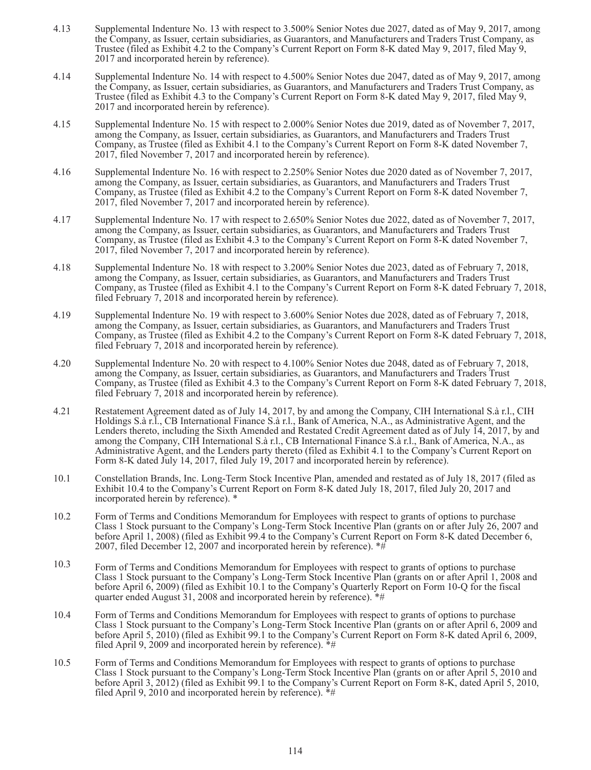4.13 Supplemental Indenture No. 13 with respect to 3.500% Senior Notes due 2027, dated as of May 9, 2017, among the Company, as Issuer, certain subsidiaries, as Guarantors, and Manufacturers and Traders Trust Company, as Trustee (filed as Exhibit 4.2 to the Company's Current Report on Form 8-K dated May 9, 2017, filed May 9, 2017 and incorporated herein by reference).

4.14 Supplemental Indenture No. 14 with respect to 4.500% Senior Notes due 2047, dated as of May 9, 2017, among the Company, as Issuer, certain subsidiaries, as Guarantors, and Manufacturers and Traders Trust Company, as Trustee (filed as Exhibit 4.3 to the Company's Current Report on Form 8-K dated May 9, 2017, filed May 9, 2017 and incorporated herein by reference).

4.15 Supplemental Indenture No. 15 with respect to 2.000% Senior Notes due 2019, dated as of November 7, 2017, among the Company, as Issuer, certain subsidiaries, as Guarantors, and Manufacturers and Traders Trust Company, as Trustee (filed as Exhibit 4.1 to the Company's Current Report on Form 8-K dated November 7, 2017, filed November 7, 2017 and incorporated herein by reference).

4.16 Supplemental Indenture No. 16 with respect to 2.250% Senior Notes due 2020 dated as of November 7, 2017, among the Company, as Issuer, certain subsidiaries, as Guarantors, and Manufacturers and Traders Trust Company, as Trustee (filed as Exhibit 4.2 to the Company's Current Report on Form 8-K dated November 7, 2017, filed November 7, 2017 and incorporated herein by reference).

4.17 Supplemental Indenture No. 17 with respect to 2.650% Senior Notes due 2022, dated as of November 7, 2017, among the Company, as Issuer, certain subsidiaries, as Guarantors, and Manufacturers and Traders Trust Company, as Trustee (filed as Exhibit 4.3 to the Company's Current Report on Form 8-K dated November 7, 2017, filed November 7, 2017 and incorporated herein by reference).

4.18 Supplemental Indenture No. 18 with respect to 3.200% Senior Notes due 2023, dated as of February 7, 2018, among the Company, as Issuer, certain subsidiaries, as Guarantors, and Manufacturers and Traders Trust Company, as Trustee (filed as Exhibit 4.1 to the Company's Current Report on Form 8-K dated February 7, 2018, filed February 7, 2018 and incorporated herein by reference).

4.19 Supplemental Indenture No. 19 with respect to 3.600% Senior Notes due 2028, dated as of February 7, 2018, among the Company, as Issuer, certain subsidiaries, as Guarantors, and Manufacturers and Traders Trust Company, as Trustee (filed as Exhibit 4.2 to the Company's Current Report on Form 8-K dated February 7, 2018, filed February 7, 2018 and incorporated herein by reference).

4.20 Supplemental Indenture No. 20 with respect to 4.100% Senior Notes due 2048, dated as of February 7, 2018, among the Company, as Issuer, certain subsidiaries, as Guarantors, and Manufacturers and Traders Trust Company, as Trustee (filed as Exhibit 4.3 to the Company's Current Report on Form 8-K dated February 7, 2018, filed February 7, 2018 and incorporated herein by reference).

4.21 Restatement Agreement dated as of July 14, 2017, by and among the Company, CIH International S.à r.l., CIH Holdings S.à r.l., CB International Finance S.à r.l., Bank of America, N.A., as Administrative Agent, and the Lenders thereto, including the Sixth Amended and Restated Credit Agreement dated as of July 14, 2017, by and among the Company, CIH International S.à r.l., CB International Finance S.à r.l., Bank of America, N.A., as Administrative Agent, and the Lenders party thereto (filed as Exhibit 4.1 to the Company's Current Report on Form 8-K dated July 14, 2017, filed July 19, 2017 and incorporated herein by reference).

10.1 Constellation Brands, Inc. Long-Term Stock Incentive Plan, amended and restated as of July 18, 2017 (filed as Exhibit 10.4 to the Company's Current Report on Form 8-K dated July 18, 2017, filed July 20, 2017 and incorporated herein by reference). *

10.2 Form of Terms and Conditions Memorandum for Employees with respect to grants of options to purchase Class 1 Stock pursuant to the Company's Long-Term Stock Incentive Plan (grants on or after July 26, 2007 and before April 1, 2008) (filed as Exhibit 99.4 to the Company's Current Report on Form 8-K dated December 6, 2007, filed December 12, 2007 and incorporated herein by reference). *#

10.3 Form of Terms and Conditions Memorandum for Employees with respect to grants of options to purchase Class 1 Stock pursuant to the Company's Long-Term Stock Incentive Plan (grants on or after April 1, 2008 and before April 6, 2009) (filed as Exhibit 10.1 to the Company's Quarterly Report on Form 10-Q for the fiscal quarter ended August 31, 2008 and incorporated herein by reference). *#

10.4 Form of Terms and Conditions Memorandum for Employees with respect to grants of options to purchase Class 1 Stock pursuant to the Company's Long-Term Stock Incentive Plan (grants on or after April 6, 2009 and before April 5, 2010) (filed as Exhibit 99.1 to the Company's Current Report on Form 8-K dated April 6, 2009, filed April 9, 2009 and incorporated herein by reference). *#

10.5 Form of Terms and Conditions Memorandum for Employees with respect to grants of options to purchase Class 1 Stock pursuant to the Company's Long-Term Stock Incentive Plan (grants on or after April 5, 2010 and before April 3, 2012) (filed as Exhibit 99.1 to the Company's Current Report on Form 8-K, dated April 5, 2010, filed April 9, 2010 and incorporated herein by reference). *#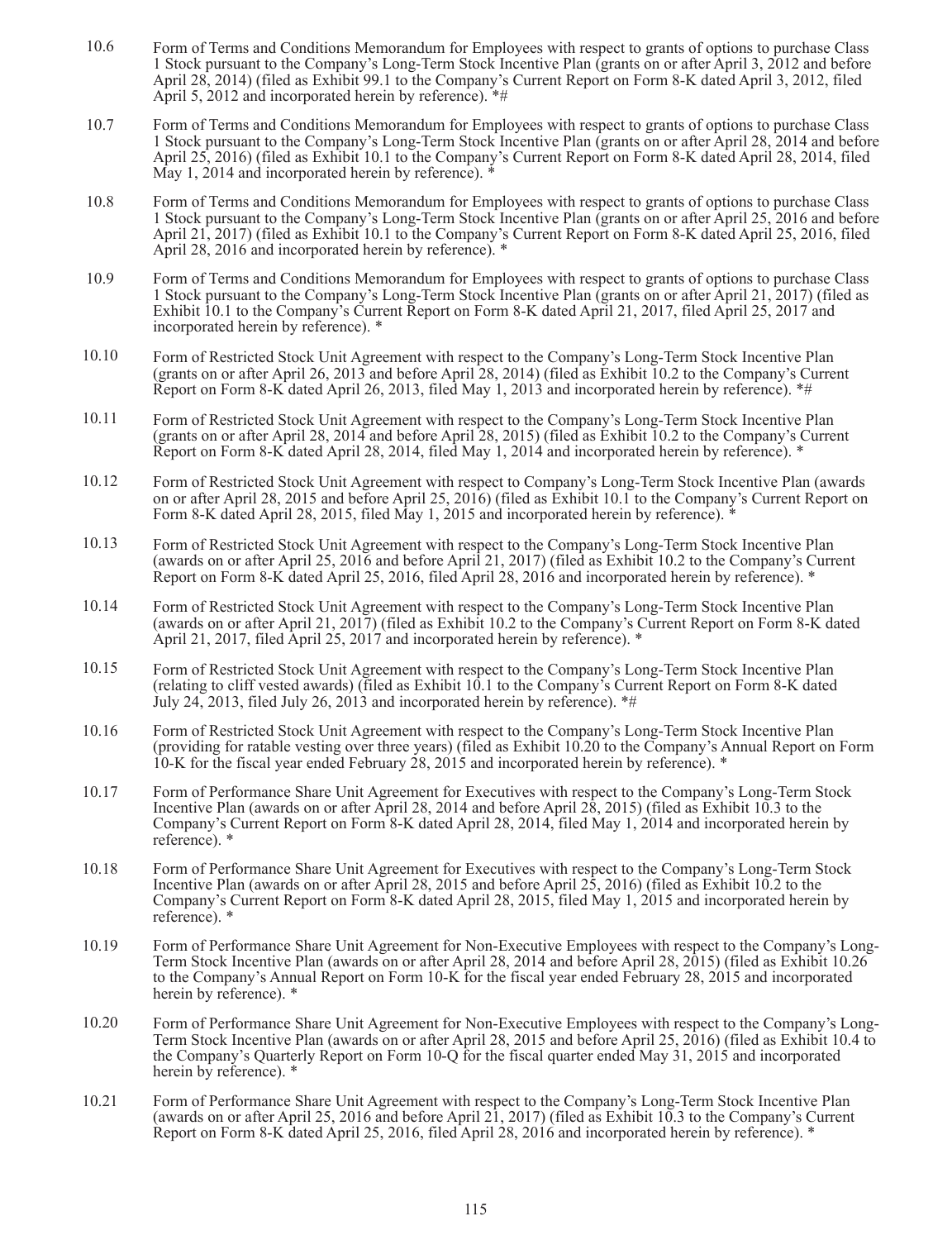| | |
|---|---|
| 10.6 | Form of Terms and Conditions Memorandum for Employees with respect to grants of options to purchase Class 1 Stock pursuant to the Company's Long-Term Stock Incentive Plan (grants on or after April 3, 2012 and before April 28, 2014) (filed as Exhibit 99.1 to the Company's Current Report on Form 8-K dated April 3, 2012, filed April 5, 2012 and incorporated herein by reference). *# |
| 10.7 | Form of Terms and Conditions Memorandum for Employees with respect to grants of options to purchase Class 1 Stock pursuant to the Company's Long-Term Stock Incentive Plan (grants on or after April 28, 2014 and before April 25, 2016) (filed as Exhibit 10.1 to the Company's Current Report on Form 8-K dated April 28, 2014, filed May 1, 2014 and incorporated herein by reference). * |
| 10.8 | Form of Terms and Conditions Memorandum for Employees with respect to grants of options to purchase Class 1 Stock pursuant to the Company's Long-Term Stock Incentive Plan (grants on or after April 25, 2016 and before April 21, 2017) (filed as Exhibit 10.1 to the Company's Current Report on Form 8-K dated April 25, 2016, filed April 28, 2016 and incorporated herein by reference). * |
| 10.9 | Form of Terms and Conditions Memorandum for Employees with respect to grants of options to purchase Class 1 Stock pursuant to the Company's Long-Term Stock Incentive Plan (grants on or after April 21, 2017) (filed as Exhibit 10.1 to the Company's Current Report on Form 8-K dated April 21, 2017, filed April 25, 2017 and incorporated herein by reference). * |
| 10.10 | Form of Restricted Stock Unit Agreement with respect to the Company's Long-Term Stock Incentive Plan (grants on or after April 26, 2013 and before April 28, 2014) (filed as Exhibit 10.2 to the Company's Current Report on Form 8-K dated April 26, 2013, filed May 1, 2013 and incorporated herein by reference). *# |
| 10.11 | Form of Restricted Stock Unit Agreement with respect to the Company's Long-Term Stock Incentive Plan (grants on or after April 28, 2014 and before April 28, 2015) (filed as Exhibit 10.2 to the Company's Current Report on Form 8-K dated April 28, 2014, filed May 1, 2014 and incorporated herein by reference). * |
| 10.12 | Form of Restricted Stock Unit Agreement with respect to Company's Long-Term Stock Incentive Plan (awards on or after April 28, 2015 and before April 25, 2016) (filed as Exhibit 10.1 to the Company's Current Report on Form 8-K dated April 28, 2015, filed May 1, 2015 and incorporated herein by reference). * |
| 10.13 | Form of Restricted Stock Unit Agreement with respect to the Company's Long-Term Stock Incentive Plan (awards on or after April 25, 2016 and before April 21, 2017) (filed as Exhibit 10.2 to the Company's Current Report on Form 8-K dated April 25, 2016, filed April 28, 2016 and incorporated herein by reference). * |
| 10.14 | Form of Restricted Stock Unit Agreement with respect to the Company's Long-Term Stock Incentive Plan (awards on or after April 21, 2017) (filed as Exhibit 10.2 to the Company's Current Report on Form 8-K dated April 21, 2017, filed April 25, 2017 and incorporated herein by reference). * |
| 10.15 | Form of Restricted Stock Unit Agreement with respect to the Company's Long-Term Stock Incentive Plan (relating to cliff vested awards) (filed as Exhibit 10.1 to the Company's Current Report on Form 8-K dated July 24, 2013, filed July 26, 2013 and incorporated herein by reference). *# |
| 10.16 | Form of Restricted Stock Unit Agreement with respect to the Company's Long-Term Stock Incentive Plan (providing for ratable vesting over three years) (filed as Exhibit 10.20 to the Company's Annual Report on Form 10-K for the fiscal year ended February 28, 2015 and incorporated herein by reference). * |
| 10.17 | Form of Performance Share Unit Agreement for Executives with respect to the Company's Long-Term Stock Incentive Plan (awards on or after April 28, 2014 and before April 28, 2015) (filed as Exhibit 10.3 to the Company's Current Report on Form 8-K dated April 28, 2014, filed May 1, 2014 and incorporated herein by reference). * |
| 10.18 | Form of Performance Share Unit Agreement for Executives with respect to the Company's Long-Term Stock Incentive Plan (awards on or after April 28, 2015 and before April 25, 2016) (filed as Exhibit 10.2 to the Company's Current Report on Form 8-K dated April 28, 2015, filed May 1, 2015 and incorporated herein by reference). * |
| 10.19 | Form of Performance Share Unit Agreement for Non-Executive Employees with respect to the Company's Long-Term Stock Incentive Plan (awards on or after April 28, 2014 and before April 28, 2015) (filed as Exhibit 10.26 to the Company's Annual Report on Form 10-K for the fiscal year ended February 28, 2015 and incorporated herein by reference). * |
| 10.20 | Form of Performance Share Unit Agreement for Non-Executive Employees with respect to the Company's Long-Term Stock Incentive Plan (awards on or after April 28, 2015 and before April 25, 2016) (filed as Exhibit 10.4 to the Company's Quarterly Report on Form 10-Q for the fiscal quarter ended May 31, 2015 and incorporated herein by reference). * |
| 10.21 | Form of Performance Share Unit Agreement with respect to the Company's Long-Term Stock Incentive Plan (awards on or after April 25, 2016 and before April 21, 2017) (filed as Exhibit 10.3 to the Company's Current Report on Form 8-K dated April 25, 2016, filed April 28, 2016 and incorporated herein by reference). * |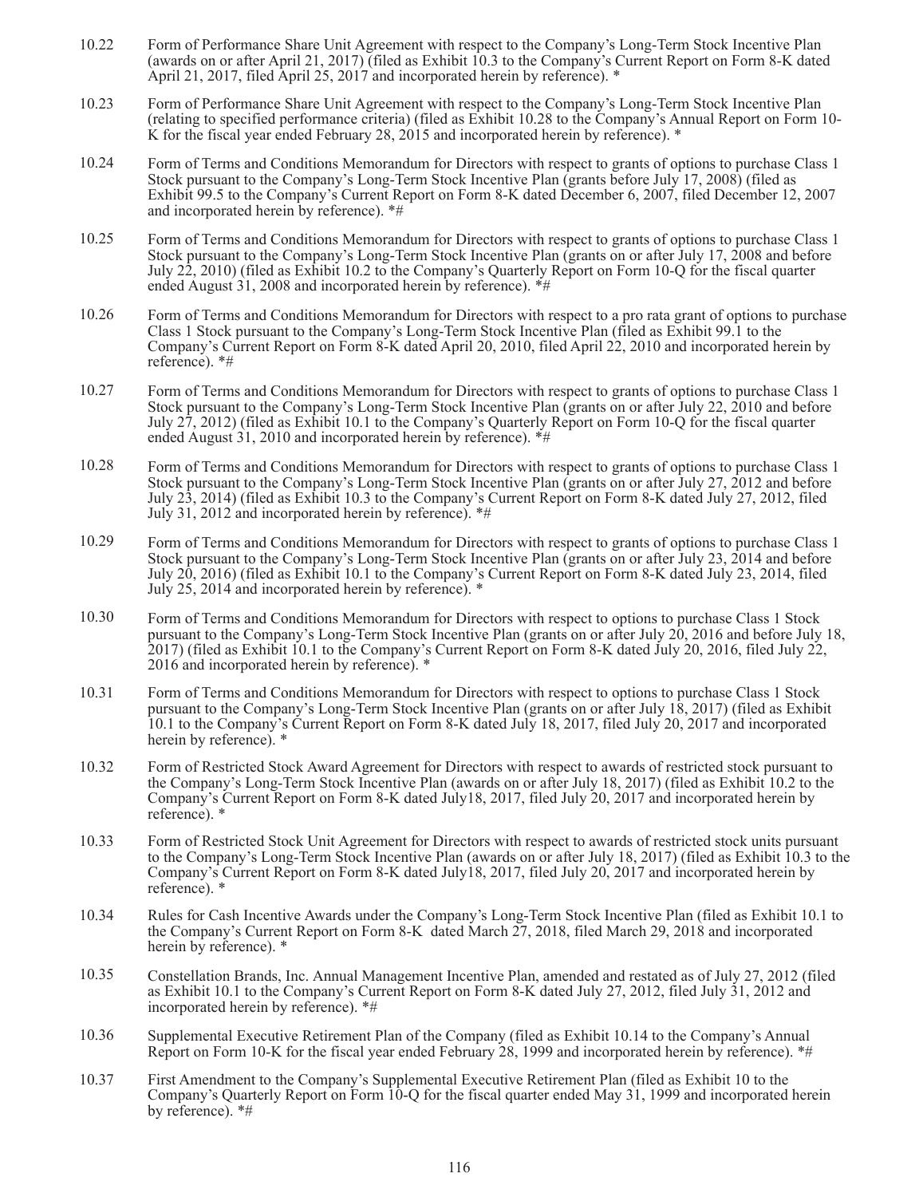10.22 Form of Performance Share Unit Agreement with respect to the Company's Long-Term Stock Incentive Plan (awards on or after April 21, 2017) (filed as Exhibit 10.3 to the Company's Current Report on Form 8-K dated April 21, 2017, filed April 25, 2017 and incorporated herein by reference). *

10.23 Form of Performance Share Unit Agreement with respect to the Company's Long-Term Stock Incentive Plan (relating to specified performance criteria) (filed as Exhibit 10.28 to the Company's Annual Report on Form 10-K for the fiscal year ended February 28, 2015 and incorporated herein by reference). *

10.24 Form of Terms and Conditions Memorandum for Directors with respect to grants of options to purchase Class 1 Stock pursuant to the Company's Long-Term Stock Incentive Plan (grants before July 17, 2008) (filed as Exhibit 99.5 to the Company's Current Report on Form 8-K dated December 6, 2007, filed December 12, 2007 and incorporated herein by reference). *#

10.25 Form of Terms and Conditions Memorandum for Directors with respect to grants of options to purchase Class 1 Stock pursuant to the Company's Long-Term Stock Incentive Plan (grants on or after July 17, 2008 and before July 22, 2010) (filed as Exhibit 10.2 to the Company's Quarterly Report on Form 10-Q for the fiscal quarter ended August 31, 2008 and incorporated herein by reference). *#

10.26 Form of Terms and Conditions Memorandum for Directors with respect to a pro rata grant of options to purchase Class 1 Stock pursuant to the Company's Long-Term Stock Incentive Plan (filed as Exhibit 99.1 to the Company's Current Report on Form 8-K dated April 20, 2010, filed April 22, 2010 and incorporated herein by reference). *#

10.27 Form of Terms and Conditions Memorandum for Directors with respect to grants of options to purchase Class 1 Stock pursuant to the Company's Long-Term Stock Incentive Plan (grants on or after July 22, 2010 and before July 27, 2012) (filed as Exhibit 10.1 to the Company's Quarterly Report on Form 10-Q for the fiscal quarter ended August 31, 2010 and incorporated herein by reference). *#

10.28 Form of Terms and Conditions Memorandum for Directors with respect to grants of options to purchase Class 1 Stock pursuant to the Company's Long-Term Stock Incentive Plan (grants on or after July 27, 2012 and before July 23, 2014) (filed as Exhibit 10.3 to the Company's Current Report on Form 8-K dated July 27, 2012, filed July 31, 2012 and incorporated herein by reference). *#

10.29 Form of Terms and Conditions Memorandum for Directors with respect to grants of options to purchase Class 1 Stock pursuant to the Company's Long-Term Stock Incentive Plan (grants on or after July 23, 2014 and before July 20, 2016) (filed as Exhibit 10.1 to the Company's Current Report on Form 8-K dated July 23, 2014, filed July 25, 2014 and incorporated herein by reference). *

10.30 Form of Terms and Conditions Memorandum for Directors with respect to options to purchase Class 1 Stock pursuant to the Company's Long-Term Stock Incentive Plan (grants on or after July 20, 2016 and before July 18, 2017) (filed as Exhibit 10.1 to the Company's Current Report on Form 8-K dated July 20, 2016, filed July 22, 2016 and incorporated herein by reference). *

10.31 Form of Terms and Conditions Memorandum for Directors with respect to options to purchase Class 1 Stock pursuant to the Company's Long-Term Stock Incentive Plan (grants on or after July 18, 2017) (filed as Exhibit 10.1 to the Company's Current Report on Form 8-K dated July 18, 2017, filed July 20, 2017 and incorporated herein by reference). *

10.32 Form of Restricted Stock Award Agreement for Directors with respect to awards of restricted stock pursuant to the Company's Long-Term Stock Incentive Plan (awards on or after July 18, 2017) (filed as Exhibit 10.2 to the Company's Current Report on Form 8-K dated July18, 2017, filed July 20, 2017 and incorporated herein by reference). *

10.33 Form of Restricted Stock Unit Agreement for Directors with respect to awards of restricted stock units pursuant to the Company's Long-Term Stock Incentive Plan (awards on or after July 18, 2017) (filed as Exhibit 10.3 to the Company's Current Report on Form 8-K dated July18, 2017, filed July 20, 2017 and incorporated herein by reference). *

10.34 Rules for Cash Incentive Awards under the Company's Long-Term Stock Incentive Plan (filed as Exhibit 10.1 to the Company's Current Report on Form 8-K dated March 27, 2018, filed March 29, 2018 and incorporated herein by reference). *

10.35 Constellation Brands, Inc. Annual Management Incentive Plan, amended and restated as of July 27, 2012 (filed as Exhibit 10.1 to the Company's Current Report on Form 8-K dated July 27, 2012, filed July 31, 2012 and incorporated herein by reference). *#

10.36 Supplemental Executive Retirement Plan of the Company (filed as Exhibit 10.14 to the Company's Annual Report on Form 10-K for the fiscal year ended February 28, 1999 and incorporated herein by reference). *#

10.37 First Amendment to the Company's Supplemental Executive Retirement Plan (filed as Exhibit 10 to the Company's Quarterly Report on Form 10-Q for the fiscal quarter ended May 31, 1999 and incorporated herein by reference). *#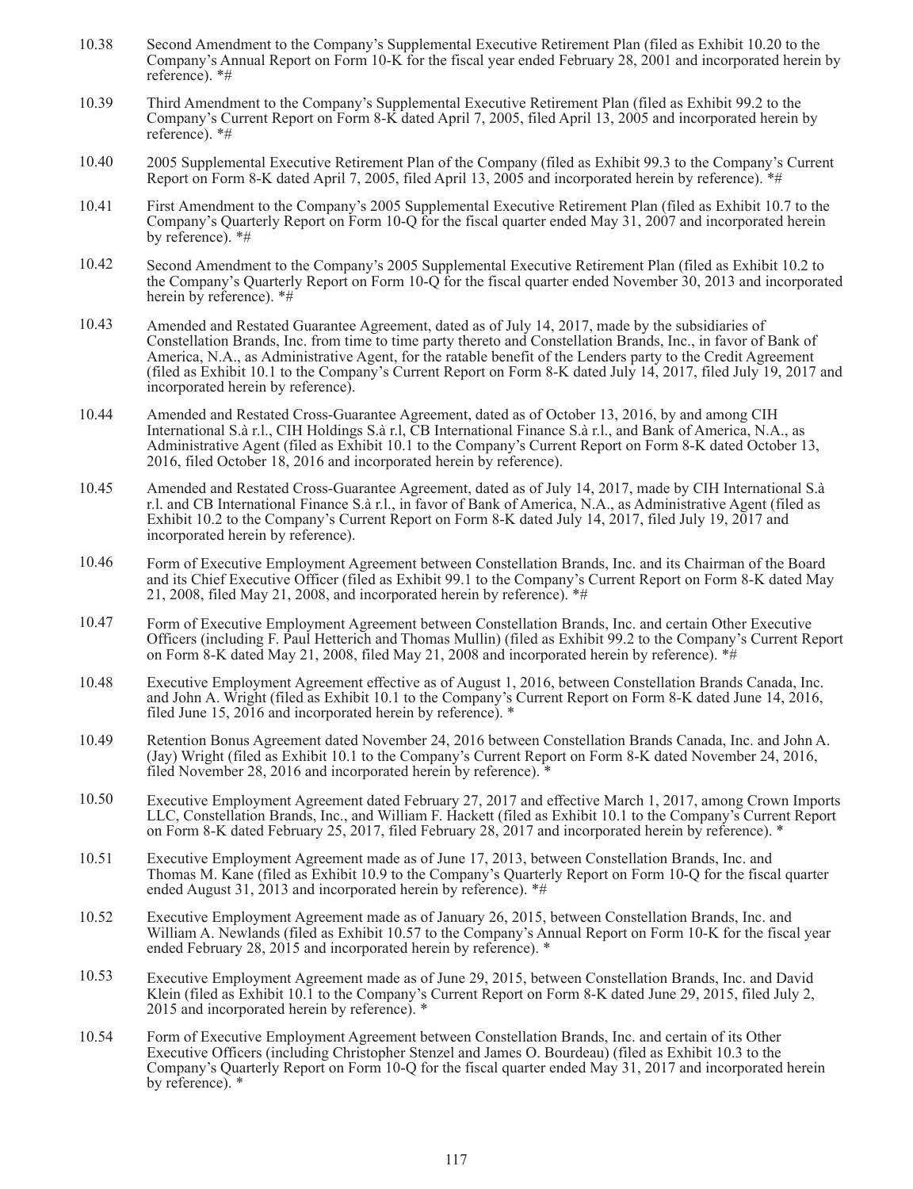10.38 Second Amendment to the Company's Supplemental Executive Retirement Plan (filed as Exhibit 10.20 to the Company's Annual Report on Form 10-K for the fiscal year ended February 28, 2001 and incorporated herein by reference). *#

10.39 Third Amendment to the Company's Supplemental Executive Retirement Plan (filed as Exhibit 99.2 to the Company's Current Report on Form 8-K dated April 7, 2005, filed April 13, 2005 and incorporated herein by reference). *#

10.40 2005 Supplemental Executive Retirement Plan of the Company (filed as Exhibit 99.3 to the Company's Current Report on Form 8-K dated April 7, 2005, filed April 13, 2005 and incorporated herein by reference). *#

10.41 First Amendment to the Company's 2005 Supplemental Executive Retirement Plan (filed as Exhibit 10.7 to the Company's Quarterly Report on Form 10-Q for the fiscal quarter ended May 31, 2007 and incorporated herein by reference). *#

10.42 Second Amendment to the Company's 2005 Supplemental Executive Retirement Plan (filed as Exhibit 10.2 to the Company's Quarterly Report on Form 10-Q for the fiscal quarter ended November 30, 2013 and incorporated herein by reference). *#

10.43 Amended and Restated Guarantee Agreement, dated as of July 14, 2017, made by the subsidiaries of Constellation Brands, Inc. from time to time party thereto and Constellation Brands, Inc., in favor of Bank of America, N.A., as Administrative Agent, for the ratable benefit of the Lenders party to the Credit Agreement (filed as Exhibit 10.1 to the Company's Current Report on Form 8-K dated July 14, 2017, filed July 19, 2017 and incorporated herein by reference).

10.44 Amended and Restated Cross-Guarantee Agreement, dated as of October 13, 2016, by and among CIH International S.à r.l., CIH Holdings S.à r.l, CB International Finance S.à r.l., and Bank of America, N.A., as Administrative Agent (filed as Exhibit 10.1 to the Company's Current Report on Form 8-K dated October 13, 2016, filed October 18, 2016 and incorporated herein by reference).

10.45 Amended and Restated Cross-Guarantee Agreement, dated as of July 14, 2017, made by CIH International S.à r.l. and CB International Finance S.à r.l., in favor of Bank of America, N.A., as Administrative Agent (filed as Exhibit 10.2 to the Company's Current Report on Form 8-K dated July 14, 2017, filed July 19, 2017 and incorporated herein by reference).

10.46 Form of Executive Employment Agreement between Constellation Brands, Inc. and its Chairman of the Board and its Chief Executive Officer (filed as Exhibit 99.1 to the Company's Current Report on Form 8-K dated May 21, 2008, filed May 21, 2008, and incorporated herein by reference). *#

10.47 Form of Executive Employment Agreement between Constellation Brands, Inc. and certain Other Executive Officers (including F. Paul Hetterich and Thomas Mullin) (filed as Exhibit 99.2 to the Company's Current Report on Form 8-K dated May 21, 2008, filed May 21, 2008 and incorporated herein by reference). *#

10.48 Executive Employment Agreement effective as of August 1, 2016, between Constellation Brands Canada, Inc. and John A. Wright (filed as Exhibit 10.1 to the Company's Current Report on Form 8-K dated June 14, 2016, filed June 15, 2016 and incorporated herein by reference). *

10.49 Retention Bonus Agreement dated November 24, 2016 between Constellation Brands Canada, Inc. and John A. (Jay) Wright (filed as Exhibit 10.1 to the Company's Current Report on Form 8-K dated November 24, 2016, filed November 28, 2016 and incorporated herein by reference). *

10.50 Executive Employment Agreement dated February 27, 2017 and effective March 1, 2017, among Crown Imports LLC, Constellation Brands, Inc., and William F. Hackett (filed as Exhibit 10.1 to the Company's Current Report on Form 8-K dated February 25, 2017, filed February 28, 2017 and incorporated herein by reference). *

10.51 Executive Employment Agreement made as of June 17, 2013, between Constellation Brands, Inc. and Thomas M. Kane (filed as Exhibit 10.9 to the Company's Quarterly Report on Form 10-Q for the fiscal quarter ended August 31, 2013 and incorporated herein by reference). *#

10.52 Executive Employment Agreement made as of January 26, 2015, between Constellation Brands, Inc. and William A. Newlands (filed as Exhibit 10.57 to the Company's Annual Report on Form 10-K for the fiscal year ended February 28, 2015 and incorporated herein by reference). *

10.53 Executive Employment Agreement made as of June 29, 2015, between Constellation Brands, Inc. and David Klein (filed as Exhibit 10.1 to the Company's Current Report on Form 8-K dated June 29, 2015, filed July 2, 2015 and incorporated herein by reference). *

10.54 Form of Executive Employment Agreement between Constellation Brands, Inc. and certain of its Other Executive Officers (including Christopher Stenzel and James O. Bourdeau) (filed as Exhibit 10.3 to the Company's Quarterly Report on Form 10-Q for the fiscal quarter ended May 31, 2017 and incorporated herein by reference). *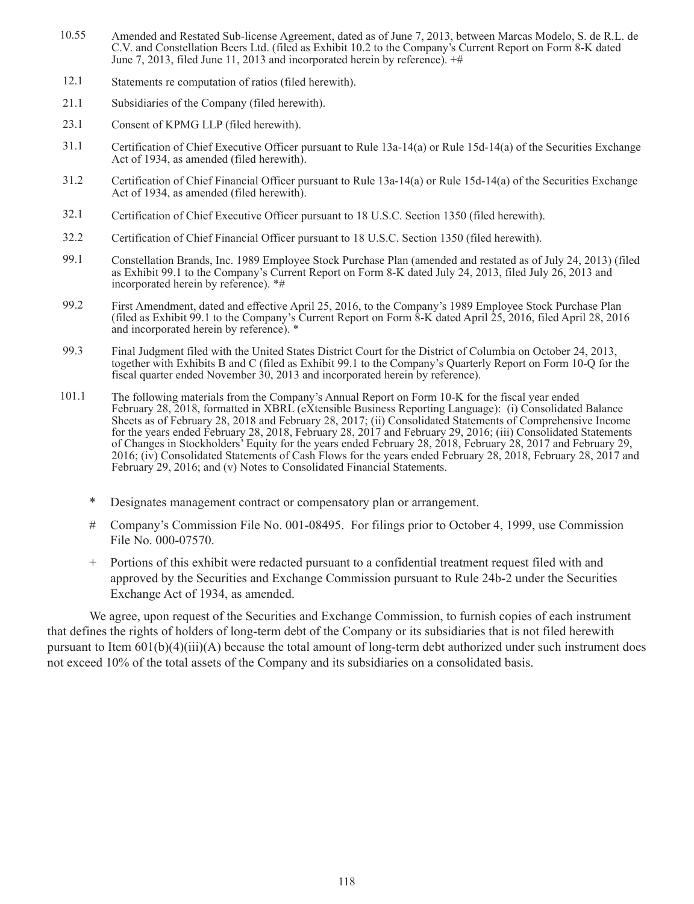| | |
|---|---|
| 10.55 | Amended and Restated Sub-license Agreement, dated as of June 7, 2013, between Marcas Modelo, S. de R.L. de C.V. and Constellation Beers Ltd. (filed as Exhibit 10.2 to the Company's Current Report on Form 8-K dated June 7, 2013, filed June 11, 2013 and incorporated herein by reference). +# |
| 12.1 | Statements re computation of ratios (filed herewith). |
| 21.1 | Subsidiaries of the Company (filed herewith). |
| 23.1 | Consent of KPMG LLP (filed herewith). |
| 31.1 | Certification of Chief Executive Officer pursuant to Rule 13a-14(a) or Rule 15d-14(a) of the Securities Exchange Act of 1934, as amended (filed herewith). |
| 31.2 | Certification of Chief Financial Officer pursuant to Rule 13a-14(a) or Rule 15d-14(a) of the Securities Exchange Act of 1934, as amended (filed herewith). |
| 32.1 | Certification of Chief Executive Officer pursuant to 18 U.S.C. Section 1350 (filed herewith). |
| 32.2 | Certification of Chief Financial Officer pursuant to 18 U.S.C. Section 1350 (filed herewith). |
| 99.1 | Constellation Brands, Inc. 1989 Employee Stock Purchase Plan (amended and restated as of July 24, 2013) (filed as Exhibit 99.1 to the Company's Current Report on Form 8-K dated July 24, 2013, filed July 26, 2013 and incorporated herein by reference). *# |
| 99.2 | First Amendment, dated and effective April 25, 2016, to the Company's 1989 Employee Stock Purchase Plan (filed as Exhibit 99.1 to the Company's Current Report on Form 8-K dated April 25, 2016, filed April 28, 2016 and incorporated herein by reference). * |
| 99.3 | Final Judgment filed with the United States District Court for the District of Columbia on October 24, 2013, together with Exhibits B and C (filed as Exhibit 99.1 to the Company's Quarterly Report on Form 10-Q for the fiscal quarter ended November 30, 2013 and incorporated herein by reference). |
| 101.1 | The following materials from the Company's Annual Report on Form 10-K for the fiscal year ended February 28, 2018, formatted in XBRL (eXtensible Business Reporting Language): (i) Consolidated Balance Sheets as of February 28, 2018 and February 28, 2017; (ii) Consolidated Statements of Comprehensive Income for the years ended February 28, 2018, February 28, 2017 and February 29, 2016; (iii) Consolidated Statements of Changes in Stockholders' Equity for the years ended February 28, 2018, February 28, 2017 and February 29, 2016; (iv) Consolidated Statements of Cash Flows for the years ended February 28, 2018, February 28, 2017 and February 29, 2016; and (v) Notes to Consolidated Financial Statements. |

\* Designates management contract or compensatory plan or arrangement.

\# Company's Commission File No. 001-08495. For filings prior to October 4, 1999, use Commission File No. 000-07570.

\+ Portions of this exhibit were redacted pursuant to a confidential treatment request filed with and approved by the Securities and Exchange Commission pursuant to Rule 24b-2 under the Securities Exchange Act of 1934, as amended.

We agree, upon request of the Securities and Exchange Commission, to furnish copies of each instrument that defines the rights of holders of long-term debt of the Company or its subsidiaries that is not filed herewith pursuant to Item 601(b)(4)(iii)(A) because the total amount of long-term debt authorized under such instrument does not exceed 10% of the total assets of the Company and its subsidiaries on a consolidated basis.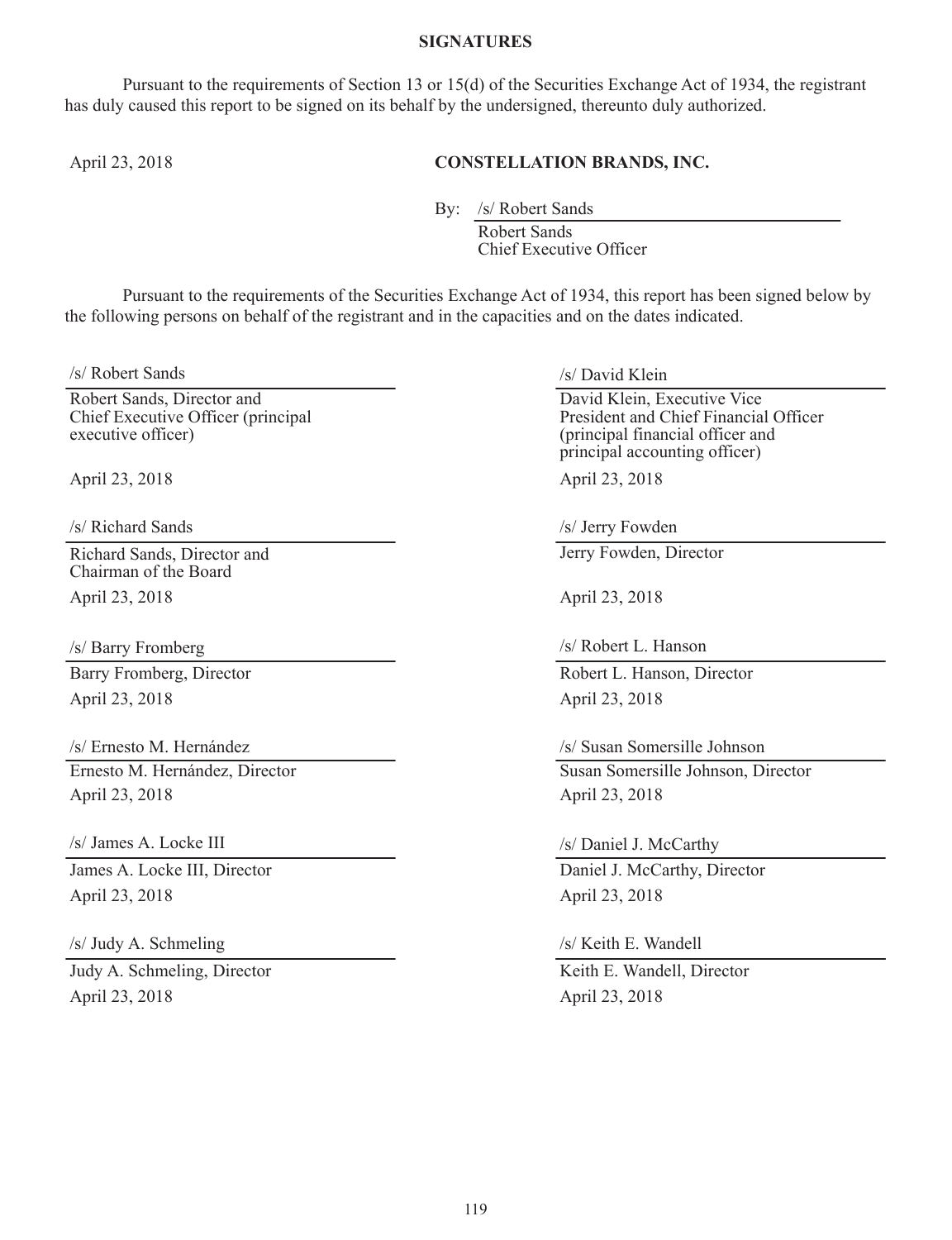## SIGNATURES

Pursuant to the requirements of Section 13 or 15(d) of the Securities Exchange Act of 1934, the registrant has duly caused this report to be signed on its behalf by the undersigned, thereunto duly authorized.

April 23, 2018

**CONSTELLATION BRANDS, INC.**

By: /s/ Robert Sands
Robert Sands
Chief Executive Officer

Pursuant to the requirements of the Securities Exchange Act of 1934, this report has been signed below by the following persons on behalf of the registrant and in the capacities and on the dates indicated.

/s/ Robert Sands
Robert Sands, Director and Chief Executive Officer (principal executive officer)
April 23, 2018

/s/ David Klein
David Klein, Executive Vice President and Chief Financial Officer (principal financial officer and principal accounting officer)
April 23, 2018

/s/ Richard Sands
Richard Sands, Director and Chairman of the Board
April 23, 2018

/s/ Jerry Fowden
Jerry Fowden, Director
April 23, 2018

/s/ Barry Fromberg
Barry Fromberg, Director
April 23, 2018

/s/ Robert L. Hanson
Robert L. Hanson, Director
April 23, 2018

/s/ Ernesto M. Hernández
Ernesto M. Hernández, Director
April 23, 2018

/s/ Susan Somersille Johnson
Susan Somersille Johnson, Director
April 23, 2018

/s/ James A. Locke III
James A. Locke III, Director
April 23, 2018

/s/ Daniel J. McCarthy
Daniel J. McCarthy, Director
April 23, 2018

/s/ Judy A. Schmeling
Judy A. Schmeling, Director
April 23, 2018

/s/ Keith E. Wandell
Keith E. Wandell, Director
April 23, 2018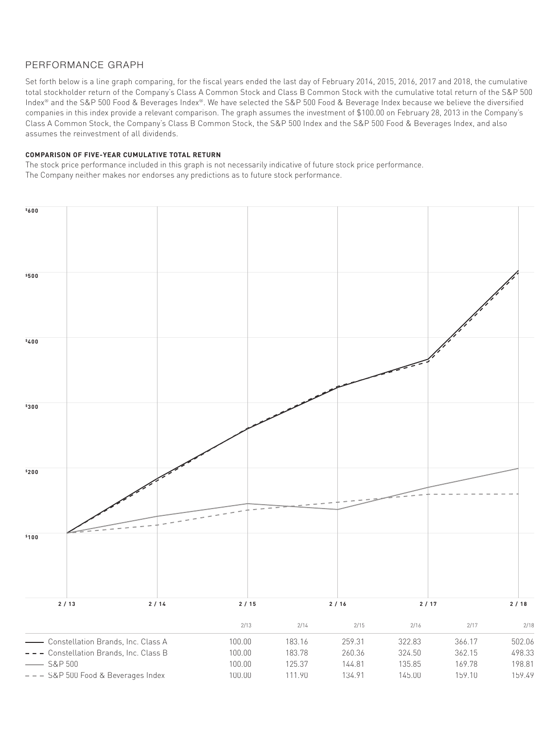## PERFORMANCE GRAPH

Set forth below is a line graph comparing, for the fiscal years ended the last day of February 2014, 2015, 2016, 2017 and 2018, the cumulative total stockholder return of the Company's Class A Common Stock and Class B Common Stock with the cumulative total return of the S&P 500 Index® and the S&P 500 Food & Beverages Index®. We have selected the S&P 500 Food & Beverage Index because we believe the diversified companies in this index provide a relevant comparison. The graph assumes the investment of $100.00 on February 28, 2013 in the Company's Class A Common Stock, the Company's Class B Common Stock, the S&P 500 Index and the S&P 500 Food & Beverages Index, and also assumes the reinvestment of all dividends.

**COMPARISON OF FIVE-YEAR CUMULATIVE TOTAL RETURN**

The stock price performance included in this graph is not necessarily indicative of future stock price performance.
The Company neither makes nor endorses any predictions as to future stock performance.

| | 2/13 | 2/14 | 2/15 | 2/16 | 2/17 | 2/18 |
|---|---|---|---|---|---|---|
| Constellation Brands, Inc. Class A | 100.00 | 183.16 | 259.31 | 322.83 | 366.17 | 502.06 |
| Constellation Brands, Inc. Class B | 100.00 | 183.78 | 260.36 | 324.50 | 362.15 | 498.33 |
| S&P 500 | 100.00 | 125.37 | 144.81 | 135.85 | 169.78 | 198.81 |
| S&P 500 Food & Beverages Index | 100.00 | 111.90 | 134.91 | 145.00 | 159.10 | 159.49 |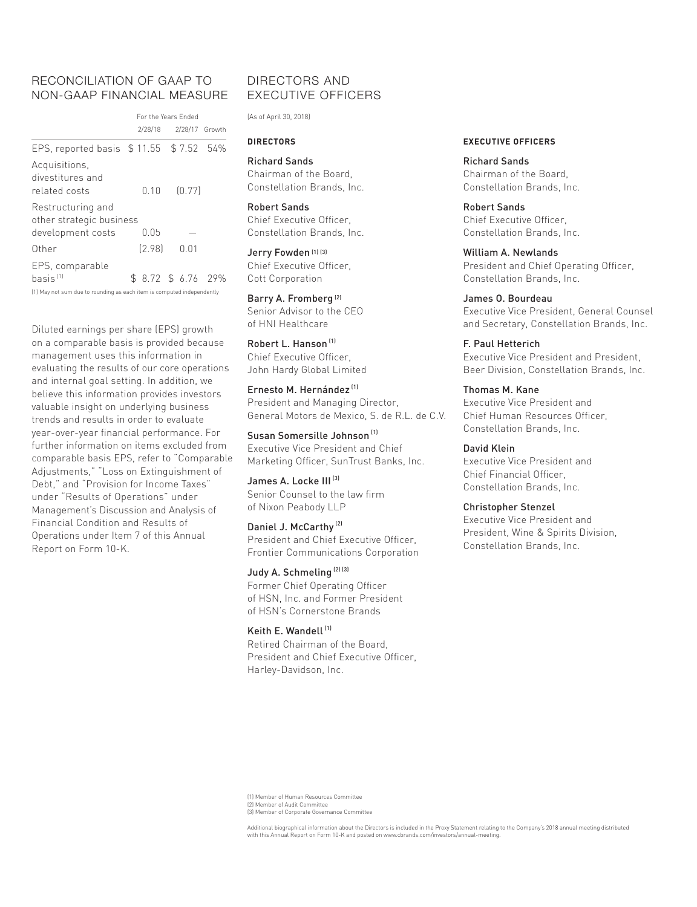## RECONCILIATION OF GAAP TO NON-GAAP FINANCIAL MEASURE

| | For the Years Ended | | |
|---|---|---|---|
| | 2/28/18 | 2/28/17 | Growth |
| EPS, reported basis | $ 11.55 | $ 7.52 | 54% |
| Acquisitions, divestitures and related costs | 0.10 | (0.77) | |
| Restructuring and other strategic business development costs | 0.05 | — | |
| Other | (2.98) | 0.01 | |
| EPS, comparable basis [1] | $ 8.72 | $ 6.76 | 29% |

(1) May not sum due to rounding as each item is computed independently

Diluted earnings per share (EPS) growth on a comparable basis is provided because management uses this information in evaluating the results of our core operations and internal goal setting. In addition, we believe this information provides investors valuable insight on underlying business trends and results in order to evaluate year-over-year financial performance. For further information on items excluded from comparable basis EPS, refer to "Comparable Adjustments," "Loss on Extinguishment of Debt," and "Provision for Income Taxes" under "Results of Operations" under Management's Discussion and Analysis of Financial Condition and Results of Operations under Item 7 of this Annual Report on Form 10-K.

## DIRECTORS AND EXECUTIVE OFFICERS

(As of April 30, 2018)

### DIRECTORS

**Richard Sands**
Chairman of the Board,
Constellation Brands, Inc.

**Robert Sands**
Chief Executive Officer,
Constellation Brands, Inc.

**Jerry Fowden** [1] [3]
Chief Executive Officer,
Cott Corporation

**Barry A. Fromberg** [2]
Senior Advisor to the CEO
of HNI Healthcare

**Robert L. Hanson** [1]
Chief Executive Officer,
John Hardy Global Limited

**Ernesto M. Hernández** [1]
President and Managing Director,
General Motors de Mexico, S. de R.L. de C.V.

**Susan Somersille Johnson** [1]
Executive Vice President and Chief
Marketing Officer, SunTrust Banks, Inc.

**James A. Locke III** [3]
Senior Counsel to the law firm
of Nixon Peabody LLP

**Daniel J. McCarthy** [2]
President and Chief Executive Officer,
Frontier Communications Corporation

**Judy A. Schmeling** [2] [3]
Former Chief Operating Officer
of HSN, Inc. and Former President
of HSN's Cornerstone Brands

**Keith E. Wandell** [1]
Retired Chairman of the Board,
President and Chief Executive Officer,
Harley-Davidson, Inc.

### EXECUTIVE OFFICERS

**Richard Sands**
Chairman of the Board,
Constellation Brands, Inc.

**Robert Sands**
Chief Executive Officer,
Constellation Brands, Inc.

**William A. Newlands**
President and Chief Operating Officer,
Constellation Brands, Inc.

**James O. Bourdeau**
Executive Vice President, General Counsel
and Secretary, Constellation Brands, Inc.

**F. Paul Hetterich**
Executive Vice President and President,
Beer Division, Constellation Brands, Inc.

**Thomas M. Kane**
Executive Vice President and
Chief Human Resources Officer,
Constellation Brands, Inc.

**David Klein**
Executive Vice President and
Chief Financial Officer,
Constellation Brands, Inc.

**Christopher Stenzel**
Executive Vice President and
President, Wine & Spirits Division,
Constellation Brands, Inc.

(1) Member of Human Resources Committee
(2) Member of Audit Committee
(3) Member of Corporate Governance Committee

Additional biographical information about the Directors is included in the Proxy Statement relating to the Company's 2018 annual meeting distributed with this Annual Report on Form 10-K and posted on www.cbrands.com/investors/annual-meeting.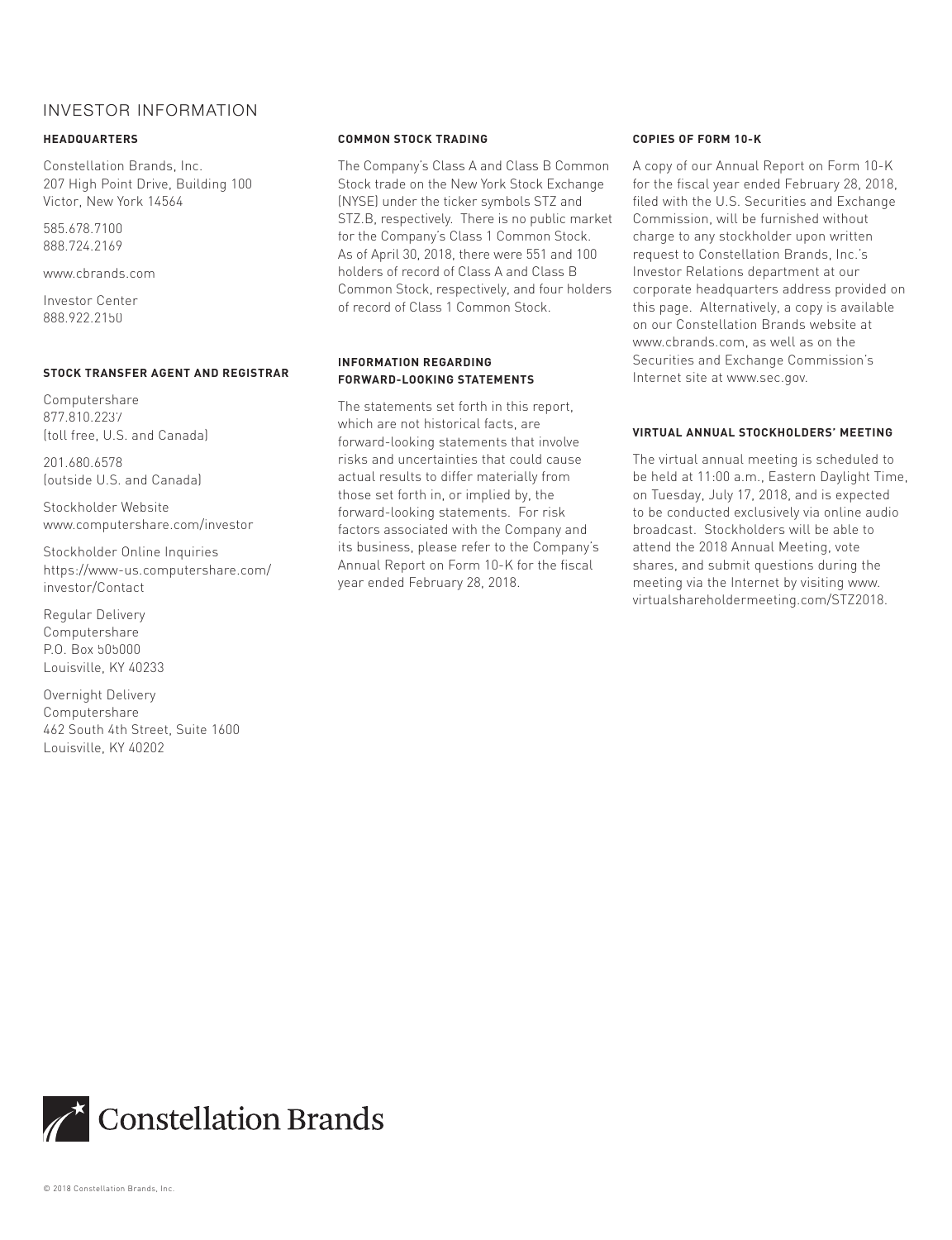# INVESTOR INFORMATION

### HEADQUARTERS

Constellation Brands, Inc.
207 High Point Drive, Building 100
Victor, New York 14564

585.678.7100
888.724.2169

www.cbrands.com

Investor Center
888.922.2150

### STOCK TRANSFER AGENT AND REGISTRAR

Computershare
877.810.2237
(toll free, U.S. and Canada)

201.680.6578
(outside U.S. and Canada)

Stockholder Website
www.computershare.com/investor

Stockholder Online Inquiries
https://www-us.computershare.com/investor/Contact

Regular Delivery
Computershare
P.O. Box 505000
Louisville, KY 40233

Overnight Delivery
Computershare
462 South 4th Street, Suite 1600
Louisville, KY 40202

### COMMON STOCK TRADING

The Company's Class A and Class B Common Stock trade on the New York Stock Exchange (NYSE) under the ticker symbols STZ and STZ.B, respectively. There is no public market for the Company's Class 1 Common Stock. As of April 30, 2018, there were 551 and 100 holders of record of Class A and Class B Common Stock, respectively, and four holders of record of Class 1 Common Stock.

### INFORMATION REGARDING FORWARD-LOOKING STATEMENTS

The statements set forth in this report, which are not historical facts, are forward-looking statements that involve risks and uncertainties that could cause actual results to differ materially from those set forth in, or implied by, the forward-looking statements. For risk factors associated with the Company and its business, please refer to the Company's Annual Report on Form 10-K for the fiscal year ended February 28, 2018.

### COPIES OF FORM 10-K

A copy of our Annual Report on Form 10-K for the fiscal year ended February 28, 2018, filed with the U.S. Securities and Exchange Commission, will be furnished without charge to any stockholder upon written request to Constellation Brands, Inc.'s Investor Relations department at our corporate headquarters address provided on this page. Alternatively, a copy is available on our Constellation Brands website at www.cbrands.com, as well as on the Securities and Exchange Commission's Internet site at www.sec.gov.

### VIRTUAL ANNUAL STOCKHOLDERS' MEETING

The virtual annual meeting is scheduled to be held at 11:00 a.m., Eastern Daylight Time, on Tuesday, July 17, 2018, and is expected to be conducted exclusively via online audio broadcast. Stockholders will be able to attend the 2018 Annual Meeting, vote shares, and submit questions during the meeting via the Internet by visiting www.virtualshareholdermeeting.com/STZ2018.

Constellation Brands

© 2018 Constellation Brands, Inc.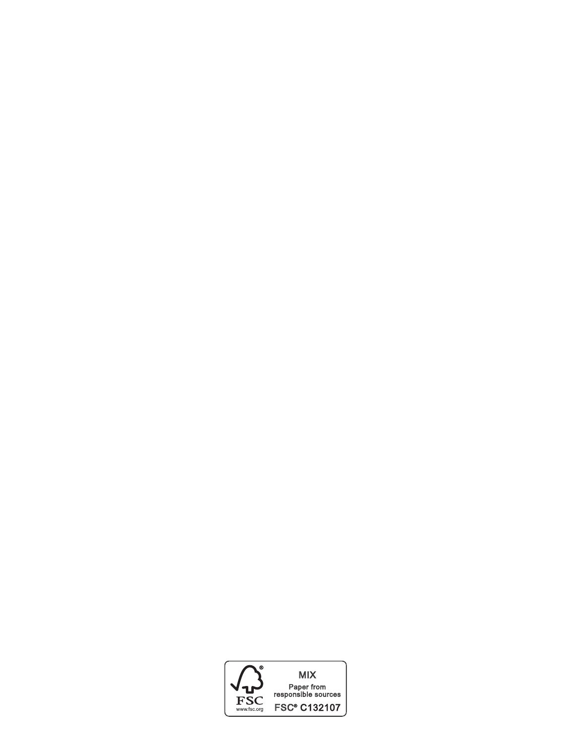FSC

www.fsc.org

MIX

Paper from responsible sources

FSC® C132107